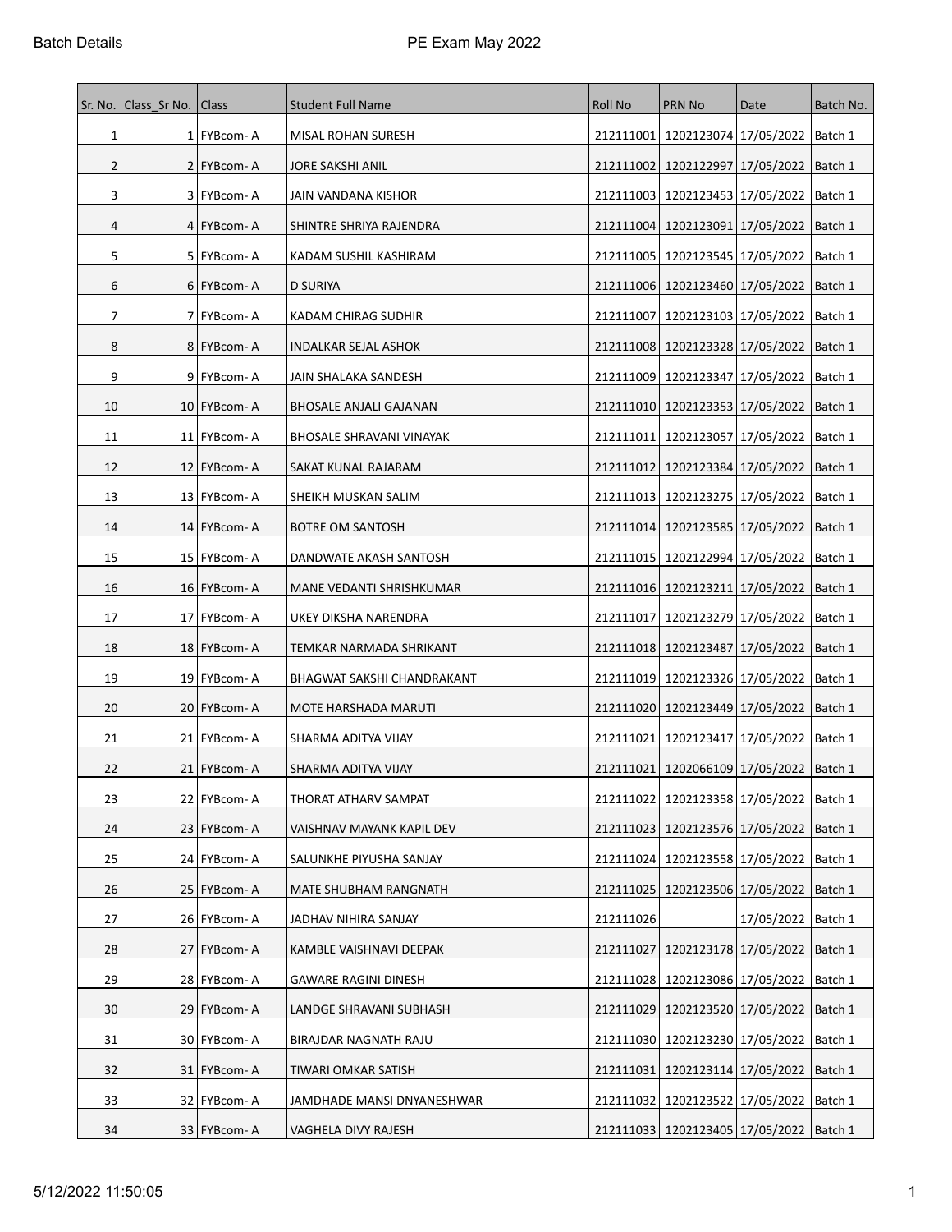Batch Details

PE Exam May 2022

| Sr. No. | Class_Sr No. | Class | Student Full Name | Roll No | PRN No | Date | Batch No. |
|---|---|---|---|---|---|---|---|
| 1 | 1 | FYBcom- A | MISAL ROHAN SURESH | 212111001 | 1202123074 | 17/05/2022 | Batch 1 |
| 2 | 2 | FYBcom- A | JORE SAKSHI ANIL | 212111002 | 1202122997 | 17/05/2022 | Batch 1 |
| 3 | 3 | FYBcom- A | JAIN VANDANA KISHOR | 212111003 | 1202123453 | 17/05/2022 | Batch 1 |
| 4 | 4 | FYBcom- A | SHINTRE SHRIYA RAJENDRA | 212111004 | 1202123091 | 17/05/2022 | Batch 1 |
| 5 | 5 | FYBcom- A | KADAM SUSHIL KASHIRAM | 212111005 | 1202123545 | 17/05/2022 | Batch 1 |
| 6 | 6 | FYBcom- A | D SURIYA | 212111006 | 1202123460 | 17/05/2022 | Batch 1 |
| 7 | 7 | FYBcom- A | KADAM CHIRAG SUDHIR | 212111007 | 1202123103 | 17/05/2022 | Batch 1 |
| 8 | 8 | FYBcom- A | INDALKAR SEJAL ASHOK | 212111008 | 1202123328 | 17/05/2022 | Batch 1 |
| 9 | 9 | FYBcom- A | JAIN SHALAKA SANDESH | 212111009 | 1202123347 | 17/05/2022 | Batch 1 |
| 10 | 10 | FYBcom- A | BHOSALE ANJALI GAJANAN | 212111010 | 1202123353 | 17/05/2022 | Batch 1 |
| 11 | 11 | FYBcom- A | BHOSALE SHRAVANI VINAYAK | 212111011 | 1202123057 | 17/05/2022 | Batch 1 |
| 12 | 12 | FYBcom- A | SAKAT KUNAL RAJARAM | 212111012 | 1202123384 | 17/05/2022 | Batch 1 |
| 13 | 13 | FYBcom- A | SHEIKH MUSKAN SALIM | 212111013 | 1202123275 | 17/05/2022 | Batch 1 |
| 14 | 14 | FYBcom- A | BOTRE OM SANTOSH | 212111014 | 1202123585 | 17/05/2022 | Batch 1 |
| 15 | 15 | FYBcom- A | DANDWATE AKASH SANTOSH | 212111015 | 1202122994 | 17/05/2022 | Batch 1 |
| 16 | 16 | FYBcom- A | MANE VEDANTI SHRISHKUMAR | 212111016 | 1202123211 | 17/05/2022 | Batch 1 |
| 17 | 17 | FYBcom- A | UKEY DIKSHA NARENDRA | 212111017 | 1202123279 | 17/05/2022 | Batch 1 |
| 18 | 18 | FYBcom- A | TEMKAR NARMADA SHRIKANT | 212111018 | 1202123487 | 17/05/2022 | Batch 1 |
| 19 | 19 | FYBcom- A | BHAGWAT SAKSHI CHANDRAKANT | 212111019 | 1202123326 | 17/05/2022 | Batch 1 |
| 20 | 20 | FYBcom- A | MOTE HARSHADA MARUTI | 212111020 | 1202123449 | 17/05/2022 | Batch 1 |
| 21 | 21 | FYBcom- A | SHARMA ADITYA VIJAY | 212111021 | 1202123417 | 17/05/2022 | Batch 1 |
| 22 | 21 | FYBcom- A | SHARMA ADITYA VIJAY | 212111021 | 1202066109 | 17/05/2022 | Batch 1 |
| 23 | 22 | FYBcom- A | THORAT ATHARV SAMPAT | 212111022 | 1202123358 | 17/05/2022 | Batch 1 |
| 24 | 23 | FYBcom- A | VAISHNAV MAYANK KAPIL DEV | 212111023 | 1202123576 | 17/05/2022 | Batch 1 |
| 25 | 24 | FYBcom- A | SALUNKHE PIYUSHA SANJAY | 212111024 | 1202123558 | 17/05/2022 | Batch 1 |
| 26 | 25 | FYBcom- A | MATE SHUBHAM RANGNATH | 212111025 | 1202123506 | 17/05/2022 | Batch 1 |
| 27 | 26 | FYBcom- A | JADHAV NIHIRA SANJAY | 212111026 | | 17/05/2022 | Batch 1 |
| 28 | 27 | FYBcom- A | KAMBLE VAISHNAVI DEEPAK | 212111027 | 1202123178 | 17/05/2022 | Batch 1 |
| 29 | 28 | FYBcom- A | GAWARE RAGINI DINESH | 212111028 | 1202123086 | 17/05/2022 | Batch 1 |
| 30 | 29 | FYBcom- A | LANDGE SHRAVANI SUBHASH | 212111029 | 1202123520 | 17/05/2022 | Batch 1 |
| 31 | 30 | FYBcom- A | BIRAJDAR NAGNATH RAJU | 212111030 | 1202123230 | 17/05/2022 | Batch 1 |
| 32 | 31 | FYBcom- A | TIWARI OMKAR SATISH | 212111031 | 1202123114 | 17/05/2022 | Batch 1 |
| 33 | 32 | FYBcom- A | JAMDHADE MANSI DNYANESHWAR | 212111032 | 1202123522 | 17/05/2022 | Batch 1 |
| 34 | 33 | FYBcom- A | VAGHELA DIVY RAJESH | 212111033 | 1202123405 | 17/05/2022 | Batch 1 |

5/12/2022 11:50:05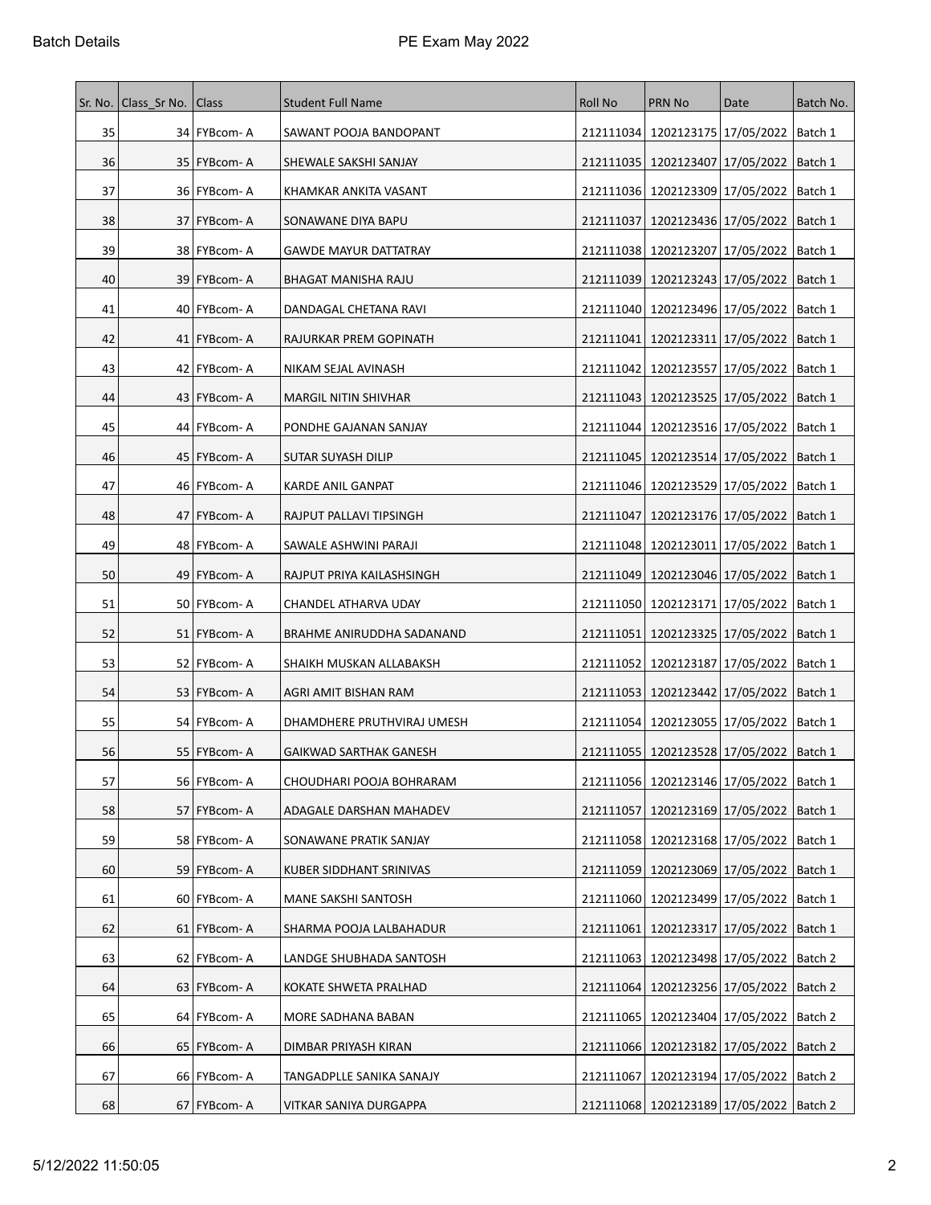| Sr. No. | Class_Sr No. | Class | Student Full Name | Roll No | PRN No | Date | Batch No. |
|---|---|---|---|---|---|---|---|
| 35 | 34 | FYBcom- A | SAWANT POOJA BANDOPANT | 212111034 | 1202123175 | 17/05/2022 | Batch 1 |
| 36 | 35 | FYBcom- A | SHEWALE SAKSHI SANJAY | 212111035 | 1202123407 | 17/05/2022 | Batch 1 |
| 37 | 36 | FYBcom- A | KHAMKAR ANKITA VASANT | 212111036 | 1202123309 | 17/05/2022 | Batch 1 |
| 38 | 37 | FYBcom- A | SONAWANE DIYA BAPU | 212111037 | 1202123436 | 17/05/2022 | Batch 1 |
| 39 | 38 | FYBcom- A | GAWDE MAYUR DATTATRAY | 212111038 | 1202123207 | 17/05/2022 | Batch 1 |
| 40 | 39 | FYBcom- A | BHAGAT MANISHA RAJU | 212111039 | 1202123243 | 17/05/2022 | Batch 1 |
| 41 | 40 | FYBcom- A | DANDAGAL CHETANA RAVI | 212111040 | 1202123496 | 17/05/2022 | Batch 1 |
| 42 | 41 | FYBcom- A | RAJURKAR PREM GOPINATH | 212111041 | 1202123311 | 17/05/2022 | Batch 1 |
| 43 | 42 | FYBcom- A | NIKAM SEJAL AVINASH | 212111042 | 1202123557 | 17/05/2022 | Batch 1 |
| 44 | 43 | FYBcom- A | MARGIL NITIN SHIVHAR | 212111043 | 1202123525 | 17/05/2022 | Batch 1 |
| 45 | 44 | FYBcom- A | PONDHE GAJANAN SANJAY | 212111044 | 1202123516 | 17/05/2022 | Batch 1 |
| 46 | 45 | FYBcom- A | SUTAR SUYASH DILIP | 212111045 | 1202123514 | 17/05/2022 | Batch 1 |
| 47 | 46 | FYBcom- A | KARDE ANIL GANPAT | 212111046 | 1202123529 | 17/05/2022 | Batch 1 |
| 48 | 47 | FYBcom- A | RAJPUT PALLAVI TIPSINGH | 212111047 | 1202123176 | 17/05/2022 | Batch 1 |
| 49 | 48 | FYBcom- A | SAWALE ASHWINI PARAJI | 212111048 | 1202123011 | 17/05/2022 | Batch 1 |
| 50 | 49 | FYBcom- A | RAJPUT PRIYA KAILASHSINGH | 212111049 | 1202123046 | 17/05/2022 | Batch 1 |
| 51 | 50 | FYBcom- A | CHANDEL ATHARVA UDAY | 212111050 | 1202123171 | 17/05/2022 | Batch 1 |
| 52 | 51 | FYBcom- A | BRAHME ANIRUDDHA SADANAND | 212111051 | 1202123325 | 17/05/2022 | Batch 1 |
| 53 | 52 | FYBcom- A | SHAIKH MUSKAN ALLABAKSH | 212111052 | 1202123187 | 17/05/2022 | Batch 1 |
| 54 | 53 | FYBcom- A | AGRI AMIT BISHAN RAM | 212111053 | 1202123442 | 17/05/2022 | Batch 1 |
| 55 | 54 | FYBcom- A | DHAMDHERE PRUTHVIRAJ UMESH | 212111054 | 1202123055 | 17/05/2022 | Batch 1 |
| 56 | 55 | FYBcom- A | GAIKWAD SARTHAK GANESH | 212111055 | 1202123528 | 17/05/2022 | Batch 1 |
| 57 | 56 | FYBcom- A | CHOUDHARI POOJA BOHRARAM | 212111056 | 1202123146 | 17/05/2022 | Batch 1 |
| 58 | 57 | FYBcom- A | ADAGALE DARSHAN MAHADEV | 212111057 | 1202123169 | 17/05/2022 | Batch 1 |
| 59 | 58 | FYBcom- A | SONAWANE PRATIK SANJAY | 212111058 | 1202123168 | 17/05/2022 | Batch 1 |
| 60 | 59 | FYBcom- A | KUBER SIDDHANT SRINIVAS | 212111059 | 1202123069 | 17/05/2022 | Batch 1 |
| 61 | 60 | FYBcom- A | MANE SAKSHI SANTOSH | 212111060 | 1202123499 | 17/05/2022 | Batch 1 |
| 62 | 61 | FYBcom- A | SHARMA POOJA LALBAHADUR | 212111061 | 1202123317 | 17/05/2022 | Batch 1 |
| 63 | 62 | FYBcom- A | LANDGE SHUBHADA SANTOSH | 212111063 | 1202123498 | 17/05/2022 | Batch 2 |
| 64 | 63 | FYBcom- A | KOKATE SHWETA PRALHAD | 212111064 | 1202123256 | 17/05/2022 | Batch 2 |
| 65 | 64 | FYBcom- A | MORE SADHANA BABAN | 212111065 | 1202123404 | 17/05/2022 | Batch 2 |
| 66 | 65 | FYBcom- A | DIMBAR PRIYASH KIRAN | 212111066 | 1202123182 | 17/05/2022 | Batch 2 |
| 67 | 66 | FYBcom- A | TANGADPLLE SANIKA SANAJY | 212111067 | 1202123194 | 17/05/2022 | Batch 2 |
| 68 | 67 | FYBcom- A | VITKAR SANIYA DURGAPPA | 212111068 | 1202123189 | 17/05/2022 | Batch 2 |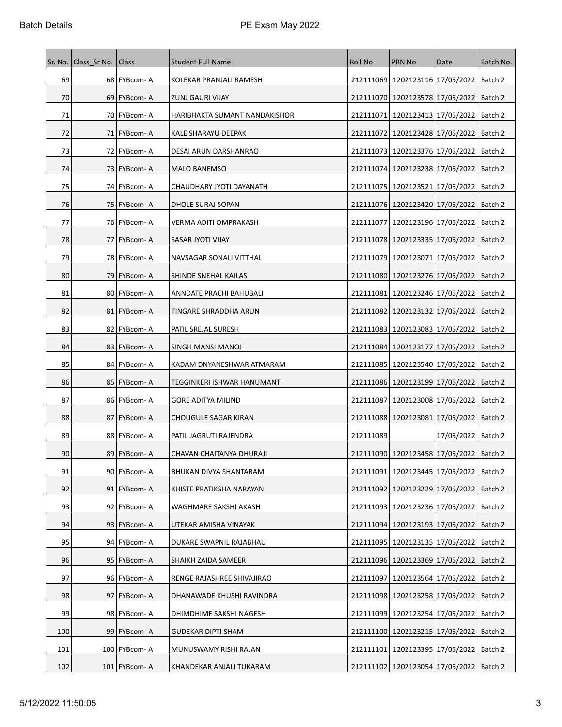| Sr. No. | Class_Sr No. | Class | Student Full Name | Roll No | PRN No | Date | Batch No. |
|---|---|---|---|---|---|---|---|
| 69 | 68 | FYBcom- A | KOLEKAR PRANJALI RAMESH | 212111069 | 1202123116 | 17/05/2022 | Batch 2 |
| 70 | 69 | FYBcom- A | ZUNJ GAURI VIJAY | 212111070 | 1202123578 | 17/05/2022 | Batch 2 |
| 71 | 70 | FYBcom- A | HARIBHAKTA SUMANT NANDAKISHOR | 212111071 | 1202123413 | 17/05/2022 | Batch 2 |
| 72 | 71 | FYBcom- A | KALE SHARAYU DEEPAK | 212111072 | 1202123428 | 17/05/2022 | Batch 2 |
| 73 | 72 | FYBcom- A | DESAI ARUN DARSHANRAO | 212111073 | 1202123376 | 17/05/2022 | Batch 2 |
| 74 | 73 | FYBcom- A | MALO BANEMSO | 212111074 | 1202123238 | 17/05/2022 | Batch 2 |
| 75 | 74 | FYBcom- A | CHAUDHARY JYOTI DAYANATH | 212111075 | 1202123521 | 17/05/2022 | Batch 2 |
| 76 | 75 | FYBcom- A | DHOLE SURAJ SOPAN | 212111076 | 1202123420 | 17/05/2022 | Batch 2 |
| 77 | 76 | FYBcom- A | VERMA ADITI OMPRAKASH | 212111077 | 1202123196 | 17/05/2022 | Batch 2 |
| 78 | 77 | FYBcom- A | SASAR JYOTI VIJAY | 212111078 | 1202123335 | 17/05/2022 | Batch 2 |
| 79 | 78 | FYBcom- A | NAVSAGAR SONALI VITTHAL | 212111079 | 1202123071 | 17/05/2022 | Batch 2 |
| 80 | 79 | FYBcom- A | SHINDE SNEHAL KAILAS | 212111080 | 1202123276 | 17/05/2022 | Batch 2 |
| 81 | 80 | FYBcom- A | ANNDATE PRACHI BAHUBALI | 212111081 | 1202123246 | 17/05/2022 | Batch 2 |
| 82 | 81 | FYBcom- A | TINGARE SHRADDHA ARUN | 212111082 | 1202123132 | 17/05/2022 | Batch 2 |
| 83 | 82 | FYBcom- A | PATIL SREJAL SURESH | 212111083 | 1202123083 | 17/05/2022 | Batch 2 |
| 84 | 83 | FYBcom- A | SINGH MANSI MANOJ | 212111084 | 1202123177 | 17/05/2022 | Batch 2 |
| 85 | 84 | FYBcom- A | KADAM DNYANESHWAR ATMARAM | 212111085 | 1202123540 | 17/05/2022 | Batch 2 |
| 86 | 85 | FYBcom- A | TEGGINKERI ISHWAR HANUMANT | 212111086 | 1202123199 | 17/05/2022 | Batch 2 |
| 87 | 86 | FYBcom- A | GORE ADITYA MILIND | 212111087 | 1202123008 | 17/05/2022 | Batch 2 |
| 88 | 87 | FYBcom- A | CHOUGULE SAGAR KIRAN | 212111088 | 1202123081 | 17/05/2022 | Batch 2 |
| 89 | 88 | FYBcom- A | PATIL JAGRUTI RAJENDRA | 212111089 | | 17/05/2022 | Batch 2 |
| 90 | 89 | FYBcom- A | CHAVAN CHAITANYA DHURAJI | 212111090 | 1202123458 | 17/05/2022 | Batch 2 |
| 91 | 90 | FYBcom- A | BHUKAN DIVYA SHANTARAM | 212111091 | 1202123445 | 17/05/2022 | Batch 2 |
| 92 | 91 | FYBcom- A | KHISTE PRATIKSHA NARAYAN | 212111092 | 1202123229 | 17/05/2022 | Batch 2 |
| 93 | 92 | FYBcom- A | WAGHMARE SAKSHI AKASH | 212111093 | 1202123236 | 17/05/2022 | Batch 2 |
| 94 | 93 | FYBcom- A | UTEKAR AMISHA VINAYAK | 212111094 | 1202123193 | 17/05/2022 | Batch 2 |
| 95 | 94 | FYBcom- A | DUKARE SWAPNIL RAJABHAU | 212111095 | 1202123135 | 17/05/2022 | Batch 2 |
| 96 | 95 | FYBcom- A | SHAIKH ZAIDA SAMEER | 212111096 | 1202123369 | 17/05/2022 | Batch 2 |
| 97 | 96 | FYBcom- A | RENGE RAJASHREE SHIVAJIRAO | 212111097 | 1202123564 | 17/05/2022 | Batch 2 |
| 98 | 97 | FYBcom- A | DHANAWADE KHUSHI RAVINDRA | 212111098 | 1202123258 | 17/05/2022 | Batch 2 |
| 99 | 98 | FYBcom- A | DHIMDHIME SAKSHI NAGESH | 212111099 | 1202123254 | 17/05/2022 | Batch 2 |
| 100 | 99 | FYBcom- A | GUDEKAR DIPTI SHAM | 212111100 | 1202123215 | 17/05/2022 | Batch 2 |
| 101 | 100 | FYBcom- A | MUNUSWAMY RISHI RAJAN | 212111101 | 1202123395 | 17/05/2022 | Batch 2 |
| 102 | 101 | FYBcom- A | KHANDEKAR ANJALI TUKARAM | 212111102 | 1202123054 | 17/05/2022 | Batch 2 |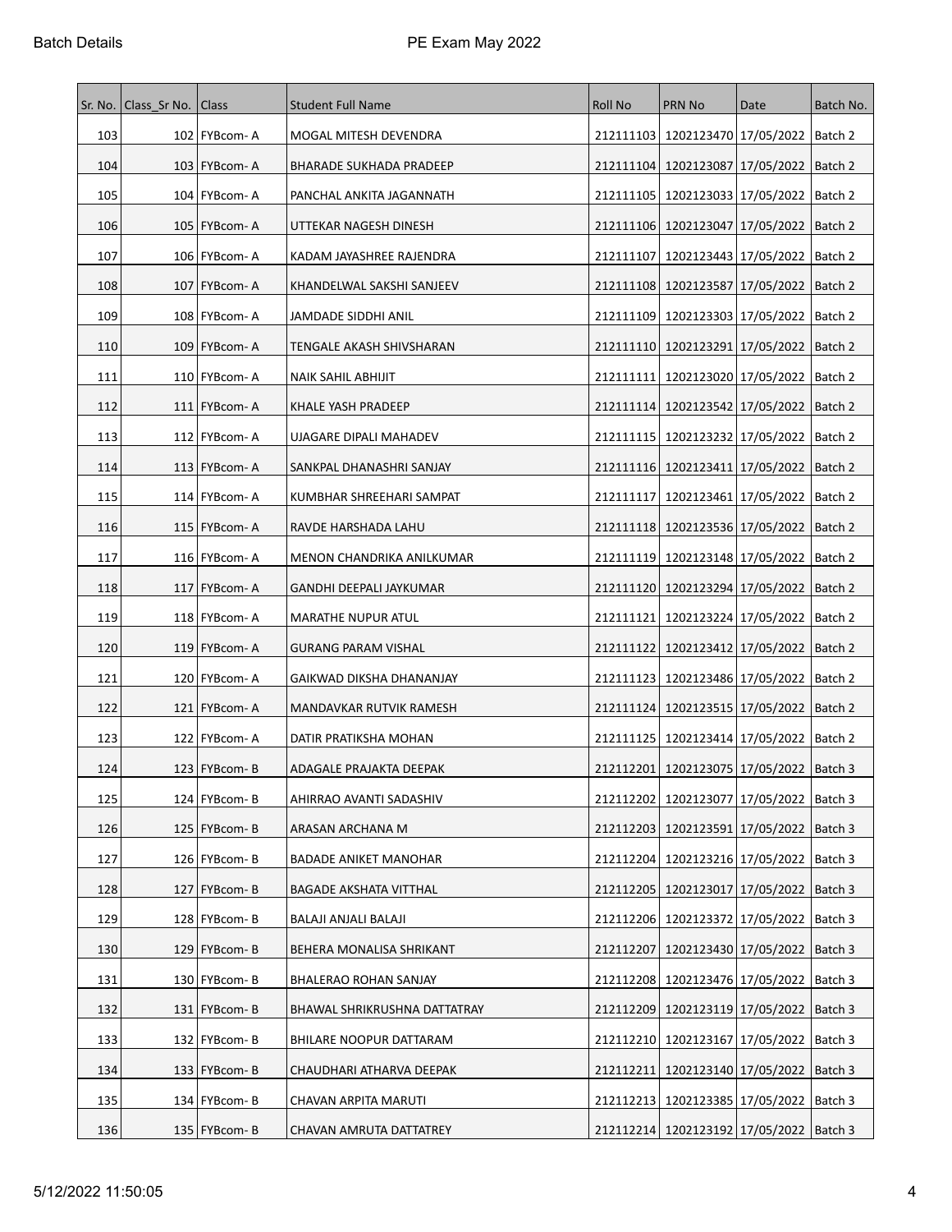| Sr. No. | Class_Sr No. | Class | Student Full Name | Roll No | PRN No | Date | Batch No. |
|---|---|---|---|---|---|---|---|
| 103 | 102 | FYBcom- A | MOGAL MITESH DEVENDRA | 212111103 | 1202123470 | 17/05/2022 | Batch 2 |
| 104 | 103 | FYBcom- A | BHARADE SUKHADA PRADEEP | 212111104 | 1202123087 | 17/05/2022 | Batch 2 |
| 105 | 104 | FYBcom- A | PANCHAL ANKITA JAGANNATH | 212111105 | 1202123033 | 17/05/2022 | Batch 2 |
| 106 | 105 | FYBcom- A | UTTEKAR NAGESH DINESH | 212111106 | 1202123047 | 17/05/2022 | Batch 2 |
| 107 | 106 | FYBcom- A | KADAM JAYASHREE RAJENDRA | 212111107 | 1202123443 | 17/05/2022 | Batch 2 |
| 108 | 107 | FYBcom- A | KHANDELWAL SAKSHI SANJEEV | 212111108 | 1202123587 | 17/05/2022 | Batch 2 |
| 109 | 108 | FYBcom- A | JAMDADE SIDDHI ANIL | 212111109 | 1202123303 | 17/05/2022 | Batch 2 |
| 110 | 109 | FYBcom- A | TENGALE AKASH SHIVSHARAN | 212111110 | 1202123291 | 17/05/2022 | Batch 2 |
| 111 | 110 | FYBcom- A | NAIK SAHIL ABHIJIT | 212111111 | 1202123020 | 17/05/2022 | Batch 2 |
| 112 | 111 | FYBcom- A | KHALE YASH PRADEEP | 212111114 | 1202123542 | 17/05/2022 | Batch 2 |
| 113 | 112 | FYBcom- A | UJAGARE DIPALI MAHADEV | 212111115 | 1202123232 | 17/05/2022 | Batch 2 |
| 114 | 113 | FYBcom- A | SANKPAL DHANASHRI SANJAY | 212111116 | 1202123411 | 17/05/2022 | Batch 2 |
| 115 | 114 | FYBcom- A | KUMBHAR SHREEHARI SAMPAT | 212111117 | 1202123461 | 17/05/2022 | Batch 2 |
| 116 | 115 | FYBcom- A | RAVDE HARSHADA LAHU | 212111118 | 1202123536 | 17/05/2022 | Batch 2 |
| 117 | 116 | FYBcom- A | MENON CHANDRIKA ANILKUMAR | 212111119 | 1202123148 | 17/05/2022 | Batch 2 |
| 118 | 117 | FYBcom- A | GANDHI DEEPALI JAYKUMAR | 212111120 | 1202123294 | 17/05/2022 | Batch 2 |
| 119 | 118 | FYBcom- A | MARATHE NUPUR ATUL | 212111121 | 1202123224 | 17/05/2022 | Batch 2 |
| 120 | 119 | FYBcom- A | GURANG PARAM VISHAL | 212111122 | 1202123412 | 17/05/2022 | Batch 2 |
| 121 | 120 | FYBcom- A | GAIKWAD DIKSHA DHANANJAY | 212111123 | 1202123486 | 17/05/2022 | Batch 2 |
| 122 | 121 | FYBcom- A | MANDAVKAR RUTVIK RAMESH | 212111124 | 1202123515 | 17/05/2022 | Batch 2 |
| 123 | 122 | FYBcom- A | DATIR PRATIKSHA MOHAN | 212111125 | 1202123414 | 17/05/2022 | Batch 2 |
| 124 | 123 | FYBcom- B | ADAGALE PRAJAKTA DEEPAK | 212112201 | 1202123075 | 17/05/2022 | Batch 3 |
| 125 | 124 | FYBcom- B | AHIRRAO AVANTI SADASHIV | 212112202 | 1202123077 | 17/05/2022 | Batch 3 |
| 126 | 125 | FYBcom- B | ARASAN ARCHANA M | 212112203 | 1202123591 | 17/05/2022 | Batch 3 |
| 127 | 126 | FYBcom- B | BADADE ANIKET MANOHAR | 212112204 | 1202123216 | 17/05/2022 | Batch 3 |
| 128 | 127 | FYBcom- B | BAGADE AKSHATA VITTHAL | 212112205 | 1202123017 | 17/05/2022 | Batch 3 |
| 129 | 128 | FYBcom- B | BALAJI ANJALI BALAJI | 212112206 | 1202123372 | 17/05/2022 | Batch 3 |
| 130 | 129 | FYBcom- B | BEHERA MONALISA SHRIKANT | 212112207 | 1202123430 | 17/05/2022 | Batch 3 |
| 131 | 130 | FYBcom- B | BHALERAO ROHAN SANJAY | 212112208 | 1202123476 | 17/05/2022 | Batch 3 |
| 132 | 131 | FYBcom- B | BHAWAL SHRIKRUSHNA DATTATRAY | 212112209 | 1202123119 | 17/05/2022 | Batch 3 |
| 133 | 132 | FYBcom- B | BHILARE NOOPUR DATTARAM | 212112210 | 1202123167 | 17/05/2022 | Batch 3 |
| 134 | 133 | FYBcom- B | CHAUDHARI ATHARVA DEEPAK | 212112211 | 1202123140 | 17/05/2022 | Batch 3 |
| 135 | 134 | FYBcom- B | CHAVAN ARPITA MARUTI | 212112213 | 1202123385 | 17/05/2022 | Batch 3 |
| 136 | 135 | FYBcom- B | CHAVAN AMRUTA DATTATREY | 212112214 | 1202123192 | 17/05/2022 | Batch 3 |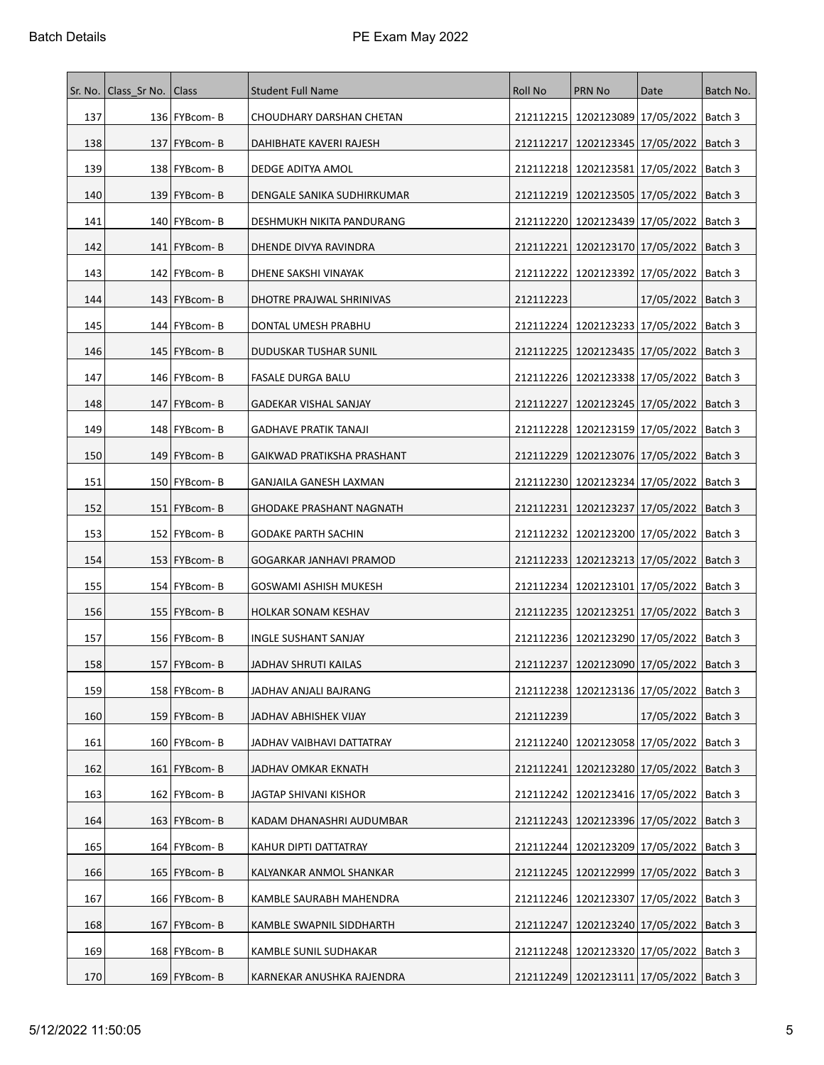| Sr. No. | Class_Sr No. | Class | Student Full Name | Roll No | PRN No | Date | Batch No. |
|---|---|---|---|---|---|---|---|
| 137 | 136 | FYBcom- B | CHOUDHARY DARSHAN CHETAN | 212112215 | 1202123089 | 17/05/2022 | Batch 3 |
| 138 | 137 | FYBcom- B | DAHIBHATE KAVERI RAJESH | 212112217 | 1202123345 | 17/05/2022 | Batch 3 |
| 139 | 138 | FYBcom- B | DEDGE ADITYA AMOL | 212112218 | 1202123581 | 17/05/2022 | Batch 3 |
| 140 | 139 | FYBcom- B | DENGALE SANIKA SUDHIRKUMAR | 212112219 | 1202123505 | 17/05/2022 | Batch 3 |
| 141 | 140 | FYBcom- B | DESHMUKH NIKITA PANDURANG | 212112220 | 1202123439 | 17/05/2022 | Batch 3 |
| 142 | 141 | FYBcom- B | DHENDE DIVYA RAVINDRA | 212112221 | 1202123170 | 17/05/2022 | Batch 3 |
| 143 | 142 | FYBcom- B | DHENE SAKSHI VINAYAK | 212112222 | 1202123392 | 17/05/2022 | Batch 3 |
| 144 | 143 | FYBcom- B | DHOTRE PRAJWAL SHRINIVAS | 212112223 | | 17/05/2022 | Batch 3 |
| 145 | 144 | FYBcom- B | DONTAL UMESH PRABHU | 212112224 | 1202123233 | 17/05/2022 | Batch 3 |
| 146 | 145 | FYBcom- B | DUDUSKAR TUSHAR SUNIL | 212112225 | 1202123435 | 17/05/2022 | Batch 3 |
| 147 | 146 | FYBcom- B | FASALE DURGA BALU | 212112226 | 1202123338 | 17/05/2022 | Batch 3 |
| 148 | 147 | FYBcom- B | GADEKAR VISHAL SANJAY | 212112227 | 1202123245 | 17/05/2022 | Batch 3 |
| 149 | 148 | FYBcom- B | GADHAVE PRATIK TANAJI | 212112228 | 1202123159 | 17/05/2022 | Batch 3 |
| 150 | 149 | FYBcom- B | GAIKWAD PRATIKSHA PRASHANT | 212112229 | 1202123076 | 17/05/2022 | Batch 3 |
| 151 | 150 | FYBcom- B | GANJAILA GANESH LAXMAN | 212112230 | 1202123234 | 17/05/2022 | Batch 3 |
| 152 | 151 | FYBcom- B | GHODAKE PRASHANT NAGNATH | 212112231 | 1202123237 | 17/05/2022 | Batch 3 |
| 153 | 152 | FYBcom- B | GODAKE PARTH SACHIN | 212112232 | 1202123200 | 17/05/2022 | Batch 3 |
| 154 | 153 | FYBcom- B | GOGARKAR JANHAVI PRAMOD | 212112233 | 1202123213 | 17/05/2022 | Batch 3 |
| 155 | 154 | FYBcom- B | GOSWAMI ASHISH MUKESH | 212112234 | 1202123101 | 17/05/2022 | Batch 3 |
| 156 | 155 | FYBcom- B | HOLKAR SONAM KESHAV | 212112235 | 1202123251 | 17/05/2022 | Batch 3 |
| 157 | 156 | FYBcom- B | INGLE SUSHANT SANJAY | 212112236 | 1202123290 | 17/05/2022 | Batch 3 |
| 158 | 157 | FYBcom- B | JADHAV SHRUTI KAILAS | 212112237 | 1202123090 | 17/05/2022 | Batch 3 |
| 159 | 158 | FYBcom- B | JADHAV ANJALI BAJRANG | 212112238 | 1202123136 | 17/05/2022 | Batch 3 |
| 160 | 159 | FYBcom- B | JADHAV ABHISHEK VIJAY | 212112239 | | 17/05/2022 | Batch 3 |
| 161 | 160 | FYBcom- B | JADHAV VAIBHAVI DATTATRAY | 212112240 | 1202123058 | 17/05/2022 | Batch 3 |
| 162 | 161 | FYBcom- B | JADHAV OMKAR EKNATH | 212112241 | 1202123280 | 17/05/2022 | Batch 3 |
| 163 | 162 | FYBcom- B | JAGTAP SHIVANI KISHOR | 212112242 | 1202123416 | 17/05/2022 | Batch 3 |
| 164 | 163 | FYBcom- B | KADAM DHANASHRI AUDUMBAR | 212112243 | 1202123396 | 17/05/2022 | Batch 3 |
| 165 | 164 | FYBcom- B | KAHUR DIPTI DATTATRAY | 212112244 | 1202123209 | 17/05/2022 | Batch 3 |
| 166 | 165 | FYBcom- B | KALYANKAR ANMOL SHANKAR | 212112245 | 1202122999 | 17/05/2022 | Batch 3 |
| 167 | 166 | FYBcom- B | KAMBLE SAURABH MAHENDRA | 212112246 | 1202123307 | 17/05/2022 | Batch 3 |
| 168 | 167 | FYBcom- B | KAMBLE SWAPNIL SIDDHARTH | 212112247 | 1202123240 | 17/05/2022 | Batch 3 |
| 169 | 168 | FYBcom- B | KAMBLE SUNIL SUDHAKAR | 212112248 | 1202123320 | 17/05/2022 | Batch 3 |
| 170 | 169 | FYBcom- B | KARNEKAR ANUSHKA RAJENDRA | 212112249 | 1202123111 | 17/05/2022 | Batch 3 |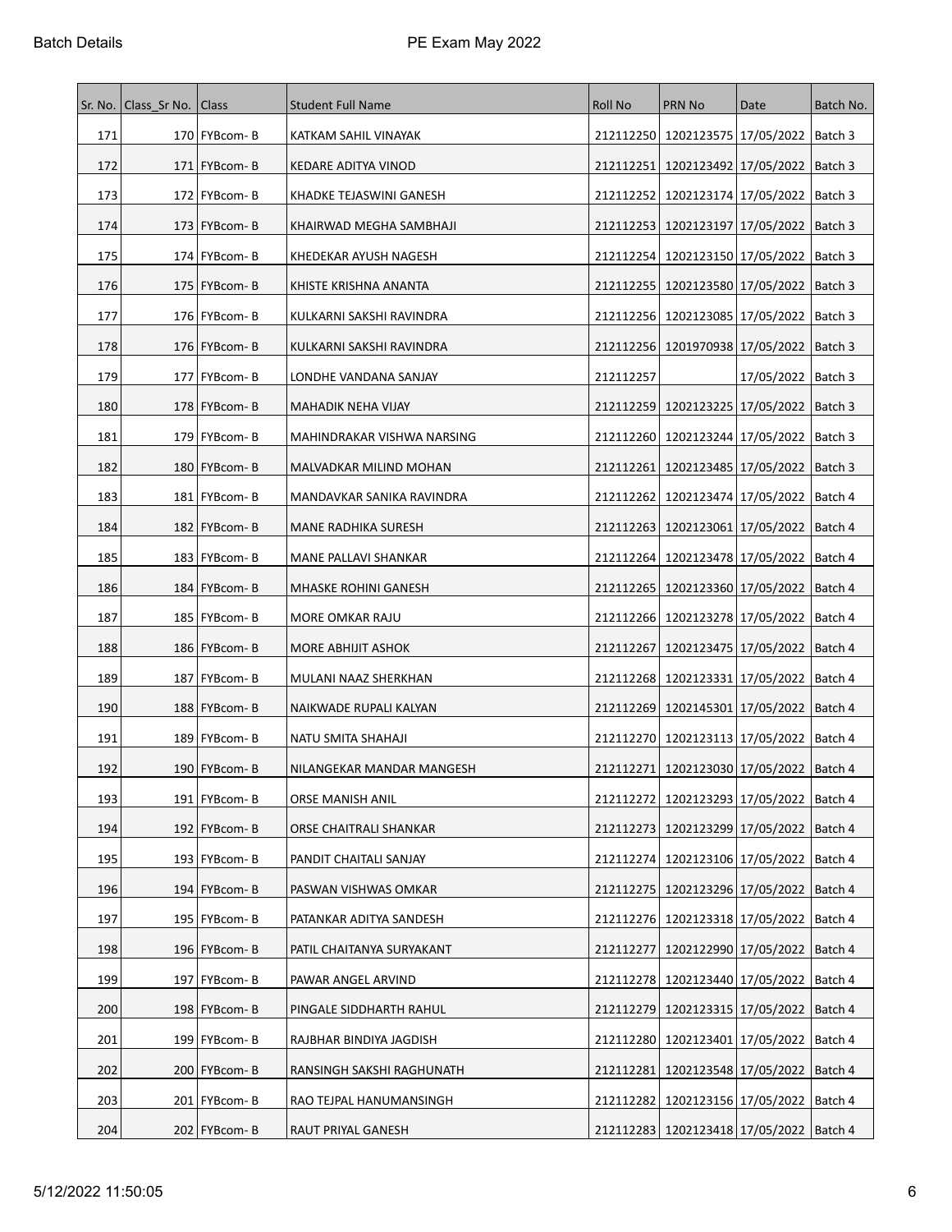| Sr. No. | Class_Sr No. | Class | Student Full Name | Roll No | PRN No | Date | Batch No. |
|---|---|---|---|---|---|---|---|
| 171 | 170 | FYBcom- B | KATKAM SAHIL VINAYAK | 212112250 | 1202123575 | 17/05/2022 | Batch 3 |
| 172 | 171 | FYBcom- B | KEDARE ADITYA VINOD | 212112251 | 1202123492 | 17/05/2022 | Batch 3 |
| 173 | 172 | FYBcom- B | KHADKE TEJASWINI GANESH | 212112252 | 1202123174 | 17/05/2022 | Batch 3 |
| 174 | 173 | FYBcom- B | KHAIRWAD MEGHA SAMBHAJI | 212112253 | 1202123197 | 17/05/2022 | Batch 3 |
| 175 | 174 | FYBcom- B | KHEDEKAR AYUSH NAGESH | 212112254 | 1202123150 | 17/05/2022 | Batch 3 |
| 176 | 175 | FYBcom- B | KHISTE KRISHNA ANANTA | 212112255 | 1202123580 | 17/05/2022 | Batch 3 |
| 177 | 176 | FYBcom- B | KULKARNI SAKSHI RAVINDRA | 212112256 | 1202123085 | 17/05/2022 | Batch 3 |
| 178 | 176 | FYBcom- B | KULKARNI SAKSHI RAVINDRA | 212112256 | 1201970938 | 17/05/2022 | Batch 3 |
| 179 | 177 | FYBcom- B | LONDHE VANDANA SANJAY | 212112257 | | 17/05/2022 | Batch 3 |
| 180 | 178 | FYBcom- B | MAHADIK NEHA VIJAY | 212112259 | 1202123225 | 17/05/2022 | Batch 3 |
| 181 | 179 | FYBcom- B | MAHINDRAKAR VISHWA NARSING | 212112260 | 1202123244 | 17/05/2022 | Batch 3 |
| 182 | 180 | FYBcom- B | MALVADKAR MILIND MOHAN | 212112261 | 1202123485 | 17/05/2022 | Batch 3 |
| 183 | 181 | FYBcom- B | MANDAVKAR SANIKA RAVINDRA | 212112262 | 1202123474 | 17/05/2022 | Batch 4 |
| 184 | 182 | FYBcom- B | MANE RADHIKA SURESH | 212112263 | 1202123061 | 17/05/2022 | Batch 4 |
| 185 | 183 | FYBcom- B | MANE PALLAVI SHANKAR | 212112264 | 1202123478 | 17/05/2022 | Batch 4 |
| 186 | 184 | FYBcom- B | MHASKE ROHINI GANESH | 212112265 | 1202123360 | 17/05/2022 | Batch 4 |
| 187 | 185 | FYBcom- B | MORE OMKAR RAJU | 212112266 | 1202123278 | 17/05/2022 | Batch 4 |
| 188 | 186 | FYBcom- B | MORE ABHIJIT ASHOK | 212112267 | 1202123475 | 17/05/2022 | Batch 4 |
| 189 | 187 | FYBcom- B | MULANI NAAZ SHERKHAN | 212112268 | 1202123331 | 17/05/2022 | Batch 4 |
| 190 | 188 | FYBcom- B | NAIKWADE RUPALI KALYAN | 212112269 | 1202145301 | 17/05/2022 | Batch 4 |
| 191 | 189 | FYBcom- B | NATU SMITA SHAHAJI | 212112270 | 1202123113 | 17/05/2022 | Batch 4 |
| 192 | 190 | FYBcom- B | NILANGEKAR MANDAR MANGESH | 212112271 | 1202123030 | 17/05/2022 | Batch 4 |
| 193 | 191 | FYBcom- B | ORSE MANISH ANIL | 212112272 | 1202123293 | 17/05/2022 | Batch 4 |
| 194 | 192 | FYBcom- B | ORSE CHAITRALI SHANKAR | 212112273 | 1202123299 | 17/05/2022 | Batch 4 |
| 195 | 193 | FYBcom- B | PANDIT CHAITALI SANJAY | 212112274 | 1202123106 | 17/05/2022 | Batch 4 |
| 196 | 194 | FYBcom- B | PASWAN VISHWAS OMKAR | 212112275 | 1202123296 | 17/05/2022 | Batch 4 |
| 197 | 195 | FYBcom- B | PATANKAR ADITYA SANDESH | 212112276 | 1202123318 | 17/05/2022 | Batch 4 |
| 198 | 196 | FYBcom- B | PATIL CHAITANYA SURYAKANT | 212112277 | 1202122990 | 17/05/2022 | Batch 4 |
| 199 | 197 | FYBcom- B | PAWAR ANGEL ARVIND | 212112278 | 1202123440 | 17/05/2022 | Batch 4 |
| 200 | 198 | FYBcom- B | PINGALE SIDDHARTH RAHUL | 212112279 | 1202123315 | 17/05/2022 | Batch 4 |
| 201 | 199 | FYBcom- B | RAJBHAR BINDIYA JAGDISH | 212112280 | 1202123401 | 17/05/2022 | Batch 4 |
| 202 | 200 | FYBcom- B | RANSINGH SAKSHI RAGHUNATH | 212112281 | 1202123548 | 17/05/2022 | Batch 4 |
| 203 | 201 | FYBcom- B | RAO TEJPAL HANUMANSINGH | 212112282 | 1202123156 | 17/05/2022 | Batch 4 |
| 204 | 202 | FYBcom- B | RAUT PRIYAL GANESH | 212112283 | 1202123418 | 17/05/2022 | Batch 4 |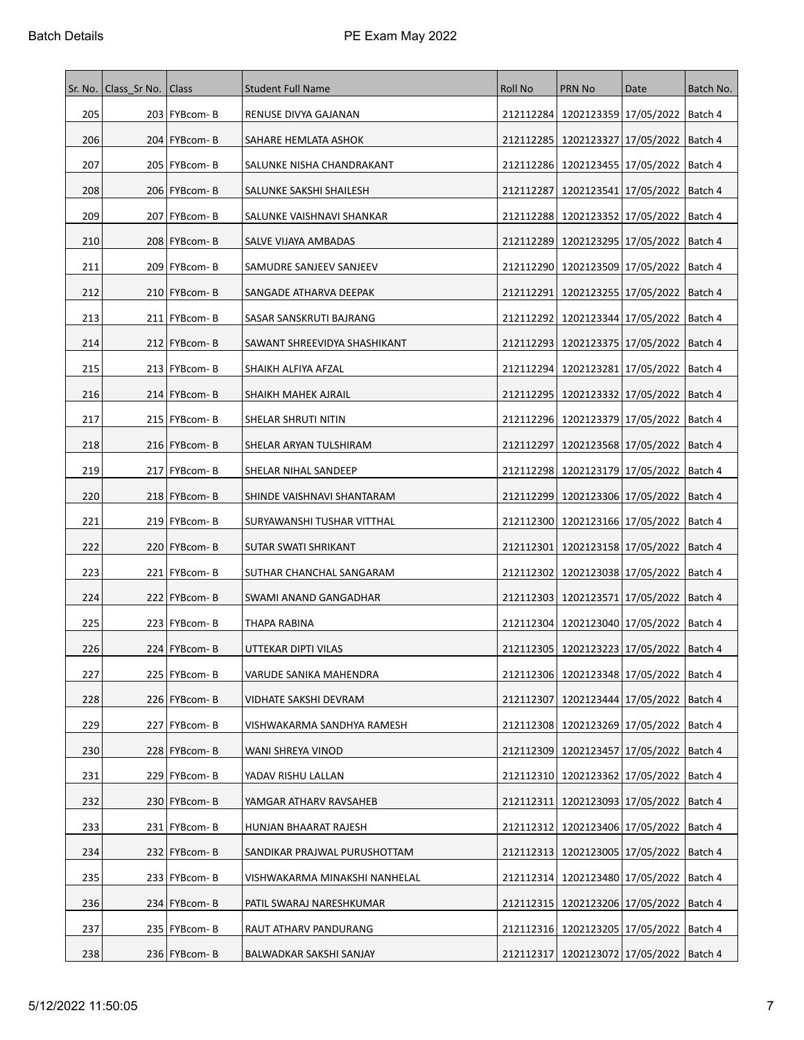| Sr. No. | Class_Sr No. | Class | Student Full Name | Roll No | PRN No | Date | Batch No. |
|---|---|---|---|---|---|---|---|
| 205 | 203 | FYBcom- B | RENUSE DIVYA GAJANAN | 212112284 | 1202123359 | 17/05/2022 | Batch 4 |
| 206 | 204 | FYBcom- B | SAHARE HEMLATA ASHOK | 212112285 | 1202123327 | 17/05/2022 | Batch 4 |
| 207 | 205 | FYBcom- B | SALUNKE NISHA CHANDRAKANT | 212112286 | 1202123455 | 17/05/2022 | Batch 4 |
| 208 | 206 | FYBcom- B | SALUNKE SAKSHI SHAILESH | 212112287 | 1202123541 | 17/05/2022 | Batch 4 |
| 209 | 207 | FYBcom- B | SALUNKE VAISHNAVI SHANKAR | 212112288 | 1202123352 | 17/05/2022 | Batch 4 |
| 210 | 208 | FYBcom- B | SALVE VIJAYA AMBADAS | 212112289 | 1202123295 | 17/05/2022 | Batch 4 |
| 211 | 209 | FYBcom- B | SAMUDRE SANJEEV SANJEEV | 212112290 | 1202123509 | 17/05/2022 | Batch 4 |
| 212 | 210 | FYBcom- B | SANGADE ATHARVA DEEPAK | 212112291 | 1202123255 | 17/05/2022 | Batch 4 |
| 213 | 211 | FYBcom- B | SASAR SANSKRUTI BAJRANG | 212112292 | 1202123344 | 17/05/2022 | Batch 4 |
| 214 | 212 | FYBcom- B | SAWANT SHREEVIDYA SHASHIKANT | 212112293 | 1202123375 | 17/05/2022 | Batch 4 |
| 215 | 213 | FYBcom- B | SHAIKH ALFIYA AFZAL | 212112294 | 1202123281 | 17/05/2022 | Batch 4 |
| 216 | 214 | FYBcom- B | SHAIKH MAHEK AJRAIL | 212112295 | 1202123332 | 17/05/2022 | Batch 4 |
| 217 | 215 | FYBcom- B | SHELAR SHRUTI NITIN | 212112296 | 1202123379 | 17/05/2022 | Batch 4 |
| 218 | 216 | FYBcom- B | SHELAR ARYAN TULSHIRAM | 212112297 | 1202123568 | 17/05/2022 | Batch 4 |
| 219 | 217 | FYBcom- B | SHELAR NIHAL SANDEEP | 212112298 | 1202123179 | 17/05/2022 | Batch 4 |
| 220 | 218 | FYBcom- B | SHINDE VAISHNAVI SHANTARAM | 212112299 | 1202123306 | 17/05/2022 | Batch 4 |
| 221 | 219 | FYBcom- B | SURYAWANSHI TUSHAR VITTHAL | 212112300 | 1202123166 | 17/05/2022 | Batch 4 |
| 222 | 220 | FYBcom- B | SUTAR SWATI SHRIKANT | 212112301 | 1202123158 | 17/05/2022 | Batch 4 |
| 223 | 221 | FYBcom- B | SUTHAR CHANCHAL SANGARAM | 212112302 | 1202123038 | 17/05/2022 | Batch 4 |
| 224 | 222 | FYBcom- B | SWAMI ANAND GANGADHAR | 212112303 | 1202123571 | 17/05/2022 | Batch 4 |
| 225 | 223 | FYBcom- B | THAPA RABINA | 212112304 | 1202123040 | 17/05/2022 | Batch 4 |
| 226 | 224 | FYBcom- B | UTTEKAR DIPTI VILAS | 212112305 | 1202123223 | 17/05/2022 | Batch 4 |
| 227 | 225 | FYBcom- B | VARUDE SANIKA MAHENDRA | 212112306 | 1202123348 | 17/05/2022 | Batch 4 |
| 228 | 226 | FYBcom- B | VIDHATE SAKSHI DEVRAM | 212112307 | 1202123444 | 17/05/2022 | Batch 4 |
| 229 | 227 | FYBcom- B | VISHWAKARMA SANDHYA RAMESH | 212112308 | 1202123269 | 17/05/2022 | Batch 4 |
| 230 | 228 | FYBcom- B | WANI SHREYA VINOD | 212112309 | 1202123457 | 17/05/2022 | Batch 4 |
| 231 | 229 | FYBcom- B | YADAV RISHU LALLAN | 212112310 | 1202123362 | 17/05/2022 | Batch 4 |
| 232 | 230 | FYBcom- B | YAMGAR ATHARV RAVSAHEB | 212112311 | 1202123093 | 17/05/2022 | Batch 4 |
| 233 | 231 | FYBcom- B | HUNJAN BHAARAT RAJESH | 212112312 | 1202123406 | 17/05/2022 | Batch 4 |
| 234 | 232 | FYBcom- B | SANDIKAR PRAJWAL PURUSHOTTAM | 212112313 | 1202123005 | 17/05/2022 | Batch 4 |
| 235 | 233 | FYBcom- B | VISHWAKARMA MINAKSHI NANHELAL | 212112314 | 1202123480 | 17/05/2022 | Batch 4 |
| 236 | 234 | FYBcom- B | PATIL SWARAJ NARESHKUMAR | 212112315 | 1202123206 | 17/05/2022 | Batch 4 |
| 237 | 235 | FYBcom- B | RAUT ATHARV PANDURANG | 212112316 | 1202123205 | 17/05/2022 | Batch 4 |
| 238 | 236 | FYBcom- B | BALWADKAR SAKSHI SANJAY | 212112317 | 1202123072 | 17/05/2022 | Batch 4 |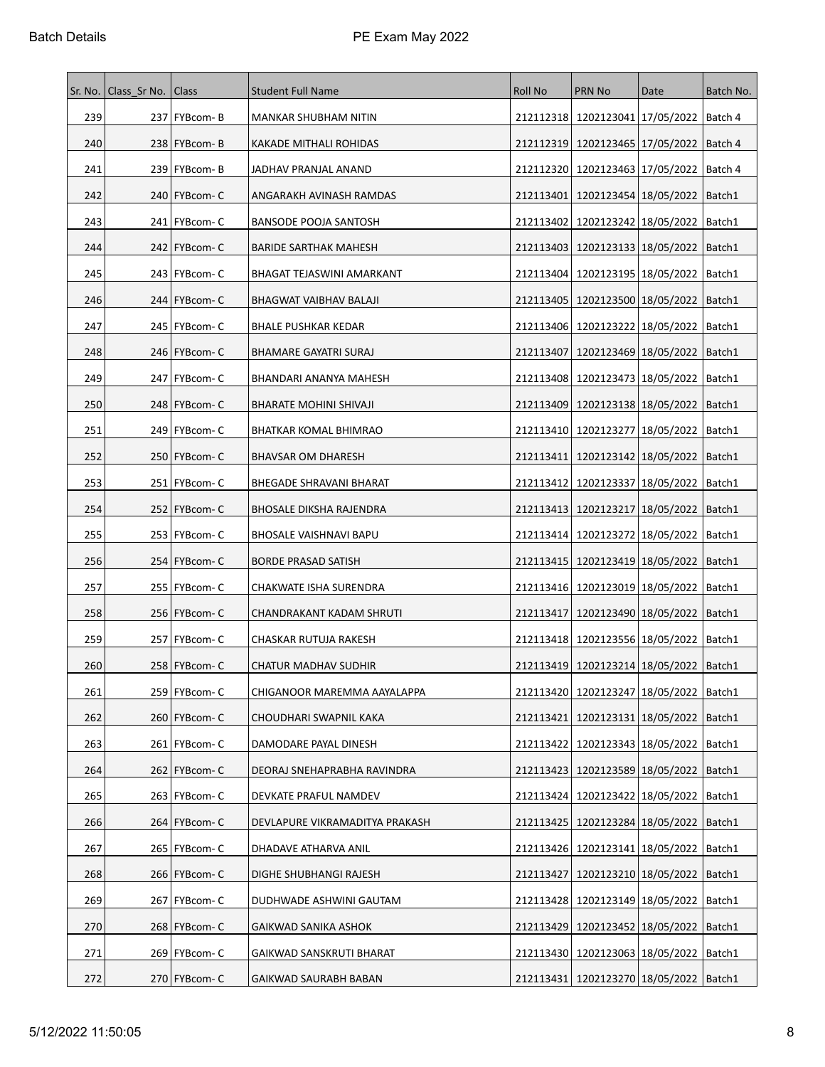| Sr. No. | Class_Sr No. | Class | Student Full Name | Roll No | PRN No | Date | Batch No. |
|---|---|---|---|---|---|---|---|
| 239 | 237 | FYBcom- B | MANKAR SHUBHAM NITIN | 212112318 | 1202123041 | 17/05/2022 | Batch 4 |
| 240 | 238 | FYBcom- B | KAKADE MITHALI ROHIDAS | 212112319 | 1202123465 | 17/05/2022 | Batch 4 |
| 241 | 239 | FYBcom- B | JADHAV PRANJAL ANAND | 212112320 | 1202123463 | 17/05/2022 | Batch 4 |
| 242 | 240 | FYBcom- C | ANGARAKH AVINASH RAMDAS | 212113401 | 1202123454 | 18/05/2022 | Batch1 |
| 243 | 241 | FYBcom- C | BANSODE POOJA SANTOSH | 212113402 | 1202123242 | 18/05/2022 | Batch1 |
| 244 | 242 | FYBcom- C | BARIDE SARTHAK MAHESH | 212113403 | 1202123133 | 18/05/2022 | Batch1 |
| 245 | 243 | FYBcom- C | BHAGAT TEJASWINI AMARKANT | 212113404 | 1202123195 | 18/05/2022 | Batch1 |
| 246 | 244 | FYBcom- C | BHAGWAT VAIBHAV BALAJI | 212113405 | 1202123500 | 18/05/2022 | Batch1 |
| 247 | 245 | FYBcom- C | BHALE PUSHKAR KEDAR | 212113406 | 1202123222 | 18/05/2022 | Batch1 |
| 248 | 246 | FYBcom- C | BHAMARE GAYATRI SURAJ | 212113407 | 1202123469 | 18/05/2022 | Batch1 |
| 249 | 247 | FYBcom- C | BHANDARI ANANYA MAHESH | 212113408 | 1202123473 | 18/05/2022 | Batch1 |
| 250 | 248 | FYBcom- C | BHARATE MOHINI SHIVAJI | 212113409 | 1202123138 | 18/05/2022 | Batch1 |
| 251 | 249 | FYBcom- C | BHATKAR KOMAL BHIMRAO | 212113410 | 1202123277 | 18/05/2022 | Batch1 |
| 252 | 250 | FYBcom- C | BHAVSAR OM DHARESH | 212113411 | 1202123142 | 18/05/2022 | Batch1 |
| 253 | 251 | FYBcom- C | BHEGADE SHRAVANI BHARAT | 212113412 | 1202123337 | 18/05/2022 | Batch1 |
| 254 | 252 | FYBcom- C | BHOSALE DIKSHA RAJENDRA | 212113413 | 1202123217 | 18/05/2022 | Batch1 |
| 255 | 253 | FYBcom- C | BHOSALE VAISHNAVI BAPU | 212113414 | 1202123272 | 18/05/2022 | Batch1 |
| 256 | 254 | FYBcom- C | BORDE PRASAD SATISH | 212113415 | 1202123419 | 18/05/2022 | Batch1 |
| 257 | 255 | FYBcom- C | CHAKWATE ISHA SURENDRA | 212113416 | 1202123019 | 18/05/2022 | Batch1 |
| 258 | 256 | FYBcom- C | CHANDRAKANT KADAM SHRUTI | 212113417 | 1202123490 | 18/05/2022 | Batch1 |
| 259 | 257 | FYBcom- C | CHASKAR RUTUJA RAKESH | 212113418 | 1202123556 | 18/05/2022 | Batch1 |
| 260 | 258 | FYBcom- C | CHATUR MADHAV SUDHIR | 212113419 | 1202123214 | 18/05/2022 | Batch1 |
| 261 | 259 | FYBcom- C | CHIGANOOR MAREMMA AAYALAPPA | 212113420 | 1202123247 | 18/05/2022 | Batch1 |
| 262 | 260 | FYBcom- C | CHOUDHARI SWAPNIL KAKA | 212113421 | 1202123131 | 18/05/2022 | Batch1 |
| 263 | 261 | FYBcom- C | DAMODARE PAYAL DINESH | 212113422 | 1202123343 | 18/05/2022 | Batch1 |
| 264 | 262 | FYBcom- C | DEORAJ SNEHAPRABHA RAVINDRA | 212113423 | 1202123589 | 18/05/2022 | Batch1 |
| 265 | 263 | FYBcom- C | DEVKATE PRAFUL NAMDEV | 212113424 | 1202123422 | 18/05/2022 | Batch1 |
| 266 | 264 | FYBcom- C | DEVLAPURE VIKRAMADITYA PRAKASH | 212113425 | 1202123284 | 18/05/2022 | Batch1 |
| 267 | 265 | FYBcom- C | DHADAVE ATHARVA ANIL | 212113426 | 1202123141 | 18/05/2022 | Batch1 |
| 268 | 266 | FYBcom- C | DIGHE SHUBHANGI RAJESH | 212113427 | 1202123210 | 18/05/2022 | Batch1 |
| 269 | 267 | FYBcom- C | DUDHWADE ASHWINI GAUTAM | 212113428 | 1202123149 | 18/05/2022 | Batch1 |
| 270 | 268 | FYBcom- C | GAIKWAD SANIKA ASHOK | 212113429 | 1202123452 | 18/05/2022 | Batch1 |
| 271 | 269 | FYBcom- C | GAIKWAD SANSKRUTI BHARAT | 212113430 | 1202123063 | 18/05/2022 | Batch1 |
| 272 | 270 | FYBcom- C | GAIKWAD SAURABH BABAN | 212113431 | 1202123270 | 18/05/2022 | Batch1 |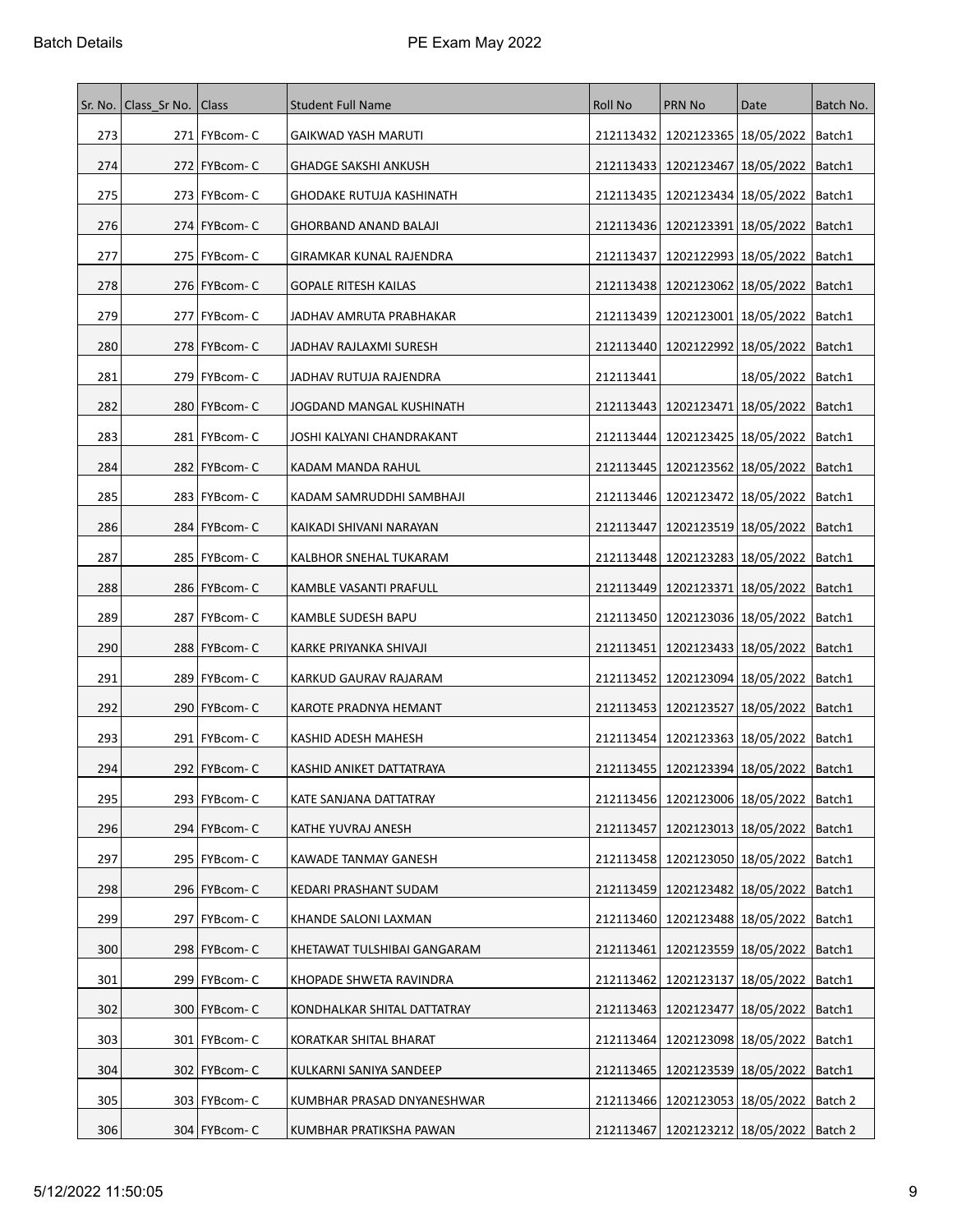| Sr. No. | Class_Sr No. | Class | Student Full Name | Roll No | PRN No | Date | Batch No. |
|---|---|---|---|---|---|---|---|
| 273 | 271 | FYBcom- C | GAIKWAD YASH MARUTI | 212113432 | 1202123365 | 18/05/2022 | Batch1 |
| 274 | 272 | FYBcom- C | GHADGE SAKSHI ANKUSH | 212113433 | 1202123467 | 18/05/2022 | Batch1 |
| 275 | 273 | FYBcom- C | GHODAKE RUTUJA KASHINATH | 212113435 | 1202123434 | 18/05/2022 | Batch1 |
| 276 | 274 | FYBcom- C | GHORBAND ANAND BALAJI | 212113436 | 1202123391 | 18/05/2022 | Batch1 |
| 277 | 275 | FYBcom- C | GIRAMKAR KUNAL RAJENDRA | 212113437 | 1202122993 | 18/05/2022 | Batch1 |
| 278 | 276 | FYBcom- C | GOPALE RITESH KAILAS | 212113438 | 1202123062 | 18/05/2022 | Batch1 |
| 279 | 277 | FYBcom- C | JADHAV AMRUTA PRABHAKAR | 212113439 | 1202123001 | 18/05/2022 | Batch1 |
| 280 | 278 | FYBcom- C | JADHAV RAJLAXMI SURESH | 212113440 | 1202122992 | 18/05/2022 | Batch1 |
| 281 | 279 | FYBcom- C | JADHAV RUTUJA RAJENDRA | 212113441 | | 18/05/2022 | Batch1 |
| 282 | 280 | FYBcom- C | JOGDAND MANGAL KUSHINATH | 212113443 | 1202123471 | 18/05/2022 | Batch1 |
| 283 | 281 | FYBcom- C | JOSHI KALYANI CHANDRAKANT | 212113444 | 1202123425 | 18/05/2022 | Batch1 |
| 284 | 282 | FYBcom- C | KADAM MANDA RAHUL | 212113445 | 1202123562 | 18/05/2022 | Batch1 |
| 285 | 283 | FYBcom- C | KADAM SAMRUDDHI SAMBHAJI | 212113446 | 1202123472 | 18/05/2022 | Batch1 |
| 286 | 284 | FYBcom- C | KAIKADI SHIVANI NARAYAN | 212113447 | 1202123519 | 18/05/2022 | Batch1 |
| 287 | 285 | FYBcom- C | KALBHOR SNEHAL TUKARAM | 212113448 | 1202123283 | 18/05/2022 | Batch1 |
| 288 | 286 | FYBcom- C | KAMBLE VASANTI PRAFULL | 212113449 | 1202123371 | 18/05/2022 | Batch1 |
| 289 | 287 | FYBcom- C | KAMBLE SUDESH BAPU | 212113450 | 1202123036 | 18/05/2022 | Batch1 |
| 290 | 288 | FYBcom- C | KARKE PRIYANKA SHIVAJI | 212113451 | 1202123433 | 18/05/2022 | Batch1 |
| 291 | 289 | FYBcom- C | KARKUD GAURAV RAJARAM | 212113452 | 1202123094 | 18/05/2022 | Batch1 |
| 292 | 290 | FYBcom- C | KAROTE PRADNYA HEMANT | 212113453 | 1202123527 | 18/05/2022 | Batch1 |
| 293 | 291 | FYBcom- C | KASHID ADESH MAHESH | 212113454 | 1202123363 | 18/05/2022 | Batch1 |
| 294 | 292 | FYBcom- C | KASHID ANIKET DATTATRAYA | 212113455 | 1202123394 | 18/05/2022 | Batch1 |
| 295 | 293 | FYBcom- C | KATE SANJANA DATTATRAY | 212113456 | 1202123006 | 18/05/2022 | Batch1 |
| 296 | 294 | FYBcom- C | KATHE YUVRAJ ANESH | 212113457 | 1202123013 | 18/05/2022 | Batch1 |
| 297 | 295 | FYBcom- C | KAWADE TANMAY GANESH | 212113458 | 1202123050 | 18/05/2022 | Batch1 |
| 298 | 296 | FYBcom- C | KEDARI PRASHANT SUDAM | 212113459 | 1202123482 | 18/05/2022 | Batch1 |
| 299 | 297 | FYBcom- C | KHANDE SALONI LAXMAN | 212113460 | 1202123488 | 18/05/2022 | Batch1 |
| 300 | 298 | FYBcom- C | KHETAWAT TULSHIBAI GANGARAM | 212113461 | 1202123559 | 18/05/2022 | Batch1 |
| 301 | 299 | FYBcom- C | KHOPADE SHWETA RAVINDRA | 212113462 | 1202123137 | 18/05/2022 | Batch1 |
| 302 | 300 | FYBcom- C | KONDHALKAR SHITAL DATTATRAY | 212113463 | 1202123477 | 18/05/2022 | Batch1 |
| 303 | 301 | FYBcom- C | KORATKAR SHITAL BHARAT | 212113464 | 1202123098 | 18/05/2022 | Batch1 |
| 304 | 302 | FYBcom- C | KULKARNI SANIYA SANDEEP | 212113465 | 1202123539 | 18/05/2022 | Batch1 |
| 305 | 303 | FYBcom- C | KUMBHAR PRASAD DNYANESHWAR | 212113466 | 1202123053 | 18/05/2022 | Batch 2 |
| 306 | 304 | FYBcom- C | KUMBHAR PRATIKSHA PAWAN | 212113467 | 1202123212 | 18/05/2022 | Batch 2 |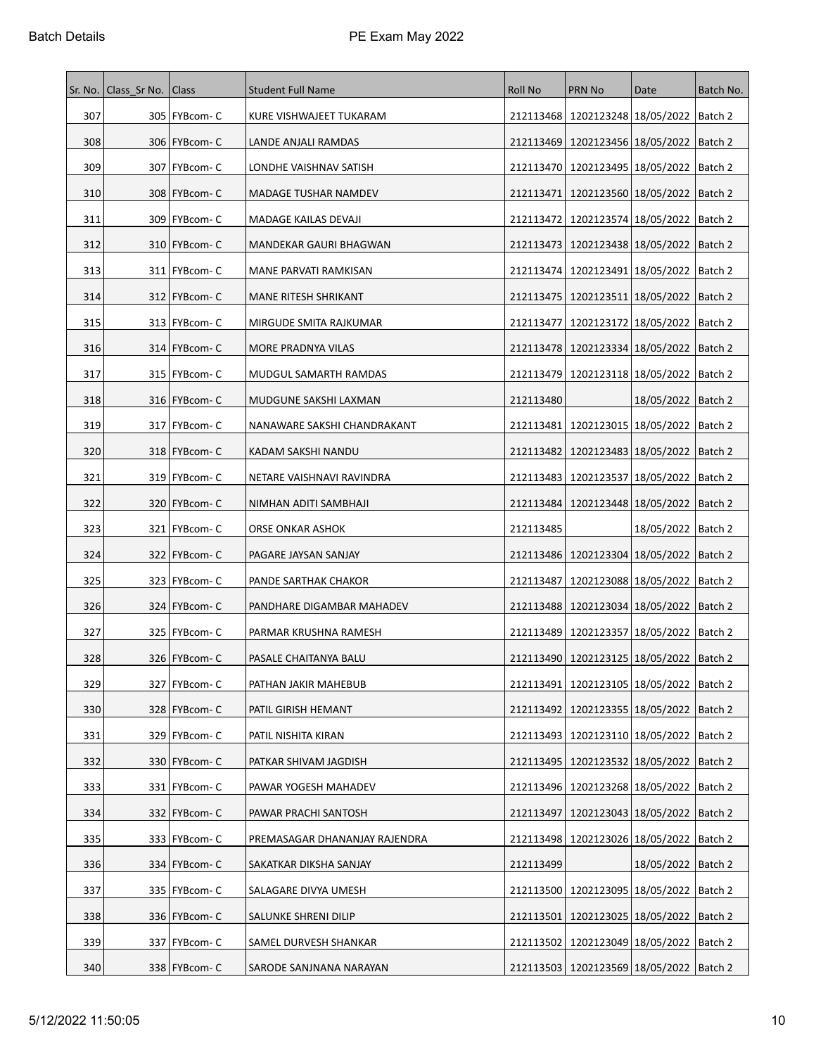| Sr. No. | Class_Sr No. | Class | Student Full Name | Roll No | PRN No | Date | Batch No. |
|---|---|---|---|---|---|---|---|
| 307 | 305 | FYBcom- C | KURE VISHWAJEET TUKARAM | 212113468 | 1202123248 | 18/05/2022 | Batch 2 |
| 308 | 306 | FYBcom- C | LANDE ANJALI RAMDAS | 212113469 | 1202123456 | 18/05/2022 | Batch 2 |
| 309 | 307 | FYBcom- C | LONDHE VAISHNAV SATISH | 212113470 | 1202123495 | 18/05/2022 | Batch 2 |
| 310 | 308 | FYBcom- C | MADAGE TUSHAR NAMDEV | 212113471 | 1202123560 | 18/05/2022 | Batch 2 |
| 311 | 309 | FYBcom- C | MADAGE KAILAS DEVAJI | 212113472 | 1202123574 | 18/05/2022 | Batch 2 |
| 312 | 310 | FYBcom- C | MANDEKAR GAURI BHAGWAN | 212113473 | 1202123438 | 18/05/2022 | Batch 2 |
| 313 | 311 | FYBcom- C | MANE PARVATI RAMKISAN | 212113474 | 1202123491 | 18/05/2022 | Batch 2 |
| 314 | 312 | FYBcom- C | MANE RITESH SHRIKANT | 212113475 | 1202123511 | 18/05/2022 | Batch 2 |
| 315 | 313 | FYBcom- C | MIRGUDE SMITA RAJKUMAR | 212113477 | 1202123172 | 18/05/2022 | Batch 2 |
| 316 | 314 | FYBcom- C | MORE PRADNYA VILAS | 212113478 | 1202123334 | 18/05/2022 | Batch 2 |
| 317 | 315 | FYBcom- C | MUDGUL SAMARTH RAMDAS | 212113479 | 1202123118 | 18/05/2022 | Batch 2 |
| 318 | 316 | FYBcom- C | MUDGUNE SAKSHI LAXMAN | 212113480 | | 18/05/2022 | Batch 2 |
| 319 | 317 | FYBcom- C | NANAWARE SAKSHI CHANDRAKANT | 212113481 | 1202123015 | 18/05/2022 | Batch 2 |
| 320 | 318 | FYBcom- C | KADAM SAKSHI NANDU | 212113482 | 1202123483 | 18/05/2022 | Batch 2 |
| 321 | 319 | FYBcom- C | NETARE VAISHNAVI RAVINDRA | 212113483 | 1202123537 | 18/05/2022 | Batch 2 |
| 322 | 320 | FYBcom- C | NIMHAN ADITI SAMBHAJI | 212113484 | 1202123448 | 18/05/2022 | Batch 2 |
| 323 | 321 | FYBcom- C | ORSE ONKAR ASHOK | 212113485 | | 18/05/2022 | Batch 2 |
| 324 | 322 | FYBcom- C | PAGARE JAYSAN SANJAY | 212113486 | 1202123304 | 18/05/2022 | Batch 2 |
| 325 | 323 | FYBcom- C | PANDE SARTHAK CHAKOR | 212113487 | 1202123088 | 18/05/2022 | Batch 2 |
| 326 | 324 | FYBcom- C | PANDHARE DIGAMBAR MAHADEV | 212113488 | 1202123034 | 18/05/2022 | Batch 2 |
| 327 | 325 | FYBcom- C | PARMAR KRUSHNA RAMESH | 212113489 | 1202123357 | 18/05/2022 | Batch 2 |
| 328 | 326 | FYBcom- C | PASALE CHAITANYA BALU | 212113490 | 1202123125 | 18/05/2022 | Batch 2 |
| 329 | 327 | FYBcom- C | PATHAN JAKIR MAHEBUB | 212113491 | 1202123105 | 18/05/2022 | Batch 2 |
| 330 | 328 | FYBcom- C | PATIL GIRISH HEMANT | 212113492 | 1202123355 | 18/05/2022 | Batch 2 |
| 331 | 329 | FYBcom- C | PATIL NISHITA KIRAN | 212113493 | 1202123110 | 18/05/2022 | Batch 2 |
| 332 | 330 | FYBcom- C | PATKAR SHIVAM JAGDISH | 212113495 | 1202123532 | 18/05/2022 | Batch 2 |
| 333 | 331 | FYBcom- C | PAWAR YOGESH MAHADEV | 212113496 | 1202123268 | 18/05/2022 | Batch 2 |
| 334 | 332 | FYBcom- C | PAWAR PRACHI SANTOSH | 212113497 | 1202123043 | 18/05/2022 | Batch 2 |
| 335 | 333 | FYBcom- C | PREMASAGAR DHANANJAY RAJENDRA | 212113498 | 1202123026 | 18/05/2022 | Batch 2 |
| 336 | 334 | FYBcom- C | SAKATKAR DIKSHA SANJAY | 212113499 | | 18/05/2022 | Batch 2 |
| 337 | 335 | FYBcom- C | SALAGARE DIVYA UMESH | 212113500 | 1202123095 | 18/05/2022 | Batch 2 |
| 338 | 336 | FYBcom- C | SALUNKE SHRENI DILIP | 212113501 | 1202123025 | 18/05/2022 | Batch 2 |
| 339 | 337 | FYBcom- C | SAMEL DURVESH SHANKAR | 212113502 | 1202123049 | 18/05/2022 | Batch 2 |
| 340 | 338 | FYBcom- C | SARODE SANJNANA NARAYAN | 212113503 | 1202123569 | 18/05/2022 | Batch 2 |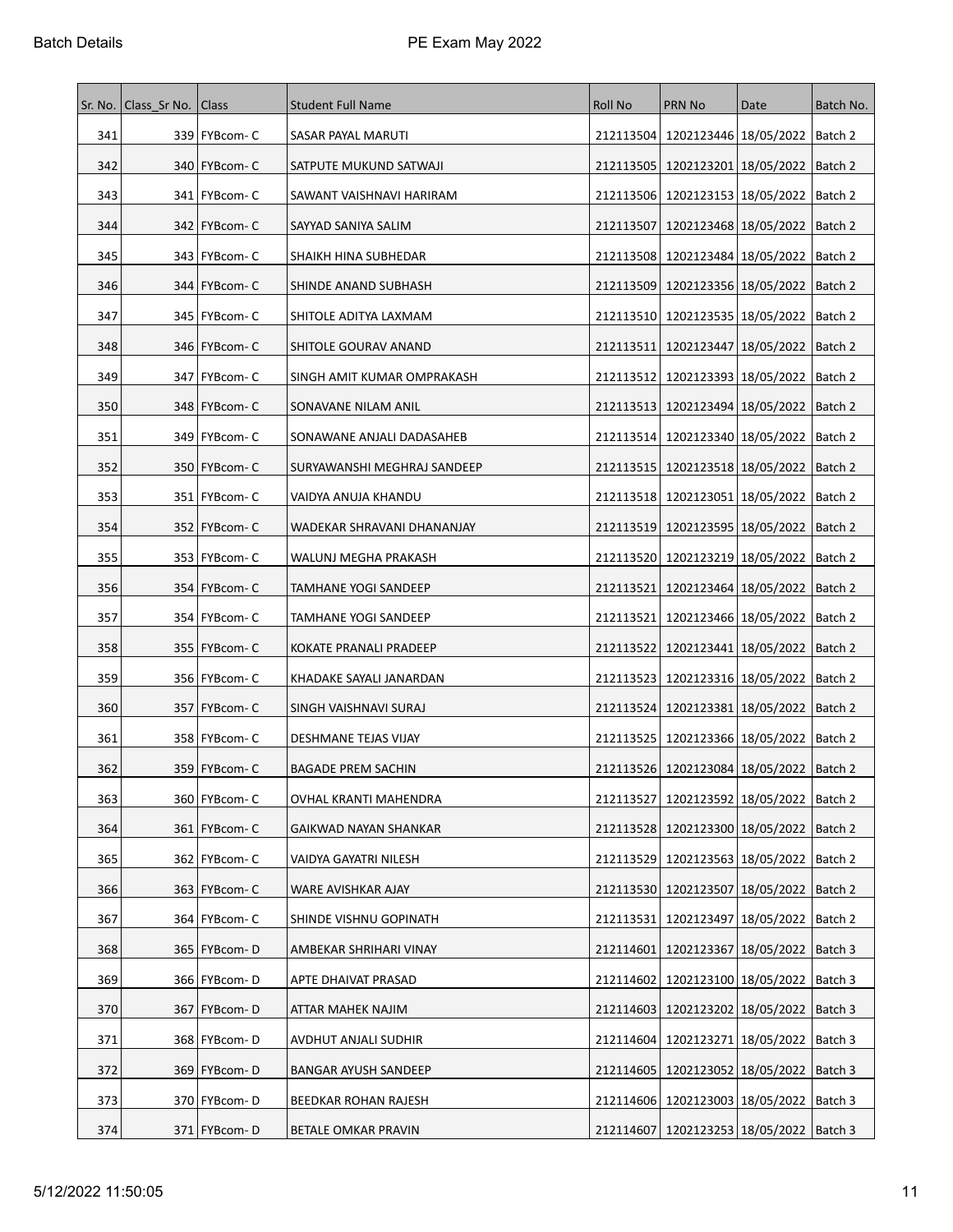| Sr. No. | Class_Sr No. | Class | Student Full Name | Roll No | PRN No | Date | Batch No. |
|---|---|---|---|---|---|---|---|
| 341 | 339 | FYBcom- C | SASAR PAYAL MARUTI | 212113504 | 1202123446 | 18/05/2022 | Batch 2 |
| 342 | 340 | FYBcom- C | SATPUTE MUKUND SATWAJI | 212113505 | 1202123201 | 18/05/2022 | Batch 2 |
| 343 | 341 | FYBcom- C | SAWANT VAISHNAVI HARIRAM | 212113506 | 1202123153 | 18/05/2022 | Batch 2 |
| 344 | 342 | FYBcom- C | SAYYAD SANIYA SALIM | 212113507 | 1202123468 | 18/05/2022 | Batch 2 |
| 345 | 343 | FYBcom- C | SHAIKH HINA SUBHEDAR | 212113508 | 1202123484 | 18/05/2022 | Batch 2 |
| 346 | 344 | FYBcom- C | SHINDE ANAND SUBHASH | 212113509 | 1202123356 | 18/05/2022 | Batch 2 |
| 347 | 345 | FYBcom- C | SHITOLE ADITYA LAXMAM | 212113510 | 1202123535 | 18/05/2022 | Batch 2 |
| 348 | 346 | FYBcom- C | SHITOLE GOURAV ANAND | 212113511 | 1202123447 | 18/05/2022 | Batch 2 |
| 349 | 347 | FYBcom- C | SINGH AMIT KUMAR OMPRAKASH | 212113512 | 1202123393 | 18/05/2022 | Batch 2 |
| 350 | 348 | FYBcom- C | SONAVANE NILAM ANIL | 212113513 | 1202123494 | 18/05/2022 | Batch 2 |
| 351 | 349 | FYBcom- C | SONAWANE ANJALI DADASAHEB | 212113514 | 1202123340 | 18/05/2022 | Batch 2 |
| 352 | 350 | FYBcom- C | SURYAWANSHI MEGHRAJ SANDEEP | 212113515 | 1202123518 | 18/05/2022 | Batch 2 |
| 353 | 351 | FYBcom- C | VAIDYA ANUJA KHANDU | 212113518 | 1202123051 | 18/05/2022 | Batch 2 |
| 354 | 352 | FYBcom- C | WADEKAR SHRAVANI DHANANJAY | 212113519 | 1202123595 | 18/05/2022 | Batch 2 |
| 355 | 353 | FYBcom- C | WALUNJ MEGHA PRAKASH | 212113520 | 1202123219 | 18/05/2022 | Batch 2 |
| 356 | 354 | FYBcom- C | TAMHANE YOGI SANDEEP | 212113521 | 1202123464 | 18/05/2022 | Batch 2 |
| 357 | 354 | FYBcom- C | TAMHANE YOGI SANDEEP | 212113521 | 1202123466 | 18/05/2022 | Batch 2 |
| 358 | 355 | FYBcom- C | KOKATE PRANALI PRADEEP | 212113522 | 1202123441 | 18/05/2022 | Batch 2 |
| 359 | 356 | FYBcom- C | KHADAKE SAYALI JANARDAN | 212113523 | 1202123316 | 18/05/2022 | Batch 2 |
| 360 | 357 | FYBcom- C | SINGH VAISHNAVI SURAJ | 212113524 | 1202123381 | 18/05/2022 | Batch 2 |
| 361 | 358 | FYBcom- C | DESHMANE TEJAS VIJAY | 212113525 | 1202123366 | 18/05/2022 | Batch 2 |
| 362 | 359 | FYBcom- C | BAGADE PREM SACHIN | 212113526 | 1202123084 | 18/05/2022 | Batch 2 |
| 363 | 360 | FYBcom- C | OVHAL KRANTI MAHENDRA | 212113527 | 1202123592 | 18/05/2022 | Batch 2 |
| 364 | 361 | FYBcom- C | GAIKWAD NAYAN SHANKAR | 212113528 | 1202123300 | 18/05/2022 | Batch 2 |
| 365 | 362 | FYBcom- C | VAIDYA GAYATRI NILESH | 212113529 | 1202123563 | 18/05/2022 | Batch 2 |
| 366 | 363 | FYBcom- C | WARE AVISHKAR AJAY | 212113530 | 1202123507 | 18/05/2022 | Batch 2 |
| 367 | 364 | FYBcom- C | SHINDE VISHNU GOPINATH | 212113531 | 1202123497 | 18/05/2022 | Batch 2 |
| 368 | 365 | FYBcom- D | AMBEKAR SHRIHARI VINAY | 212114601 | 1202123367 | 18/05/2022 | Batch 3 |
| 369 | 366 | FYBcom- D | APTE DHAIVAT PRASAD | 212114602 | 1202123100 | 18/05/2022 | Batch 3 |
| 370 | 367 | FYBcom- D | ATTAR MAHEK NAJIM | 212114603 | 1202123202 | 18/05/2022 | Batch 3 |
| 371 | 368 | FYBcom- D | AVDHUT ANJALI SUDHIR | 212114604 | 1202123271 | 18/05/2022 | Batch 3 |
| 372 | 369 | FYBcom- D | BANGAR AYUSH SANDEEP | 212114605 | 1202123052 | 18/05/2022 | Batch 3 |
| 373 | 370 | FYBcom- D | BEEDKAR ROHAN RAJESH | 212114606 | 1202123003 | 18/05/2022 | Batch 3 |
| 374 | 371 | FYBcom- D | BETALE OMKAR PRAVIN | 212114607 | 1202123253 | 18/05/2022 | Batch 3 |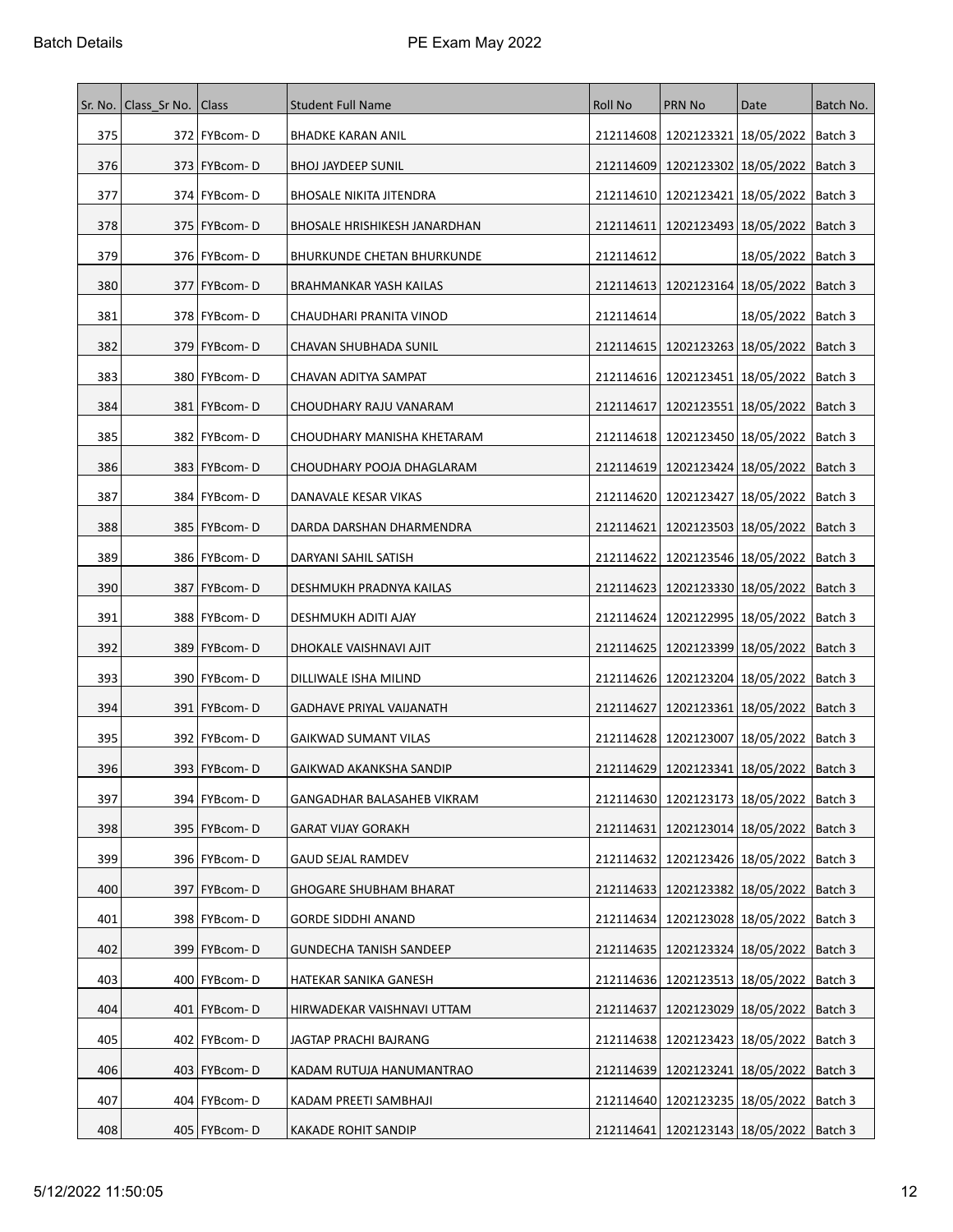| Sr. No. | Class_Sr No. | Class | Student Full Name | Roll No | PRN No | Date | Batch No. |
|---|---|---|---|---|---|---|---|
| 375 | 372 | FYBcom- D | BHADKE KARAN ANIL | 212114608 | 1202123321 | 18/05/2022 | Batch 3 |
| 376 | 373 | FYBcom- D | BHOJ JAYDEEP SUNIL | 212114609 | 1202123302 | 18/05/2022 | Batch 3 |
| 377 | 374 | FYBcom- D | BHOSALE NIKITA JITENDRA | 212114610 | 1202123421 | 18/05/2022 | Batch 3 |
| 378 | 375 | FYBcom- D | BHOSALE HRISHIKESH JANARDHAN | 212114611 | 1202123493 | 18/05/2022 | Batch 3 |
| 379 | 376 | FYBcom- D | BHURKUNDE CHETAN BHURKUNDE | 212114612 | | 18/05/2022 | Batch 3 |
| 380 | 377 | FYBcom- D | BRAHMANKAR YASH KAILAS | 212114613 | 1202123164 | 18/05/2022 | Batch 3 |
| 381 | 378 | FYBcom- D | CHAUDHARI PRANITA VINOD | 212114614 | | 18/05/2022 | Batch 3 |
| 382 | 379 | FYBcom- D | CHAVAN SHUBHADA SUNIL | 212114615 | 1202123263 | 18/05/2022 | Batch 3 |
| 383 | 380 | FYBcom- D | CHAVAN ADITYA SAMPAT | 212114616 | 1202123451 | 18/05/2022 | Batch 3 |
| 384 | 381 | FYBcom- D | CHOUDHARY RAJU VANARAM | 212114617 | 1202123551 | 18/05/2022 | Batch 3 |
| 385 | 382 | FYBcom- D | CHOUDHARY MANISHA KHETARAM | 212114618 | 1202123450 | 18/05/2022 | Batch 3 |
| 386 | 383 | FYBcom- D | CHOUDHARY POOJA DHAGLARAM | 212114619 | 1202123424 | 18/05/2022 | Batch 3 |
| 387 | 384 | FYBcom- D | DANAVALE KESAR VIKAS | 212114620 | 1202123427 | 18/05/2022 | Batch 3 |
| 388 | 385 | FYBcom- D | DARDA DARSHAN DHARMENDRA | 212114621 | 1202123503 | 18/05/2022 | Batch 3 |
| 389 | 386 | FYBcom- D | DARYANI SAHIL SATISH | 212114622 | 1202123546 | 18/05/2022 | Batch 3 |
| 390 | 387 | FYBcom- D | DESHMUKH PRADNYA KAILAS | 212114623 | 1202123330 | 18/05/2022 | Batch 3 |
| 391 | 388 | FYBcom- D | DESHMUKH ADITI AJAY | 212114624 | 1202122995 | 18/05/2022 | Batch 3 |
| 392 | 389 | FYBcom- D | DHOKALE VAISHNAVI AJIT | 212114625 | 1202123399 | 18/05/2022 | Batch 3 |
| 393 | 390 | FYBcom- D | DILLIWALE ISHA MILIND | 212114626 | 1202123204 | 18/05/2022 | Batch 3 |
| 394 | 391 | FYBcom- D | GADHAVE PRIYAL VAIJANATH | 212114627 | 1202123361 | 18/05/2022 | Batch 3 |
| 395 | 392 | FYBcom- D | GAIKWAD SUMANT VILAS | 212114628 | 1202123007 | 18/05/2022 | Batch 3 |
| 396 | 393 | FYBcom- D | GAIKWAD AKANKSHA SANDIP | 212114629 | 1202123341 | 18/05/2022 | Batch 3 |
| 397 | 394 | FYBcom- D | GANGADHAR BALASAHEB VIKRAM | 212114630 | 1202123173 | 18/05/2022 | Batch 3 |
| 398 | 395 | FYBcom- D | GARAT VIJAY GORAKH | 212114631 | 1202123014 | 18/05/2022 | Batch 3 |
| 399 | 396 | FYBcom- D | GAUD SEJAL RAMDEV | 212114632 | 1202123426 | 18/05/2022 | Batch 3 |
| 400 | 397 | FYBcom- D | GHOGARE SHUBHAM BHARAT | 212114633 | 1202123382 | 18/05/2022 | Batch 3 |
| 401 | 398 | FYBcom- D | GORDE SIDDHI ANAND | 212114634 | 1202123028 | 18/05/2022 | Batch 3 |
| 402 | 399 | FYBcom- D | GUNDECHA TANISH SANDEEP | 212114635 | 1202123324 | 18/05/2022 | Batch 3 |
| 403 | 400 | FYBcom- D | HATEKAR SANIKA GANESH | 212114636 | 1202123513 | 18/05/2022 | Batch 3 |
| 404 | 401 | FYBcom- D | HIRWADEKAR VAISHNAVI UTTAM | 212114637 | 1202123029 | 18/05/2022 | Batch 3 |
| 405 | 402 | FYBcom- D | JAGTAP PRACHI BAJRANG | 212114638 | 1202123423 | 18/05/2022 | Batch 3 |
| 406 | 403 | FYBcom- D | KADAM RUTUJA HANUMANTRAO | 212114639 | 1202123241 | 18/05/2022 | Batch 3 |
| 407 | 404 | FYBcom- D | KADAM PREETI SAMBHAJI | 212114640 | 1202123235 | 18/05/2022 | Batch 3 |
| 408 | 405 | FYBcom- D | KAKADE ROHIT SANDIP | 212114641 | 1202123143 | 18/05/2022 | Batch 3 |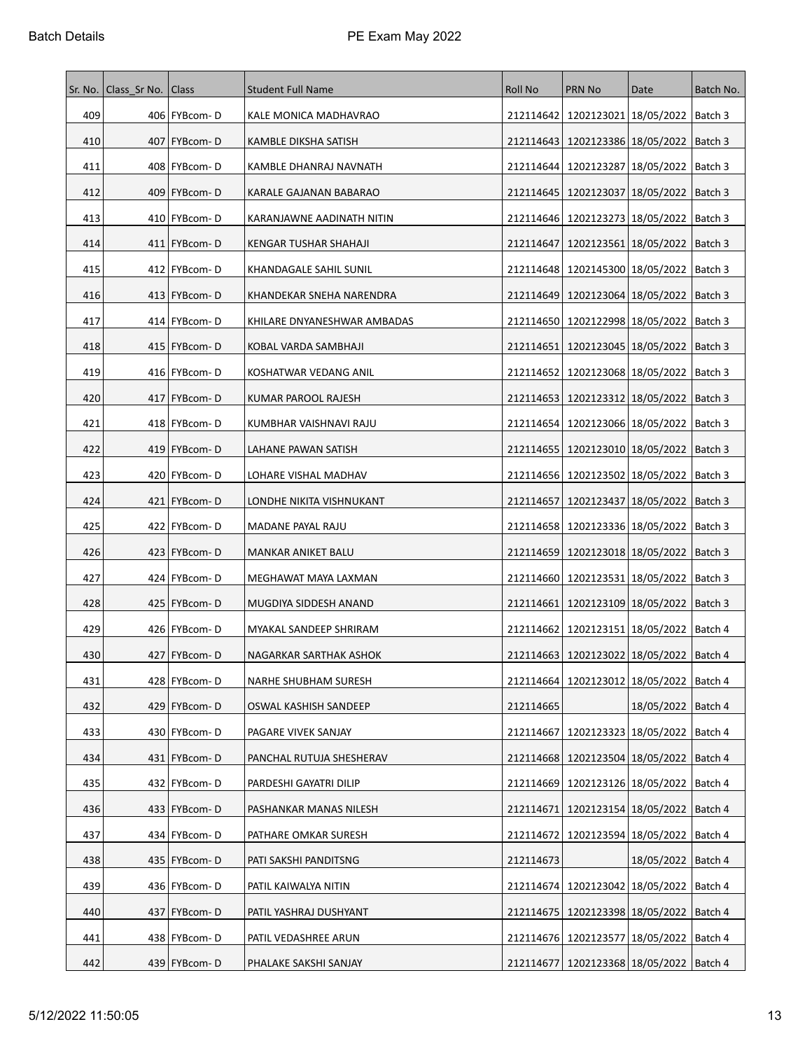| Sr. No. | Class_Sr No. | Class | Student Full Name | Roll No | PRN No | Date | Batch No. |
|---|---|---|---|---|---|---|---|
| 409 | 406 | FYBcom- D | KALE MONICA MADHAVRAO | 212114642 | 1202123021 | 18/05/2022 | Batch 3 |
| 410 | 407 | FYBcom- D | KAMBLE DIKSHA SATISH | 212114643 | 1202123386 | 18/05/2022 | Batch 3 |
| 411 | 408 | FYBcom- D | KAMBLE DHANRAJ NAVNATH | 212114644 | 1202123287 | 18/05/2022 | Batch 3 |
| 412 | 409 | FYBcom- D | KARALE GAJANAN BABARAO | 212114645 | 1202123037 | 18/05/2022 | Batch 3 |
| 413 | 410 | FYBcom- D | KARANJAWNE AADINATH NITIN | 212114646 | 1202123273 | 18/05/2022 | Batch 3 |
| 414 | 411 | FYBcom- D | KENGAR TUSHAR SHAHAJI | 212114647 | 1202123561 | 18/05/2022 | Batch 3 |
| 415 | 412 | FYBcom- D | KHANDAGALE SAHIL SUNIL | 212114648 | 1202145300 | 18/05/2022 | Batch 3 |
| 416 | 413 | FYBcom- D | KHANDEKAR SNEHA NARENDRA | 212114649 | 1202123064 | 18/05/2022 | Batch 3 |
| 417 | 414 | FYBcom- D | KHILARE DNYANESHWAR AMBADAS | 212114650 | 1202122998 | 18/05/2022 | Batch 3 |
| 418 | 415 | FYBcom- D | KOBAL VARDA SAMBHAJI | 212114651 | 1202123045 | 18/05/2022 | Batch 3 |
| 419 | 416 | FYBcom- D | KOSHATWAR VEDANG ANIL | 212114652 | 1202123068 | 18/05/2022 | Batch 3 |
| 420 | 417 | FYBcom- D | KUMAR PAROOL RAJESH | 212114653 | 1202123312 | 18/05/2022 | Batch 3 |
| 421 | 418 | FYBcom- D | KUMBHAR VAISHNAVI RAJU | 212114654 | 1202123066 | 18/05/2022 | Batch 3 |
| 422 | 419 | FYBcom- D | LAHANE PAWAN SATISH | 212114655 | 1202123010 | 18/05/2022 | Batch 3 |
| 423 | 420 | FYBcom- D | LOHARE VISHAL MADHAV | 212114656 | 1202123502 | 18/05/2022 | Batch 3 |
| 424 | 421 | FYBcom- D | LONDHE NIKITA VISHNUKANT | 212114657 | 1202123437 | 18/05/2022 | Batch 3 |
| 425 | 422 | FYBcom- D | MADANE PAYAL RAJU | 212114658 | 1202123336 | 18/05/2022 | Batch 3 |
| 426 | 423 | FYBcom- D | MANKAR ANIKET BALU | 212114659 | 1202123018 | 18/05/2022 | Batch 3 |
| 427 | 424 | FYBcom- D | MEGHAWAT MAYA LAXMAN | 212114660 | 1202123531 | 18/05/2022 | Batch 3 |
| 428 | 425 | FYBcom- D | MUGDIYA SIDDESH ANAND | 212114661 | 1202123109 | 18/05/2022 | Batch 3 |
| 429 | 426 | FYBcom- D | MYAKAL SANDEEP SHRIRAM | 212114662 | 1202123151 | 18/05/2022 | Batch 4 |
| 430 | 427 | FYBcom- D | NAGARKAR SARTHAK ASHOK | 212114663 | 1202123022 | 18/05/2022 | Batch 4 |
| 431 | 428 | FYBcom- D | NARHE SHUBHAM SURESH | 212114664 | 1202123012 | 18/05/2022 | Batch 4 |
| 432 | 429 | FYBcom- D | OSWAL KASHISH SANDEEP | 212114665 | | 18/05/2022 | Batch 4 |
| 433 | 430 | FYBcom- D | PAGARE VIVEK SANJAY | 212114667 | 1202123323 | 18/05/2022 | Batch 4 |
| 434 | 431 | FYBcom- D | PANCHAL RUTUJA SHESHERAV | 212114668 | 1202123504 | 18/05/2022 | Batch 4 |
| 435 | 432 | FYBcom- D | PARDESHI GAYATRI DILIP | 212114669 | 1202123126 | 18/05/2022 | Batch 4 |
| 436 | 433 | FYBcom- D | PASHANKAR MANAS NILESH | 212114671 | 1202123154 | 18/05/2022 | Batch 4 |
| 437 | 434 | FYBcom- D | PATHARE OMKAR SURESH | 212114672 | 1202123594 | 18/05/2022 | Batch 4 |
| 438 | 435 | FYBcom- D | PATI SAKSHI PANDITSNG | 212114673 | | 18/05/2022 | Batch 4 |
| 439 | 436 | FYBcom- D | PATIL KAIWALYA NITIN | 212114674 | 1202123042 | 18/05/2022 | Batch 4 |
| 440 | 437 | FYBcom- D | PATIL YASHRAJ DUSHYANT | 212114675 | 1202123398 | 18/05/2022 | Batch 4 |
| 441 | 438 | FYBcom- D | PATIL VEDASHREE ARUN | 212114676 | 1202123577 | 18/05/2022 | Batch 4 |
| 442 | 439 | FYBcom- D | PHALAKE SAKSHI SANJAY | 212114677 | 1202123368 | 18/05/2022 | Batch 4 |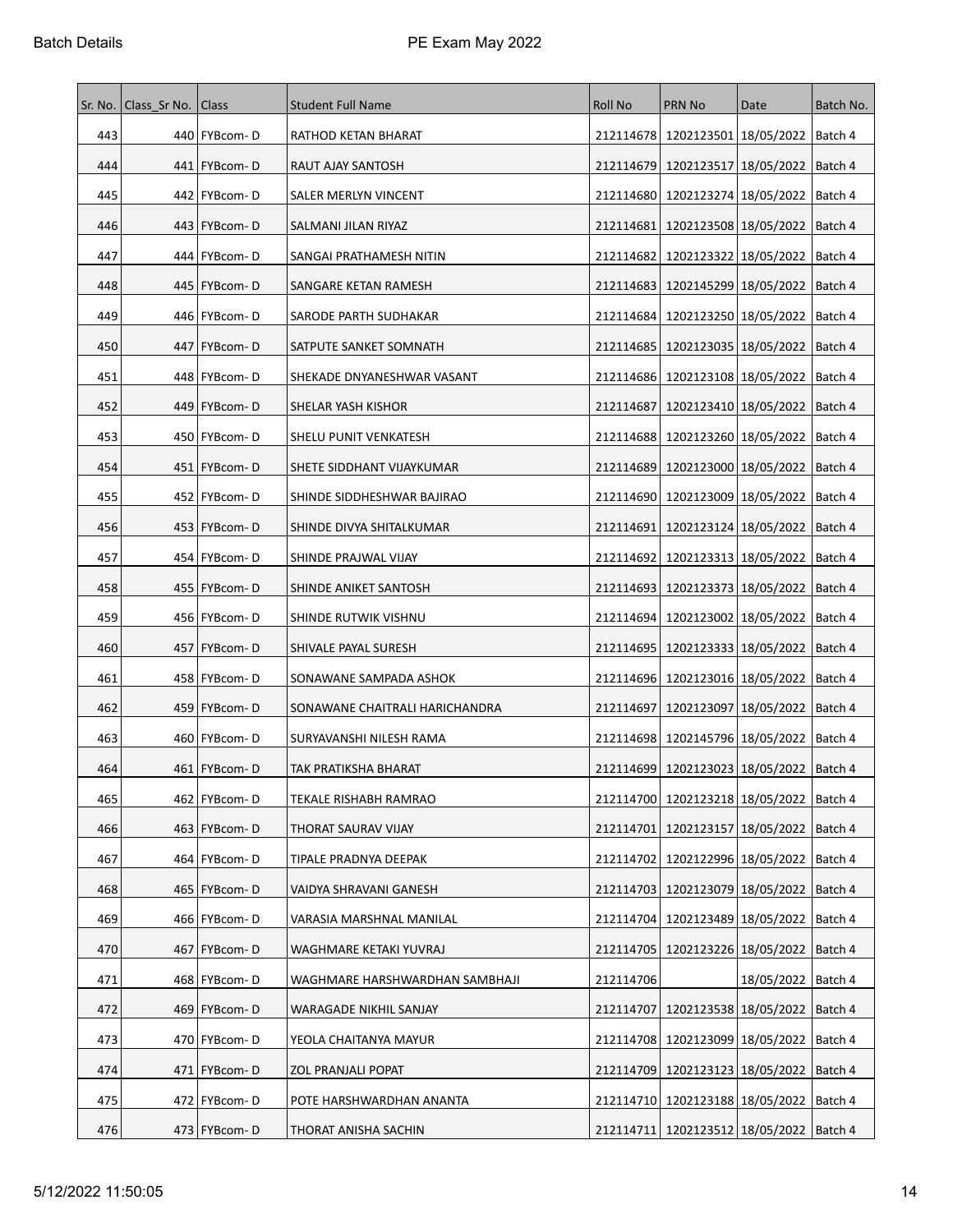| Sr. No. | Class_Sr No. | Class | Student Full Name | Roll No | PRN No | Date | Batch No. |
|---|---|---|---|---|---|---|---|
| 443 | 440 | FYBcom- D | RATHOD KETAN BHARAT | 212114678 | 1202123501 | 18/05/2022 | Batch 4 |
| 444 | 441 | FYBcom- D | RAUT AJAY SANTOSH | 212114679 | 1202123517 | 18/05/2022 | Batch 4 |
| 445 | 442 | FYBcom- D | SALER MERLYN VINCENT | 212114680 | 1202123274 | 18/05/2022 | Batch 4 |
| 446 | 443 | FYBcom- D | SALMANI JILAN RIYAZ | 212114681 | 1202123508 | 18/05/2022 | Batch 4 |
| 447 | 444 | FYBcom- D | SANGAI PRATHAMESH NITIN | 212114682 | 1202123322 | 18/05/2022 | Batch 4 |
| 448 | 445 | FYBcom- D | SANGARE KETAN RAMESH | 212114683 | 1202145299 | 18/05/2022 | Batch 4 |
| 449 | 446 | FYBcom- D | SARODE PARTH SUDHAKAR | 212114684 | 1202123250 | 18/05/2022 | Batch 4 |
| 450 | 447 | FYBcom- D | SATPUTE SANKET SOMNATH | 212114685 | 1202123035 | 18/05/2022 | Batch 4 |
| 451 | 448 | FYBcom- D | SHEKADE DNYANESHWAR VASANT | 212114686 | 1202123108 | 18/05/2022 | Batch 4 |
| 452 | 449 | FYBcom- D | SHELAR YASH KISHOR | 212114687 | 1202123410 | 18/05/2022 | Batch 4 |
| 453 | 450 | FYBcom- D | SHELU PUNIT VENKATESH | 212114688 | 1202123260 | 18/05/2022 | Batch 4 |
| 454 | 451 | FYBcom- D | SHETE SIDDHANT VIJAYKUMAR | 212114689 | 1202123000 | 18/05/2022 | Batch 4 |
| 455 | 452 | FYBcom- D | SHINDE SIDDHESHWAR BAJIRAO | 212114690 | 1202123009 | 18/05/2022 | Batch 4 |
| 456 | 453 | FYBcom- D | SHINDE DIVYA SHITALKUMAR | 212114691 | 1202123124 | 18/05/2022 | Batch 4 |
| 457 | 454 | FYBcom- D | SHINDE PRAJWAL VIJAY | 212114692 | 1202123313 | 18/05/2022 | Batch 4 |
| 458 | 455 | FYBcom- D | SHINDE ANIKET SANTOSH | 212114693 | 1202123373 | 18/05/2022 | Batch 4 |
| 459 | 456 | FYBcom- D | SHINDE RUTWIK VISHNU | 212114694 | 1202123002 | 18/05/2022 | Batch 4 |
| 460 | 457 | FYBcom- D | SHIVALE PAYAL SURESH | 212114695 | 1202123333 | 18/05/2022 | Batch 4 |
| 461 | 458 | FYBcom- D | SONAWANE SAMPADA ASHOK | 212114696 | 1202123016 | 18/05/2022 | Batch 4 |
| 462 | 459 | FYBcom- D | SONAWANE CHAITRALI HARICHANDRA | 212114697 | 1202123097 | 18/05/2022 | Batch 4 |
| 463 | 460 | FYBcom- D | SURYAVANSHI NILESH RAMA | 212114698 | 1202145796 | 18/05/2022 | Batch 4 |
| 464 | 461 | FYBcom- D | TAK PRATIKSHA BHARAT | 212114699 | 1202123023 | 18/05/2022 | Batch 4 |
| 465 | 462 | FYBcom- D | TEKALE RISHABH RAMRAO | 212114700 | 1202123218 | 18/05/2022 | Batch 4 |
| 466 | 463 | FYBcom- D | THORAT SAURAV VIJAY | 212114701 | 1202123157 | 18/05/2022 | Batch 4 |
| 467 | 464 | FYBcom- D | TIPALE PRADNYA DEEPAK | 212114702 | 1202122996 | 18/05/2022 | Batch 4 |
| 468 | 465 | FYBcom- D | VAIDYA SHRAVANI GANESH | 212114703 | 1202123079 | 18/05/2022 | Batch 4 |
| 469 | 466 | FYBcom- D | VARASIA MARSHNAL MANILAL | 212114704 | 1202123489 | 18/05/2022 | Batch 4 |
| 470 | 467 | FYBcom- D | WAGHMARE KETAKI YUVRAJ | 212114705 | 1202123226 | 18/05/2022 | Batch 4 |
| 471 | 468 | FYBcom- D | WAGHMARE HARSHWARDHAN SAMBHAJI | 212114706 | | 18/05/2022 | Batch 4 |
| 472 | 469 | FYBcom- D | WARAGADE NIKHIL SANJAY | 212114707 | 1202123538 | 18/05/2022 | Batch 4 |
| 473 | 470 | FYBcom- D | YEOLA CHAITANYA MAYUR | 212114708 | 1202123099 | 18/05/2022 | Batch 4 |
| 474 | 471 | FYBcom- D | ZOL PRANJALI POPAT | 212114709 | 1202123123 | 18/05/2022 | Batch 4 |
| 475 | 472 | FYBcom- D | POTE HARSHWARDHAN ANANTA | 212114710 | 1202123188 | 18/05/2022 | Batch 4 |
| 476 | 473 | FYBcom- D | THORAT ANISHA SACHIN | 212114711 | 1202123512 | 18/05/2022 | Batch 4 |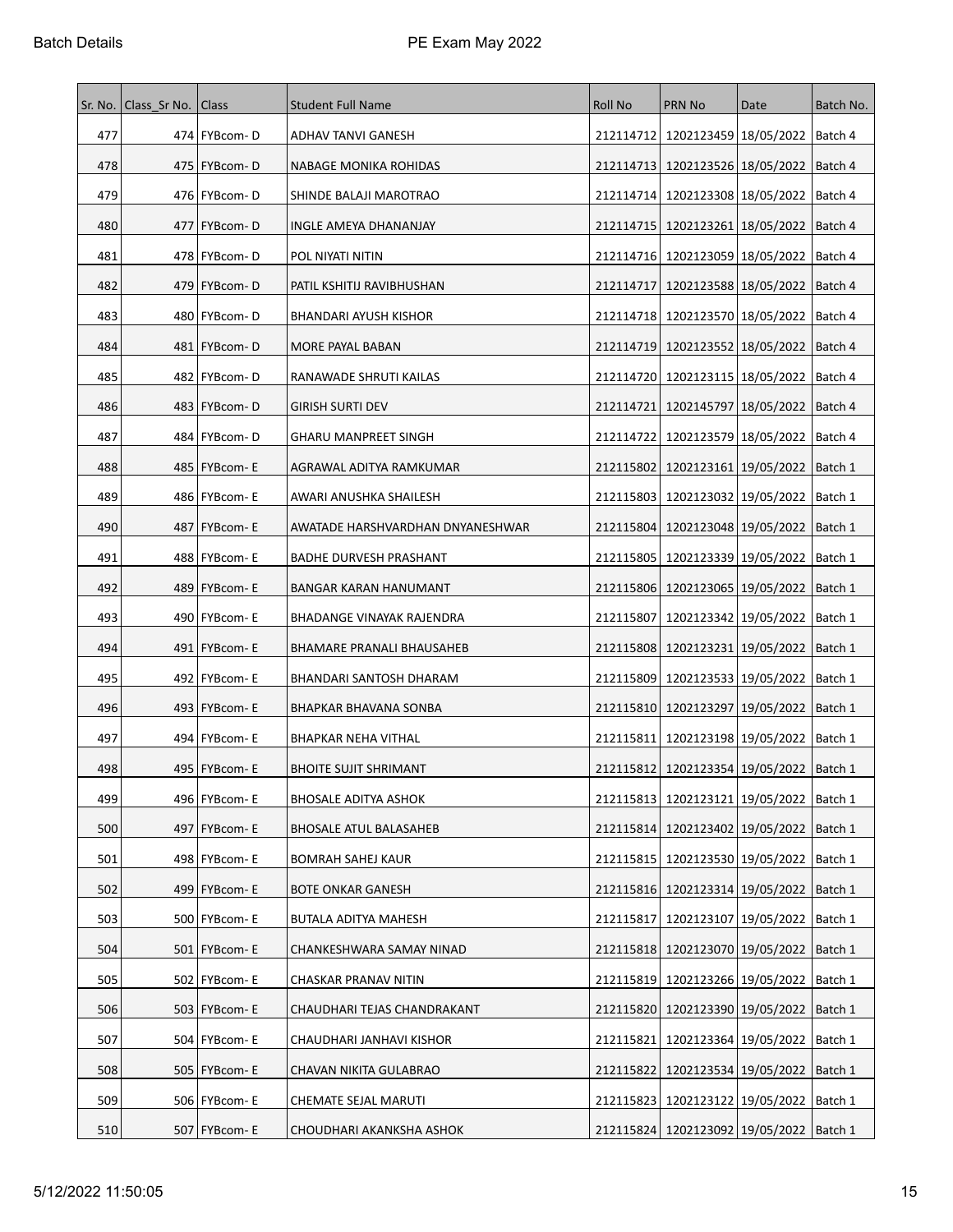| Sr. No. | Class_Sr No. | Class | Student Full Name | Roll No | PRN No | Date | Batch No. |
|---|---|---|---|---|---|---|---|
| 477 | 474 | FYBcom- D | ADHAV TANVI GANESH | 212114712 | 1202123459 | 18/05/2022 | Batch 4 |
| 478 | 475 | FYBcom- D | NABAGE MONIKA ROHIDAS | 212114713 | 1202123526 | 18/05/2022 | Batch 4 |
| 479 | 476 | FYBcom- D | SHINDE BALAJI MAROTRAO | 212114714 | 1202123308 | 18/05/2022 | Batch 4 |
| 480 | 477 | FYBcom- D | INGLE AMEYA DHANANJAY | 212114715 | 1202123261 | 18/05/2022 | Batch 4 |
| 481 | 478 | FYBcom- D | POL NIYATI NITIN | 212114716 | 1202123059 | 18/05/2022 | Batch 4 |
| 482 | 479 | FYBcom- D | PATIL KSHITIJ RAVIBHUSHAN | 212114717 | 1202123588 | 18/05/2022 | Batch 4 |
| 483 | 480 | FYBcom- D | BHANDARI AYUSH KISHOR | 212114718 | 1202123570 | 18/05/2022 | Batch 4 |
| 484 | 481 | FYBcom- D | MORE PAYAL BABAN | 212114719 | 1202123552 | 18/05/2022 | Batch 4 |
| 485 | 482 | FYBcom- D | RANAWADE SHRUTI KAILAS | 212114720 | 1202123115 | 18/05/2022 | Batch 4 |
| 486 | 483 | FYBcom- D | GIRISH SURTI DEV | 212114721 | 1202145797 | 18/05/2022 | Batch 4 |
| 487 | 484 | FYBcom- D | GHARU MANPREET SINGH | 212114722 | 1202123579 | 18/05/2022 | Batch 4 |
| 488 | 485 | FYBcom- E | AGRAWAL ADITYA RAMKUMAR | 212115802 | 1202123161 | 19/05/2022 | Batch 1 |
| 489 | 486 | FYBcom- E | AWARI ANUSHKA SHAILESH | 212115803 | 1202123032 | 19/05/2022 | Batch 1 |
| 490 | 487 | FYBcom- E | AWATADE HARSHVARDHAN DNYANESHWAR | 212115804 | 1202123048 | 19/05/2022 | Batch 1 |
| 491 | 488 | FYBcom- E | BADHE DURVESH PRASHANT | 212115805 | 1202123339 | 19/05/2022 | Batch 1 |
| 492 | 489 | FYBcom- E | BANGAR KARAN HANUMANT | 212115806 | 1202123065 | 19/05/2022 | Batch 1 |
| 493 | 490 | FYBcom- E | BHADANGE VINAYAK RAJENDRA | 212115807 | 1202123342 | 19/05/2022 | Batch 1 |
| 494 | 491 | FYBcom- E | BHAMARE PRANALI BHAUSAHEB | 212115808 | 1202123231 | 19/05/2022 | Batch 1 |
| 495 | 492 | FYBcom- E | BHANDARI SANTOSH DHARAM | 212115809 | 1202123533 | 19/05/2022 | Batch 1 |
| 496 | 493 | FYBcom- E | BHAPKAR BHAVANA SONBA | 212115810 | 1202123297 | 19/05/2022 | Batch 1 |
| 497 | 494 | FYBcom- E | BHAPKAR NEHA VITHAL | 212115811 | 1202123198 | 19/05/2022 | Batch 1 |
| 498 | 495 | FYBcom- E | BHOITE SUJIT SHRIMANT | 212115812 | 1202123354 | 19/05/2022 | Batch 1 |
| 499 | 496 | FYBcom- E | BHOSALE ADITYA ASHOK | 212115813 | 1202123121 | 19/05/2022 | Batch 1 |
| 500 | 497 | FYBcom- E | BHOSALE ATUL BALASAHEB | 212115814 | 1202123402 | 19/05/2022 | Batch 1 |
| 501 | 498 | FYBcom- E | BOMRAH SAHEJ KAUR | 212115815 | 1202123530 | 19/05/2022 | Batch 1 |
| 502 | 499 | FYBcom- E | BOTE ONKAR GANESH | 212115816 | 1202123314 | 19/05/2022 | Batch 1 |
| 503 | 500 | FYBcom- E | BUTALA ADITYA MAHESH | 212115817 | 1202123107 | 19/05/2022 | Batch 1 |
| 504 | 501 | FYBcom- E | CHANKESHWARA SAMAY NINAD | 212115818 | 1202123070 | 19/05/2022 | Batch 1 |
| 505 | 502 | FYBcom- E | CHASKAR PRANAV NITIN | 212115819 | 1202123266 | 19/05/2022 | Batch 1 |
| 506 | 503 | FYBcom- E | CHAUDHARI TEJAS CHANDRAKANT | 212115820 | 1202123390 | 19/05/2022 | Batch 1 |
| 507 | 504 | FYBcom- E | CHAUDHARI JANHAVI KISHOR | 212115821 | 1202123364 | 19/05/2022 | Batch 1 |
| 508 | 505 | FYBcom- E | CHAVAN NIKITA GULABRAO | 212115822 | 1202123534 | 19/05/2022 | Batch 1 |
| 509 | 506 | FYBcom- E | CHEMATE SEJAL MARUTI | 212115823 | 1202123122 | 19/05/2022 | Batch 1 |
| 510 | 507 | FYBcom- E | CHOUDHARI AKANKSHA ASHOK | 212115824 | 1202123092 | 19/05/2022 | Batch 1 |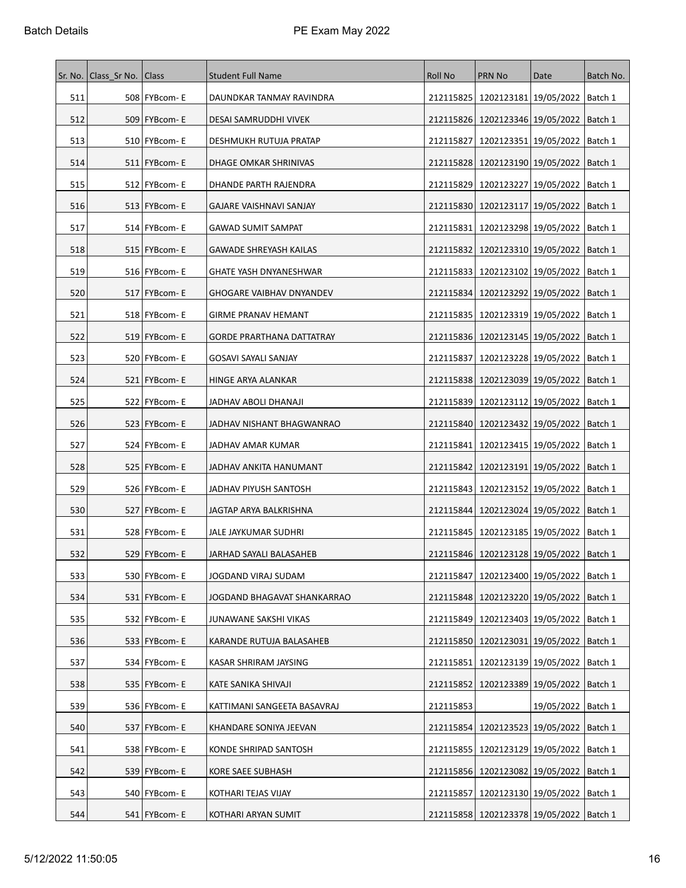| Sr. No. | Class_Sr No. | Class | Student Full Name | Roll No | PRN No | Date | Batch No. |
|---|---|---|---|---|---|---|---|
| 511 | 508 | FYBcom- E | DAUNDKAR TANMAY RAVINDRA | 212115825 | 1202123181 | 19/05/2022 | Batch 1 |
| 512 | 509 | FYBcom- E | DESAI SAMRUDDHI VIVEK | 212115826 | 1202123346 | 19/05/2022 | Batch 1 |
| 513 | 510 | FYBcom- E | DESHMUKH RUTUJA PRATAP | 212115827 | 1202123351 | 19/05/2022 | Batch 1 |
| 514 | 511 | FYBcom- E | DHAGE OMKAR SHRINIVAS | 212115828 | 1202123190 | 19/05/2022 | Batch 1 |
| 515 | 512 | FYBcom- E | DHANDE PARTH RAJENDRA | 212115829 | 1202123227 | 19/05/2022 | Batch 1 |
| 516 | 513 | FYBcom- E | GAJARE VAISHNAVI SANJAY | 212115830 | 1202123117 | 19/05/2022 | Batch 1 |
| 517 | 514 | FYBcom- E | GAWAD SUMIT SAMPAT | 212115831 | 1202123298 | 19/05/2022 | Batch 1 |
| 518 | 515 | FYBcom- E | GAWADE SHREYASH KAILAS | 212115832 | 1202123310 | 19/05/2022 | Batch 1 |
| 519 | 516 | FYBcom- E | GHATE YASH DNYANESHWAR | 212115833 | 1202123102 | 19/05/2022 | Batch 1 |
| 520 | 517 | FYBcom- E | GHOGARE VAIBHAV DNYANDEV | 212115834 | 1202123292 | 19/05/2022 | Batch 1 |
| 521 | 518 | FYBcom- E | GIRME PRANAV HEMANT | 212115835 | 1202123319 | 19/05/2022 | Batch 1 |
| 522 | 519 | FYBcom- E | GORDE PRARTHANA DATTATRAY | 212115836 | 1202123145 | 19/05/2022 | Batch 1 |
| 523 | 520 | FYBcom- E | GOSAVI SAYALI SANJAY | 212115837 | 1202123228 | 19/05/2022 | Batch 1 |
| 524 | 521 | FYBcom- E | HINGE ARYA ALANKAR | 212115838 | 1202123039 | 19/05/2022 | Batch 1 |
| 525 | 522 | FYBcom- E | JADHAV ABOLI DHANAJI | 212115839 | 1202123112 | 19/05/2022 | Batch 1 |
| 526 | 523 | FYBcom- E | JADHAV NISHANT BHAGWANRAO | 212115840 | 1202123432 | 19/05/2022 | Batch 1 |
| 527 | 524 | FYBcom- E | JADHAV AMAR KUMAR | 212115841 | 1202123415 | 19/05/2022 | Batch 1 |
| 528 | 525 | FYBcom- E | JADHAV ANKITA HANUMANT | 212115842 | 1202123191 | 19/05/2022 | Batch 1 |
| 529 | 526 | FYBcom- E | JADHAV PIYUSH SANTOSH | 212115843 | 1202123152 | 19/05/2022 | Batch 1 |
| 530 | 527 | FYBcom- E | JAGTAP ARYA BALKRISHNA | 212115844 | 1202123024 | 19/05/2022 | Batch 1 |
| 531 | 528 | FYBcom- E | JALE JAYKUMAR SUDHRI | 212115845 | 1202123185 | 19/05/2022 | Batch 1 |
| 532 | 529 | FYBcom- E | JARHAD SAYALI BALASAHEB | 212115846 | 1202123128 | 19/05/2022 | Batch 1 |
| 533 | 530 | FYBcom- E | JOGDAND VIRAJ SUDAM | 212115847 | 1202123400 | 19/05/2022 | Batch 1 |
| 534 | 531 | FYBcom- E | JOGDAND BHAGAVAT SHANKARRAO | 212115848 | 1202123220 | 19/05/2022 | Batch 1 |
| 535 | 532 | FYBcom- E | JUNAWANE SAKSHI VIKAS | 212115849 | 1202123403 | 19/05/2022 | Batch 1 |
| 536 | 533 | FYBcom- E | KARANDE RUTUJA BALASAHEB | 212115850 | 1202123031 | 19/05/2022 | Batch 1 |
| 537 | 534 | FYBcom- E | KASAR SHRIRAM JAYSING | 212115851 | 1202123139 | 19/05/2022 | Batch 1 |
| 538 | 535 | FYBcom- E | KATE SANIKA SHIVAJI | 212115852 | 1202123389 | 19/05/2022 | Batch 1 |
| 539 | 536 | FYBcom- E | KATTIMANI SANGEETA BASAVRAJ | 212115853 | | 19/05/2022 | Batch 1 |
| 540 | 537 | FYBcom- E | KHANDARE SONIYA JEEVAN | 212115854 | 1202123523 | 19/05/2022 | Batch 1 |
| 541 | 538 | FYBcom- E | KONDE SHRIPAD SANTOSH | 212115855 | 1202123129 | 19/05/2022 | Batch 1 |
| 542 | 539 | FYBcom- E | KORE SAEE SUBHASH | 212115856 | 1202123082 | 19/05/2022 | Batch 1 |
| 543 | 540 | FYBcom- E | KOTHARI TEJAS VIJAY | 212115857 | 1202123130 | 19/05/2022 | Batch 1 |
| 544 | 541 | FYBcom- E | KOTHARI ARYAN SUMIT | 212115858 | 1202123378 | 19/05/2022 | Batch 1 |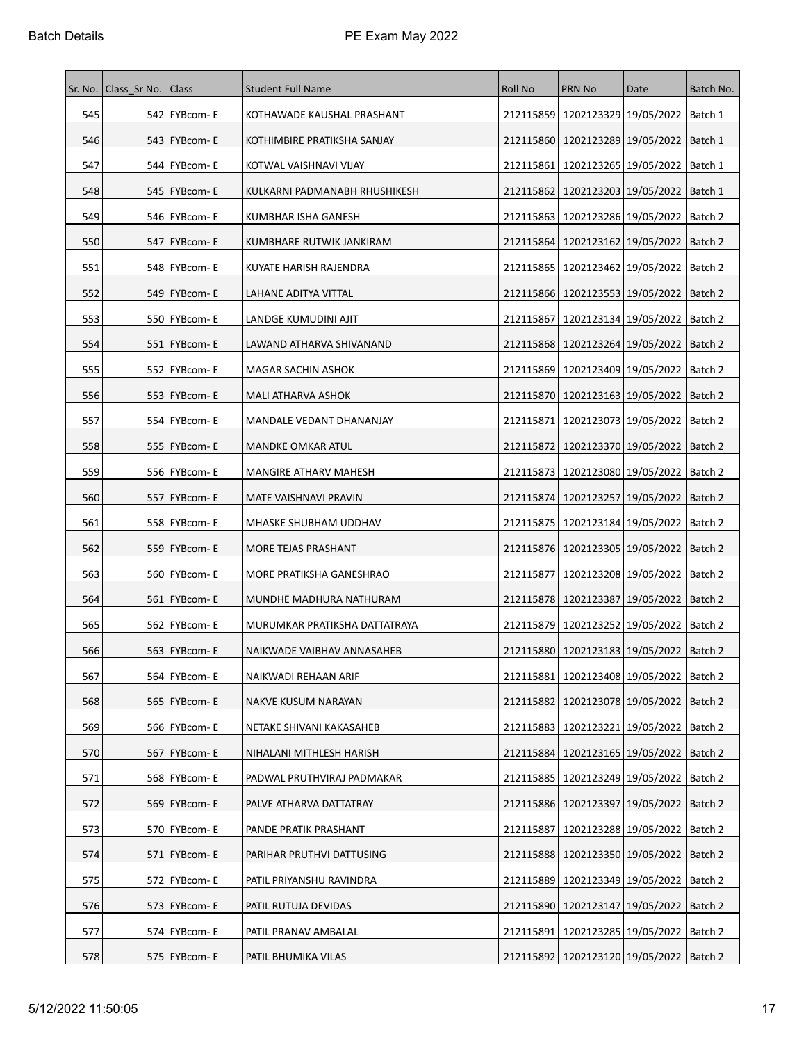| Sr. No. | Class_Sr No. | Class | Student Full Name | Roll No | PRN No | Date | Batch No. |
|---|---|---|---|---|---|---|---|
| 545 | 542 | FYBcom- E | KOTHAWADE KAUSHAL PRASHANT | 212115859 | 1202123329 | 19/05/2022 | Batch 1 |
| 546 | 543 | FYBcom- E | KOTHIMBIRE PRATIKSHA SANJAY | 212115860 | 1202123289 | 19/05/2022 | Batch 1 |
| 547 | 544 | FYBcom- E | KOTWAL VAISHNAVI VIJAY | 212115861 | 1202123265 | 19/05/2022 | Batch 1 |
| 548 | 545 | FYBcom- E | KULKARNI PADMANABH RHUSHIKESH | 212115862 | 1202123203 | 19/05/2022 | Batch 1 |
| 549 | 546 | FYBcom- E | KUMBHAR ISHA GANESH | 212115863 | 1202123286 | 19/05/2022 | Batch 2 |
| 550 | 547 | FYBcom- E | KUMBHARE RUTWIK JANKIRAM | 212115864 | 1202123162 | 19/05/2022 | Batch 2 |
| 551 | 548 | FYBcom- E | KUYATE HARISH RAJENDRA | 212115865 | 1202123462 | 19/05/2022 | Batch 2 |
| 552 | 549 | FYBcom- E | LAHANE ADITYA VITTAL | 212115866 | 1202123553 | 19/05/2022 | Batch 2 |
| 553 | 550 | FYBcom- E | LANDGE KUMUDINI AJIT | 212115867 | 1202123134 | 19/05/2022 | Batch 2 |
| 554 | 551 | FYBcom- E | LAWAND ATHARVA SHIVANAND | 212115868 | 1202123264 | 19/05/2022 | Batch 2 |
| 555 | 552 | FYBcom- E | MAGAR SACHIN ASHOK | 212115869 | 1202123409 | 19/05/2022 | Batch 2 |
| 556 | 553 | FYBcom- E | MALI ATHARVA ASHOK | 212115870 | 1202123163 | 19/05/2022 | Batch 2 |
| 557 | 554 | FYBcom- E | MANDALE VEDANT DHANANJAY | 212115871 | 1202123073 | 19/05/2022 | Batch 2 |
| 558 | 555 | FYBcom- E | MANDKE OMKAR ATUL | 212115872 | 1202123370 | 19/05/2022 | Batch 2 |
| 559 | 556 | FYBcom- E | MANGIRE ATHARV MAHESH | 212115873 | 1202123080 | 19/05/2022 | Batch 2 |
| 560 | 557 | FYBcom- E | MATE VAISHNAVI PRAVIN | 212115874 | 1202123257 | 19/05/2022 | Batch 2 |
| 561 | 558 | FYBcom- E | MHASKE SHUBHAM UDDHAV | 212115875 | 1202123184 | 19/05/2022 | Batch 2 |
| 562 | 559 | FYBcom- E | MORE TEJAS PRASHANT | 212115876 | 1202123305 | 19/05/2022 | Batch 2 |
| 563 | 560 | FYBcom- E | MORE PRATIKSHA GANESHRAO | 212115877 | 1202123208 | 19/05/2022 | Batch 2 |
| 564 | 561 | FYBcom- E | MUNDHE MADHURA NATHURAM | 212115878 | 1202123387 | 19/05/2022 | Batch 2 |
| 565 | 562 | FYBcom- E | MURUMKAR PRATIKSHA DATTATRAYA | 212115879 | 1202123252 | 19/05/2022 | Batch 2 |
| 566 | 563 | FYBcom- E | NAIKWADE VAIBHAV ANNASAHEB | 212115880 | 1202123183 | 19/05/2022 | Batch 2 |
| 567 | 564 | FYBcom- E | NAIKWADI REHAAN ARIF | 212115881 | 1202123408 | 19/05/2022 | Batch 2 |
| 568 | 565 | FYBcom- E | NAKVE KUSUM NARAYAN | 212115882 | 1202123078 | 19/05/2022 | Batch 2 |
| 569 | 566 | FYBcom- E | NETAKE SHIVANI KAKASAHEB | 212115883 | 1202123221 | 19/05/2022 | Batch 2 |
| 570 | 567 | FYBcom- E | NIHALANI MITHLESH HARISH | 212115884 | 1202123165 | 19/05/2022 | Batch 2 |
| 571 | 568 | FYBcom- E | PADWAL PRUTHVIRAJ PADMAKAR | 212115885 | 1202123249 | 19/05/2022 | Batch 2 |
| 572 | 569 | FYBcom- E | PALVE ATHARVA DATTATRAY | 212115886 | 1202123397 | 19/05/2022 | Batch 2 |
| 573 | 570 | FYBcom- E | PANDE PRATIK PRASHANT | 212115887 | 1202123288 | 19/05/2022 | Batch 2 |
| 574 | 571 | FYBcom- E | PARIHAR PRUTHVI DATTUSING | 212115888 | 1202123350 | 19/05/2022 | Batch 2 |
| 575 | 572 | FYBcom- E | PATIL PRIYANSHU RAVINDRA | 212115889 | 1202123349 | 19/05/2022 | Batch 2 |
| 576 | 573 | FYBcom- E | PATIL RUTUJA DEVIDAS | 212115890 | 1202123147 | 19/05/2022 | Batch 2 |
| 577 | 574 | FYBcom- E | PATIL PRANAV AMBALAL | 212115891 | 1202123285 | 19/05/2022 | Batch 2 |
| 578 | 575 | FYBcom- E | PATIL BHUMIKA VILAS | 212115892 | 1202123120 | 19/05/2022 | Batch 2 |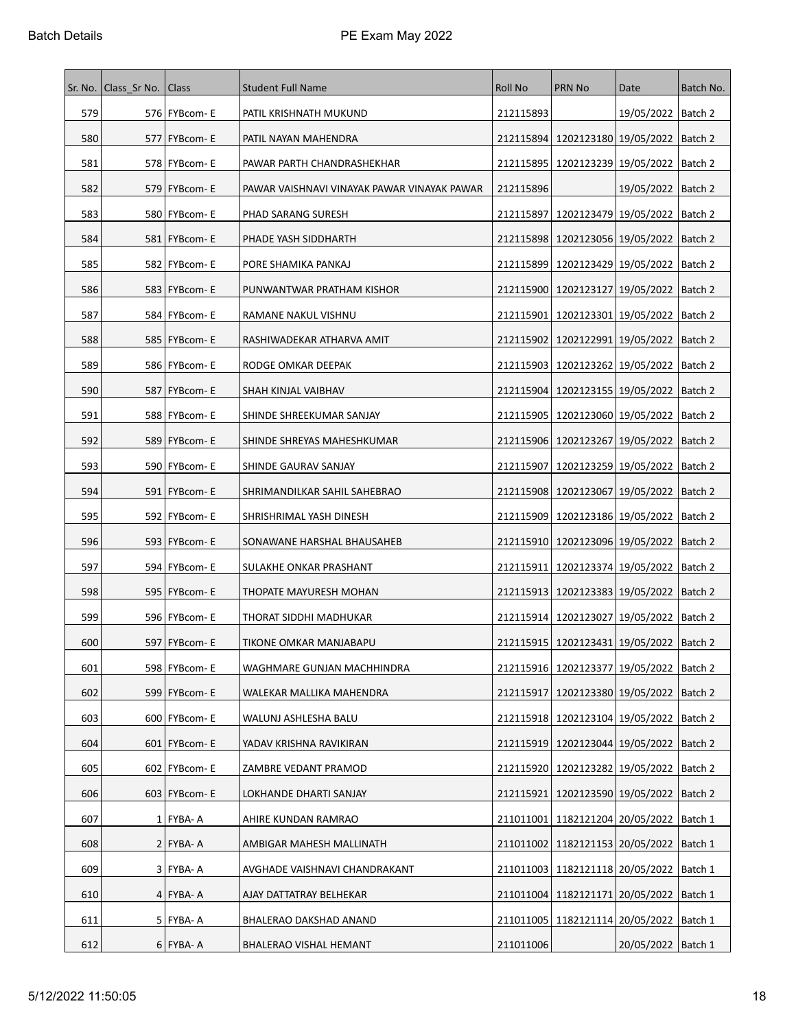| Sr. No. | Class_Sr No. | Class | Student Full Name | Roll No | PRN No | Date | Batch No. |
|---|---|---|---|---|---|---|---|
| 579 | 576 | FYBcom- E | PATIL KRISHNATH MUKUND | 212115893 | | 19/05/2022 | Batch 2 |
| 580 | 577 | FYBcom- E | PATIL NAYAN MAHENDRA | 212115894 | 1202123180 | 19/05/2022 | Batch 2 |
| 581 | 578 | FYBcom- E | PAWAR PARTH CHANDRASHEKHAR | 212115895 | 1202123239 | 19/05/2022 | Batch 2 |
| 582 | 579 | FYBcom- E | PAWAR VAISHNAVI VINAYAK PAWAR VINAYAK PAWAR | 212115896 | | 19/05/2022 | Batch 2 |
| 583 | 580 | FYBcom- E | PHAD SARANG SURESH | 212115897 | 1202123479 | 19/05/2022 | Batch 2 |
| 584 | 581 | FYBcom- E | PHADE YASH SIDDHARTH | 212115898 | 1202123056 | 19/05/2022 | Batch 2 |
| 585 | 582 | FYBcom- E | PORE SHAMIKA PANKAJ | 212115899 | 1202123429 | 19/05/2022 | Batch 2 |
| 586 | 583 | FYBcom- E | PUNWANTWAR PRATHAM KISHOR | 212115900 | 1202123127 | 19/05/2022 | Batch 2 |
| 587 | 584 | FYBcom- E | RAMANE NAKUL VISHNU | 212115901 | 1202123301 | 19/05/2022 | Batch 2 |
| 588 | 585 | FYBcom- E | RASHIWADEKAR ATHARVA AMIT | 212115902 | 1202122991 | 19/05/2022 | Batch 2 |
| 589 | 586 | FYBcom- E | RODGE OMKAR DEEPAK | 212115903 | 1202123262 | 19/05/2022 | Batch 2 |
| 590 | 587 | FYBcom- E | SHAH KINJAL VAIBHAV | 212115904 | 1202123155 | 19/05/2022 | Batch 2 |
| 591 | 588 | FYBcom- E | SHINDE SHREEKUMAR SANJAY | 212115905 | 1202123060 | 19/05/2022 | Batch 2 |
| 592 | 589 | FYBcom- E | SHINDE SHREYAS MAHESHKUMAR | 212115906 | 1202123267 | 19/05/2022 | Batch 2 |
| 593 | 590 | FYBcom- E | SHINDE GAURAV SANJAY | 212115907 | 1202123259 | 19/05/2022 | Batch 2 |
| 594 | 591 | FYBcom- E | SHRIMANDILKAR SAHIL SAHEBRAO | 212115908 | 1202123067 | 19/05/2022 | Batch 2 |
| 595 | 592 | FYBcom- E | SHRISHRIMAL YASH DINESH | 212115909 | 1202123186 | 19/05/2022 | Batch 2 |
| 596 | 593 | FYBcom- E | SONAWANE HARSHAL BHAUSAHEB | 212115910 | 1202123096 | 19/05/2022 | Batch 2 |
| 597 | 594 | FYBcom- E | SULAKHE ONKAR PRASHANT | 212115911 | 1202123374 | 19/05/2022 | Batch 2 |
| 598 | 595 | FYBcom- E | THOPATE MAYURESH MOHAN | 212115913 | 1202123383 | 19/05/2022 | Batch 2 |
| 599 | 596 | FYBcom- E | THORAT SIDDHI MADHUKAR | 212115914 | 1202123027 | 19/05/2022 | Batch 2 |
| 600 | 597 | FYBcom- E | TIKONE OMKAR MANJABAPU | 212115915 | 1202123431 | 19/05/2022 | Batch 2 |
| 601 | 598 | FYBcom- E | WAGHMARE GUNJAN MACHHINDRA | 212115916 | 1202123377 | 19/05/2022 | Batch 2 |
| 602 | 599 | FYBcom- E | WALEKAR MALLIKA MAHENDRA | 212115917 | 1202123380 | 19/05/2022 | Batch 2 |
| 603 | 600 | FYBcom- E | WALUNJ ASHLESHA BALU | 212115918 | 1202123104 | 19/05/2022 | Batch 2 |
| 604 | 601 | FYBcom- E | YADAV KRISHNA RAVIKIRAN | 212115919 | 1202123044 | 19/05/2022 | Batch 2 |
| 605 | 602 | FYBcom- E | ZAMBRE VEDANT PRAMOD | 212115920 | 1202123282 | 19/05/2022 | Batch 2 |
| 606 | 603 | FYBcom- E | LOKHANDE DHARTI SANJAY | 212115921 | 1202123590 | 19/05/2022 | Batch 2 |
| 607 | 1 | FYBA- A | AHIRE KUNDAN RAMRAO | 211011001 | 1182121204 | 20/05/2022 | Batch 1 |
| 608 | 2 | FYBA- A | AMBIGAR MAHESH MALLINATH | 211011002 | 1182121153 | 20/05/2022 | Batch 1 |
| 609 | 3 | FYBA- A | AVGHADE VAISHNAVI CHANDRAKANT | 211011003 | 1182121118 | 20/05/2022 | Batch 1 |
| 610 | 4 | FYBA- A | AJAY DATTATRAY BELHEKAR | 211011004 | 1182121171 | 20/05/2022 | Batch 1 |
| 611 | 5 | FYBA- A | BHALERAO DAKSHAD ANAND | 211011005 | 1182121114 | 20/05/2022 | Batch 1 |
| 612 | 6 | FYBA- A | BHALERAO VISHAL HEMANT | 211011006 | | 20/05/2022 | Batch 1 |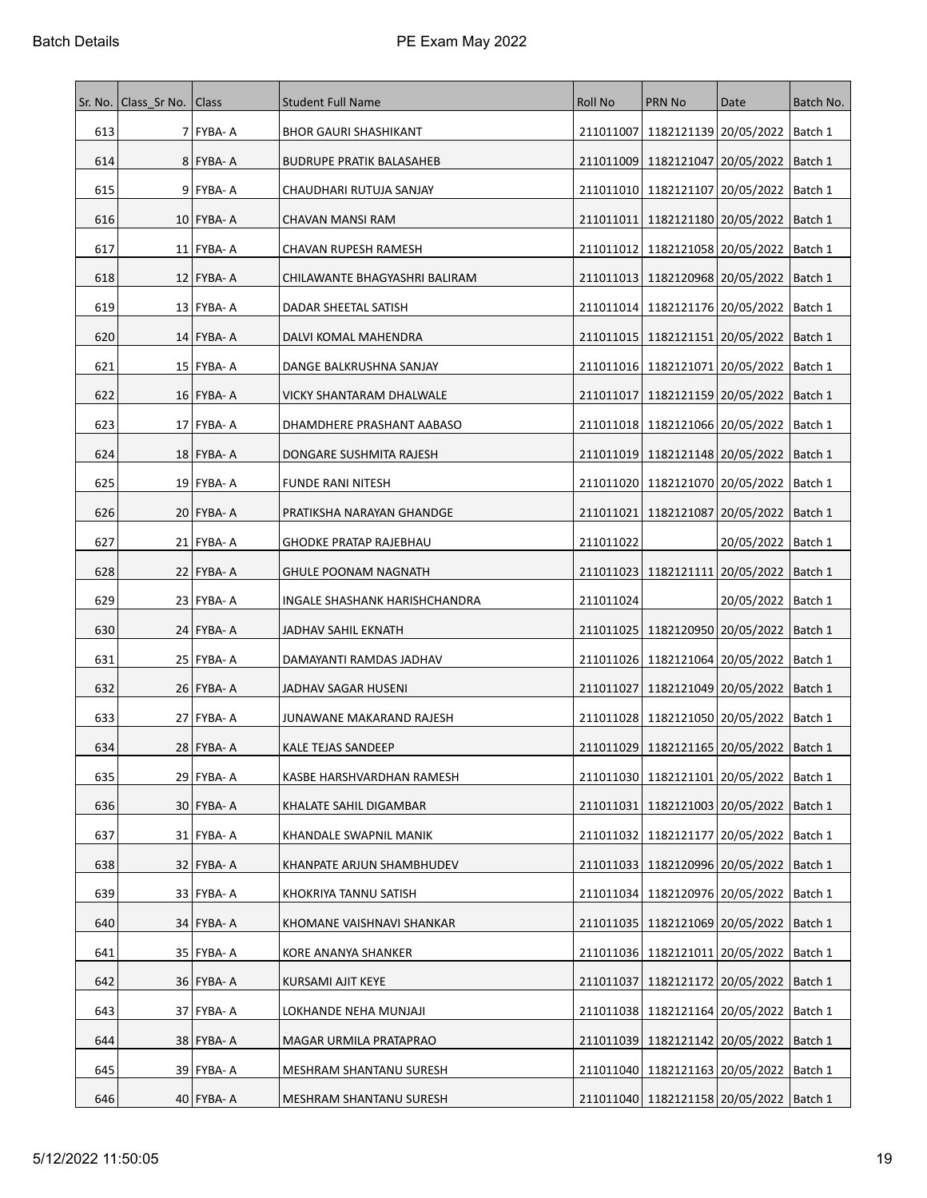| Sr. No. | Class_Sr No. | Class | Student Full Name | Roll No | PRN No | Date | Batch No. |
|---|---|---|---|---|---|---|---|
| 613 | 7 | FYBA- A | BHOR GAURI SHASHIKANT | 211011007 | 1182121139 | 20/05/2022 | Batch 1 |
| 614 | 8 | FYBA- A | BUDRUPE PRATIK BALASAHEB | 211011009 | 1182121047 | 20/05/2022 | Batch 1 |
| 615 | 9 | FYBA- A | CHAUDHARI RUTUJA SANJAY | 211011010 | 1182121107 | 20/05/2022 | Batch 1 |
| 616 | 10 | FYBA- A | CHAVAN MANSI RAM | 211011011 | 1182121180 | 20/05/2022 | Batch 1 |
| 617 | 11 | FYBA- A | CHAVAN RUPESH RAMESH | 211011012 | 1182121058 | 20/05/2022 | Batch 1 |
| 618 | 12 | FYBA- A | CHILAWANTE BHAGYASHRI BALIRAM | 211011013 | 1182120968 | 20/05/2022 | Batch 1 |
| 619 | 13 | FYBA- A | DADAR SHEETAL SATISH | 211011014 | 1182121176 | 20/05/2022 | Batch 1 |
| 620 | 14 | FYBA- A | DALVI KOMAL MAHENDRA | 211011015 | 1182121151 | 20/05/2022 | Batch 1 |
| 621 | 15 | FYBA- A | DANGE BALKRUSHNA SANJAY | 211011016 | 1182121071 | 20/05/2022 | Batch 1 |
| 622 | 16 | FYBA- A | VICKY SHANTARAM DHALWALE | 211011017 | 1182121159 | 20/05/2022 | Batch 1 |
| 623 | 17 | FYBA- A | DHAMDHERE PRASHANT AABASO | 211011018 | 1182121066 | 20/05/2022 | Batch 1 |
| 624 | 18 | FYBA- A | DONGARE SUSHMITA RAJESH | 211011019 | 1182121148 | 20/05/2022 | Batch 1 |
| 625 | 19 | FYBA- A | FUNDE RANI NITESH | 211011020 | 1182121070 | 20/05/2022 | Batch 1 |
| 626 | 20 | FYBA- A | PRATIKSHA NARAYAN GHANDGE | 211011021 | 1182121087 | 20/05/2022 | Batch 1 |
| 627 | 21 | FYBA- A | GHODKE PRATAP RAJEBHAU | 211011022 | | 20/05/2022 | Batch 1 |
| 628 | 22 | FYBA- A | GHULE POONAM NAGNATH | 211011023 | 1182121111 | 20/05/2022 | Batch 1 |
| 629 | 23 | FYBA- A | INGALE SHASHANK HARISHCHANDRA | 211011024 | | 20/05/2022 | Batch 1 |
| 630 | 24 | FYBA- A | JADHAV SAHIL EKNATH | 211011025 | 1182120950 | 20/05/2022 | Batch 1 |
| 631 | 25 | FYBA- A | DAMAYANTI RAMDAS JADHAV | 211011026 | 1182121064 | 20/05/2022 | Batch 1 |
| 632 | 26 | FYBA- A | JADHAV SAGAR HUSENI | 211011027 | 1182121049 | 20/05/2022 | Batch 1 |
| 633 | 27 | FYBA- A | JUNAWANE MAKARAND RAJESH | 211011028 | 1182121050 | 20/05/2022 | Batch 1 |
| 634 | 28 | FYBA- A | KALE TEJAS SANDEEP | 211011029 | 1182121165 | 20/05/2022 | Batch 1 |
| 635 | 29 | FYBA- A | KASBE HARSHVARDHAN RAMESH | 211011030 | 1182121101 | 20/05/2022 | Batch 1 |
| 636 | 30 | FYBA- A | KHALATE SAHIL DIGAMBAR | 211011031 | 1182121003 | 20/05/2022 | Batch 1 |
| 637 | 31 | FYBA- A | KHANDALE SWAPNIL MANIK | 211011032 | 1182121177 | 20/05/2022 | Batch 1 |
| 638 | 32 | FYBA- A | KHANPATE ARJUN SHAMBHUDEV | 211011033 | 1182120996 | 20/05/2022 | Batch 1 |
| 639 | 33 | FYBA- A | KHOKRIYA TANNU SATISH | 211011034 | 1182120976 | 20/05/2022 | Batch 1 |
| 640 | 34 | FYBA- A | KHOMANE VAISHNAVI SHANKAR | 211011035 | 1182121069 | 20/05/2022 | Batch 1 |
| 641 | 35 | FYBA- A | KORE ANANYA SHANKER | 211011036 | 1182121011 | 20/05/2022 | Batch 1 |
| 642 | 36 | FYBA- A | KURSAMI AJIT KEYE | 211011037 | 1182121172 | 20/05/2022 | Batch 1 |
| 643 | 37 | FYBA- A | LOKHANDE NEHA MUNJAJI | 211011038 | 1182121164 | 20/05/2022 | Batch 1 |
| 644 | 38 | FYBA- A | MAGAR URMILA PRATAPRAO | 211011039 | 1182121142 | 20/05/2022 | Batch 1 |
| 645 | 39 | FYBA- A | MESHRAM SHANTANU SURESH | 211011040 | 1182121163 | 20/05/2022 | Batch 1 |
| 646 | 40 | FYBA- A | MESHRAM SHANTANU SURESH | 211011040 | 1182121158 | 20/05/2022 | Batch 1 |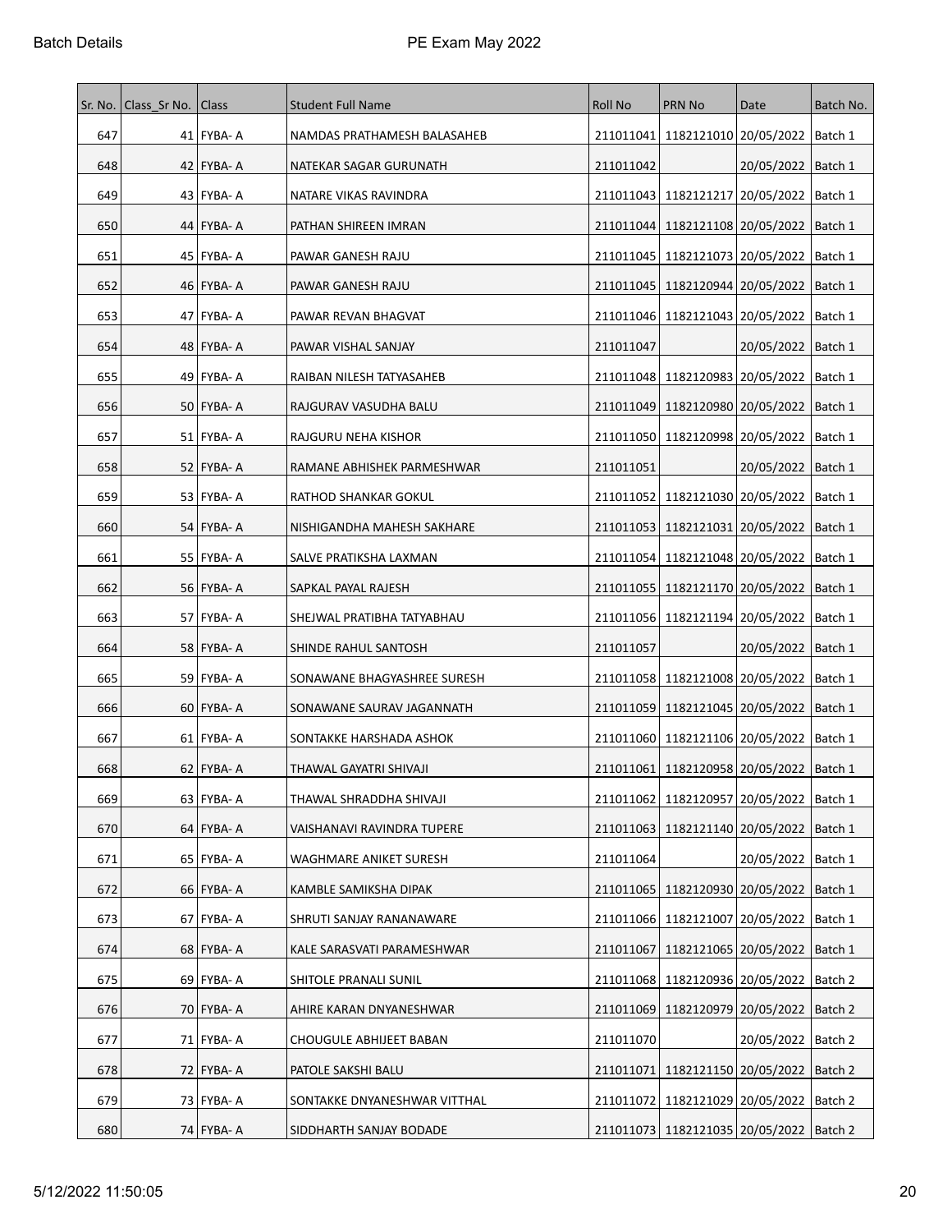| Sr. No. | Class_Sr No. | Class | Student Full Name | Roll No | PRN No | Date | Batch No. |
|---|---|---|---|---|---|---|---|
| 647 | 41 | FYBA- A | NAMDAS PRATHAMESH BALASAHEB | 211011041 | 1182121010 | 20/05/2022 | Batch 1 |
| 648 | 42 | FYBA- A | NATEKAR SAGAR GURUNATH | 211011042 | | 20/05/2022 | Batch 1 |
| 649 | 43 | FYBA- A | NATARE VIKAS RAVINDRA | 211011043 | 1182121217 | 20/05/2022 | Batch 1 |
| 650 | 44 | FYBA- A | PATHAN SHIREEN IMRAN | 211011044 | 1182121108 | 20/05/2022 | Batch 1 |
| 651 | 45 | FYBA- A | PAWAR GANESH RAJU | 211011045 | 1182121073 | 20/05/2022 | Batch 1 |
| 652 | 46 | FYBA- A | PAWAR GANESH RAJU | 211011045 | 1182120944 | 20/05/2022 | Batch 1 |
| 653 | 47 | FYBA- A | PAWAR REVAN BHAGVAT | 211011046 | 1182121043 | 20/05/2022 | Batch 1 |
| 654 | 48 | FYBA- A | PAWAR VISHAL SANJAY | 211011047 | | 20/05/2022 | Batch 1 |
| 655 | 49 | FYBA- A | RAIBAN NILESH TATYASAHEB | 211011048 | 1182120983 | 20/05/2022 | Batch 1 |
| 656 | 50 | FYBA- A | RAJGURAV VASUDHA BALU | 211011049 | 1182120980 | 20/05/2022 | Batch 1 |
| 657 | 51 | FYBA- A | RAJGURU NEHA KISHOR | 211011050 | 1182120998 | 20/05/2022 | Batch 1 |
| 658 | 52 | FYBA- A | RAMANE ABHISHEK PARMESHWAR | 211011051 | | 20/05/2022 | Batch 1 |
| 659 | 53 | FYBA- A | RATHOD SHANKAR GOKUL | 211011052 | 1182121030 | 20/05/2022 | Batch 1 |
| 660 | 54 | FYBA- A | NISHIGANDHA MAHESH SAKHARE | 211011053 | 1182121031 | 20/05/2022 | Batch 1 |
| 661 | 55 | FYBA- A | SALVE PRATIKSHA LAXMAN | 211011054 | 1182121048 | 20/05/2022 | Batch 1 |
| 662 | 56 | FYBA- A | SAPKAL PAYAL RAJESH | 211011055 | 1182121170 | 20/05/2022 | Batch 1 |
| 663 | 57 | FYBA- A | SHEJWAL PRATIBHA TATYABHAU | 211011056 | 1182121194 | 20/05/2022 | Batch 1 |
| 664 | 58 | FYBA- A | SHINDE RAHUL SANTOSH | 211011057 | | 20/05/2022 | Batch 1 |
| 665 | 59 | FYBA- A | SONAWANE BHAGYASHREE SURESH | 211011058 | 1182121008 | 20/05/2022 | Batch 1 |
| 666 | 60 | FYBA- A | SONAWANE SAURAV JAGANNATH | 211011059 | 1182121045 | 20/05/2022 | Batch 1 |
| 667 | 61 | FYBA- A | SONTAKKE HARSHADA ASHOK | 211011060 | 1182121106 | 20/05/2022 | Batch 1 |
| 668 | 62 | FYBA- A | THAWAL GAYATRI SHIVAJI | 211011061 | 1182120958 | 20/05/2022 | Batch 1 |
| 669 | 63 | FYBA- A | THAWAL SHRADDHA SHIVAJI | 211011062 | 1182120957 | 20/05/2022 | Batch 1 |
| 670 | 64 | FYBA- A | VAISHANAVI RAVINDRA TUPERE | 211011063 | 1182121140 | 20/05/2022 | Batch 1 |
| 671 | 65 | FYBA- A | WAGHMARE ANIKET SURESH | 211011064 | | 20/05/2022 | Batch 1 |
| 672 | 66 | FYBA- A | KAMBLE SAMIKSHA DIPAK | 211011065 | 1182120930 | 20/05/2022 | Batch 1 |
| 673 | 67 | FYBA- A | SHRUTI SANJAY RANANAWARE | 211011066 | 1182121007 | 20/05/2022 | Batch 1 |
| 674 | 68 | FYBA- A | KALE SARASVATI PARAMESHWAR | 211011067 | 1182121065 | 20/05/2022 | Batch 1 |
| 675 | 69 | FYBA- A | SHITOLE PRANALI SUNIL | 211011068 | 1182120936 | 20/05/2022 | Batch 2 |
| 676 | 70 | FYBA- A | AHIRE KARAN DNYANESHWAR | 211011069 | 1182120979 | 20/05/2022 | Batch 2 |
| 677 | 71 | FYBA- A | CHOUGULE ABHIJEET BABAN | 211011070 | | 20/05/2022 | Batch 2 |
| 678 | 72 | FYBA- A | PATOLE SAKSHI BALU | 211011071 | 1182121150 | 20/05/2022 | Batch 2 |
| 679 | 73 | FYBA- A | SONTAKKE DNYANESHWAR VITTHAL | 211011072 | 1182121029 | 20/05/2022 | Batch 2 |
| 680 | 74 | FYBA- A | SIDDHARTH SANJAY BODADE | 211011073 | 1182121035 | 20/05/2022 | Batch 2 |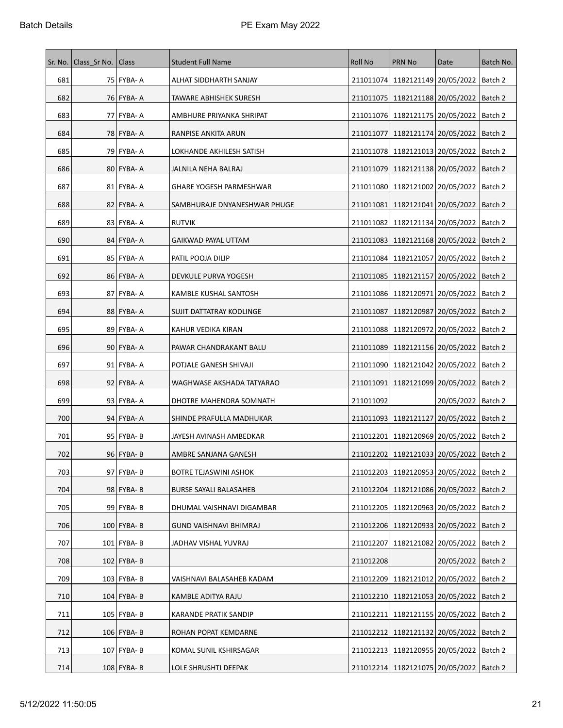| Sr. No. | Class_Sr No. | Class | Student Full Name | Roll No | PRN No | Date | Batch No. |
|---|---|---|---|---|---|---|---|
| 681 | 75 | FYBA- A | ALHAT SIDDHARTH SANJAY | 211011074 | 1182121149 | 20/05/2022 | Batch 2 |
| 682 | 76 | FYBA- A | TAWARE ABHISHEK SURESH | 211011075 | 1182121188 | 20/05/2022 | Batch 2 |
| 683 | 77 | FYBA- A | AMBHURE PRIYANKA SHRIPAT | 211011076 | 1182121175 | 20/05/2022 | Batch 2 |
| 684 | 78 | FYBA- A | RANPISE ANKITA ARUN | 211011077 | 1182121174 | 20/05/2022 | Batch 2 |
| 685 | 79 | FYBA- A | LOKHANDE AKHILESH SATISH | 211011078 | 1182121013 | 20/05/2022 | Batch 2 |
| 686 | 80 | FYBA- A | JALNILA NEHA BALRAJ | 211011079 | 1182121138 | 20/05/2022 | Batch 2 |
| 687 | 81 | FYBA- A | GHARE YOGESH PARMESHWAR | 211011080 | 1182121002 | 20/05/2022 | Batch 2 |
| 688 | 82 | FYBA- A | SAMBHURAJE DNYANESHWAR PHUGE | 211011081 | 1182121041 | 20/05/2022 | Batch 2 |
| 689 | 83 | FYBA- A | RUTVIK | 211011082 | 1182121134 | 20/05/2022 | Batch 2 |
| 690 | 84 | FYBA- A | GAIKWAD PAYAL UTTAM | 211011083 | 1182121168 | 20/05/2022 | Batch 2 |
| 691 | 85 | FYBA- A | PATIL POOJA DILIP | 211011084 | 1182121057 | 20/05/2022 | Batch 2 |
| 692 | 86 | FYBA- A | DEVKULE PURVA YOGESH | 211011085 | 1182121157 | 20/05/2022 | Batch 2 |
| 693 | 87 | FYBA- A | KAMBLE KUSHAL SANTOSH | 211011086 | 1182120971 | 20/05/2022 | Batch 2 |
| 694 | 88 | FYBA- A | SUJIT DATTATRAY KODLINGE | 211011087 | 1182120987 | 20/05/2022 | Batch 2 |
| 695 | 89 | FYBA- A | KAHUR VEDIKA KIRAN | 211011088 | 1182120972 | 20/05/2022 | Batch 2 |
| 696 | 90 | FYBA- A | PAWAR CHANDRAKANT BALU | 211011089 | 1182121156 | 20/05/2022 | Batch 2 |
| 697 | 91 | FYBA- A | POTJALE GANESH SHIVAJI | 211011090 | 1182121042 | 20/05/2022 | Batch 2 |
| 698 | 92 | FYBA- A | WAGHWASE AKSHADA TATYARAO | 211011091 | 1182121099 | 20/05/2022 | Batch 2 |
| 699 | 93 | FYBA- A | DHOTRE MAHENDRA SOMNATH | 211011092 | | 20/05/2022 | Batch 2 |
| 700 | 94 | FYBA- A | SHINDE PRAFULLA MADHUKAR | 211011093 | 1182121127 | 20/05/2022 | Batch 2 |
| 701 | 95 | FYBA- B | JAYESH AVINASH AMBEDKAR | 211012201 | 1182120969 | 20/05/2022 | Batch 2 |
| 702 | 96 | FYBA- B | AMBRE SANJANA GANESH | 211012202 | 1182121033 | 20/05/2022 | Batch 2 |
| 703 | 97 | FYBA- B | BOTRE TEJASWINI ASHOK | 211012203 | 1182120953 | 20/05/2022 | Batch 2 |
| 704 | 98 | FYBA- B | BURSE SAYALI BALASAHEB | 211012204 | 1182121086 | 20/05/2022 | Batch 2 |
| 705 | 99 | FYBA- B | DHUMAL VAISHNAVI DIGAMBAR | 211012205 | 1182120963 | 20/05/2022 | Batch 2 |
| 706 | 100 | FYBA- B | GUND VAISHNAVI BHIMRAJ | 211012206 | 1182120933 | 20/05/2022 | Batch 2 |
| 707 | 101 | FYBA- B | JADHAV VISHAL YUVRAJ | 211012207 | 1182121082 | 20/05/2022 | Batch 2 |
| 708 | 102 | FYBA- B | | 211012208 | | 20/05/2022 | Batch 2 |
| 709 | 103 | FYBA- B | VAISHNAVI BALASAHEB KADAM | 211012209 | 1182121012 | 20/05/2022 | Batch 2 |
| 710 | 104 | FYBA- B | KAMBLE ADITYA RAJU | 211012210 | 1182121053 | 20/05/2022 | Batch 2 |
| 711 | 105 | FYBA- B | KARANDE PRATIK SANDIP | 211012211 | 1182121155 | 20/05/2022 | Batch 2 |
| 712 | 106 | FYBA- B | ROHAN POPAT KEMDARNE | 211012212 | 1182121132 | 20/05/2022 | Batch 2 |
| 713 | 107 | FYBA- B | KOMAL SUNIL KSHIRSAGAR | 211012213 | 1182120955 | 20/05/2022 | Batch 2 |
| 714 | 108 | FYBA- B | LOLE SHRUSHTI DEEPAK | 211012214 | 1182121075 | 20/05/2022 | Batch 2 |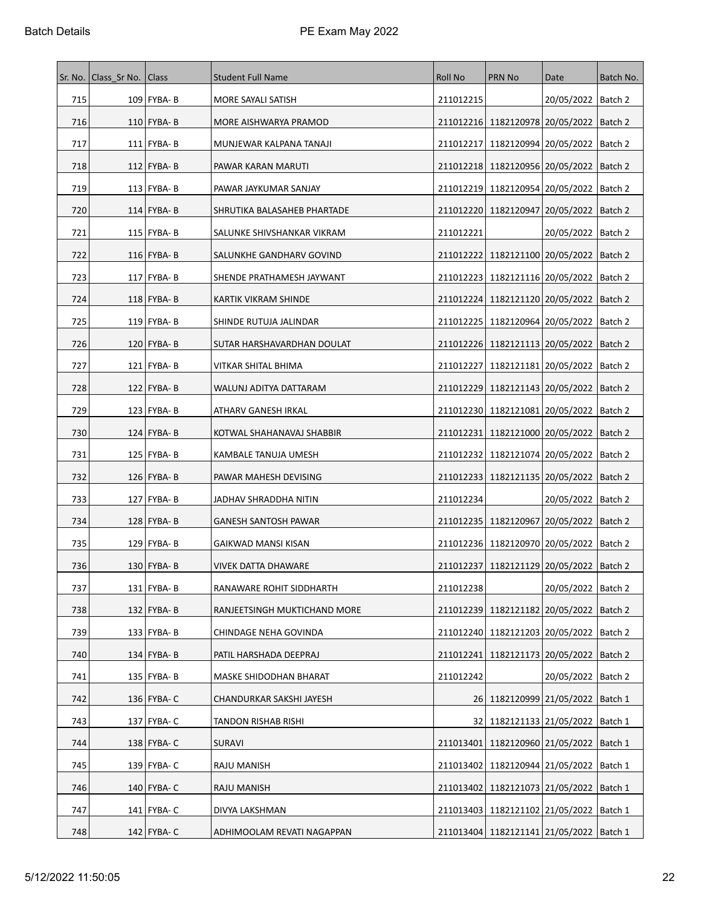| Sr. No. | Class_Sr No. | Class | Student Full Name | Roll No | PRN No | Date | Batch No. |
|---|---|---|---|---|---|---|---|
| 715 | 109 | FYBA- B | MORE SAYALI SATISH | 211012215 | | 20/05/2022 | Batch 2 |
| 716 | 110 | FYBA- B | MORE AISHWARYA PRAMOD | 211012216 | 1182120978 | 20/05/2022 | Batch 2 |
| 717 | 111 | FYBA- B | MUNJEWAR KALPANA TANAJI | 211012217 | 1182120994 | 20/05/2022 | Batch 2 |
| 718 | 112 | FYBA- B | PAWAR KARAN MARUTI | 211012218 | 1182120956 | 20/05/2022 | Batch 2 |
| 719 | 113 | FYBA- B | PAWAR JAYKUMAR SANJAY | 211012219 | 1182120954 | 20/05/2022 | Batch 2 |
| 720 | 114 | FYBA- B | SHRUTIKA BALASAHEB PHARTADE | 211012220 | 1182120947 | 20/05/2022 | Batch 2 |
| 721 | 115 | FYBA- B | SALUNKE SHIVSHANKAR VIKRAM | 211012221 | | 20/05/2022 | Batch 2 |
| 722 | 116 | FYBA- B | SALUNKHE GANDHARV GOVIND | 211012222 | 1182121100 | 20/05/2022 | Batch 2 |
| 723 | 117 | FYBA- B | SHENDE PRATHAMESH JAYWANT | 211012223 | 1182121116 | 20/05/2022 | Batch 2 |
| 724 | 118 | FYBA- B | KARTIK VIKRAM SHINDE | 211012224 | 1182121120 | 20/05/2022 | Batch 2 |
| 725 | 119 | FYBA- B | SHINDE RUTUJA JALINDAR | 211012225 | 1182120964 | 20/05/2022 | Batch 2 |
| 726 | 120 | FYBA- B | SUTAR HARSHAVARDHAN DOULAT | 211012226 | 1182121113 | 20/05/2022 | Batch 2 |
| 727 | 121 | FYBA- B | VITKAR SHITAL BHIMA | 211012227 | 1182121181 | 20/05/2022 | Batch 2 |
| 728 | 122 | FYBA- B | WALUNJ ADITYA DATTARAM | 211012229 | 1182121143 | 20/05/2022 | Batch 2 |
| 729 | 123 | FYBA- B | ATHARV GANESH IRKAL | 211012230 | 1182121081 | 20/05/2022 | Batch 2 |
| 730 | 124 | FYBA- B | KOTWAL SHAHANAVAJ SHABBIR | 211012231 | 1182121000 | 20/05/2022 | Batch 2 |
| 731 | 125 | FYBA- B | KAMBALE TANUJA UMESH | 211012232 | 1182121074 | 20/05/2022 | Batch 2 |
| 732 | 126 | FYBA- B | PAWAR MAHESH DEVISING | 211012233 | 1182121135 | 20/05/2022 | Batch 2 |
| 733 | 127 | FYBA- B | JADHAV SHRADDHA NITIN | 211012234 | | 20/05/2022 | Batch 2 |
| 734 | 128 | FYBA- B | GANESH SANTOSH PAWAR | 211012235 | 1182120967 | 20/05/2022 | Batch 2 |
| 735 | 129 | FYBA- B | GAIKWAD MANSI KISAN | 211012236 | 1182120970 | 20/05/2022 | Batch 2 |
| 736 | 130 | FYBA- B | VIVEK DATTA DHAWARE | 211012237 | 1182121129 | 20/05/2022 | Batch 2 |
| 737 | 131 | FYBA- B | RANAWARE ROHIT SIDDHARTH | 211012238 | | 20/05/2022 | Batch 2 |
| 738 | 132 | FYBA- B | RANJEETSINGH MUKTICHAND MORE | 211012239 | 1182121182 | 20/05/2022 | Batch 2 |
| 739 | 133 | FYBA- B | CHINDAGE NEHA GOVINDA | 211012240 | 1182121203 | 20/05/2022 | Batch 2 |
| 740 | 134 | FYBA- B | PATIL HARSHADA DEEPRAJ | 211012241 | 1182121173 | 20/05/2022 | Batch 2 |
| 741 | 135 | FYBA- B | MASKE SHIDODHAN BHARAT | 211012242 | | 20/05/2022 | Batch 2 |
| 742 | 136 | FYBA- C | CHANDURKAR SAKSHI JAYESH | 26 | 1182120999 | 21/05/2022 | Batch 1 |
| 743 | 137 | FYBA- C | TANDON RISHAB RISHI | 32 | 1182121133 | 21/05/2022 | Batch 1 |
| 744 | 138 | FYBA- C | SURAVI | 211013401 | 1182120960 | 21/05/2022 | Batch 1 |
| 745 | 139 | FYBA- C | RAJU MANISH | 211013402 | 1182120944 | 21/05/2022 | Batch 1 |
| 746 | 140 | FYBA- C | RAJU MANISH | 211013402 | 1182121073 | 21/05/2022 | Batch 1 |
| 747 | 141 | FYBA- C | DIVYA LAKSHMAN | 211013403 | 1182121102 | 21/05/2022 | Batch 1 |
| 748 | 142 | FYBA- C | ADHIMOOLAM REVATI NAGAPPAN | 211013404 | 1182121141 | 21/05/2022 | Batch 1 |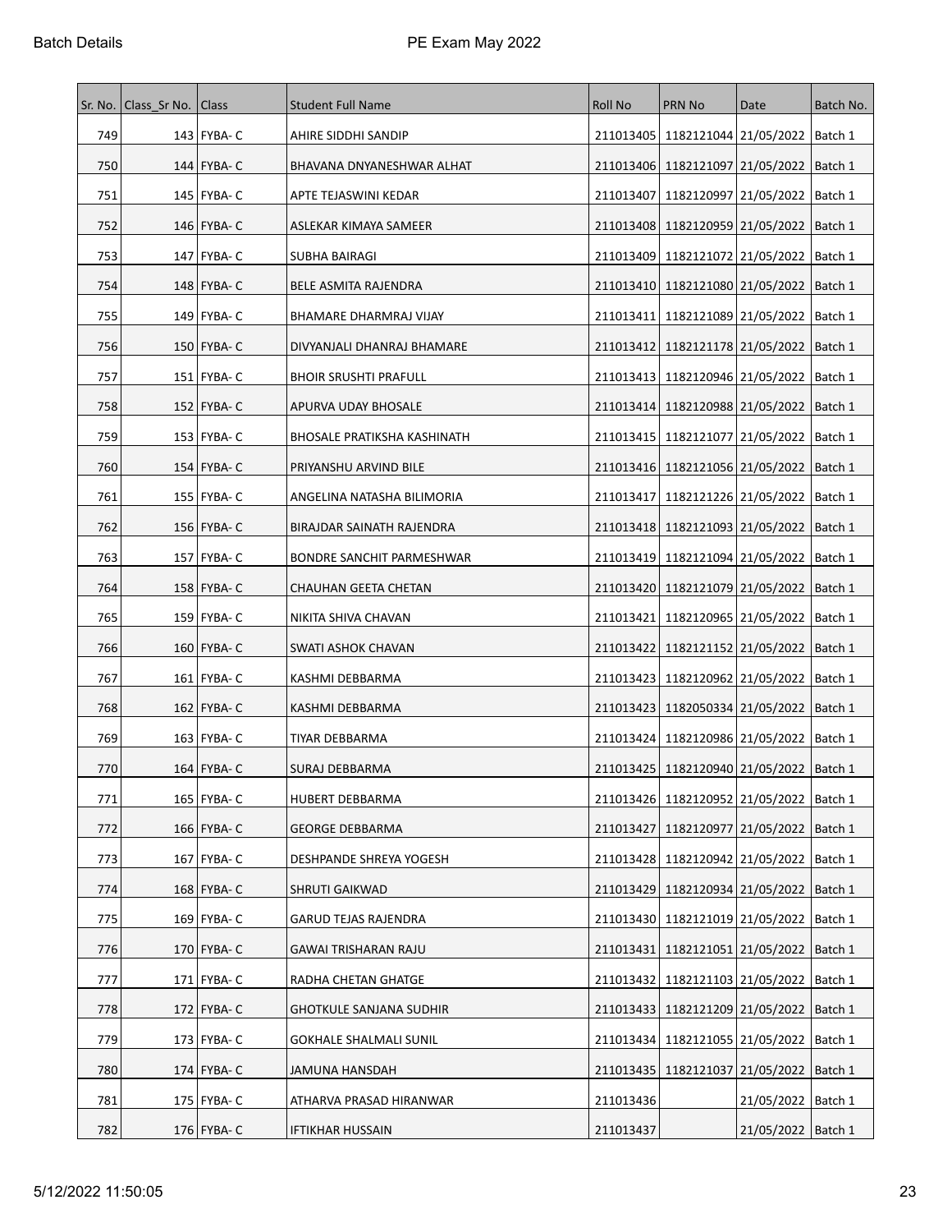| Sr. No. | Class_Sr No. | Class | Student Full Name | Roll No | PRN No | Date | Batch No. |
|---|---|---|---|---|---|---|---|
| 749 | 143 | FYBA- C | AHIRE SIDDHI SANDIP | 211013405 | 1182121044 | 21/05/2022 | Batch 1 |
| 750 | 144 | FYBA- C | BHAVANA DNYANESHWAR ALHAT | 211013406 | 1182121097 | 21/05/2022 | Batch 1 |
| 751 | 145 | FYBA- C | APTE TEJASWINI KEDAR | 211013407 | 1182120997 | 21/05/2022 | Batch 1 |
| 752 | 146 | FYBA- C | ASLEKAR KIMAYA SAMEER | 211013408 | 1182120959 | 21/05/2022 | Batch 1 |
| 753 | 147 | FYBA- C | SUBHA BAIRAGI | 211013409 | 1182121072 | 21/05/2022 | Batch 1 |
| 754 | 148 | FYBA- C | BELE ASMITA RAJENDRA | 211013410 | 1182121080 | 21/05/2022 | Batch 1 |
| 755 | 149 | FYBA- C | BHAMARE DHARMRAJ VIJAY | 211013411 | 1182121089 | 21/05/2022 | Batch 1 |
| 756 | 150 | FYBA- C | DIVYANJALI DHANRAJ BHAMARE | 211013412 | 1182121178 | 21/05/2022 | Batch 1 |
| 757 | 151 | FYBA- C | BHOIR SRUSHTI PRAFULL | 211013413 | 1182120946 | 21/05/2022 | Batch 1 |
| 758 | 152 | FYBA- C | APURVA UDAY BHOSALE | 211013414 | 1182120988 | 21/05/2022 | Batch 1 |
| 759 | 153 | FYBA- C | BHOSALE PRATIKSHA KASHINATH | 211013415 | 1182121077 | 21/05/2022 | Batch 1 |
| 760 | 154 | FYBA- C | PRIYANSHU ARVIND BILE | 211013416 | 1182121056 | 21/05/2022 | Batch 1 |
| 761 | 155 | FYBA- C | ANGELINA NATASHA BILIMORIA | 211013417 | 1182121226 | 21/05/2022 | Batch 1 |
| 762 | 156 | FYBA- C | BIRAJDAR SAINATH RAJENDRA | 211013418 | 1182121093 | 21/05/2022 | Batch 1 |
| 763 | 157 | FYBA- C | BONDRE SANCHIT PARMESHWAR | 211013419 | 1182121094 | 21/05/2022 | Batch 1 |
| 764 | 158 | FYBA- C | CHAUHAN GEETA CHETAN | 211013420 | 1182121079 | 21/05/2022 | Batch 1 |
| 765 | 159 | FYBA- C | NIKITA SHIVA CHAVAN | 211013421 | 1182120965 | 21/05/2022 | Batch 1 |
| 766 | 160 | FYBA- C | SWATI ASHOK CHAVAN | 211013422 | 1182121152 | 21/05/2022 | Batch 1 |
| 767 | 161 | FYBA- C | KASHMI DEBBARMA | 211013423 | 1182120962 | 21/05/2022 | Batch 1 |
| 768 | 162 | FYBA- C | KASHMI DEBBARMA | 211013423 | 1182050334 | 21/05/2022 | Batch 1 |
| 769 | 163 | FYBA- C | TIYAR DEBBARMA | 211013424 | 1182120986 | 21/05/2022 | Batch 1 |
| 770 | 164 | FYBA- C | SURAJ DEBBARMA | 211013425 | 1182120940 | 21/05/2022 | Batch 1 |
| 771 | 165 | FYBA- C | HUBERT DEBBARMA | 211013426 | 1182120952 | 21/05/2022 | Batch 1 |
| 772 | 166 | FYBA- C | GEORGE DEBBARMA | 211013427 | 1182120977 | 21/05/2022 | Batch 1 |
| 773 | 167 | FYBA- C | DESHPANDE SHREYA YOGESH | 211013428 | 1182120942 | 21/05/2022 | Batch 1 |
| 774 | 168 | FYBA- C | SHRUTI GAIKWAD | 211013429 | 1182120934 | 21/05/2022 | Batch 1 |
| 775 | 169 | FYBA- C | GARUD TEJAS RAJENDRA | 211013430 | 1182121019 | 21/05/2022 | Batch 1 |
| 776 | 170 | FYBA- C | GAWAI TRISHARAN RAJU | 211013431 | 1182121051 | 21/05/2022 | Batch 1 |
| 777 | 171 | FYBA- C | RADHA CHETAN GHATGE | 211013432 | 1182121103 | 21/05/2022 | Batch 1 |
| 778 | 172 | FYBA- C | GHOTKULE SANJANA SUDHIR | 211013433 | 1182121209 | 21/05/2022 | Batch 1 |
| 779 | 173 | FYBA- C | GOKHALE SHALMALI SUNIL | 211013434 | 1182121055 | 21/05/2022 | Batch 1 |
| 780 | 174 | FYBA- C | JAMUNA HANSDAH | 211013435 | 1182121037 | 21/05/2022 | Batch 1 |
| 781 | 175 | FYBA- C | ATHARVA PRASAD HIRANWAR | 211013436 | | 21/05/2022 | Batch 1 |
| 782 | 176 | FYBA- C | IFTIKHAR HUSSAIN | 211013437 | | 21/05/2022 | Batch 1 |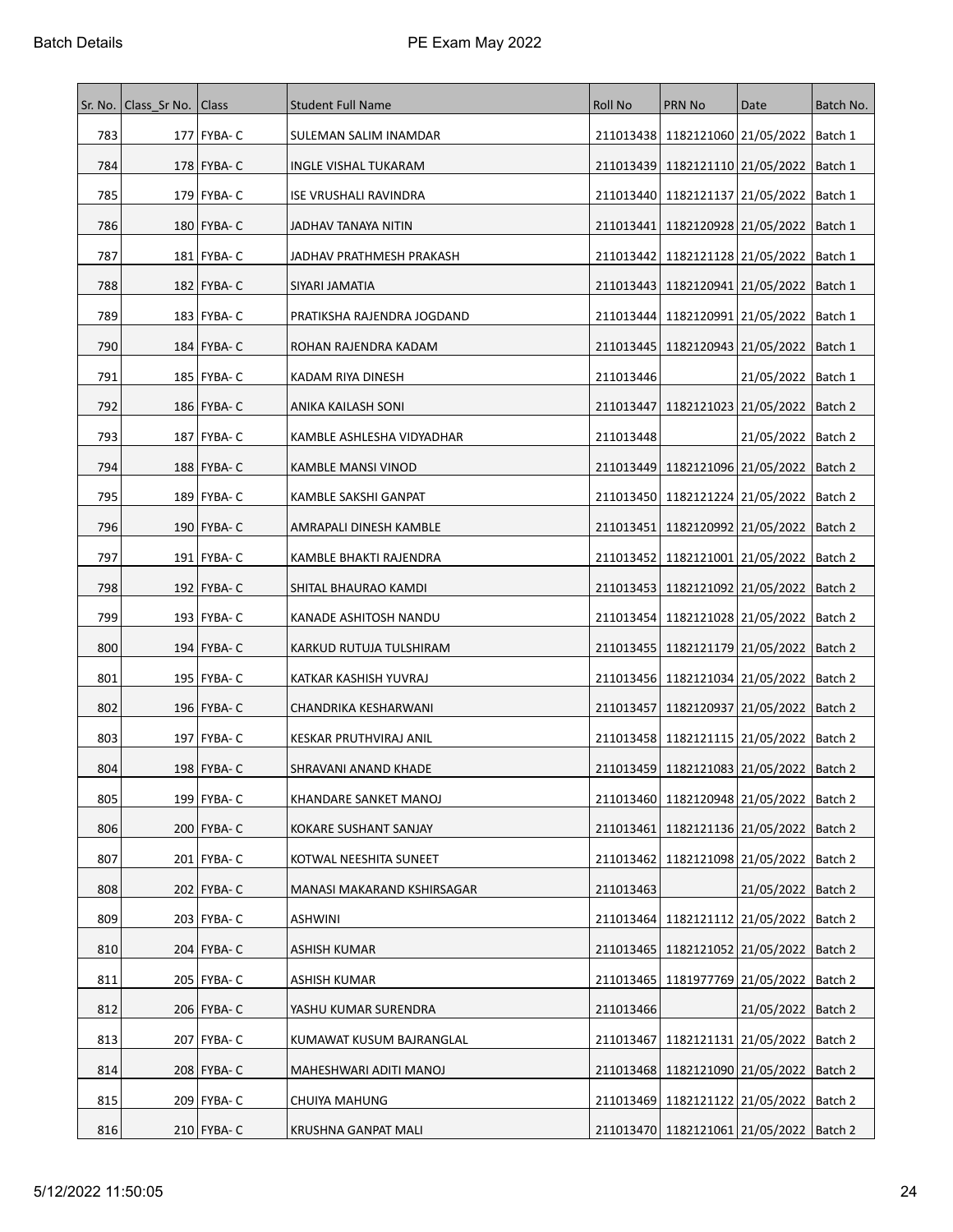| Sr. No. | Class_Sr No. | Class | Student Full Name | Roll No | PRN No | Date | Batch No. |
|---|---|---|---|---|---|---|---|
| 783 | 177 | FYBA- C | SULEMAN SALIM INAMDAR | 211013438 | 1182121060 | 21/05/2022 | Batch 1 |
| 784 | 178 | FYBA- C | INGLE VISHAL TUKARAM | 211013439 | 1182121110 | 21/05/2022 | Batch 1 |
| 785 | 179 | FYBA- C | ISE VRUSHALI RAVINDRA | 211013440 | 1182121137 | 21/05/2022 | Batch 1 |
| 786 | 180 | FYBA- C | JADHAV TANAYA NITIN | 211013441 | 1182120928 | 21/05/2022 | Batch 1 |
| 787 | 181 | FYBA- C | JADHAV PRATHMESH PRAKASH | 211013442 | 1182121128 | 21/05/2022 | Batch 1 |
| 788 | 182 | FYBA- C | SIYARI JAMATIA | 211013443 | 1182120941 | 21/05/2022 | Batch 1 |
| 789 | 183 | FYBA- C | PRATIKSHA RAJENDRA JOGDAND | 211013444 | 1182120991 | 21/05/2022 | Batch 1 |
| 790 | 184 | FYBA- C | ROHAN RAJENDRA KADAM | 211013445 | 1182120943 | 21/05/2022 | Batch 1 |
| 791 | 185 | FYBA- C | KADAM RIYA DINESH | 211013446 | | 21/05/2022 | Batch 1 |
| 792 | 186 | FYBA- C | ANIKA KAILASH SONI | 211013447 | 1182121023 | 21/05/2022 | Batch 2 |
| 793 | 187 | FYBA- C | KAMBLE ASHLESHA VIDYADHAR | 211013448 | | 21/05/2022 | Batch 2 |
| 794 | 188 | FYBA- C | KAMBLE MANSI VINOD | 211013449 | 1182121096 | 21/05/2022 | Batch 2 |
| 795 | 189 | FYBA- C | KAMBLE SAKSHI GANPAT | 211013450 | 1182121224 | 21/05/2022 | Batch 2 |
| 796 | 190 | FYBA- C | AMRAPALI DINESH KAMBLE | 211013451 | 1182120992 | 21/05/2022 | Batch 2 |
| 797 | 191 | FYBA- C | KAMBLE BHAKTI RAJENDRA | 211013452 | 1182121001 | 21/05/2022 | Batch 2 |
| 798 | 192 | FYBA- C | SHITAL BHAURAO KAMDI | 211013453 | 1182121092 | 21/05/2022 | Batch 2 |
| 799 | 193 | FYBA- C | KANADE ASHITOSH NANDU | 211013454 | 1182121028 | 21/05/2022 | Batch 2 |
| 800 | 194 | FYBA- C | KARKUD RUTUJA TULSHIRAM | 211013455 | 1182121179 | 21/05/2022 | Batch 2 |
| 801 | 195 | FYBA- C | KATKAR KASHISH YUVRAJ | 211013456 | 1182121034 | 21/05/2022 | Batch 2 |
| 802 | 196 | FYBA- C | CHANDRIKA KESHARWANI | 211013457 | 1182120937 | 21/05/2022 | Batch 2 |
| 803 | 197 | FYBA- C | KESKAR PRUTHVIRAJ ANIL | 211013458 | 1182121115 | 21/05/2022 | Batch 2 |
| 804 | 198 | FYBA- C | SHRAVANI ANAND KHADE | 211013459 | 1182121083 | 21/05/2022 | Batch 2 |
| 805 | 199 | FYBA- C | KHANDARE SANKET MANOJ | 211013460 | 1182120948 | 21/05/2022 | Batch 2 |
| 806 | 200 | FYBA- C | KOKARE SUSHANT SANJAY | 211013461 | 1182121136 | 21/05/2022 | Batch 2 |
| 807 | 201 | FYBA- C | KOTWAL NEESHITA SUNEET | 211013462 | 1182121098 | 21/05/2022 | Batch 2 |
| 808 | 202 | FYBA- C | MANASI MAKARAND KSHIRSAGAR | 211013463 | | 21/05/2022 | Batch 2 |
| 809 | 203 | FYBA- C | ASHWINI | 211013464 | 1182121112 | 21/05/2022 | Batch 2 |
| 810 | 204 | FYBA- C | ASHISH KUMAR | 211013465 | 1182121052 | 21/05/2022 | Batch 2 |
| 811 | 205 | FYBA- C | ASHISH KUMAR | 211013465 | 1181977769 | 21/05/2022 | Batch 2 |
| 812 | 206 | FYBA- C | YASHU KUMAR SURENDRA | 211013466 | | 21/05/2022 | Batch 2 |
| 813 | 207 | FYBA- C | KUMAWAT KUSUM BAJRANGLAL | 211013467 | 1182121131 | 21/05/2022 | Batch 2 |
| 814 | 208 | FYBA- C | MAHESHWARI ADITI MANOJ | 211013468 | 1182121090 | 21/05/2022 | Batch 2 |
| 815 | 209 | FYBA- C | CHUIYA MAHUNG | 211013469 | 1182121122 | 21/05/2022 | Batch 2 |
| 816 | 210 | FYBA- C | KRUSHNA GANPAT MALI | 211013470 | 1182121061 | 21/05/2022 | Batch 2 |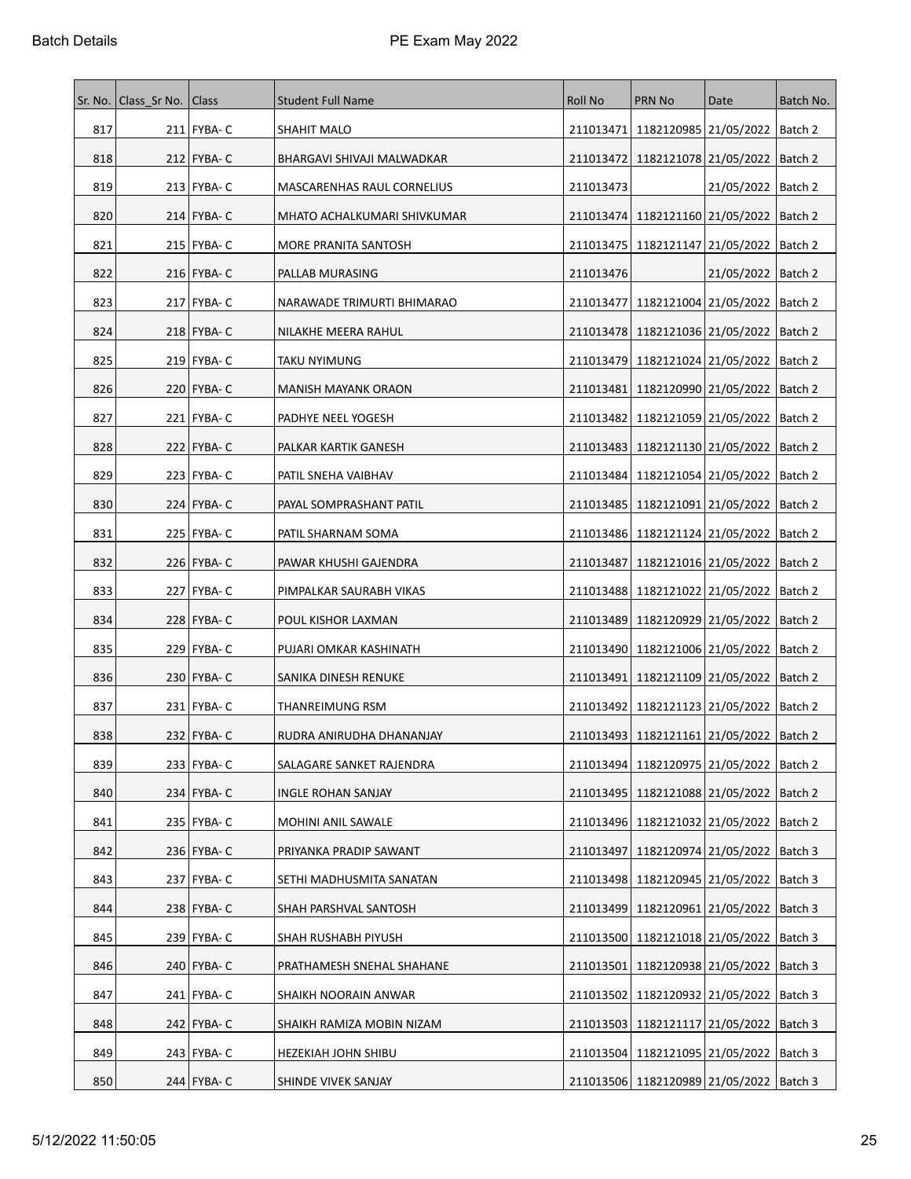| Sr. No. | Class_Sr No. | Class | Student Full Name | Roll No | PRN No | Date | Batch No. |
|---|---|---|---|---|---|---|---|
| 817 | 211 | FYBA- C | SHAHIT MALO | 211013471 | 1182120985 | 21/05/2022 | Batch 2 |
| 818 | 212 | FYBA- C | BHARGAVI SHIVAJI MALWADKAR | 211013472 | 1182121078 | 21/05/2022 | Batch 2 |
| 819 | 213 | FYBA- C | MASCARENHAS RAUL CORNELIUS | 211013473 | | 21/05/2022 | Batch 2 |
| 820 | 214 | FYBA- C | MHATO ACHALKUMARI SHIVKUMAR | 211013474 | 1182121160 | 21/05/2022 | Batch 2 |
| 821 | 215 | FYBA- C | MORE PRANITA SANTOSH | 211013475 | 1182121147 | 21/05/2022 | Batch 2 |
| 822 | 216 | FYBA- C | PALLAB MURASING | 211013476 | | 21/05/2022 | Batch 2 |
| 823 | 217 | FYBA- C | NARAWADE TRIMURTI BHIMARAO | 211013477 | 1182121004 | 21/05/2022 | Batch 2 |
| 824 | 218 | FYBA- C | NILAKHE MEERA RAHUL | 211013478 | 1182121036 | 21/05/2022 | Batch 2 |
| 825 | 219 | FYBA- C | TAKU NYIMUNG | 211013479 | 1182121024 | 21/05/2022 | Batch 2 |
| 826 | 220 | FYBA- C | MANISH MAYANK ORAON | 211013481 | 1182120990 | 21/05/2022 | Batch 2 |
| 827 | 221 | FYBA- C | PADHYE NEEL YOGESH | 211013482 | 1182121059 | 21/05/2022 | Batch 2 |
| 828 | 222 | FYBA- C | PALKAR KARTIK GANESH | 211013483 | 1182121130 | 21/05/2022 | Batch 2 |
| 829 | 223 | FYBA- C | PATIL SNEHA VAIBHAV | 211013484 | 1182121054 | 21/05/2022 | Batch 2 |
| 830 | 224 | FYBA- C | PAYAL SOMPRASHANT PATIL | 211013485 | 1182121091 | 21/05/2022 | Batch 2 |
| 831 | 225 | FYBA- C | PATIL SHARNAM SOMA | 211013486 | 1182121124 | 21/05/2022 | Batch 2 |
| 832 | 226 | FYBA- C | PAWAR KHUSHI GAJENDRA | 211013487 | 1182121016 | 21/05/2022 | Batch 2 |
| 833 | 227 | FYBA- C | PIMPALKAR SAURABH VIKAS | 211013488 | 1182121022 | 21/05/2022 | Batch 2 |
| 834 | 228 | FYBA- C | POUL KISHOR LAXMAN | 211013489 | 1182120929 | 21/05/2022 | Batch 2 |
| 835 | 229 | FYBA- C | PUJARI OMKAR KASHINATH | 211013490 | 1182121006 | 21/05/2022 | Batch 2 |
| 836 | 230 | FYBA- C | SANIKA DINESH RENUKE | 211013491 | 1182121109 | 21/05/2022 | Batch 2 |
| 837 | 231 | FYBA- C | THANREIMUNG RSM | 211013492 | 1182121123 | 21/05/2022 | Batch 2 |
| 838 | 232 | FYBA- C | RUDRA ANIRUDHA DHANANJAY | 211013493 | 1182121161 | 21/05/2022 | Batch 2 |
| 839 | 233 | FYBA- C | SALAGARE SANKET RAJENDRA | 211013494 | 1182120975 | 21/05/2022 | Batch 2 |
| 840 | 234 | FYBA- C | INGLE ROHAN SANJAY | 211013495 | 1182121088 | 21/05/2022 | Batch 2 |
| 841 | 235 | FYBA- C | MOHINI ANIL SAWALE | 211013496 | 1182121032 | 21/05/2022 | Batch 2 |
| 842 | 236 | FYBA- C | PRIYANKA PRADIP SAWANT | 211013497 | 1182120974 | 21/05/2022 | Batch 3 |
| 843 | 237 | FYBA- C | SETHI MADHUSMITA SANATAN | 211013498 | 1182120945 | 21/05/2022 | Batch 3 |
| 844 | 238 | FYBA- C | SHAH PARSHVAL SANTOSH | 211013499 | 1182120961 | 21/05/2022 | Batch 3 |
| 845 | 239 | FYBA- C | SHAH RUSHABH PIYUSH | 211013500 | 1182121018 | 21/05/2022 | Batch 3 |
| 846 | 240 | FYBA- C | PRATHAMESH SNEHAL SHAHANE | 211013501 | 1182120938 | 21/05/2022 | Batch 3 |
| 847 | 241 | FYBA- C | SHAIKH NOORAIN ANWAR | 211013502 | 1182120932 | 21/05/2022 | Batch 3 |
| 848 | 242 | FYBA- C | SHAIKH RAMIZA MOBIN NIZAM | 211013503 | 1182121117 | 21/05/2022 | Batch 3 |
| 849 | 243 | FYBA- C | HEZEKIAH JOHN SHIBU | 211013504 | 1182121095 | 21/05/2022 | Batch 3 |
| 850 | 244 | FYBA- C | SHINDE VIVEK SANJAY | 211013506 | 1182120989 | 21/05/2022 | Batch 3 |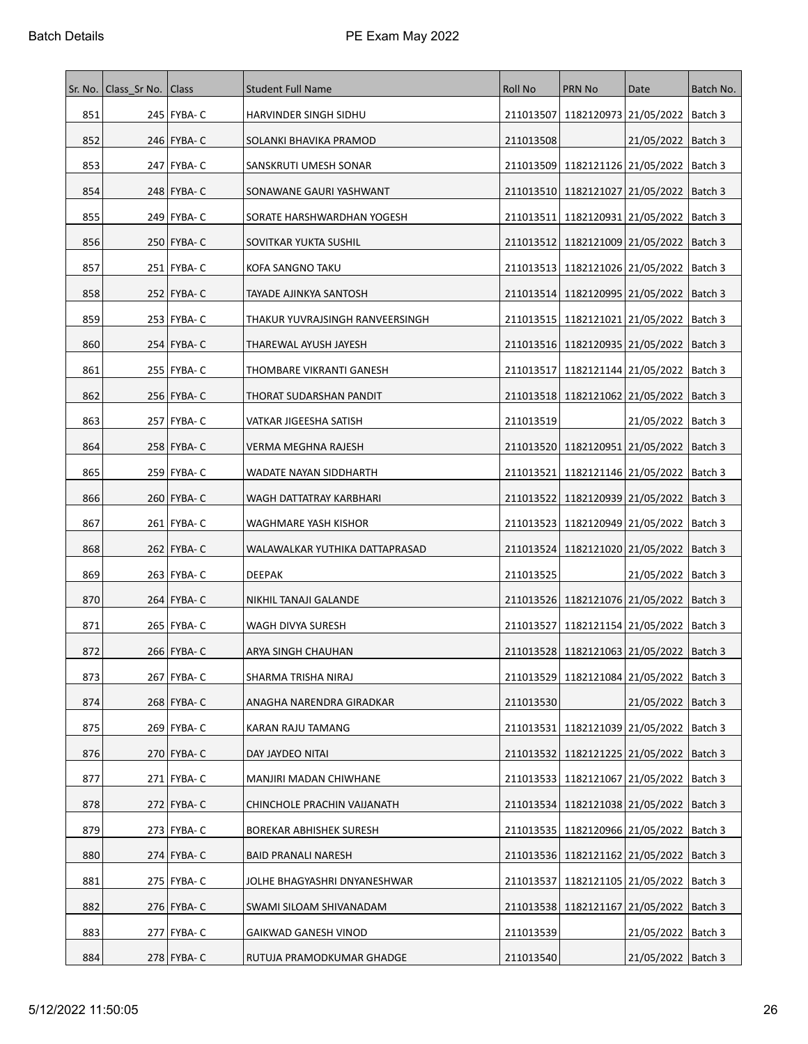| Sr. No. | Class_Sr No. | Class | Student Full Name | Roll No | PRN No | Date | Batch No. |
| --- | --- | --- | --- | --- | --- | --- | --- |
| 851 | 245 | FYBA- C | HARVINDER SINGH SIDHU | 211013507 | 1182120973 | 21/05/2022 | Batch 3 |
| 852 | 246 | FYBA- C | SOLANKI BHAVIKA PRAMOD | 211013508 | | 21/05/2022 | Batch 3 |
| 853 | 247 | FYBA- C | SANSKRUTI UMESH SONAR | 211013509 | 1182121126 | 21/05/2022 | Batch 3 |
| 854 | 248 | FYBA- C | SONAWANE GAURI YASHWANT | 211013510 | 1182121027 | 21/05/2022 | Batch 3 |
| 855 | 249 | FYBA- C | SORATE HARSHWARDHAN YOGESH | 211013511 | 1182120931 | 21/05/2022 | Batch 3 |
| 856 | 250 | FYBA- C | SOVITKAR YUKTA SUSHIL | 211013512 | 1182121009 | 21/05/2022 | Batch 3 |
| 857 | 251 | FYBA- C | KOFA SANGNO TAKU | 211013513 | 1182121026 | 21/05/2022 | Batch 3 |
| 858 | 252 | FYBA- C | TAYADE AJINKYA SANTOSH | 211013514 | 1182120995 | 21/05/2022 | Batch 3 |
| 859 | 253 | FYBA- C | THAKUR YUVRAJSINGH RANVEERSINGH | 211013515 | 1182121021 | 21/05/2022 | Batch 3 |
| 860 | 254 | FYBA- C | THAREWAL AYUSH JAYESH | 211013516 | 1182120935 | 21/05/2022 | Batch 3 |
| 861 | 255 | FYBA- C | THOMBARE VIKRANTI GANESH | 211013517 | 1182121144 | 21/05/2022 | Batch 3 |
| 862 | 256 | FYBA- C | THORAT SUDARSHAN PANDIT | 211013518 | 1182121062 | 21/05/2022 | Batch 3 |
| 863 | 257 | FYBA- C | VATKAR JIGEESHA SATISH | 211013519 | | 21/05/2022 | Batch 3 |
| 864 | 258 | FYBA- C | VERMA MEGHNA RAJESH | 211013520 | 1182120951 | 21/05/2022 | Batch 3 |
| 865 | 259 | FYBA- C | WADATE NAYAN SIDDHARTH | 211013521 | 1182121146 | 21/05/2022 | Batch 3 |
| 866 | 260 | FYBA- C | WAGH DATTATRAY KARBHARI | 211013522 | 1182120939 | 21/05/2022 | Batch 3 |
| 867 | 261 | FYBA- C | WAGHMARE YASH KISHOR | 211013523 | 1182120949 | 21/05/2022 | Batch 3 |
| 868 | 262 | FYBA- C | WALAWALKAR YUTHIKA DATTAPRASAD | 211013524 | 1182121020 | 21/05/2022 | Batch 3 |
| 869 | 263 | FYBA- C | DEEPAK | 211013525 | | 21/05/2022 | Batch 3 |
| 870 | 264 | FYBA- C | NIKHIL TANAJI GALANDE | 211013526 | 1182121076 | 21/05/2022 | Batch 3 |
| 871 | 265 | FYBA- C | WAGH DIVYA SURESH | 211013527 | 1182121154 | 21/05/2022 | Batch 3 |
| 872 | 266 | FYBA- C | ARYA SINGH CHAUHAN | 211013528 | 1182121063 | 21/05/2022 | Batch 3 |
| 873 | 267 | FYBA- C | SHARMA TRISHA NIRAJ | 211013529 | 1182121084 | 21/05/2022 | Batch 3 |
| 874 | 268 | FYBA- C | ANAGHA NARENDRA GIRADKAR | 211013530 | | 21/05/2022 | Batch 3 |
| 875 | 269 | FYBA- C | KARAN RAJU TAMANG | 211013531 | 1182121039 | 21/05/2022 | Batch 3 |
| 876 | 270 | FYBA- C | DAY JAYDEO NITAI | 211013532 | 1182121225 | 21/05/2022 | Batch 3 |
| 877 | 271 | FYBA- C | MANJIRI MADAN CHIWHANE | 211013533 | 1182121067 | 21/05/2022 | Batch 3 |
| 878 | 272 | FYBA- C | CHINCHOLE PRACHIN VAIJANATH | 211013534 | 1182121038 | 21/05/2022 | Batch 3 |
| 879 | 273 | FYBA- C | BOREKAR ABHISHEK SURESH | 211013535 | 1182120966 | 21/05/2022 | Batch 3 |
| 880 | 274 | FYBA- C | BAID PRANALI NARESH | 211013536 | 1182121162 | 21/05/2022 | Batch 3 |
| 881 | 275 | FYBA- C | JOLHE BHAGYASHRI DNYANESHWAR | 211013537 | 1182121105 | 21/05/2022 | Batch 3 |
| 882 | 276 | FYBA- C | SWAMI SILOAM SHIVANADAM | 211013538 | 1182121167 | 21/05/2022 | Batch 3 |
| 883 | 277 | FYBA- C | GAIKWAD GANESH VINOD | 211013539 | | 21/05/2022 | Batch 3 |
| 884 | 278 | FYBA- C | RUTUJA PRAMODKUMAR GHADGE | 211013540 | | 21/05/2022 | Batch 3 |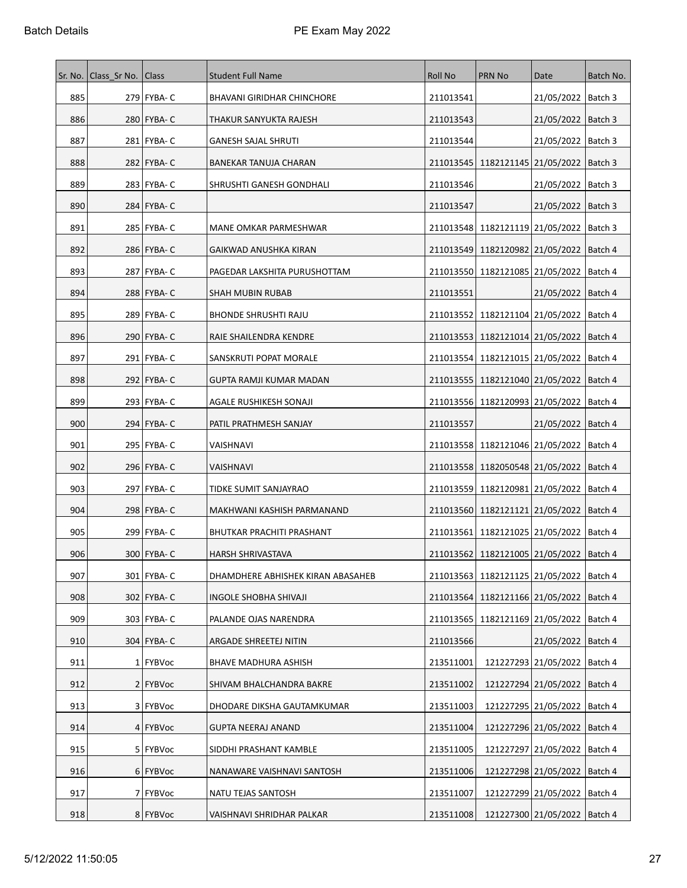| Sr. No. | Class_Sr No. | Class | Student Full Name | Roll No | PRN No | Date | Batch No. |
|---|---|---|---|---|---|---|---|
| 885 | 279 | FYBA- C | BHAVANI GIRIDHAR CHINCHORE | 211013541 | | 21/05/2022 | Batch 3 |
| 886 | 280 | FYBA- C | THAKUR SANYUKTA RAJESH | 211013543 | | 21/05/2022 | Batch 3 |
| 887 | 281 | FYBA- C | GANESH SAJAL SHRUTI | 211013544 | | 21/05/2022 | Batch 3 |
| 888 | 282 | FYBA- C | BANEKAR TANUJA CHARAN | 211013545 | 1182121145 | 21/05/2022 | Batch 3 |
| 889 | 283 | FYBA- C | SHRUSHTI GANESH GONDHALI | 211013546 | | 21/05/2022 | Batch 3 |
| 890 | 284 | FYBA- C | | 211013547 | | 21/05/2022 | Batch 3 |
| 891 | 285 | FYBA- C | MANE OMKAR PARMESHWAR | 211013548 | 1182121119 | 21/05/2022 | Batch 3 |
| 892 | 286 | FYBA- C | GAIKWAD ANUSHKA KIRAN | 211013549 | 1182120982 | 21/05/2022 | Batch 4 |
| 893 | 287 | FYBA- C | PAGEDAR LAKSHITA PURUSHOTTAM | 211013550 | 1182121085 | 21/05/2022 | Batch 4 |
| 894 | 288 | FYBA- C | SHAH MUBIN RUBAB | 211013551 | | 21/05/2022 | Batch 4 |
| 895 | 289 | FYBA- C | BHONDE SHRUSHTI RAJU | 211013552 | 1182121104 | 21/05/2022 | Batch 4 |
| 896 | 290 | FYBA- C | RAIE SHAILENDRA KENDRE | 211013553 | 1182121014 | 21/05/2022 | Batch 4 |
| 897 | 291 | FYBA- C | SANSKRUTI POPAT MORALE | 211013554 | 1182121015 | 21/05/2022 | Batch 4 |
| 898 | 292 | FYBA- C | GUPTA RAMJI KUMAR MADAN | 211013555 | 1182121040 | 21/05/2022 | Batch 4 |
| 899 | 293 | FYBA- C | AGALE RUSHIKESH SONAJI | 211013556 | 1182120993 | 21/05/2022 | Batch 4 |
| 900 | 294 | FYBA- C | PATIL PRATHMESH SANJAY | 211013557 | | 21/05/2022 | Batch 4 |
| 901 | 295 | FYBA- C | VAISHNAVI | 211013558 | 1182121046 | 21/05/2022 | Batch 4 |
| 902 | 296 | FYBA- C | VAISHNAVI | 211013558 | 1182050548 | 21/05/2022 | Batch 4 |
| 903 | 297 | FYBA- C | TIDKE SUMIT SANJAYRAO | 211013559 | 1182120981 | 21/05/2022 | Batch 4 |
| 904 | 298 | FYBA- C | MAKHWANI KASHISH PARMANAND | 211013560 | 1182121121 | 21/05/2022 | Batch 4 |
| 905 | 299 | FYBA- C | BHUTKAR PRACHITI PRASHANT | 211013561 | 1182121025 | 21/05/2022 | Batch 4 |
| 906 | 300 | FYBA- C | HARSH SHRIVASTAVA | 211013562 | 1182121005 | 21/05/2022 | Batch 4 |
| 907 | 301 | FYBA- C | DHAMDHERE ABHISHEK KIRAN ABASAHEB | 211013563 | 1182121125 | 21/05/2022 | Batch 4 |
| 908 | 302 | FYBA- C | INGOLE SHOBHA SHIVAJI | 211013564 | 1182121166 | 21/05/2022 | Batch 4 |
| 909 | 303 | FYBA- C | PALANDE OJAS NARENDRA | 211013565 | 1182121169 | 21/05/2022 | Batch 4 |
| 910 | 304 | FYBA- C | ARGADE SHREETEJ NITIN | 211013566 | | 21/05/2022 | Batch 4 |
| 911 | 1 | FYBVoc | BHAVE MADHURA ASHISH | 213511001 | 121227293 | 21/05/2022 | Batch 4 |
| 912 | 2 | FYBVoc | SHIVAM BHALCHANDRA BAKRE | 213511002 | 121227294 | 21/05/2022 | Batch 4 |
| 913 | 3 | FYBVoc | DHODARE DIKSHA GAUTAMKUMAR | 213511003 | 121227295 | 21/05/2022 | Batch 4 |
| 914 | 4 | FYBVoc | GUPTA NEERAJ ANAND | 213511004 | 121227296 | 21/05/2022 | Batch 4 |
| 915 | 5 | FYBVoc | SIDDHI PRASHANT KAMBLE | 213511005 | 121227297 | 21/05/2022 | Batch 4 |
| 916 | 6 | FYBVoc | NANAWARE VAISHNAVI SANTOSH | 213511006 | 121227298 | 21/05/2022 | Batch 4 |
| 917 | 7 | FYBVoc | NATU TEJAS SANTOSH | 213511007 | 121227299 | 21/05/2022 | Batch 4 |
| 918 | 8 | FYBVoc | VAISHNAVI SHRIDHAR PALKAR | 213511008 | 121227300 | 21/05/2022 | Batch 4 |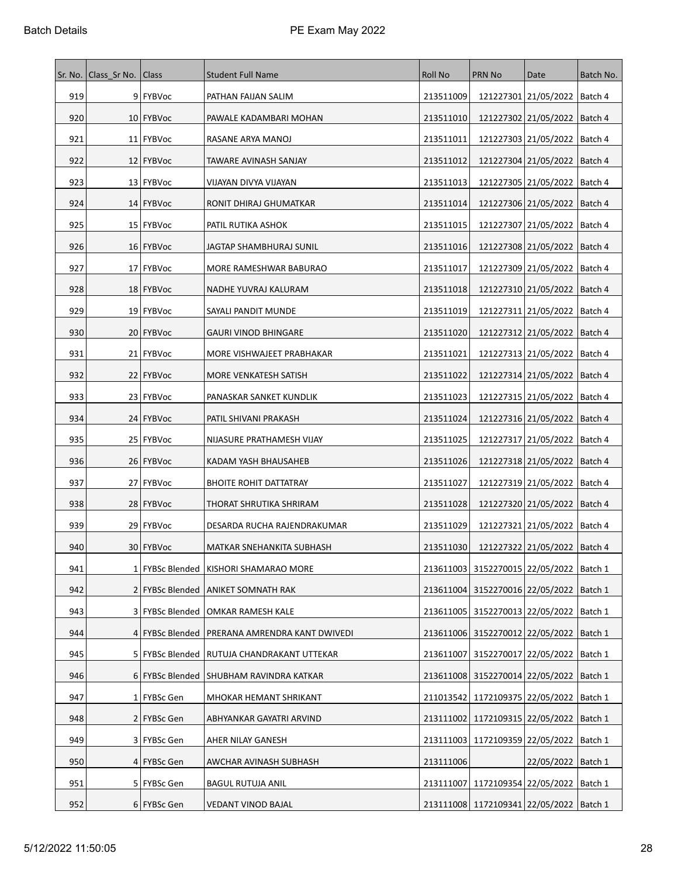| Sr. No. | Class_Sr No. | Class | Student Full Name | Roll No | PRN No | Date | Batch No. |
|---|---|---|---|---|---|---|---|
| 919 | 9 | FYBVoc | PATHAN FAIJAN SALIM | 213511009 | 121227301 | 21/05/2022 | Batch 4 |
| 920 | 10 | FYBVoc | PAWALE KADAMBARI MOHAN | 213511010 | 121227302 | 21/05/2022 | Batch 4 |
| 921 | 11 | FYBVoc | RASANE ARYA MANOJ | 213511011 | 121227303 | 21/05/2022 | Batch 4 |
| 922 | 12 | FYBVoc | TAWARE AVINASH SANJAY | 213511012 | 121227304 | 21/05/2022 | Batch 4 |
| 923 | 13 | FYBVoc | VIJAYAN DIVYA VIJAYAN | 213511013 | 121227305 | 21/05/2022 | Batch 4 |
| 924 | 14 | FYBVoc | RONIT DHIRAJ GHUMATKAR | 213511014 | 121227306 | 21/05/2022 | Batch 4 |
| 925 | 15 | FYBVoc | PATIL RUTIKA ASHOK | 213511015 | 121227307 | 21/05/2022 | Batch 4 |
| 926 | 16 | FYBVoc | JAGTAP SHAMBHURAJ SUNIL | 213511016 | 121227308 | 21/05/2022 | Batch 4 |
| 927 | 17 | FYBVoc | MORE RAMESHWAR BABURAO | 213511017 | 121227309 | 21/05/2022 | Batch 4 |
| 928 | 18 | FYBVoc | NADHE YUVRAJ KALURAM | 213511018 | 121227310 | 21/05/2022 | Batch 4 |
| 929 | 19 | FYBVoc | SAYALI PANDIT MUNDE | 213511019 | 121227311 | 21/05/2022 | Batch 4 |
| 930 | 20 | FYBVoc | GAURI VINOD BHINGARE | 213511020 | 121227312 | 21/05/2022 | Batch 4 |
| 931 | 21 | FYBVoc | MORE VISHWAJEET PRABHAKAR | 213511021 | 121227313 | 21/05/2022 | Batch 4 |
| 932 | 22 | FYBVoc | MORE VENKATESH SATISH | 213511022 | 121227314 | 21/05/2022 | Batch 4 |
| 933 | 23 | FYBVoc | PANASKAR SANKET KUNDLIK | 213511023 | 121227315 | 21/05/2022 | Batch 4 |
| 934 | 24 | FYBVoc | PATIL SHIVANI PRAKASH | 213511024 | 121227316 | 21/05/2022 | Batch 4 |
| 935 | 25 | FYBVoc | NIJASURE PRATHAMESH VIJAY | 213511025 | 121227317 | 21/05/2022 | Batch 4 |
| 936 | 26 | FYBVoc | KADAM YASH BHAUSAHEB | 213511026 | 121227318 | 21/05/2022 | Batch 4 |
| 937 | 27 | FYBVoc | BHOITE ROHIT DATTATRAY | 213511027 | 121227319 | 21/05/2022 | Batch 4 |
| 938 | 28 | FYBVoc | THORAT SHRUTIKA SHRIRAM | 213511028 | 121227320 | 21/05/2022 | Batch 4 |
| 939 | 29 | FYBVoc | DESARDA RUCHA RAJENDRAKUMAR | 213511029 | 121227321 | 21/05/2022 | Batch 4 |
| 940 | 30 | FYBVoc | MATKAR SNEHANKITA SUBHASH | 213511030 | 121227322 | 21/05/2022 | Batch 4 |
| 941 | 1 | FYBSc Blended | KISHORI SHAMARAO MORE | 213611003 | 3152270015 | 22/05/2022 | Batch 1 |
| 942 | 2 | FYBSc Blended | ANIKET SOMNATH RAK | 213611004 | 3152270016 | 22/05/2022 | Batch 1 |
| 943 | 3 | FYBSc Blended | OMKAR RAMESH KALE | 213611005 | 3152270013 | 22/05/2022 | Batch 1 |
| 944 | 4 | FYBSc Blended | PRERANA AMRENDRA KANT DWIVEDI | 213611006 | 3152270012 | 22/05/2022 | Batch 1 |
| 945 | 5 | FYBSc Blended | RUTUJA CHANDRAKANT UTTEKAR | 213611007 | 3152270017 | 22/05/2022 | Batch 1 |
| 946 | 6 | FYBSc Blended | SHUBHAM RAVINDRA KATKAR | 213611008 | 3152270014 | 22/05/2022 | Batch 1 |
| 947 | 1 | FYBSc Gen | MHOKAR HEMANT SHRIKANT | 211013542 | 1172109375 | 22/05/2022 | Batch 1 |
| 948 | 2 | FYBSc Gen | ABHYANKAR GAYATRI ARVIND | 213111002 | 1172109315 | 22/05/2022 | Batch 1 |
| 949 | 3 | FYBSc Gen | AHER NILAY GANESH | 213111003 | 1172109359 | 22/05/2022 | Batch 1 |
| 950 | 4 | FYBSc Gen | AWCHAR AVINASH SUBHASH | 213111006 | | 22/05/2022 | Batch 1 |
| 951 | 5 | FYBSc Gen | BAGUL RUTUJA ANIL | 213111007 | 1172109354 | 22/05/2022 | Batch 1 |
| 952 | 6 | FYBSc Gen | VEDANT VINOD BAJAL | 213111008 | 1172109341 | 22/05/2022 | Batch 1 |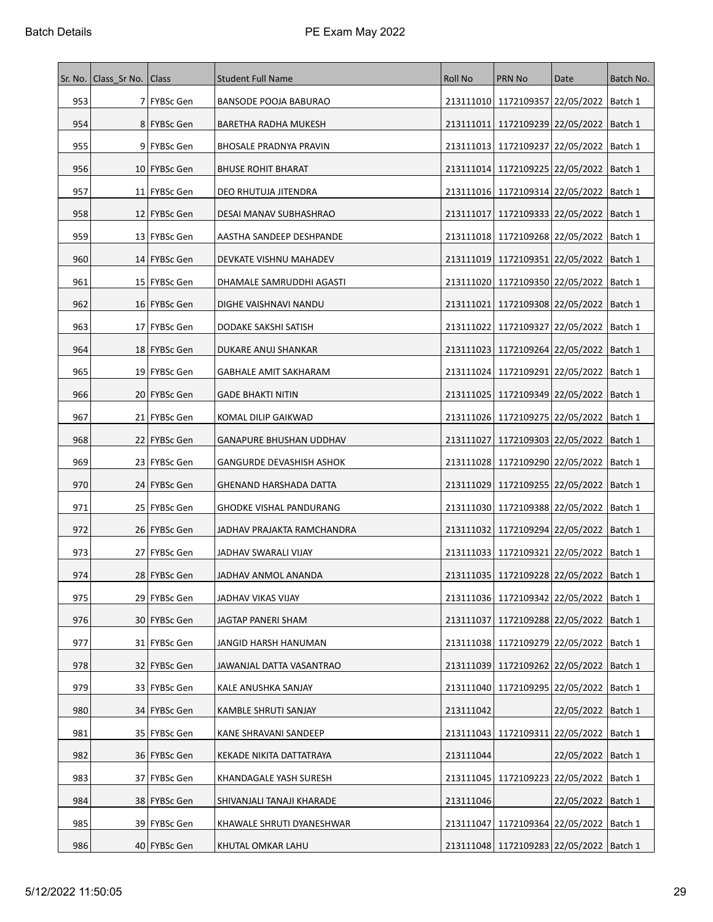| Sr. No. | Class_Sr No. | Class | Student Full Name | Roll No | PRN No | Date | Batch No. |
|---|---|---|---|---|---|---|---|
| 953 | 7 | FYBSc Gen | BANSODE POOJA BABURAO | 213111010 | 1172109357 | 22/05/2022 | Batch 1 |
| 954 | 8 | FYBSc Gen | BARETHA RADHA MUKESH | 213111011 | 1172109239 | 22/05/2022 | Batch 1 |
| 955 | 9 | FYBSc Gen | BHOSALE PRADNYA PRAVIN | 213111013 | 1172109237 | 22/05/2022 | Batch 1 |
| 956 | 10 | FYBSc Gen | BHUSE ROHIT BHARAT | 213111014 | 1172109225 | 22/05/2022 | Batch 1 |
| 957 | 11 | FYBSc Gen | DEO RHUTUJA JITENDRA | 213111016 | 1172109314 | 22/05/2022 | Batch 1 |
| 958 | 12 | FYBSc Gen | DESAI MANAV SUBHASHRAO | 213111017 | 1172109333 | 22/05/2022 | Batch 1 |
| 959 | 13 | FYBSc Gen | AASTHA SANDEEP DESHPANDE | 213111018 | 1172109268 | 22/05/2022 | Batch 1 |
| 960 | 14 | FYBSc Gen | DEVKATE VISHNU MAHADEV | 213111019 | 1172109351 | 22/05/2022 | Batch 1 |
| 961 | 15 | FYBSc Gen | DHAMALE SAMRUDDHI AGASTI | 213111020 | 1172109350 | 22/05/2022 | Batch 1 |
| 962 | 16 | FYBSc Gen | DIGHE VAISHNAVI NANDU | 213111021 | 1172109308 | 22/05/2022 | Batch 1 |
| 963 | 17 | FYBSc Gen | DODAKE SAKSHI SATISH | 213111022 | 1172109327 | 22/05/2022 | Batch 1 |
| 964 | 18 | FYBSc Gen | DUKARE ANUJ SHANKAR | 213111023 | 1172109264 | 22/05/2022 | Batch 1 |
| 965 | 19 | FYBSc Gen | GABHALE AMIT SAKHARAM | 213111024 | 1172109291 | 22/05/2022 | Batch 1 |
| 966 | 20 | FYBSc Gen | GADE BHAKTI NITIN | 213111025 | 1172109349 | 22/05/2022 | Batch 1 |
| 967 | 21 | FYBSc Gen | KOMAL DILIP GAIKWAD | 213111026 | 1172109275 | 22/05/2022 | Batch 1 |
| 968 | 22 | FYBSc Gen | GANAPURE BHUSHAN UDDHAV | 213111027 | 1172109303 | 22/05/2022 | Batch 1 |
| 969 | 23 | FYBSc Gen | GANGURDE DEVASHISH ASHOK | 213111028 | 1172109290 | 22/05/2022 | Batch 1 |
| 970 | 24 | FYBSc Gen | GHENAND HARSHADA DATTA | 213111029 | 1172109255 | 22/05/2022 | Batch 1 |
| 971 | 25 | FYBSc Gen | GHODKE VISHAL PANDURANG | 213111030 | 1172109388 | 22/05/2022 | Batch 1 |
| 972 | 26 | FYBSc Gen | JADHAV PRAJAKTA RAMCHANDRA | 213111032 | 1172109294 | 22/05/2022 | Batch 1 |
| 973 | 27 | FYBSc Gen | JADHAV SWARALI VIJAY | 213111033 | 1172109321 | 22/05/2022 | Batch 1 |
| 974 | 28 | FYBSc Gen | JADHAV ANMOL ANANDA | 213111035 | 1172109228 | 22/05/2022 | Batch 1 |
| 975 | 29 | FYBSc Gen | JADHAV VIKAS VIJAY | 213111036 | 1172109342 | 22/05/2022 | Batch 1 |
| 976 | 30 | FYBSc Gen | JAGTAP PANERI SHAM | 213111037 | 1172109288 | 22/05/2022 | Batch 1 |
| 977 | 31 | FYBSc Gen | JANGID HARSH HANUMAN | 213111038 | 1172109279 | 22/05/2022 | Batch 1 |
| 978 | 32 | FYBSc Gen | JAWANJAL DATTA VASANTRAO | 213111039 | 1172109262 | 22/05/2022 | Batch 1 |
| 979 | 33 | FYBSc Gen | KALE ANUSHKA SANJAY | 213111040 | 1172109295 | 22/05/2022 | Batch 1 |
| 980 | 34 | FYBSc Gen | KAMBLE SHRUTI SANJAY | 213111042 | | 22/05/2022 | Batch 1 |
| 981 | 35 | FYBSc Gen | KANE SHRAVANI SANDEEP | 213111043 | 1172109311 | 22/05/2022 | Batch 1 |
| 982 | 36 | FYBSc Gen | KEKADE NIKITA DATTATRAYA | 213111044 | | 22/05/2022 | Batch 1 |
| 983 | 37 | FYBSc Gen | KHANDAGALE YASH SURESH | 213111045 | 1172109223 | 22/05/2022 | Batch 1 |
| 984 | 38 | FYBSc Gen | SHIVANJALI TANAJI KHARADE | 213111046 | | 22/05/2022 | Batch 1 |
| 985 | 39 | FYBSc Gen | KHAWALE SHRUTI DYANESHWAR | 213111047 | 1172109364 | 22/05/2022 | Batch 1 |
| 986 | 40 | FYBSc Gen | KHUTAL OMKAR LAHU | 213111048 | 1172109283 | 22/05/2022 | Batch 1 |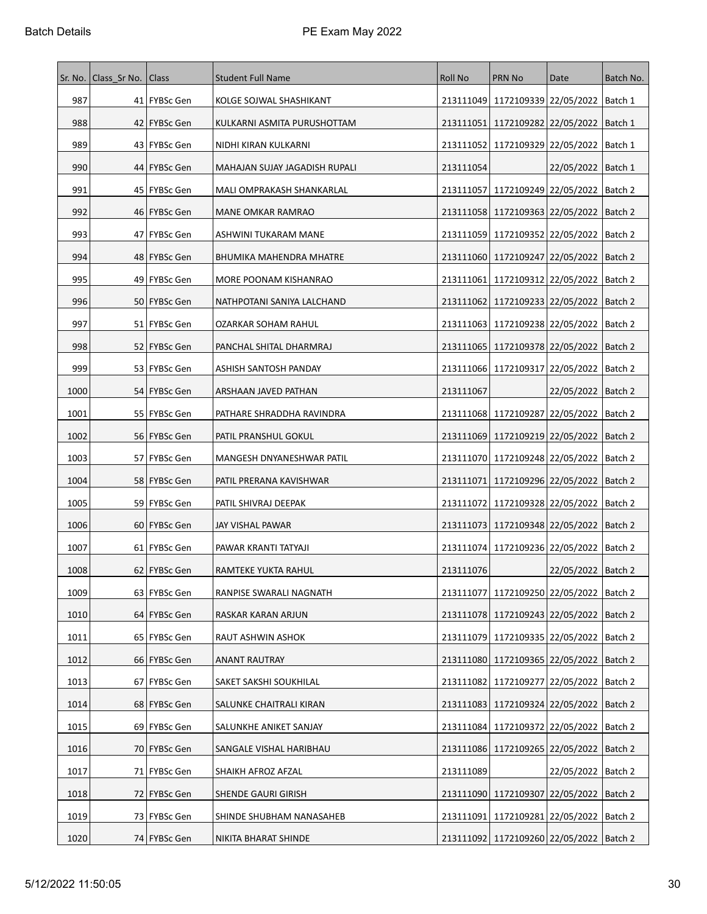| Sr. No. | Class_Sr No. | Class | Student Full Name | Roll No | PRN No | Date | Batch No. |
|---|---|---|---|---|---|---|---|
| 987 | 41 | FYBSc Gen | KOLGE SOJWAL SHASHIKANT | 213111049 | 1172109339 | 22/05/2022 | Batch 1 |
| 988 | 42 | FYBSc Gen | KULKARNI ASMITA PURUSHOTTAM | 213111051 | 1172109282 | 22/05/2022 | Batch 1 |
| 989 | 43 | FYBSc Gen | NIDHI KIRAN KULKARNI | 213111052 | 1172109329 | 22/05/2022 | Batch 1 |
| 990 | 44 | FYBSc Gen | MAHAJAN SUJAY JAGADISH RUPALI | 213111054 | | 22/05/2022 | Batch 1 |
| 991 | 45 | FYBSc Gen | MALI OMPRAKASH SHANKARLAL | 213111057 | 1172109249 | 22/05/2022 | Batch 2 |
| 992 | 46 | FYBSc Gen | MANE OMKAR RAMRAO | 213111058 | 1172109363 | 22/05/2022 | Batch 2 |
| 993 | 47 | FYBSc Gen | ASHWINI TUKARAM MANE | 213111059 | 1172109352 | 22/05/2022 | Batch 2 |
| 994 | 48 | FYBSc Gen | BHUMIKA MAHENDRA MHATRE | 213111060 | 1172109247 | 22/05/2022 | Batch 2 |
| 995 | 49 | FYBSc Gen | MORE POONAM KISHANRAO | 213111061 | 1172109312 | 22/05/2022 | Batch 2 |
| 996 | 50 | FYBSc Gen | NATHPOTANI SANIYA LALCHAND | 213111062 | 1172109233 | 22/05/2022 | Batch 2 |
| 997 | 51 | FYBSc Gen | OZARKAR SOHAM RAHUL | 213111063 | 1172109238 | 22/05/2022 | Batch 2 |
| 998 | 52 | FYBSc Gen | PANCHAL SHITAL DHARMRAJ | 213111065 | 1172109378 | 22/05/2022 | Batch 2 |
| 999 | 53 | FYBSc Gen | ASHISH SANTOSH PANDAY | 213111066 | 1172109317 | 22/05/2022 | Batch 2 |
| 1000 | 54 | FYBSc Gen | ARSHAAN JAVED PATHAN | 213111067 | | 22/05/2022 | Batch 2 |
| 1001 | 55 | FYBSc Gen | PATHARE SHRADDHA RAVINDRA | 213111068 | 1172109287 | 22/05/2022 | Batch 2 |
| 1002 | 56 | FYBSc Gen | PATIL PRANSHUL GOKUL | 213111069 | 1172109219 | 22/05/2022 | Batch 2 |
| 1003 | 57 | FYBSc Gen | MANGESH DNYANESHWAR PATIL | 213111070 | 1172109248 | 22/05/2022 | Batch 2 |
| 1004 | 58 | FYBSc Gen | PATIL PRERANA KAVISHWAR | 213111071 | 1172109296 | 22/05/2022 | Batch 2 |
| 1005 | 59 | FYBSc Gen | PATIL SHIVRAJ DEEPAK | 213111072 | 1172109328 | 22/05/2022 | Batch 2 |
| 1006 | 60 | FYBSc Gen | JAY VISHAL PAWAR | 213111073 | 1172109348 | 22/05/2022 | Batch 2 |
| 1007 | 61 | FYBSc Gen | PAWAR KRANTI TATYAJI | 213111074 | 1172109236 | 22/05/2022 | Batch 2 |
| 1008 | 62 | FYBSc Gen | RAMTEKE YUKTA RAHUL | 213111076 | | 22/05/2022 | Batch 2 |
| 1009 | 63 | FYBSc Gen | RANPISE SWARALI NAGNATH | 213111077 | 1172109250 | 22/05/2022 | Batch 2 |
| 1010 | 64 | FYBSc Gen | RASKAR KARAN ARJUN | 213111078 | 1172109243 | 22/05/2022 | Batch 2 |
| 1011 | 65 | FYBSc Gen | RAUT ASHWIN ASHOK | 213111079 | 1172109335 | 22/05/2022 | Batch 2 |
| 1012 | 66 | FYBSc Gen | ANANT RAUTRAY | 213111080 | 1172109365 | 22/05/2022 | Batch 2 |
| 1013 | 67 | FYBSc Gen | SAKET SAKSHI SOUKHILAL | 213111082 | 1172109277 | 22/05/2022 | Batch 2 |
| 1014 | 68 | FYBSc Gen | SALUNKE CHAITRALI KIRAN | 213111083 | 1172109324 | 22/05/2022 | Batch 2 |
| 1015 | 69 | FYBSc Gen | SALUNKHE ANIKET SANJAY | 213111084 | 1172109372 | 22/05/2022 | Batch 2 |
| 1016 | 70 | FYBSc Gen | SANGALE VISHAL HARIBHAU | 213111086 | 1172109265 | 22/05/2022 | Batch 2 |
| 1017 | 71 | FYBSc Gen | SHAIKH AFROZ AFZAL | 213111089 | | 22/05/2022 | Batch 2 |
| 1018 | 72 | FYBSc Gen | SHENDE GAURI GIRISH | 213111090 | 1172109307 | 22/05/2022 | Batch 2 |
| 1019 | 73 | FYBSc Gen | SHINDE SHUBHAM NANASAHEB | 213111091 | 1172109281 | 22/05/2022 | Batch 2 |
| 1020 | 74 | FYBSc Gen | NIKITA BHARAT SHINDE | 213111092 | 1172109260 | 22/05/2022 | Batch 2 |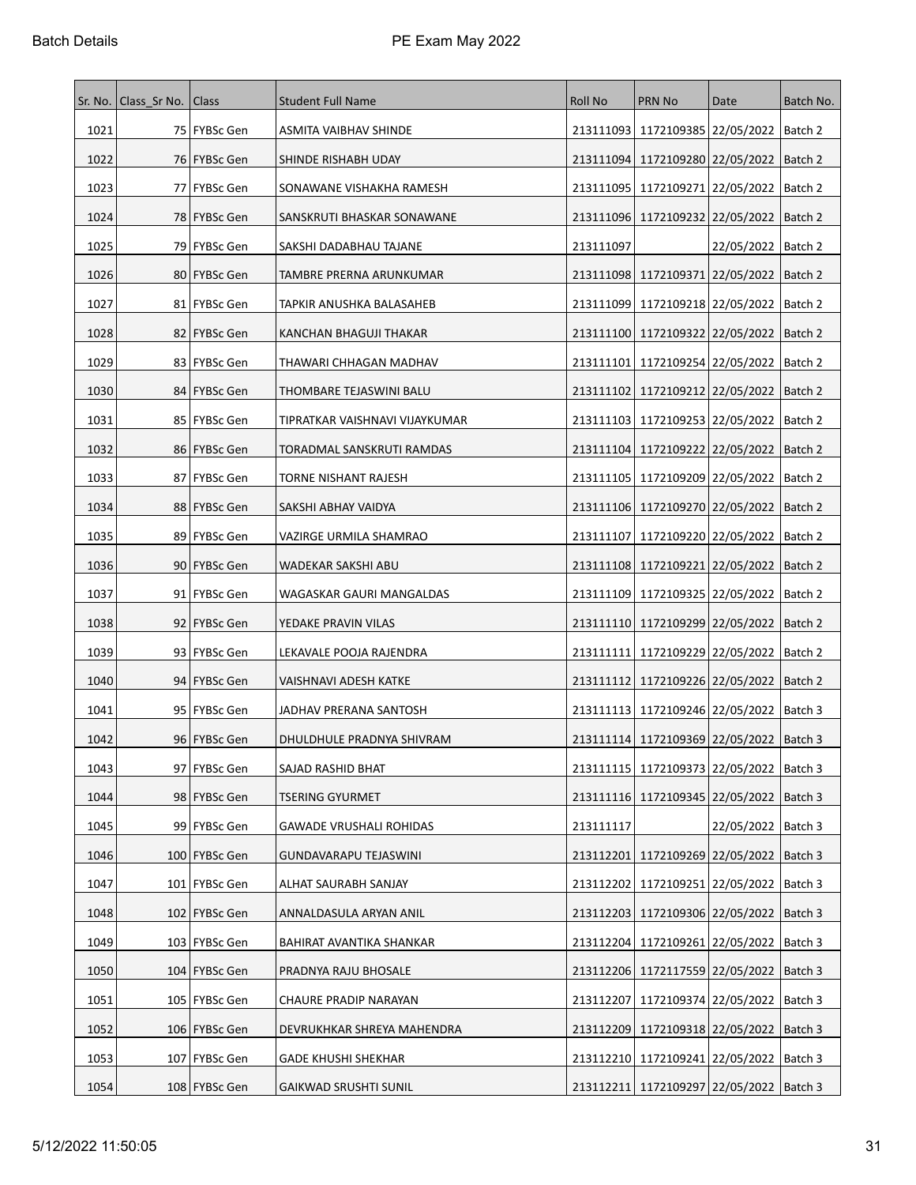| Sr. No. | Class_Sr No. | Class | Student Full Name | Roll No | PRN No | Date | Batch No. |
|---|---|---|---|---|---|---|---|
| 1021 | 75 | FYBSc Gen | ASMITA VAIBHAV SHINDE | 213111093 | 1172109385 | 22/05/2022 | Batch 2 |
| 1022 | 76 | FYBSc Gen | SHINDE RISHABH UDAY | 213111094 | 1172109280 | 22/05/2022 | Batch 2 |
| 1023 | 77 | FYBSc Gen | SONAWANE VISHAKHA RAMESH | 213111095 | 1172109271 | 22/05/2022 | Batch 2 |
| 1024 | 78 | FYBSc Gen | SANSKRUTI BHASKAR SONAWANE | 213111096 | 1172109232 | 22/05/2022 | Batch 2 |
| 1025 | 79 | FYBSc Gen | SAKSHI DADABHAU TAJANE | 213111097 | | 22/05/2022 | Batch 2 |
| 1026 | 80 | FYBSc Gen | TAMBRE PRERNA ARUNKUMAR | 213111098 | 1172109371 | 22/05/2022 | Batch 2 |
| 1027 | 81 | FYBSc Gen | TAPKIR ANUSHKA BALASAHEB | 213111099 | 1172109218 | 22/05/2022 | Batch 2 |
| 1028 | 82 | FYBSc Gen | KANCHAN BHAGUJI THAKAR | 213111100 | 1172109322 | 22/05/2022 | Batch 2 |
| 1029 | 83 | FYBSc Gen | THAWARI CHHAGAN MADHAV | 213111101 | 1172109254 | 22/05/2022 | Batch 2 |
| 1030 | 84 | FYBSc Gen | THOMBARE TEJASWINI BALU | 213111102 | 1172109212 | 22/05/2022 | Batch 2 |
| 1031 | 85 | FYBSc Gen | TIPRATKAR VAISHNAVI VIJAYKUMAR | 213111103 | 1172109253 | 22/05/2022 | Batch 2 |
| 1032 | 86 | FYBSc Gen | TORADMAL SANSKRUTI RAMDAS | 213111104 | 1172109222 | 22/05/2022 | Batch 2 |
| 1033 | 87 | FYBSc Gen | TORNE NISHANT RAJESH | 213111105 | 1172109209 | 22/05/2022 | Batch 2 |
| 1034 | 88 | FYBSc Gen | SAKSHI ABHAY VAIDYA | 213111106 | 1172109270 | 22/05/2022 | Batch 2 |
| 1035 | 89 | FYBSc Gen | VAZIRGE URMILA SHAMRAO | 213111107 | 1172109220 | 22/05/2022 | Batch 2 |
| 1036 | 90 | FYBSc Gen | WADEKAR SAKSHI ABU | 213111108 | 1172109221 | 22/05/2022 | Batch 2 |
| 1037 | 91 | FYBSc Gen | WAGASKAR GAURI MANGALDAS | 213111109 | 1172109325 | 22/05/2022 | Batch 2 |
| 1038 | 92 | FYBSc Gen | YEDAKE PRAVIN VILAS | 213111110 | 1172109299 | 22/05/2022 | Batch 2 |
| 1039 | 93 | FYBSc Gen | LEKAVALE POOJA RAJENDRA | 213111111 | 1172109229 | 22/05/2022 | Batch 2 |
| 1040 | 94 | FYBSc Gen | VAISHNAVI ADESH KATKE | 213111112 | 1172109226 | 22/05/2022 | Batch 2 |
| 1041 | 95 | FYBSc Gen | JADHAV PRERANA SANTOSH | 213111113 | 1172109246 | 22/05/2022 | Batch 3 |
| 1042 | 96 | FYBSc Gen | DHULDHULE PRADNYA SHIVRAM | 213111114 | 1172109369 | 22/05/2022 | Batch 3 |
| 1043 | 97 | FYBSc Gen | SAJAD RASHID BHAT | 213111115 | 1172109373 | 22/05/2022 | Batch 3 |
| 1044 | 98 | FYBSc Gen | TSERING GYURMET | 213111116 | 1172109345 | 22/05/2022 | Batch 3 |
| 1045 | 99 | FYBSc Gen | GAWADE VRUSHALI ROHIDAS | 213111117 | | 22/05/2022 | Batch 3 |
| 1046 | 100 | FYBSc Gen | GUNDAVARAPU TEJASWINI | 213112201 | 1172109269 | 22/05/2022 | Batch 3 |
| 1047 | 101 | FYBSc Gen | ALHAT SAURABH SANJAY | 213112202 | 1172109251 | 22/05/2022 | Batch 3 |
| 1048 | 102 | FYBSc Gen | ANNALDASULA ARYAN ANIL | 213112203 | 1172109306 | 22/05/2022 | Batch 3 |
| 1049 | 103 | FYBSc Gen | BAHIRAT AVANTIKA SHANKAR | 213112204 | 1172109261 | 22/05/2022 | Batch 3 |
| 1050 | 104 | FYBSc Gen | PRADNYA RAJU BHOSALE | 213112206 | 1172117559 | 22/05/2022 | Batch 3 |
| 1051 | 105 | FYBSc Gen | CHAURE PRADIP NARAYAN | 213112207 | 1172109374 | 22/05/2022 | Batch 3 |
| 1052 | 106 | FYBSc Gen | DEVRUKHKAR SHREYA MAHENDRA | 213112209 | 1172109318 | 22/05/2022 | Batch 3 |
| 1053 | 107 | FYBSc Gen | GADE KHUSHI SHEKHAR | 213112210 | 1172109241 | 22/05/2022 | Batch 3 |
| 1054 | 108 | FYBSc Gen | GAIKWAD SRUSHTI SUNIL | 213112211 | 1172109297 | 22/05/2022 | Batch 3 |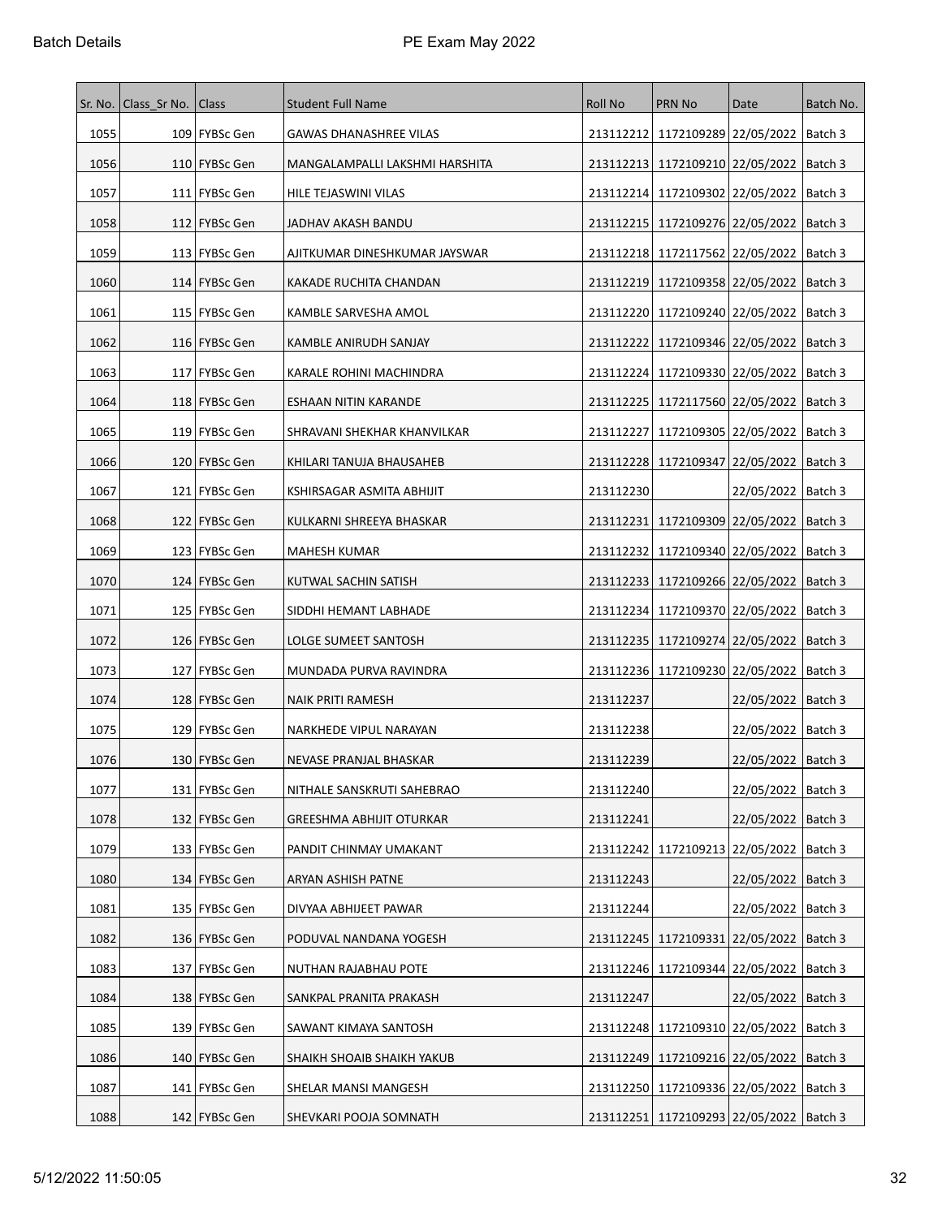| Sr. No. | Class_Sr No. | Class | Student Full Name | Roll No | PRN No | Date | Batch No. |
|---|---|---|---|---|---|---|---|
| 1055 | 109 | FYBSc Gen | GAWAS DHANASHREE VILAS | 213112212 | 1172109289 | 22/05/2022 | Batch 3 |
| 1056 | 110 | FYBSc Gen | MANGALAMPALLI LAKSHMI HARSHITA | 213112213 | 1172109210 | 22/05/2022 | Batch 3 |
| 1057 | 111 | FYBSc Gen | HILE TEJASWINI VILAS | 213112214 | 1172109302 | 22/05/2022 | Batch 3 |
| 1058 | 112 | FYBSc Gen | JADHAV AKASH BANDU | 213112215 | 1172109276 | 22/05/2022 | Batch 3 |
| 1059 | 113 | FYBSc Gen | AJITKUMAR DINESHKUMAR JAYSWAR | 213112218 | 1172117562 | 22/05/2022 | Batch 3 |
| 1060 | 114 | FYBSc Gen | KAKADE RUCHITA CHANDAN | 213112219 | 1172109358 | 22/05/2022 | Batch 3 |
| 1061 | 115 | FYBSc Gen | KAMBLE SARVESHA AMOL | 213112220 | 1172109240 | 22/05/2022 | Batch 3 |
| 1062 | 116 | FYBSc Gen | KAMBLE ANIRUDH SANJAY | 213112222 | 1172109346 | 22/05/2022 | Batch 3 |
| 1063 | 117 | FYBSc Gen | KARALE ROHINI MACHINDRA | 213112224 | 1172109330 | 22/05/2022 | Batch 3 |
| 1064 | 118 | FYBSc Gen | ESHAAN NITIN KARANDE | 213112225 | 1172117560 | 22/05/2022 | Batch 3 |
| 1065 | 119 | FYBSc Gen | SHRAVANI SHEKHAR KHANVILKAR | 213112227 | 1172109305 | 22/05/2022 | Batch 3 |
| 1066 | 120 | FYBSc Gen | KHILARI TANUJA BHAUSAHEB | 213112228 | 1172109347 | 22/05/2022 | Batch 3 |
| 1067 | 121 | FYBSc Gen | KSHIRSAGAR ASMITA ABHIJIT | 213112230 | | 22/05/2022 | Batch 3 |
| 1068 | 122 | FYBSc Gen | KULKARNI SHREEYA BHASKAR | 213112231 | 1172109309 | 22/05/2022 | Batch 3 |
| 1069 | 123 | FYBSc Gen | MAHESH KUMAR | 213112232 | 1172109340 | 22/05/2022 | Batch 3 |
| 1070 | 124 | FYBSc Gen | KUTWAL SACHIN SATISH | 213112233 | 1172109266 | 22/05/2022 | Batch 3 |
| 1071 | 125 | FYBSc Gen | SIDDHI HEMANT LABHADE | 213112234 | 1172109370 | 22/05/2022 | Batch 3 |
| 1072 | 126 | FYBSc Gen | LOLGE SUMEET SANTOSH | 213112235 | 1172109274 | 22/05/2022 | Batch 3 |
| 1073 | 127 | FYBSc Gen | MUNDADA PURVA RAVINDRA | 213112236 | 1172109230 | 22/05/2022 | Batch 3 |
| 1074 | 128 | FYBSc Gen | NAIK PRITI RAMESH | 213112237 | | 22/05/2022 | Batch 3 |
| 1075 | 129 | FYBSc Gen | NARKHEDE VIPUL NARAYAN | 213112238 | | 22/05/2022 | Batch 3 |
| 1076 | 130 | FYBSc Gen | NEVASE PRANJAL BHASKAR | 213112239 | | 22/05/2022 | Batch 3 |
| 1077 | 131 | FYBSc Gen | NITHALE SANSKRUTI SAHEBRAO | 213112240 | | 22/05/2022 | Batch 3 |
| 1078 | 132 | FYBSc Gen | GREESHMA ABHIJIT OTURKAR | 213112241 | | 22/05/2022 | Batch 3 |
| 1079 | 133 | FYBSc Gen | PANDIT CHINMAY UMAKANT | 213112242 | 1172109213 | 22/05/2022 | Batch 3 |
| 1080 | 134 | FYBSc Gen | ARYAN ASHISH PATNE | 213112243 | | 22/05/2022 | Batch 3 |
| 1081 | 135 | FYBSc Gen | DIVYAA ABHIJEET PAWAR | 213112244 | | 22/05/2022 | Batch 3 |
| 1082 | 136 | FYBSc Gen | PODUVAL NANDANA YOGESH | 213112245 | 1172109331 | 22/05/2022 | Batch 3 |
| 1083 | 137 | FYBSc Gen | NUTHAN RAJABHAU POTE | 213112246 | 1172109344 | 22/05/2022 | Batch 3 |
| 1084 | 138 | FYBSc Gen | SANKPAL PRANITA PRAKASH | 213112247 | | 22/05/2022 | Batch 3 |
| 1085 | 139 | FYBSc Gen | SAWANT KIMAYA SANTOSH | 213112248 | 1172109310 | 22/05/2022 | Batch 3 |
| 1086 | 140 | FYBSc Gen | SHAIKH SHOAIB SHAIKH YAKUB | 213112249 | 1172109216 | 22/05/2022 | Batch 3 |
| 1087 | 141 | FYBSc Gen | SHELAR MANSI MANGESH | 213112250 | 1172109336 | 22/05/2022 | Batch 3 |
| 1088 | 142 | FYBSc Gen | SHEVKARI POOJA SOMNATH | 213112251 | 1172109293 | 22/05/2022 | Batch 3 |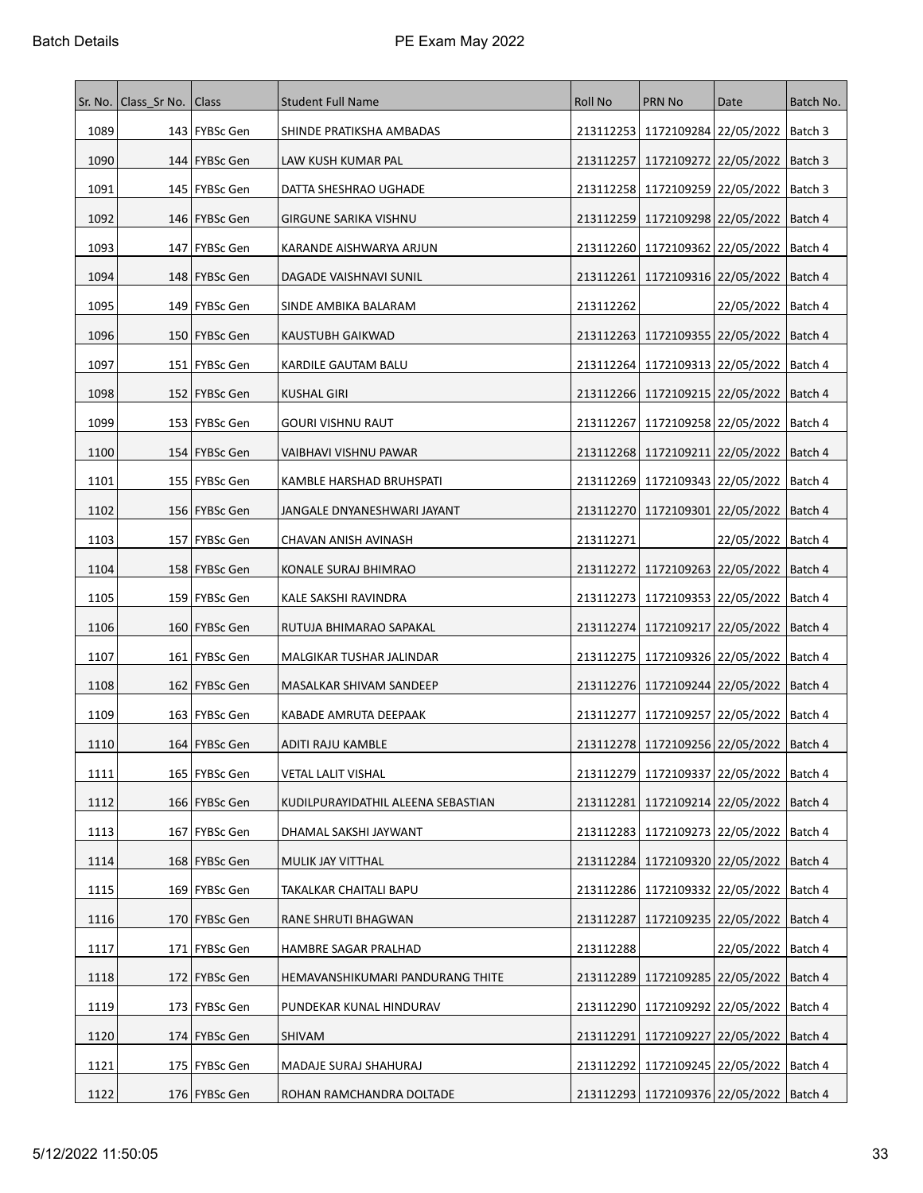| Sr. No. | Class_Sr No. | Class | Student Full Name | Roll No | PRN No | Date | Batch No. |
|---|---|---|---|---|---|---|---|
| 1089 | 143 | FYBSc Gen | SHINDE PRATIKSHA AMBADAS | 213112253 | 1172109284 | 22/05/2022 | Batch 3 |
| 1090 | 144 | FYBSc Gen | LAW KUSH KUMAR PAL | 213112257 | 1172109272 | 22/05/2022 | Batch 3 |
| 1091 | 145 | FYBSc Gen | DATTA SHESHRAO UGHADE | 213112258 | 1172109259 | 22/05/2022 | Batch 3 |
| 1092 | 146 | FYBSc Gen | GIRGUNE SARIKA VISHNU | 213112259 | 1172109298 | 22/05/2022 | Batch 4 |
| 1093 | 147 | FYBSc Gen | KARANDE AISHWARYA ARJUN | 213112260 | 1172109362 | 22/05/2022 | Batch 4 |
| 1094 | 148 | FYBSc Gen | DAGADE VAISHNAVI SUNIL | 213112261 | 1172109316 | 22/05/2022 | Batch 4 |
| 1095 | 149 | FYBSc Gen | SINDE AMBIKA BALARAM | 213112262 | | 22/05/2022 | Batch 4 |
| 1096 | 150 | FYBSc Gen | KAUSTUBH GAIKWAD | 213112263 | 1172109355 | 22/05/2022 | Batch 4 |
| 1097 | 151 | FYBSc Gen | KARDILE GAUTAM BALU | 213112264 | 1172109313 | 22/05/2022 | Batch 4 |
| 1098 | 152 | FYBSc Gen | KUSHAL GIRI | 213112266 | 1172109215 | 22/05/2022 | Batch 4 |
| 1099 | 153 | FYBSc Gen | GOURI VISHNU RAUT | 213112267 | 1172109258 | 22/05/2022 | Batch 4 |
| 1100 | 154 | FYBSc Gen | VAIBHAVI VISHNU PAWAR | 213112268 | 1172109211 | 22/05/2022 | Batch 4 |
| 1101 | 155 | FYBSc Gen | KAMBLE HARSHAD BRUHSPATI | 213112269 | 1172109343 | 22/05/2022 | Batch 4 |
| 1102 | 156 | FYBSc Gen | JANGALE DNYANESHWARI JAYANT | 213112270 | 1172109301 | 22/05/2022 | Batch 4 |
| 1103 | 157 | FYBSc Gen | CHAVAN ANISH AVINASH | 213112271 | | 22/05/2022 | Batch 4 |
| 1104 | 158 | FYBSc Gen | KONALE SURAJ BHIMRAO | 213112272 | 1172109263 | 22/05/2022 | Batch 4 |
| 1105 | 159 | FYBSc Gen | KALE SAKSHI RAVINDRA | 213112273 | 1172109353 | 22/05/2022 | Batch 4 |
| 1106 | 160 | FYBSc Gen | RUTUJA BHIMARAO SAPAKAL | 213112274 | 1172109217 | 22/05/2022 | Batch 4 |
| 1107 | 161 | FYBSc Gen | MALGIKAR TUSHAR JALINDAR | 213112275 | 1172109326 | 22/05/2022 | Batch 4 |
| 1108 | 162 | FYBSc Gen | MASALKAR SHIVAM SANDEEP | 213112276 | 1172109244 | 22/05/2022 | Batch 4 |
| 1109 | 163 | FYBSc Gen | KABADE AMRUTA DEEPAAK | 213112277 | 1172109257 | 22/05/2022 | Batch 4 |
| 1110 | 164 | FYBSc Gen | ADITI RAJU KAMBLE | 213112278 | 1172109256 | 22/05/2022 | Batch 4 |
| 1111 | 165 | FYBSc Gen | VETAL LALIT VISHAL | 213112279 | 1172109337 | 22/05/2022 | Batch 4 |
| 1112 | 166 | FYBSc Gen | KUDILPURAYIDATHIL ALEENA SEBASTIAN | 213112281 | 1172109214 | 22/05/2022 | Batch 4 |
| 1113 | 167 | FYBSc Gen | DHAMAL SAKSHI JAYWANT | 213112283 | 1172109273 | 22/05/2022 | Batch 4 |
| 1114 | 168 | FYBSc Gen | MULIK JAY VITTHAL | 213112284 | 1172109320 | 22/05/2022 | Batch 4 |
| 1115 | 169 | FYBSc Gen | TAKALKAR CHAITALI BAPU | 213112286 | 1172109332 | 22/05/2022 | Batch 4 |
| 1116 | 170 | FYBSc Gen | RANE SHRUTI BHAGWAN | 213112287 | 1172109235 | 22/05/2022 | Batch 4 |
| 1117 | 171 | FYBSc Gen | HAMBRE SAGAR PRALHAD | 213112288 | | 22/05/2022 | Batch 4 |
| 1118 | 172 | FYBSc Gen | HEMAVANSHIKUMARI PANDURANG THITE | 213112289 | 1172109285 | 22/05/2022 | Batch 4 |
| 1119 | 173 | FYBSc Gen | PUNDEKAR KUNAL HINDURAV | 213112290 | 1172109292 | 22/05/2022 | Batch 4 |
| 1120 | 174 | FYBSc Gen | SHIVAM | 213112291 | 1172109227 | 22/05/2022 | Batch 4 |
| 1121 | 175 | FYBSc Gen | MADAJE SURAJ SHAHURAJ | 213112292 | 1172109245 | 22/05/2022 | Batch 4 |
| 1122 | 176 | FYBSc Gen | ROHAN RAMCHANDRA DOLTADE | 213112293 | 1172109376 | 22/05/2022 | Batch 4 |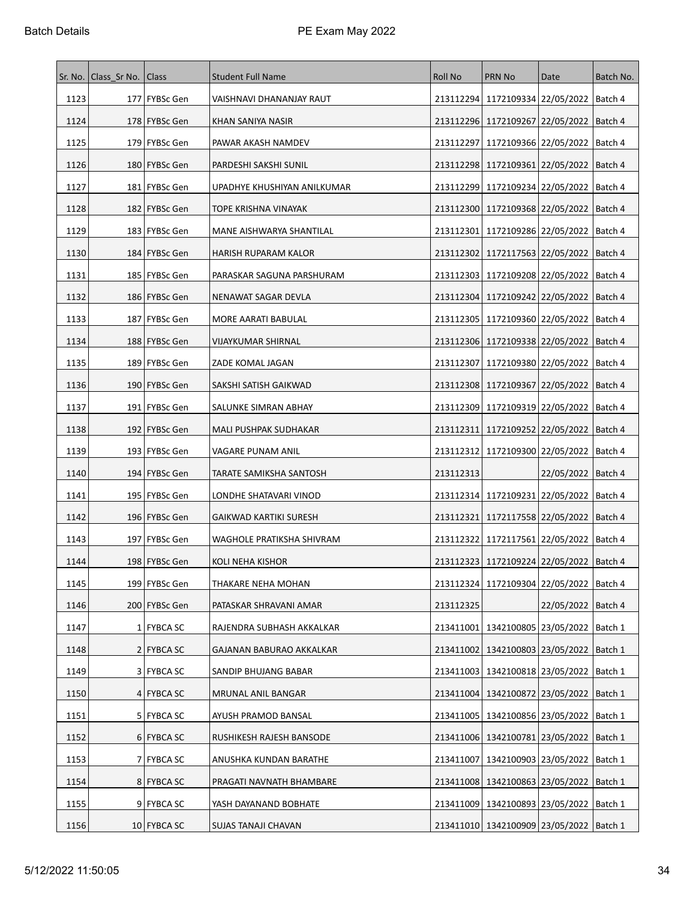| Sr. No. | Class_Sr No. | Class | Student Full Name | Roll No | PRN No | Date | Batch No. |
|---|---|---|---|---|---|---|---|
| 1123 | 177 | FYBSc Gen | VAISHNAVI DHANANJAY RAUT | 213112294 | 1172109334 | 22/05/2022 | Batch 4 |
| 1124 | 178 | FYBSc Gen | KHAN SANIYA NASIR | 213112296 | 1172109267 | 22/05/2022 | Batch 4 |
| 1125 | 179 | FYBSc Gen | PAWAR AKASH NAMDEV | 213112297 | 1172109366 | 22/05/2022 | Batch 4 |
| 1126 | 180 | FYBSc Gen | PARDESHI SAKSHI SUNIL | 213112298 | 1172109361 | 22/05/2022 | Batch 4 |
| 1127 | 181 | FYBSc Gen | UPADHYE KHUSHIYAN ANILKUMAR | 213112299 | 1172109234 | 22/05/2022 | Batch 4 |
| 1128 | 182 | FYBSc Gen | TOPE KRISHNA VINAYAK | 213112300 | 1172109368 | 22/05/2022 | Batch 4 |
| 1129 | 183 | FYBSc Gen | MANE AISHWARYA SHANTILAL | 213112301 | 1172109286 | 22/05/2022 | Batch 4 |
| 1130 | 184 | FYBSc Gen | HARISH RUPARAM KALOR | 213112302 | 1172117563 | 22/05/2022 | Batch 4 |
| 1131 | 185 | FYBSc Gen | PARASKAR SAGUNA PARSHURAM | 213112303 | 1172109208 | 22/05/2022 | Batch 4 |
| 1132 | 186 | FYBSc Gen | NENAWAT SAGAR DEVLA | 213112304 | 1172109242 | 22/05/2022 | Batch 4 |
| 1133 | 187 | FYBSc Gen | MORE AARATI BABULAL | 213112305 | 1172109360 | 22/05/2022 | Batch 4 |
| 1134 | 188 | FYBSc Gen | VIJAYKUMAR SHIRNAL | 213112306 | 1172109338 | 22/05/2022 | Batch 4 |
| 1135 | 189 | FYBSc Gen | ZADE KOMAL JAGAN | 213112307 | 1172109380 | 22/05/2022 | Batch 4 |
| 1136 | 190 | FYBSc Gen | SAKSHI SATISH GAIKWAD | 213112308 | 1172109367 | 22/05/2022 | Batch 4 |
| 1137 | 191 | FYBSc Gen | SALUNKE SIMRAN ABHAY | 213112309 | 1172109319 | 22/05/2022 | Batch 4 |
| 1138 | 192 | FYBSc Gen | MALI PUSHPAK SUDHAKAR | 213112311 | 1172109252 | 22/05/2022 | Batch 4 |
| 1139 | 193 | FYBSc Gen | VAGARE PUNAM ANIL | 213112312 | 1172109300 | 22/05/2022 | Batch 4 |
| 1140 | 194 | FYBSc Gen | TARATE SAMIKSHA SANTOSH | 213112313 | | 22/05/2022 | Batch 4 |
| 1141 | 195 | FYBSc Gen | LONDHE SHATAVARI VINOD | 213112314 | 1172109231 | 22/05/2022 | Batch 4 |
| 1142 | 196 | FYBSc Gen | GAIKWAD KARTIKI SURESH | 213112321 | 1172117558 | 22/05/2022 | Batch 4 |
| 1143 | 197 | FYBSc Gen | WAGHOLE PRATIKSHA SHIVRAM | 213112322 | 1172117561 | 22/05/2022 | Batch 4 |
| 1144 | 198 | FYBSc Gen | KOLI NEHA KISHOR | 213112323 | 1172109224 | 22/05/2022 | Batch 4 |
| 1145 | 199 | FYBSc Gen | THAKARE NEHA MOHAN | 213112324 | 1172109304 | 22/05/2022 | Batch 4 |
| 1146 | 200 | FYBSc Gen | PATASKAR SHRAVANI AMAR | 213112325 | | 22/05/2022 | Batch 4 |
| 1147 | 1 | FYBCA SC | RAJENDRA SUBHASH AKKALKAR | 213411001 | 1342100805 | 23/05/2022 | Batch 1 |
| 1148 | 2 | FYBCA SC | GAJANAN BABURAO AKKALKAR | 213411002 | 1342100803 | 23/05/2022 | Batch 1 |
| 1149 | 3 | FYBCA SC | SANDIP BHUJANG BABAR | 213411003 | 1342100818 | 23/05/2022 | Batch 1 |
| 1150 | 4 | FYBCA SC | MRUNAL ANIL BANGAR | 213411004 | 1342100872 | 23/05/2022 | Batch 1 |
| 1151 | 5 | FYBCA SC | AYUSH PRAMOD BANSAL | 213411005 | 1342100856 | 23/05/2022 | Batch 1 |
| 1152 | 6 | FYBCA SC | RUSHIKESH RAJESH BANSODE | 213411006 | 1342100781 | 23/05/2022 | Batch 1 |
| 1153 | 7 | FYBCA SC | ANUSHKA KUNDAN BARATHE | 213411007 | 1342100903 | 23/05/2022 | Batch 1 |
| 1154 | 8 | FYBCA SC | PRAGATI NAVNATH BHAMBARE | 213411008 | 1342100863 | 23/05/2022 | Batch 1 |
| 1155 | 9 | FYBCA SC | YASH DAYANAND BOBHATE | 213411009 | 1342100893 | 23/05/2022 | Batch 1 |
| 1156 | 10 | FYBCA SC | SUJAS TANAJI CHAVAN | 213411010 | 1342100909 | 23/05/2022 | Batch 1 |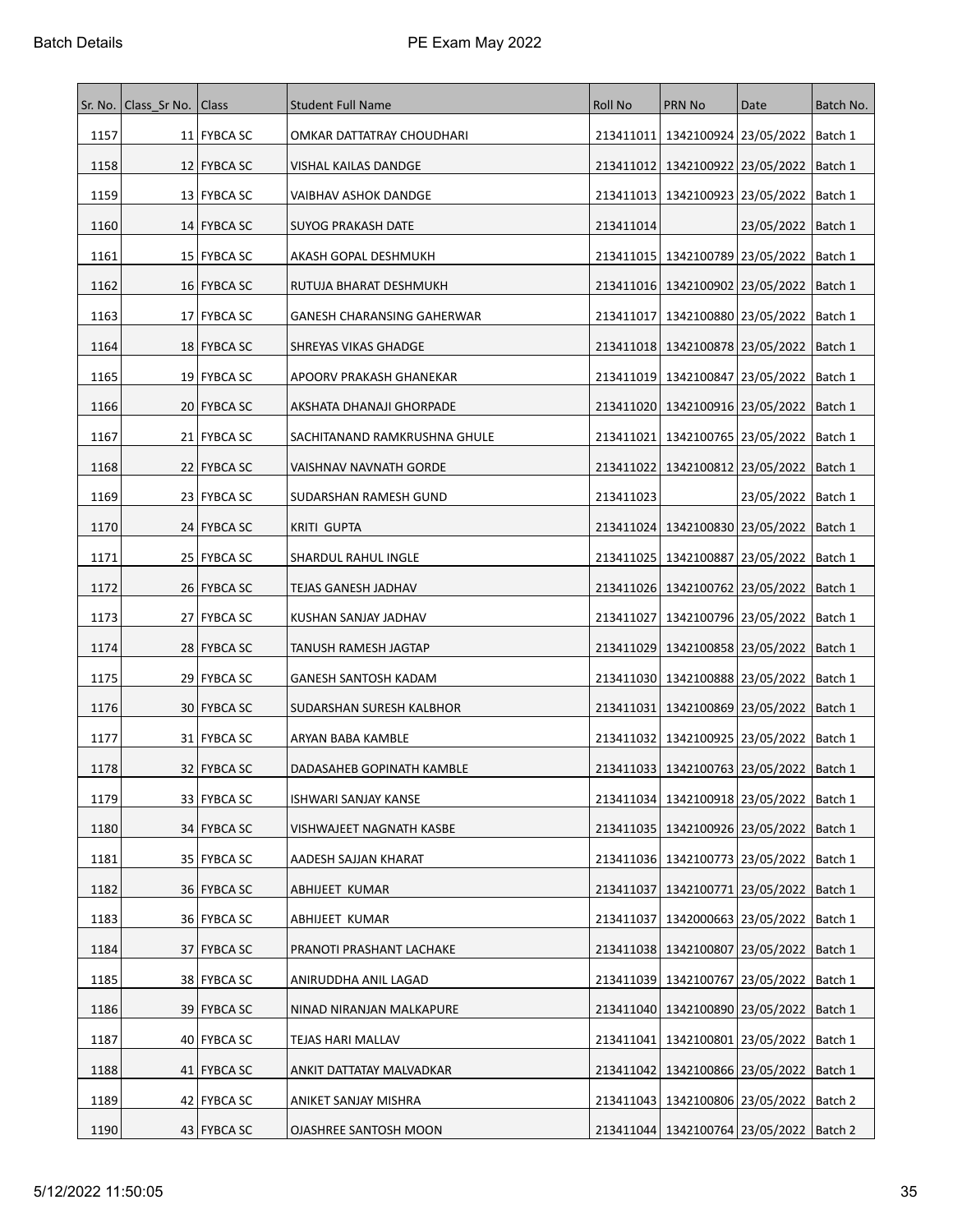| Sr. No. | Class_Sr No. | Class | Student Full Name | Roll No | PRN No | Date | Batch No. |
|---|---|---|---|---|---|---|---|
| 1157 | 11 | FYBCA SC | OMKAR DATTATRAY CHOUDHARI | 213411011 | 1342100924 | 23/05/2022 | Batch 1 |
| 1158 | 12 | FYBCA SC | VISHAL KAILAS DANDGE | 213411012 | 1342100922 | 23/05/2022 | Batch 1 |
| 1159 | 13 | FYBCA SC | VAIBHAV ASHOK DANDGE | 213411013 | 1342100923 | 23/05/2022 | Batch 1 |
| 1160 | 14 | FYBCA SC | SUYOG PRAKASH DATE | 213411014 | | 23/05/2022 | Batch 1 |
| 1161 | 15 | FYBCA SC | AKASH GOPAL DESHMUKH | 213411015 | 1342100789 | 23/05/2022 | Batch 1 |
| 1162 | 16 | FYBCA SC | RUTUJA BHARAT DESHMUKH | 213411016 | 1342100902 | 23/05/2022 | Batch 1 |
| 1163 | 17 | FYBCA SC | GANESH CHARANSING GAHERWAR | 213411017 | 1342100880 | 23/05/2022 | Batch 1 |
| 1164 | 18 | FYBCA SC | SHREYAS VIKAS GHADGE | 213411018 | 1342100878 | 23/05/2022 | Batch 1 |
| 1165 | 19 | FYBCA SC | APOORV PRAKASH GHANEKAR | 213411019 | 1342100847 | 23/05/2022 | Batch 1 |
| 1166 | 20 | FYBCA SC | AKSHATA DHANAJI GHORPADE | 213411020 | 1342100916 | 23/05/2022 | Batch 1 |
| 1167 | 21 | FYBCA SC | SACHITANAND RAMKRUSHNA GHULE | 213411021 | 1342100765 | 23/05/2022 | Batch 1 |
| 1168 | 22 | FYBCA SC | VAISHNAV NAVNATH GORDE | 213411022 | 1342100812 | 23/05/2022 | Batch 1 |
| 1169 | 23 | FYBCA SC | SUDARSHAN RAMESH GUND | 213411023 | | 23/05/2022 | Batch 1 |
| 1170 | 24 | FYBCA SC | KRITI GUPTA | 213411024 | 1342100830 | 23/05/2022 | Batch 1 |
| 1171 | 25 | FYBCA SC | SHARDUL RAHUL INGLE | 213411025 | 1342100887 | 23/05/2022 | Batch 1 |
| 1172 | 26 | FYBCA SC | TEJAS GANESH JADHAV | 213411026 | 1342100762 | 23/05/2022 | Batch 1 |
| 1173 | 27 | FYBCA SC | KUSHAN SANJAY JADHAV | 213411027 | 1342100796 | 23/05/2022 | Batch 1 |
| 1174 | 28 | FYBCA SC | TANUSH RAMESH JAGTAP | 213411029 | 1342100858 | 23/05/2022 | Batch 1 |
| 1175 | 29 | FYBCA SC | GANESH SANTOSH KADAM | 213411030 | 1342100888 | 23/05/2022 | Batch 1 |
| 1176 | 30 | FYBCA SC | SUDARSHAN SURESH KALBHOR | 213411031 | 1342100869 | 23/05/2022 | Batch 1 |
| 1177 | 31 | FYBCA SC | ARYAN BABA KAMBLE | 213411032 | 1342100925 | 23/05/2022 | Batch 1 |
| 1178 | 32 | FYBCA SC | DADASAHEB GOPINATH KAMBLE | 213411033 | 1342100763 | 23/05/2022 | Batch 1 |
| 1179 | 33 | FYBCA SC | ISHWARI SANJAY KANSE | 213411034 | 1342100918 | 23/05/2022 | Batch 1 |
| 1180 | 34 | FYBCA SC | VISHWAJEET NAGNATH KASBE | 213411035 | 1342100926 | 23/05/2022 | Batch 1 |
| 1181 | 35 | FYBCA SC | AADESH SAJJAN KHARAT | 213411036 | 1342100773 | 23/05/2022 | Batch 1 |
| 1182 | 36 | FYBCA SC | ABHIJEET KUMAR | 213411037 | 1342100771 | 23/05/2022 | Batch 1 |
| 1183 | 36 | FYBCA SC | ABHIJEET KUMAR | 213411037 | 1342000663 | 23/05/2022 | Batch 1 |
| 1184 | 37 | FYBCA SC | PRANOTI PRASHANT LACHAKE | 213411038 | 1342100807 | 23/05/2022 | Batch 1 |
| 1185 | 38 | FYBCA SC | ANIRUDDHA ANIL LAGAD | 213411039 | 1342100767 | 23/05/2022 | Batch 1 |
| 1186 | 39 | FYBCA SC | NINAD NIRANJAN MALKAPURE | 213411040 | 1342100890 | 23/05/2022 | Batch 1 |
| 1187 | 40 | FYBCA SC | TEJAS HARI MALLAV | 213411041 | 1342100801 | 23/05/2022 | Batch 1 |
| 1188 | 41 | FYBCA SC | ANKIT DATTATAY MALVADKAR | 213411042 | 1342100866 | 23/05/2022 | Batch 1 |
| 1189 | 42 | FYBCA SC | ANIKET SANJAY MISHRA | 213411043 | 1342100806 | 23/05/2022 | Batch 2 |
| 1190 | 43 | FYBCA SC | OJASHREE SANTOSH MOON | 213411044 | 1342100764 | 23/05/2022 | Batch 2 |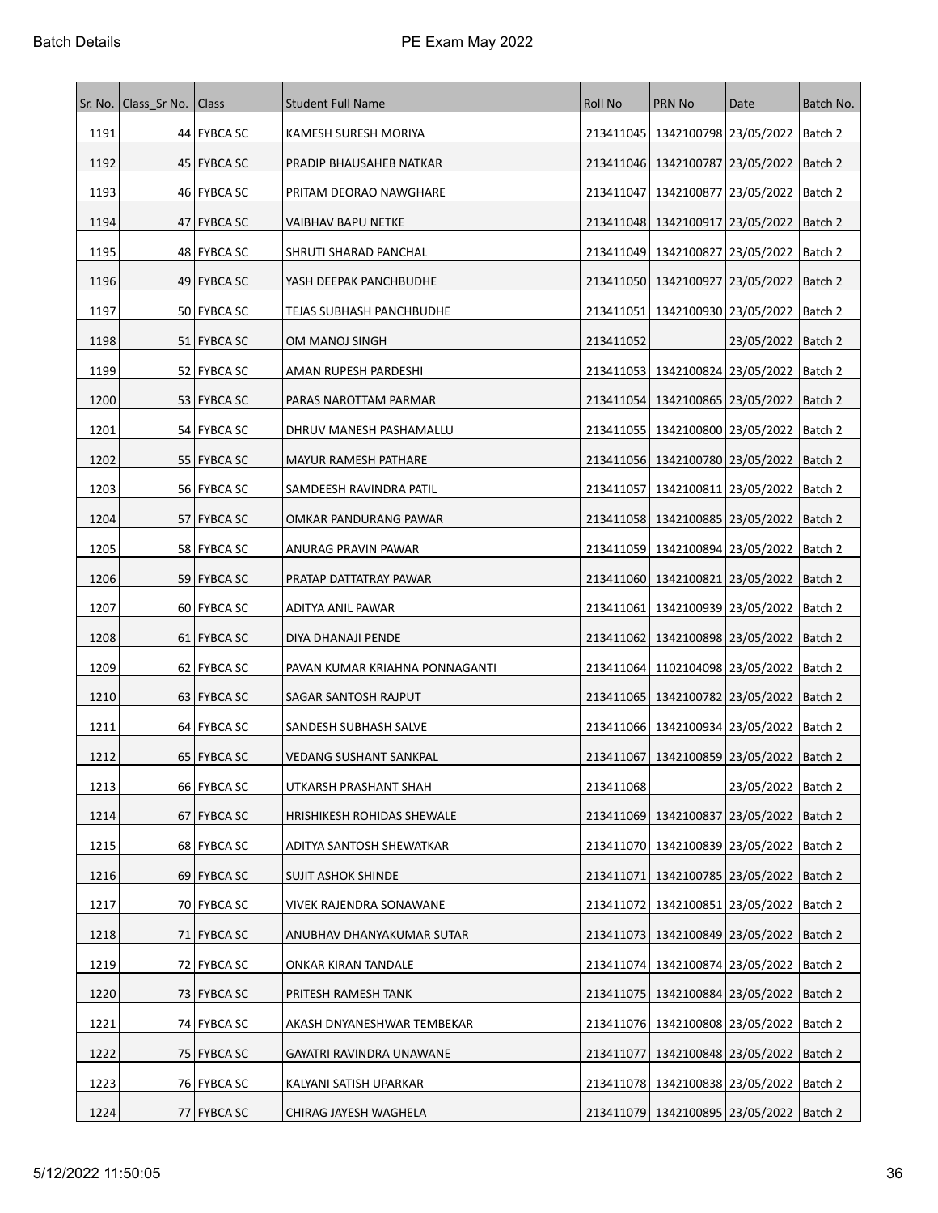| Sr. No. | Class_Sr No. | Class | Student Full Name | Roll No | PRN No | Date | Batch No. |
|---|---|---|---|---|---|---|---|
| 1191 | 44 | FYBCA SC | KAMESH SURESH MORIYA | 213411045 | 1342100798 | 23/05/2022 | Batch 2 |
| 1192 | 45 | FYBCA SC | PRADIP BHAUSAHEB NATKAR | 213411046 | 1342100787 | 23/05/2022 | Batch 2 |
| 1193 | 46 | FYBCA SC | PRITAM DEORAO NAWGHARE | 213411047 | 1342100877 | 23/05/2022 | Batch 2 |
| 1194 | 47 | FYBCA SC | VAIBHAV BAPU NETKE | 213411048 | 1342100917 | 23/05/2022 | Batch 2 |
| 1195 | 48 | FYBCA SC | SHRUTI SHARAD PANCHAL | 213411049 | 1342100827 | 23/05/2022 | Batch 2 |
| 1196 | 49 | FYBCA SC | YASH DEEPAK PANCHBUDHE | 213411050 | 1342100927 | 23/05/2022 | Batch 2 |
| 1197 | 50 | FYBCA SC | TEJAS SUBHASH PANCHBUDHE | 213411051 | 1342100930 | 23/05/2022 | Batch 2 |
| 1198 | 51 | FYBCA SC | OM MANOJ SINGH | 213411052 | | 23/05/2022 | Batch 2 |
| 1199 | 52 | FYBCA SC | AMAN RUPESH PARDESHI | 213411053 | 1342100824 | 23/05/2022 | Batch 2 |
| 1200 | 53 | FYBCA SC | PARAS NAROTTAM PARMAR | 213411054 | 1342100865 | 23/05/2022 | Batch 2 |
| 1201 | 54 | FYBCA SC | DHRUV MANESH PASHAMALLU | 213411055 | 1342100800 | 23/05/2022 | Batch 2 |
| 1202 | 55 | FYBCA SC | MAYUR RAMESH PATHARE | 213411056 | 1342100780 | 23/05/2022 | Batch 2 |
| 1203 | 56 | FYBCA SC | SAMDEESH RAVINDRA PATIL | 213411057 | 1342100811 | 23/05/2022 | Batch 2 |
| 1204 | 57 | FYBCA SC | OMKAR PANDURANG PAWAR | 213411058 | 1342100885 | 23/05/2022 | Batch 2 |
| 1205 | 58 | FYBCA SC | ANURAG PRAVIN PAWAR | 213411059 | 1342100894 | 23/05/2022 | Batch 2 |
| 1206 | 59 | FYBCA SC | PRATAP DATTATRAY PAWAR | 213411060 | 1342100821 | 23/05/2022 | Batch 2 |
| 1207 | 60 | FYBCA SC | ADITYA ANIL PAWAR | 213411061 | 1342100939 | 23/05/2022 | Batch 2 |
| 1208 | 61 | FYBCA SC | DIYA DHANAJI PENDE | 213411062 | 1342100898 | 23/05/2022 | Batch 2 |
| 1209 | 62 | FYBCA SC | PAVAN KUMAR KRIAHNA PONNAGANTI | 213411064 | 1102104098 | 23/05/2022 | Batch 2 |
| 1210 | 63 | FYBCA SC | SAGAR SANTOSH RAJPUT | 213411065 | 1342100782 | 23/05/2022 | Batch 2 |
| 1211 | 64 | FYBCA SC | SANDESH SUBHASH SALVE | 213411066 | 1342100934 | 23/05/2022 | Batch 2 |
| 1212 | 65 | FYBCA SC | VEDANG SUSHANT SANKPAL | 213411067 | 1342100859 | 23/05/2022 | Batch 2 |
| 1213 | 66 | FYBCA SC | UTKARSH PRASHANT SHAH | 213411068 | | 23/05/2022 | Batch 2 |
| 1214 | 67 | FYBCA SC | HRISHIKESH ROHIDAS SHEWALE | 213411069 | 1342100837 | 23/05/2022 | Batch 2 |
| 1215 | 68 | FYBCA SC | ADITYA SANTOSH SHEWATKAR | 213411070 | 1342100839 | 23/05/2022 | Batch 2 |
| 1216 | 69 | FYBCA SC | SUJIT ASHOK SHINDE | 213411071 | 1342100785 | 23/05/2022 | Batch 2 |
| 1217 | 70 | FYBCA SC | VIVEK RAJENDRA SONAWANE | 213411072 | 1342100851 | 23/05/2022 | Batch 2 |
| 1218 | 71 | FYBCA SC | ANUBHAV DHANYAKUMAR SUTAR | 213411073 | 1342100849 | 23/05/2022 | Batch 2 |
| 1219 | 72 | FYBCA SC | ONKAR KIRAN TANDALE | 213411074 | 1342100874 | 23/05/2022 | Batch 2 |
| 1220 | 73 | FYBCA SC | PRITESH RAMESH TANK | 213411075 | 1342100884 | 23/05/2022 | Batch 2 |
| 1221 | 74 | FYBCA SC | AKASH DNYANESHWAR TEMBEKAR | 213411076 | 1342100808 | 23/05/2022 | Batch 2 |
| 1222 | 75 | FYBCA SC | GAYATRI RAVINDRA UNAWANE | 213411077 | 1342100848 | 23/05/2022 | Batch 2 |
| 1223 | 76 | FYBCA SC | KALYANI SATISH UPARKAR | 213411078 | 1342100838 | 23/05/2022 | Batch 2 |
| 1224 | 77 | FYBCA SC | CHIRAG JAYESH WAGHELA | 213411079 | 1342100895 | 23/05/2022 | Batch 2 |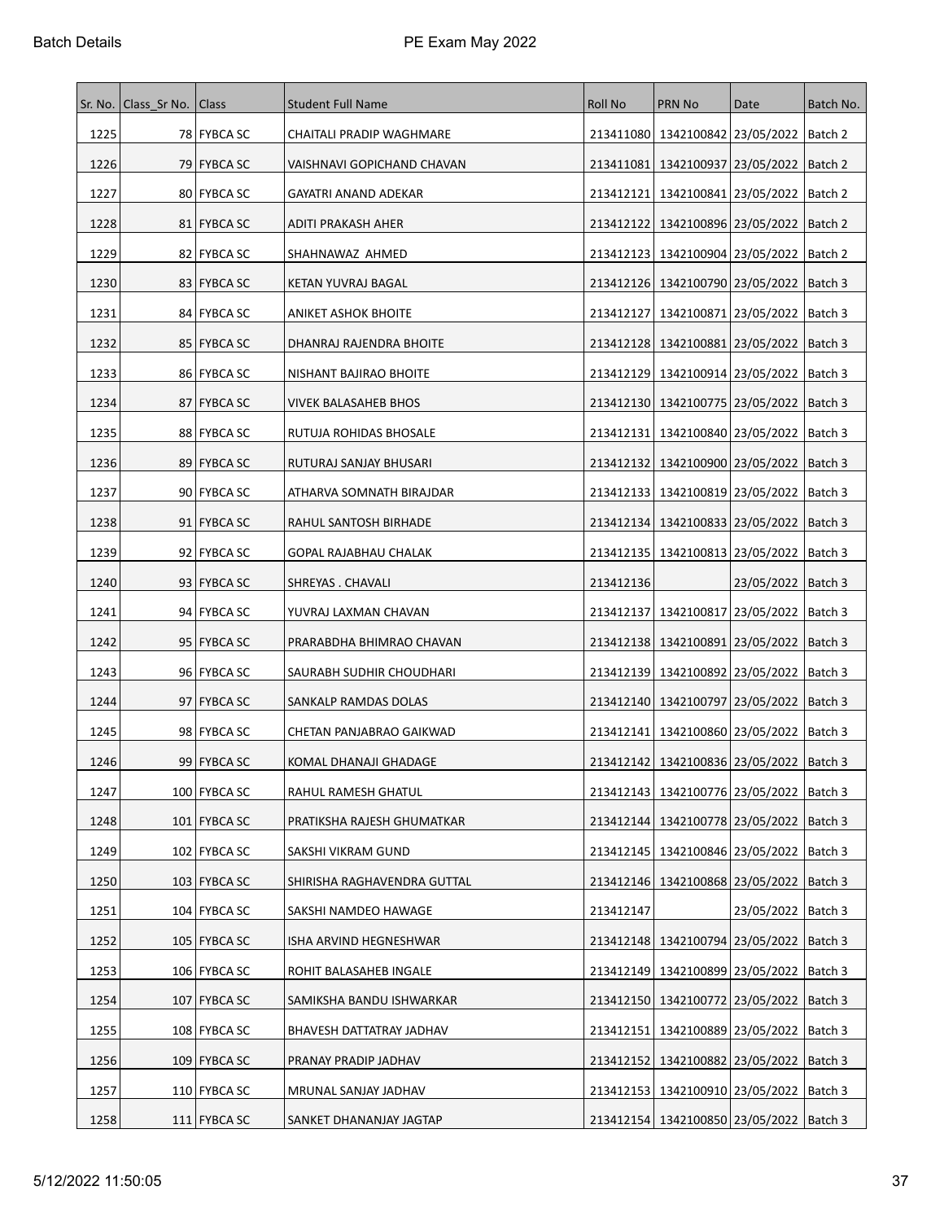| Sr. No. | Class_Sr No. | Class | Student Full Name | Roll No | PRN No | Date | Batch No. |
|---|---|---|---|---|---|---|---|
| 1225 | 78 | FYBCA SC | CHAITALI PRADIP WAGHMARE | 213411080 | 1342100842 | 23/05/2022 | Batch 2 |
| 1226 | 79 | FYBCA SC | VAISHNAVI GOPICHAND CHAVAN | 213411081 | 1342100937 | 23/05/2022 | Batch 2 |
| 1227 | 80 | FYBCA SC | GAYATRI ANAND ADEKAR | 213412121 | 1342100841 | 23/05/2022 | Batch 2 |
| 1228 | 81 | FYBCA SC | ADITI PRAKASH AHER | 213412122 | 1342100896 | 23/05/2022 | Batch 2 |
| 1229 | 82 | FYBCA SC | SHAHNAWAZ AHMED | 213412123 | 1342100904 | 23/05/2022 | Batch 2 |
| 1230 | 83 | FYBCA SC | KETAN YUVRAJ BAGAL | 213412126 | 1342100790 | 23/05/2022 | Batch 3 |
| 1231 | 84 | FYBCA SC | ANIKET ASHOK BHOITE | 213412127 | 1342100871 | 23/05/2022 | Batch 3 |
| 1232 | 85 | FYBCA SC | DHANRAJ RAJENDRA BHOITE | 213412128 | 1342100881 | 23/05/2022 | Batch 3 |
| 1233 | 86 | FYBCA SC | NISHANT BAJIRAO BHOITE | 213412129 | 1342100914 | 23/05/2022 | Batch 3 |
| 1234 | 87 | FYBCA SC | VIVEK BALASAHEB BHOS | 213412130 | 1342100775 | 23/05/2022 | Batch 3 |
| 1235 | 88 | FYBCA SC | RUTUJA ROHIDAS BHOSALE | 213412131 | 1342100840 | 23/05/2022 | Batch 3 |
| 1236 | 89 | FYBCA SC | RUTURAJ SANJAY BHUSARI | 213412132 | 1342100900 | 23/05/2022 | Batch 3 |
| 1237 | 90 | FYBCA SC | ATHARVA SOMNATH BIRAJDAR | 213412133 | 1342100819 | 23/05/2022 | Batch 3 |
| 1238 | 91 | FYBCA SC | RAHUL SANTOSH BIRHADE | 213412134 | 1342100833 | 23/05/2022 | Batch 3 |
| 1239 | 92 | FYBCA SC | GOPAL RAJABHAU CHALAK | 213412135 | 1342100813 | 23/05/2022 | Batch 3 |
| 1240 | 93 | FYBCA SC | SHREYAS . CHAVALI | 213412136 | | 23/05/2022 | Batch 3 |
| 1241 | 94 | FYBCA SC | YUVRAJ LAXMAN CHAVAN | 213412137 | 1342100817 | 23/05/2022 | Batch 3 |
| 1242 | 95 | FYBCA SC | PRARABDHA BHIMRAO CHAVAN | 213412138 | 1342100891 | 23/05/2022 | Batch 3 |
| 1243 | 96 | FYBCA SC | SAURABH SUDHIR CHOUDHARI | 213412139 | 1342100892 | 23/05/2022 | Batch 3 |
| 1244 | 97 | FYBCA SC | SANKALP RAMDAS DOLAS | 213412140 | 1342100797 | 23/05/2022 | Batch 3 |
| 1245 | 98 | FYBCA SC | CHETAN PANJABRAO GAIKWAD | 213412141 | 1342100860 | 23/05/2022 | Batch 3 |
| 1246 | 99 | FYBCA SC | KOMAL DHANAJI GHADAGE | 213412142 | 1342100836 | 23/05/2022 | Batch 3 |
| 1247 | 100 | FYBCA SC | RAHUL RAMESH GHATUL | 213412143 | 1342100776 | 23/05/2022 | Batch 3 |
| 1248 | 101 | FYBCA SC | PRATIKSHA RAJESH GHUMATKAR | 213412144 | 1342100778 | 23/05/2022 | Batch 3 |
| 1249 | 102 | FYBCA SC | SAKSHI VIKRAM GUND | 213412145 | 1342100846 | 23/05/2022 | Batch 3 |
| 1250 | 103 | FYBCA SC | SHIRISHA RAGHAVENDRA GUTTAL | 213412146 | 1342100868 | 23/05/2022 | Batch 3 |
| 1251 | 104 | FYBCA SC | SAKSHI NAMDEO HAWAGE | 213412147 | | 23/05/2022 | Batch 3 |
| 1252 | 105 | FYBCA SC | ISHA ARVIND HEGNESHWAR | 213412148 | 1342100794 | 23/05/2022 | Batch 3 |
| 1253 | 106 | FYBCA SC | ROHIT BALASAHEB INGALE | 213412149 | 1342100899 | 23/05/2022 | Batch 3 |
| 1254 | 107 | FYBCA SC | SAMIKSHA BANDU ISHWARKAR | 213412150 | 1342100772 | 23/05/2022 | Batch 3 |
| 1255 | 108 | FYBCA SC | BHAVESH DATTATRAY JADHAV | 213412151 | 1342100889 | 23/05/2022 | Batch 3 |
| 1256 | 109 | FYBCA SC | PRANAY PRADIP JADHAV | 213412152 | 1342100882 | 23/05/2022 | Batch 3 |
| 1257 | 110 | FYBCA SC | MRUNAL SANJAY JADHAV | 213412153 | 1342100910 | 23/05/2022 | Batch 3 |
| 1258 | 111 | FYBCA SC | SANKET DHANANJAY JAGTAP | 213412154 | 1342100850 | 23/05/2022 | Batch 3 |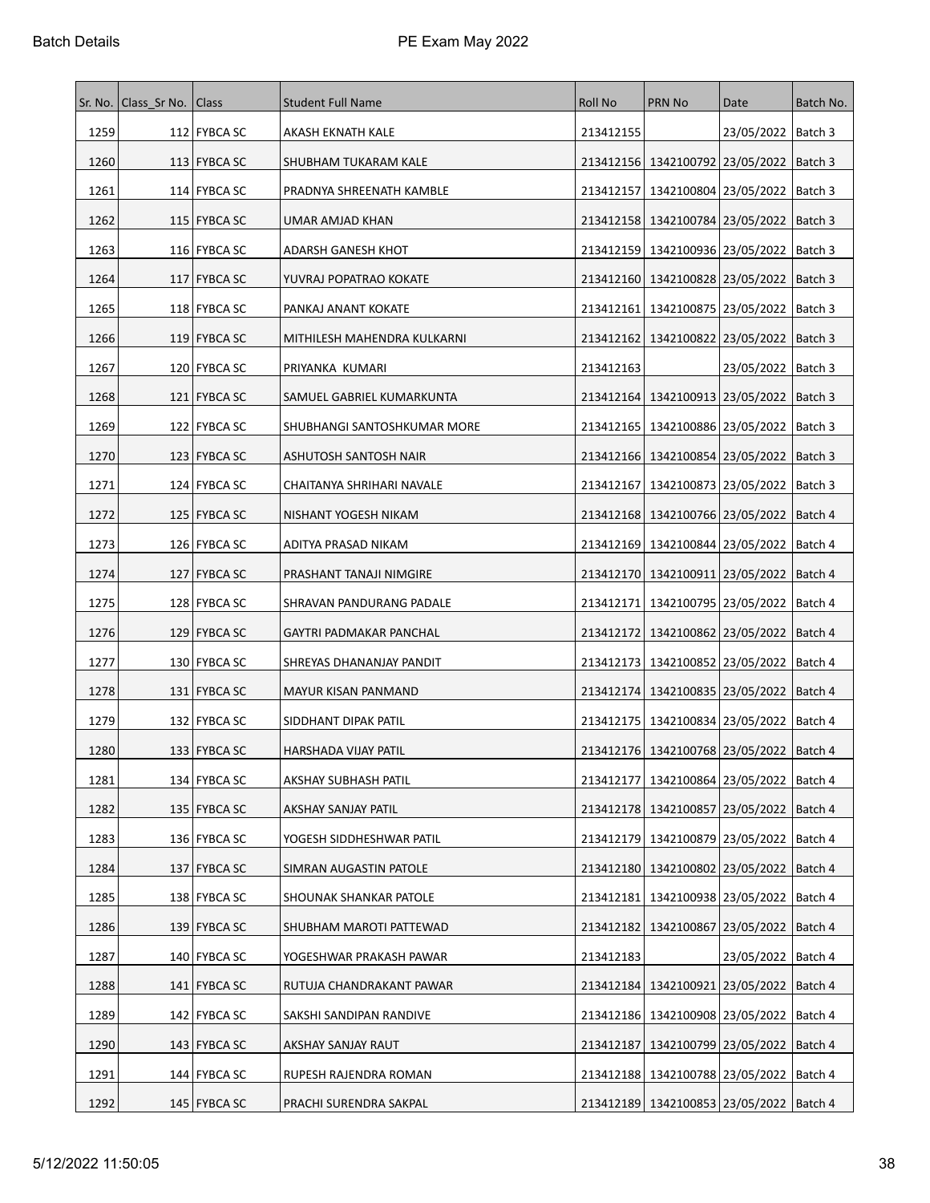| Sr. No. | Class_Sr No. | Class | Student Full Name | Roll No | PRN No | Date | Batch No. |
|---|---|---|---|---|---|---|---|
| 1259 | 112 | FYBCA SC | AKASH EKNATH KALE | 213412155 | | 23/05/2022 | Batch 3 |
| 1260 | 113 | FYBCA SC | SHUBHAM TUKARAM KALE | 213412156 | 1342100792 | 23/05/2022 | Batch 3 |
| 1261 | 114 | FYBCA SC | PRADNYA SHREENATH KAMBLE | 213412157 | 1342100804 | 23/05/2022 | Batch 3 |
| 1262 | 115 | FYBCA SC | UMAR AMJAD KHAN | 213412158 | 1342100784 | 23/05/2022 | Batch 3 |
| 1263 | 116 | FYBCA SC | ADARSH GANESH KHOT | 213412159 | 1342100936 | 23/05/2022 | Batch 3 |
| 1264 | 117 | FYBCA SC | YUVRAJ POPATRAO KOKATE | 213412160 | 1342100828 | 23/05/2022 | Batch 3 |
| 1265 | 118 | FYBCA SC | PANKAJ ANANT KOKATE | 213412161 | 1342100875 | 23/05/2022 | Batch 3 |
| 1266 | 119 | FYBCA SC | MITHILESH MAHENDRA KULKARNI | 213412162 | 1342100822 | 23/05/2022 | Batch 3 |
| 1267 | 120 | FYBCA SC | PRIYANKA KUMARI | 213412163 | | 23/05/2022 | Batch 3 |
| 1268 | 121 | FYBCA SC | SAMUEL GABRIEL KUMARKUNTA | 213412164 | 1342100913 | 23/05/2022 | Batch 3 |
| 1269 | 122 | FYBCA SC | SHUBHANGI SANTOSHKUMAR MORE | 213412165 | 1342100886 | 23/05/2022 | Batch 3 |
| 1270 | 123 | FYBCA SC | ASHUTOSH SANTOSH NAIR | 213412166 | 1342100854 | 23/05/2022 | Batch 3 |
| 1271 | 124 | FYBCA SC | CHAITANYA SHRIHARI NAVALE | 213412167 | 1342100873 | 23/05/2022 | Batch 3 |
| 1272 | 125 | FYBCA SC | NISHANT YOGESH NIKAM | 213412168 | 1342100766 | 23/05/2022 | Batch 4 |
| 1273 | 126 | FYBCA SC | ADITYA PRASAD NIKAM | 213412169 | 1342100844 | 23/05/2022 | Batch 4 |
| 1274 | 127 | FYBCA SC | PRASHANT TANAJI NIMGIRE | 213412170 | 1342100911 | 23/05/2022 | Batch 4 |
| 1275 | 128 | FYBCA SC | SHRAVAN PANDURANG PADALE | 213412171 | 1342100795 | 23/05/2022 | Batch 4 |
| 1276 | 129 | FYBCA SC | GAYTRI PADMAKAR PANCHAL | 213412172 | 1342100862 | 23/05/2022 | Batch 4 |
| 1277 | 130 | FYBCA SC | SHREYAS DHANANJAY PANDIT | 213412173 | 1342100852 | 23/05/2022 | Batch 4 |
| 1278 | 131 | FYBCA SC | MAYUR KISAN PANMAND | 213412174 | 1342100835 | 23/05/2022 | Batch 4 |
| 1279 | 132 | FYBCA SC | SIDDHANT DIPAK PATIL | 213412175 | 1342100834 | 23/05/2022 | Batch 4 |
| 1280 | 133 | FYBCA SC | HARSHADA VIJAY PATIL | 213412176 | 1342100768 | 23/05/2022 | Batch 4 |
| 1281 | 134 | FYBCA SC | AKSHAY SUBHASH PATIL | 213412177 | 1342100864 | 23/05/2022 | Batch 4 |
| 1282 | 135 | FYBCA SC | AKSHAY SANJAY PATIL | 213412178 | 1342100857 | 23/05/2022 | Batch 4 |
| 1283 | 136 | FYBCA SC | YOGESH SIDDHESHWAR PATIL | 213412179 | 1342100879 | 23/05/2022 | Batch 4 |
| 1284 | 137 | FYBCA SC | SIMRAN AUGASTIN PATOLE | 213412180 | 1342100802 | 23/05/2022 | Batch 4 |
| 1285 | 138 | FYBCA SC | SHOUNAK SHANKAR PATOLE | 213412181 | 1342100938 | 23/05/2022 | Batch 4 |
| 1286 | 139 | FYBCA SC | SHUBHAM MAROTI PATTEWAD | 213412182 | 1342100867 | 23/05/2022 | Batch 4 |
| 1287 | 140 | FYBCA SC | YOGESHWAR PRAKASH PAWAR | 213412183 | | 23/05/2022 | Batch 4 |
| 1288 | 141 | FYBCA SC | RUTUJA CHANDRAKANT PAWAR | 213412184 | 1342100921 | 23/05/2022 | Batch 4 |
| 1289 | 142 | FYBCA SC | SAKSHI SANDIPAN RANDIVE | 213412186 | 1342100908 | 23/05/2022 | Batch 4 |
| 1290 | 143 | FYBCA SC | AKSHAY SANJAY RAUT | 213412187 | 1342100799 | 23/05/2022 | Batch 4 |
| 1291 | 144 | FYBCA SC | RUPESH RAJENDRA ROMAN | 213412188 | 1342100788 | 23/05/2022 | Batch 4 |
| 1292 | 145 | FYBCA SC | PRACHI SURENDRA SAKPAL | 213412189 | 1342100853 | 23/05/2022 | Batch 4 |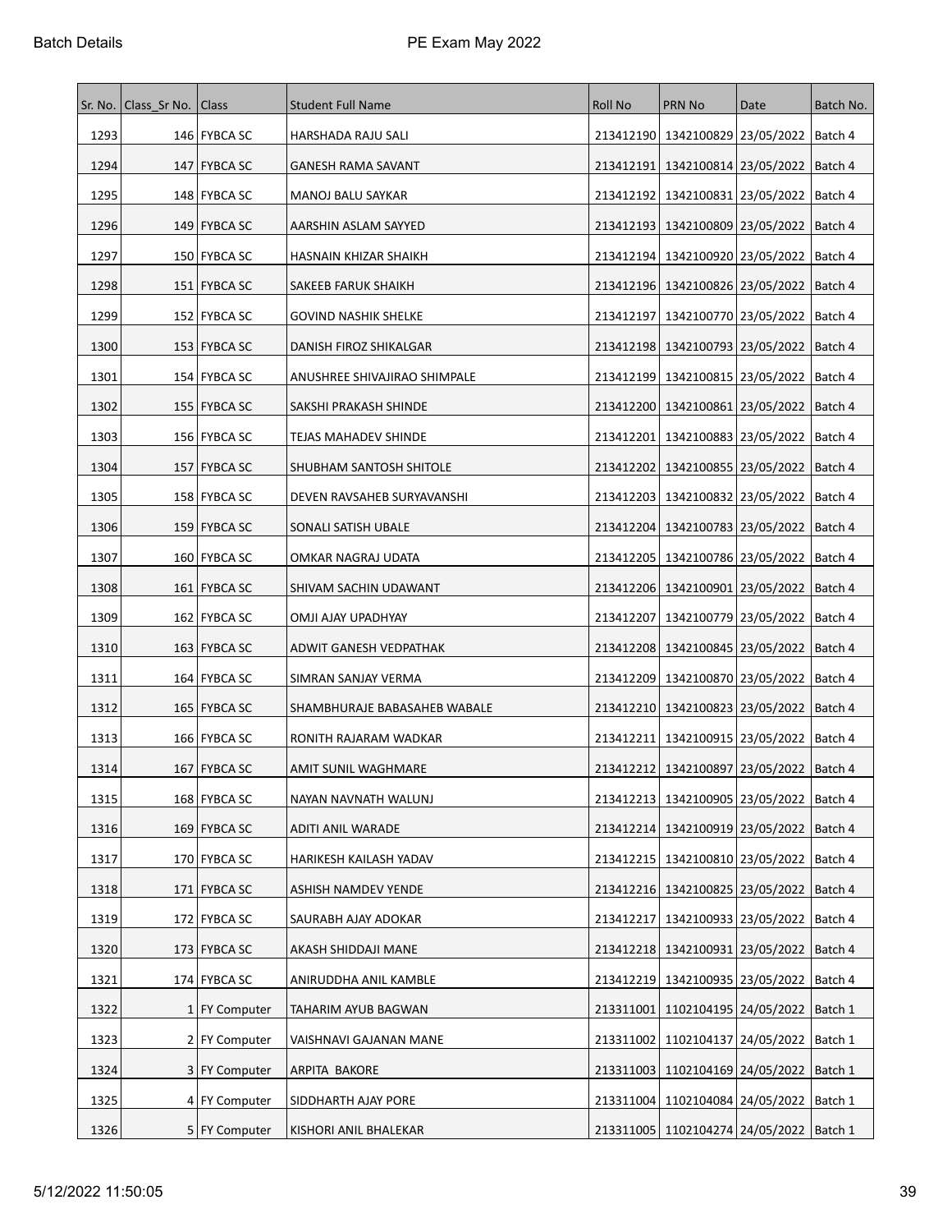| Sr. No. | Class_Sr No. | Class | Student Full Name | Roll No | PRN No | Date | Batch No. |
|---|---|---|---|---|---|---|---|
| 1293 | 146 | FYBCA SC | HARSHADA RAJU SALI | 213412190 | 1342100829 | 23/05/2022 | Batch 4 |
| 1294 | 147 | FYBCA SC | GANESH RAMA SAVANT | 213412191 | 1342100814 | 23/05/2022 | Batch 4 |
| 1295 | 148 | FYBCA SC | MANOJ BALU SAYKAR | 213412192 | 1342100831 | 23/05/2022 | Batch 4 |
| 1296 | 149 | FYBCA SC | AARSHIN ASLAM SAYYED | 213412193 | 1342100809 | 23/05/2022 | Batch 4 |
| 1297 | 150 | FYBCA SC | HASNAIN KHIZAR SHAIKH | 213412194 | 1342100920 | 23/05/2022 | Batch 4 |
| 1298 | 151 | FYBCA SC | SAKEEB FARUK SHAIKH | 213412196 | 1342100826 | 23/05/2022 | Batch 4 |
| 1299 | 152 | FYBCA SC | GOVIND NASHIK SHELKE | 213412197 | 1342100770 | 23/05/2022 | Batch 4 |
| 1300 | 153 | FYBCA SC | DANISH FIROZ SHIKALGAR | 213412198 | 1342100793 | 23/05/2022 | Batch 4 |
| 1301 | 154 | FYBCA SC | ANUSHREE SHIVAJIRAO SHIMPALE | 213412199 | 1342100815 | 23/05/2022 | Batch 4 |
| 1302 | 155 | FYBCA SC | SAKSHI PRAKASH SHINDE | 213412200 | 1342100861 | 23/05/2022 | Batch 4 |
| 1303 | 156 | FYBCA SC | TEJAS MAHADEV SHINDE | 213412201 | 1342100883 | 23/05/2022 | Batch 4 |
| 1304 | 157 | FYBCA SC | SHUBHAM SANTOSH SHITOLE | 213412202 | 1342100855 | 23/05/2022 | Batch 4 |
| 1305 | 158 | FYBCA SC | DEVEN RAVSAHEB SURYAVANSHI | 213412203 | 1342100832 | 23/05/2022 | Batch 4 |
| 1306 | 159 | FYBCA SC | SONALI SATISH UBALE | 213412204 | 1342100783 | 23/05/2022 | Batch 4 |
| 1307 | 160 | FYBCA SC | OMKAR NAGRAJ UDATA | 213412205 | 1342100786 | 23/05/2022 | Batch 4 |
| 1308 | 161 | FYBCA SC | SHIVAM SACHIN UDAWANT | 213412206 | 1342100901 | 23/05/2022 | Batch 4 |
| 1309 | 162 | FYBCA SC | OMJI AJAY UPADHYAY | 213412207 | 1342100779 | 23/05/2022 | Batch 4 |
| 1310 | 163 | FYBCA SC | ADWIT GANESH VEDPATHAK | 213412208 | 1342100845 | 23/05/2022 | Batch 4 |
| 1311 | 164 | FYBCA SC | SIMRAN SANJAY VERMA | 213412209 | 1342100870 | 23/05/2022 | Batch 4 |
| 1312 | 165 | FYBCA SC | SHAMBHURAJE BABASAHEB WABALE | 213412210 | 1342100823 | 23/05/2022 | Batch 4 |
| 1313 | 166 | FYBCA SC | RONITH RAJARAM WADKAR | 213412211 | 1342100915 | 23/05/2022 | Batch 4 |
| 1314 | 167 | FYBCA SC | AMIT SUNIL WAGHMARE | 213412212 | 1342100897 | 23/05/2022 | Batch 4 |
| 1315 | 168 | FYBCA SC | NAYAN NAVNATH WALUNJ | 213412213 | 1342100905 | 23/05/2022 | Batch 4 |
| 1316 | 169 | FYBCA SC | ADITI ANIL WARADE | 213412214 | 1342100919 | 23/05/2022 | Batch 4 |
| 1317 | 170 | FYBCA SC | HARIKESH KAILASH YADAV | 213412215 | 1342100810 | 23/05/2022 | Batch 4 |
| 1318 | 171 | FYBCA SC | ASHISH NAMDEV YENDE | 213412216 | 1342100825 | 23/05/2022 | Batch 4 |
| 1319 | 172 | FYBCA SC | SAURABH AJAY ADOKAR | 213412217 | 1342100933 | 23/05/2022 | Batch 4 |
| 1320 | 173 | FYBCA SC | AKASH SHIDDAJI MANE | 213412218 | 1342100931 | 23/05/2022 | Batch 4 |
| 1321 | 174 | FYBCA SC | ANIRUDDHA ANIL KAMBLE | 213412219 | 1342100935 | 23/05/2022 | Batch 4 |
| 1322 | 1 | FY Computer | TAHARIM AYUB BAGWAN | 213311001 | 1102104195 | 24/05/2022 | Batch 1 |
| 1323 | 2 | FY Computer | VAISHNAVI GAJANAN MANE | 213311002 | 1102104137 | 24/05/2022 | Batch 1 |
| 1324 | 3 | FY Computer | ARPITA BAKORE | 213311003 | 1102104169 | 24/05/2022 | Batch 1 |
| 1325 | 4 | FY Computer | SIDDHARTH AJAY PORE | 213311004 | 1102104084 | 24/05/2022 | Batch 1 |
| 1326 | 5 | FY Computer | KISHORI ANIL BHALEKAR | 213311005 | 1102104274 | 24/05/2022 | Batch 1 |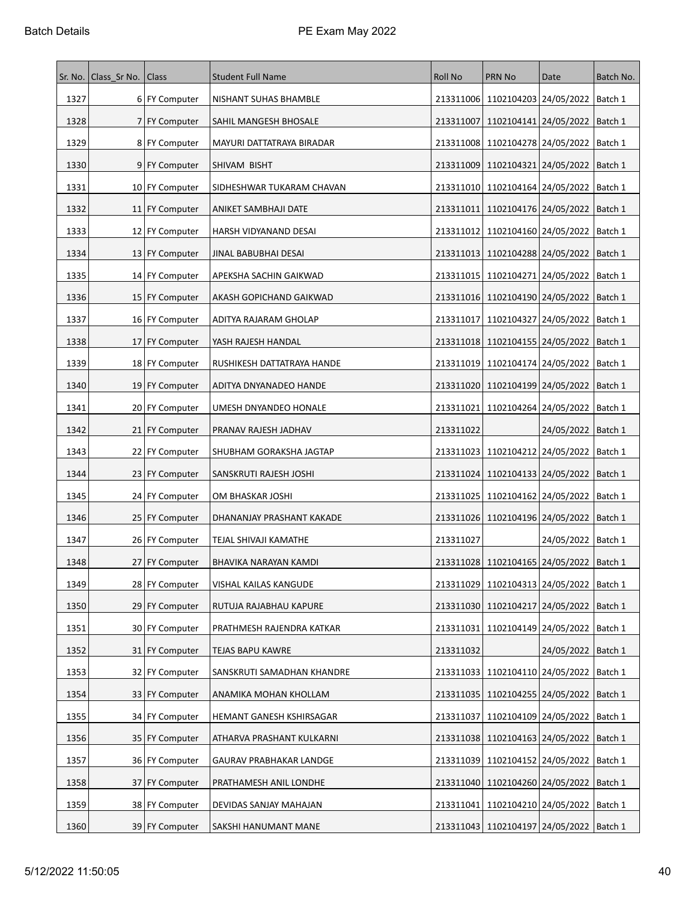| Sr. No. | Class_Sr No. | Class | Student Full Name | Roll No | PRN No | Date | Batch No. |
|---|---|---|---|---|---|---|---|
| 1327 | 6 | FY Computer | NISHANT SUHAS BHAMBLE | 213311006 | 1102104203 | 24/05/2022 | Batch 1 |
| 1328 | 7 | FY Computer | SAHIL MANGESH BHOSALE | 213311007 | 1102104141 | 24/05/2022 | Batch 1 |
| 1329 | 8 | FY Computer | MAYURI DATTATRAYA BIRADAR | 213311008 | 1102104278 | 24/05/2022 | Batch 1 |
| 1330 | 9 | FY Computer | SHIVAM BISHT | 213311009 | 1102104321 | 24/05/2022 | Batch 1 |
| 1331 | 10 | FY Computer | SIDHESHWAR TUKARAM CHAVAN | 213311010 | 1102104164 | 24/05/2022 | Batch 1 |
| 1332 | 11 | FY Computer | ANIKET SAMBHAJI DATE | 213311011 | 1102104176 | 24/05/2022 | Batch 1 |
| 1333 | 12 | FY Computer | HARSH VIDYANAND DESAI | 213311012 | 1102104160 | 24/05/2022 | Batch 1 |
| 1334 | 13 | FY Computer | JINAL BABUBHAI DESAI | 213311013 | 1102104288 | 24/05/2022 | Batch 1 |
| 1335 | 14 | FY Computer | APEKSHA SACHIN GAIKWAD | 213311015 | 1102104271 | 24/05/2022 | Batch 1 |
| 1336 | 15 | FY Computer | AKASH GOPICHAND GAIKWAD | 213311016 | 1102104190 | 24/05/2022 | Batch 1 |
| 1337 | 16 | FY Computer | ADITYA RAJARAM GHOLAP | 213311017 | 1102104327 | 24/05/2022 | Batch 1 |
| 1338 | 17 | FY Computer | YASH RAJESH HANDAL | 213311018 | 1102104155 | 24/05/2022 | Batch 1 |
| 1339 | 18 | FY Computer | RUSHIKESH DATTATRAYA HANDE | 213311019 | 1102104174 | 24/05/2022 | Batch 1 |
| 1340 | 19 | FY Computer | ADITYA DNYANADEO HANDE | 213311020 | 1102104199 | 24/05/2022 | Batch 1 |
| 1341 | 20 | FY Computer | UMESH DNYANDEO HONALE | 213311021 | 1102104264 | 24/05/2022 | Batch 1 |
| 1342 | 21 | FY Computer | PRANAV RAJESH JADHAV | 213311022 | | 24/05/2022 | Batch 1 |
| 1343 | 22 | FY Computer | SHUBHAM GORAKSHA JAGTAP | 213311023 | 1102104212 | 24/05/2022 | Batch 1 |
| 1344 | 23 | FY Computer | SANSKRUTI RAJESH JOSHI | 213311024 | 1102104133 | 24/05/2022 | Batch 1 |
| 1345 | 24 | FY Computer | OM BHASKAR JOSHI | 213311025 | 1102104162 | 24/05/2022 | Batch 1 |
| 1346 | 25 | FY Computer | DHANANJAY PRASHANT KAKADE | 213311026 | 1102104196 | 24/05/2022 | Batch 1 |
| 1347 | 26 | FY Computer | TEJAL SHIVAJI KAMATHE | 213311027 | | 24/05/2022 | Batch 1 |
| 1348 | 27 | FY Computer | BHAVIKA NARAYAN KAMDI | 213311028 | 1102104165 | 24/05/2022 | Batch 1 |
| 1349 | 28 | FY Computer | VISHAL KAILAS KANGUDE | 213311029 | 1102104313 | 24/05/2022 | Batch 1 |
| 1350 | 29 | FY Computer | RUTUJA RAJABHAU KAPURE | 213311030 | 1102104217 | 24/05/2022 | Batch 1 |
| 1351 | 30 | FY Computer | PRATHMESH RAJENDRA KATKAR | 213311031 | 1102104149 | 24/05/2022 | Batch 1 |
| 1352 | 31 | FY Computer | TEJAS BAPU KAWRE | 213311032 | | 24/05/2022 | Batch 1 |
| 1353 | 32 | FY Computer | SANSKRUTI SAMADHAN KHANDRE | 213311033 | 1102104110 | 24/05/2022 | Batch 1 |
| 1354 | 33 | FY Computer | ANAMIKA MOHAN KHOLLAM | 213311035 | 1102104255 | 24/05/2022 | Batch 1 |
| 1355 | 34 | FY Computer | HEMANT GANESH KSHIRSAGAR | 213311037 | 1102104109 | 24/05/2022 | Batch 1 |
| 1356 | 35 | FY Computer | ATHARVA PRASHANT KULKARNI | 213311038 | 1102104163 | 24/05/2022 | Batch 1 |
| 1357 | 36 | FY Computer | GAURAV PRABHAKAR LANDGE | 213311039 | 1102104152 | 24/05/2022 | Batch 1 |
| 1358 | 37 | FY Computer | PRATHAMESH ANIL LONDHE | 213311040 | 1102104260 | 24/05/2022 | Batch 1 |
| 1359 | 38 | FY Computer | DEVIDAS SANJAY MAHAJAN | 213311041 | 1102104210 | 24/05/2022 | Batch 1 |
| 1360 | 39 | FY Computer | SAKSHI HANUMANT MANE | 213311043 | 1102104197 | 24/05/2022 | Batch 1 |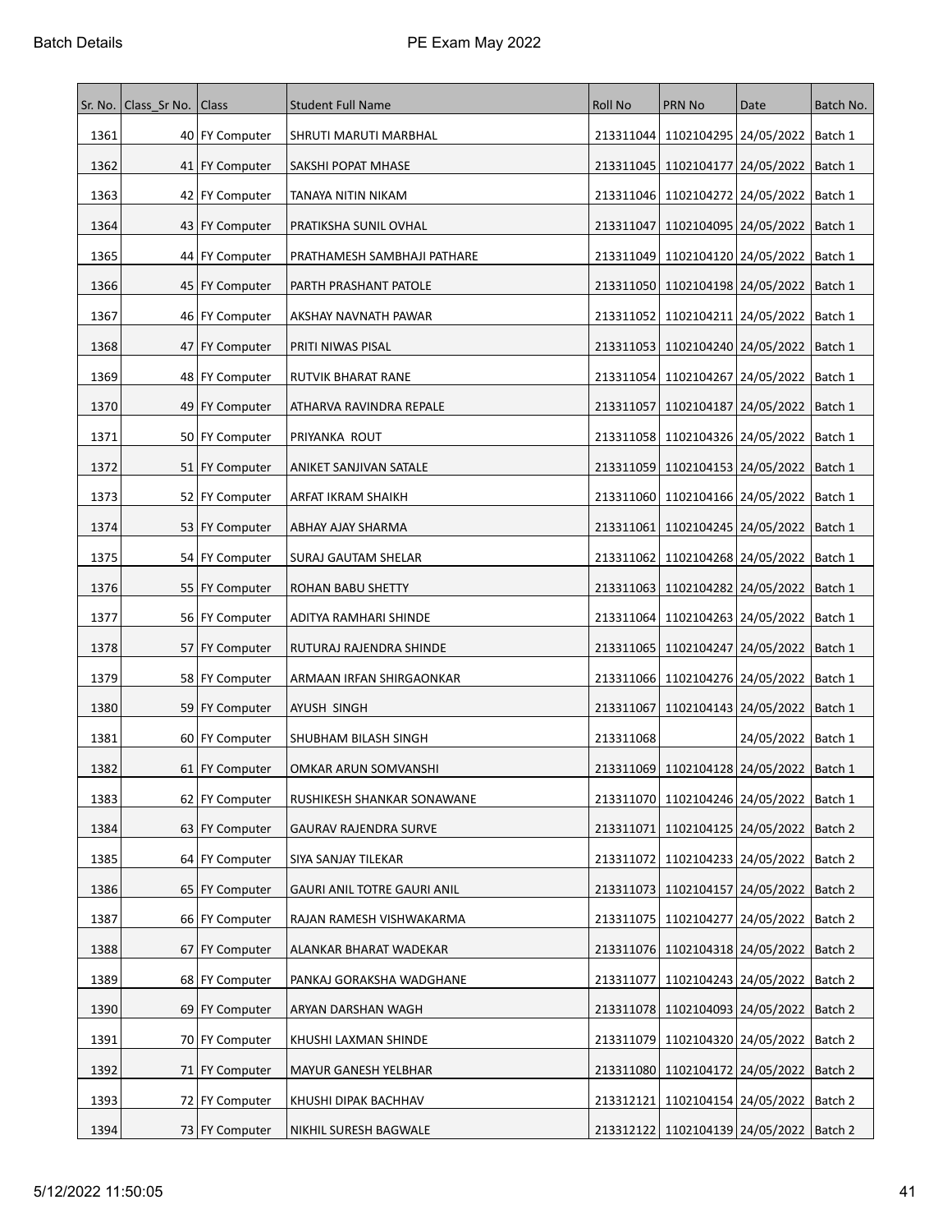| Sr. No. | Class_Sr No. | Class | Student Full Name | Roll No | PRN No | Date | Batch No. |
|---|---|---|---|---|---|---|---|
| 1361 | 40 | FY Computer | SHRUTI MARUTI MARBHAL | 213311044 | 1102104295 | 24/05/2022 | Batch 1 |
| 1362 | 41 | FY Computer | SAKSHI POPAT MHASE | 213311045 | 1102104177 | 24/05/2022 | Batch 1 |
| 1363 | 42 | FY Computer | TANAYA NITIN NIKAM | 213311046 | 1102104272 | 24/05/2022 | Batch 1 |
| 1364 | 43 | FY Computer | PRATIKSHA SUNIL OVHAL | 213311047 | 1102104095 | 24/05/2022 | Batch 1 |
| 1365 | 44 | FY Computer | PRATHAMESH SAMBHAJI PATHARE | 213311049 | 1102104120 | 24/05/2022 | Batch 1 |
| 1366 | 45 | FY Computer | PARTH PRASHANT PATOLE | 213311050 | 1102104198 | 24/05/2022 | Batch 1 |
| 1367 | 46 | FY Computer | AKSHAY NAVNATH PAWAR | 213311052 | 1102104211 | 24/05/2022 | Batch 1 |
| 1368 | 47 | FY Computer | PRITI NIWAS PISAL | 213311053 | 1102104240 | 24/05/2022 | Batch 1 |
| 1369 | 48 | FY Computer | RUTVIK BHARAT RANE | 213311054 | 1102104267 | 24/05/2022 | Batch 1 |
| 1370 | 49 | FY Computer | ATHARVA RAVINDRA REPALE | 213311057 | 1102104187 | 24/05/2022 | Batch 1 |
| 1371 | 50 | FY Computer | PRIYANKA ROUT | 213311058 | 1102104326 | 24/05/2022 | Batch 1 |
| 1372 | 51 | FY Computer | ANIKET SANJIVAN SATALE | 213311059 | 1102104153 | 24/05/2022 | Batch 1 |
| 1373 | 52 | FY Computer | ARFAT IKRAM SHAIKH | 213311060 | 1102104166 | 24/05/2022 | Batch 1 |
| 1374 | 53 | FY Computer | ABHAY AJAY SHARMA | 213311061 | 1102104245 | 24/05/2022 | Batch 1 |
| 1375 | 54 | FY Computer | SURAJ GAUTAM SHELAR | 213311062 | 1102104268 | 24/05/2022 | Batch 1 |
| 1376 | 55 | FY Computer | ROHAN BABU SHETTY | 213311063 | 1102104282 | 24/05/2022 | Batch 1 |
| 1377 | 56 | FY Computer | ADITYA RAMHARI SHINDE | 213311064 | 1102104263 | 24/05/2022 | Batch 1 |
| 1378 | 57 | FY Computer | RUTURAJ RAJENDRA SHINDE | 213311065 | 1102104247 | 24/05/2022 | Batch 1 |
| 1379 | 58 | FY Computer | ARMAAN IRFAN SHIRGAONKAR | 213311066 | 1102104276 | 24/05/2022 | Batch 1 |
| 1380 | 59 | FY Computer | AYUSH SINGH | 213311067 | 1102104143 | 24/05/2022 | Batch 1 |
| 1381 | 60 | FY Computer | SHUBHAM BILASH SINGH | 213311068 | | 24/05/2022 | Batch 1 |
| 1382 | 61 | FY Computer | OMKAR ARUN SOMVANSHI | 213311069 | 1102104128 | 24/05/2022 | Batch 1 |
| 1383 | 62 | FY Computer | RUSHIKESH SHANKAR SONAWANE | 213311070 | 1102104246 | 24/05/2022 | Batch 1 |
| 1384 | 63 | FY Computer | GAURAV RAJENDRA SURVE | 213311071 | 1102104125 | 24/05/2022 | Batch 2 |
| 1385 | 64 | FY Computer | SIYA SANJAY TILEKAR | 213311072 | 1102104233 | 24/05/2022 | Batch 2 |
| 1386 | 65 | FY Computer | GAURI ANIL TOTRE GAURI ANIL | 213311073 | 1102104157 | 24/05/2022 | Batch 2 |
| 1387 | 66 | FY Computer | RAJAN RAMESH VISHWAKARMA | 213311075 | 1102104277 | 24/05/2022 | Batch 2 |
| 1388 | 67 | FY Computer | ALANKAR BHARAT WADEKAR | 213311076 | 1102104318 | 24/05/2022 | Batch 2 |
| 1389 | 68 | FY Computer | PANKAJ GORAKSHA WADGHANE | 213311077 | 1102104243 | 24/05/2022 | Batch 2 |
| 1390 | 69 | FY Computer | ARYAN DARSHAN WAGH | 213311078 | 1102104093 | 24/05/2022 | Batch 2 |
| 1391 | 70 | FY Computer | KHUSHI LAXMAN SHINDE | 213311079 | 1102104320 | 24/05/2022 | Batch 2 |
| 1392 | 71 | FY Computer | MAYUR GANESH YELBHAR | 213311080 | 1102104172 | 24/05/2022 | Batch 2 |
| 1393 | 72 | FY Computer | KHUSHI DIPAK BACHHAV | 213312121 | 1102104154 | 24/05/2022 | Batch 2 |
| 1394 | 73 | FY Computer | NIKHIL SURESH BAGWALE | 213312122 | 1102104139 | 24/05/2022 | Batch 2 |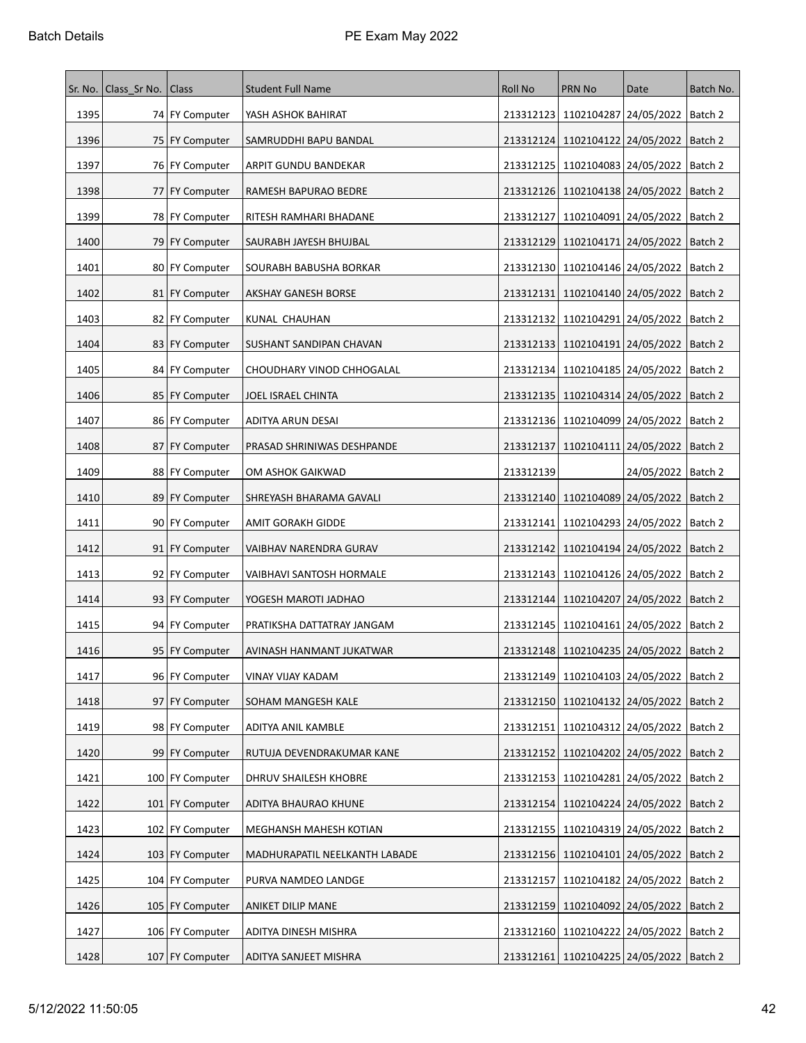| Sr. No. | Class_Sr No. | Class | Student Full Name | Roll No | PRN No | Date | Batch No. |
|---|---|---|---|---|---|---|---|
| 1395 | 74 | FY Computer | YASH ASHOK BAHIRAT | 213312123 | 1102104287 | 24/05/2022 | Batch 2 |
| 1396 | 75 | FY Computer | SAMRUDDHI BAPU BANDAL | 213312124 | 1102104122 | 24/05/2022 | Batch 2 |
| 1397 | 76 | FY Computer | ARPIT GUNDU BANDEKAR | 213312125 | 1102104083 | 24/05/2022 | Batch 2 |
| 1398 | 77 | FY Computer | RAMESH BAPURAO BEDRE | 213312126 | 1102104138 | 24/05/2022 | Batch 2 |
| 1399 | 78 | FY Computer | RITESH RAMHARI BHADANE | 213312127 | 1102104091 | 24/05/2022 | Batch 2 |
| 1400 | 79 | FY Computer | SAURABH JAYESH BHUJBAL | 213312129 | 1102104171 | 24/05/2022 | Batch 2 |
| 1401 | 80 | FY Computer | SOURABH BABUSHA BORKAR | 213312130 | 1102104146 | 24/05/2022 | Batch 2 |
| 1402 | 81 | FY Computer | AKSHAY GANESH BORSE | 213312131 | 1102104140 | 24/05/2022 | Batch 2 |
| 1403 | 82 | FY Computer | KUNAL CHAUHAN | 213312132 | 1102104291 | 24/05/2022 | Batch 2 |
| 1404 | 83 | FY Computer | SUSHANT SANDIPAN CHAVAN | 213312133 | 1102104191 | 24/05/2022 | Batch 2 |
| 1405 | 84 | FY Computer | CHOUDHARY VINOD CHHOGALAL | 213312134 | 1102104185 | 24/05/2022 | Batch 2 |
| 1406 | 85 | FY Computer | JOEL ISRAEL CHINTA | 213312135 | 1102104314 | 24/05/2022 | Batch 2 |
| 1407 | 86 | FY Computer | ADITYA ARUN DESAI | 213312136 | 1102104099 | 24/05/2022 | Batch 2 |
| 1408 | 87 | FY Computer | PRASAD SHRINIWAS DESHPANDE | 213312137 | 1102104111 | 24/05/2022 | Batch 2 |
| 1409 | 88 | FY Computer | OM ASHOK GAIKWAD | 213312139 | | 24/05/2022 | Batch 2 |
| 1410 | 89 | FY Computer | SHREYASH BHARAMA GAVALI | 213312140 | 1102104089 | 24/05/2022 | Batch 2 |
| 1411 | 90 | FY Computer | AMIT GORAKH GIDDE | 213312141 | 1102104293 | 24/05/2022 | Batch 2 |
| 1412 | 91 | FY Computer | VAIBHAV NARENDRA GURAV | 213312142 | 1102104194 | 24/05/2022 | Batch 2 |
| 1413 | 92 | FY Computer | VAIBHAVI SANTOSH HORMALE | 213312143 | 1102104126 | 24/05/2022 | Batch 2 |
| 1414 | 93 | FY Computer | YOGESH MAROTI JADHAO | 213312144 | 1102104207 | 24/05/2022 | Batch 2 |
| 1415 | 94 | FY Computer | PRATIKSHA DATTATRAY JANGAM | 213312145 | 1102104161 | 24/05/2022 | Batch 2 |
| 1416 | 95 | FY Computer | AVINASH HANMANT JUKATWAR | 213312148 | 1102104235 | 24/05/2022 | Batch 2 |
| 1417 | 96 | FY Computer | VINAY VIJAY KADAM | 213312149 | 1102104103 | 24/05/2022 | Batch 2 |
| 1418 | 97 | FY Computer | SOHAM MANGESH KALE | 213312150 | 1102104132 | 24/05/2022 | Batch 2 |
| 1419 | 98 | FY Computer | ADITYA ANIL KAMBLE | 213312151 | 1102104312 | 24/05/2022 | Batch 2 |
| 1420 | 99 | FY Computer | RUTUJA DEVENDRAKUMAR KANE | 213312152 | 1102104202 | 24/05/2022 | Batch 2 |
| 1421 | 100 | FY Computer | DHRUV SHAILESH KHOBRE | 213312153 | 1102104281 | 24/05/2022 | Batch 2 |
| 1422 | 101 | FY Computer | ADITYA BHAURAO KHUNE | 213312154 | 1102104224 | 24/05/2022 | Batch 2 |
| 1423 | 102 | FY Computer | MEGHANSH MAHESH KOTIAN | 213312155 | 1102104319 | 24/05/2022 | Batch 2 |
| 1424 | 103 | FY Computer | MADHURAPATIL NEELKANTH LABADE | 213312156 | 1102104101 | 24/05/2022 | Batch 2 |
| 1425 | 104 | FY Computer | PURVA NAMDEO LANDGE | 213312157 | 1102104182 | 24/05/2022 | Batch 2 |
| 1426 | 105 | FY Computer | ANIKET DILIP MANE | 213312159 | 1102104092 | 24/05/2022 | Batch 2 |
| 1427 | 106 | FY Computer | ADITYA DINESH MISHRA | 213312160 | 1102104222 | 24/05/2022 | Batch 2 |
| 1428 | 107 | FY Computer | ADITYA SANJEET MISHRA | 213312161 | 1102104225 | 24/05/2022 | Batch 2 |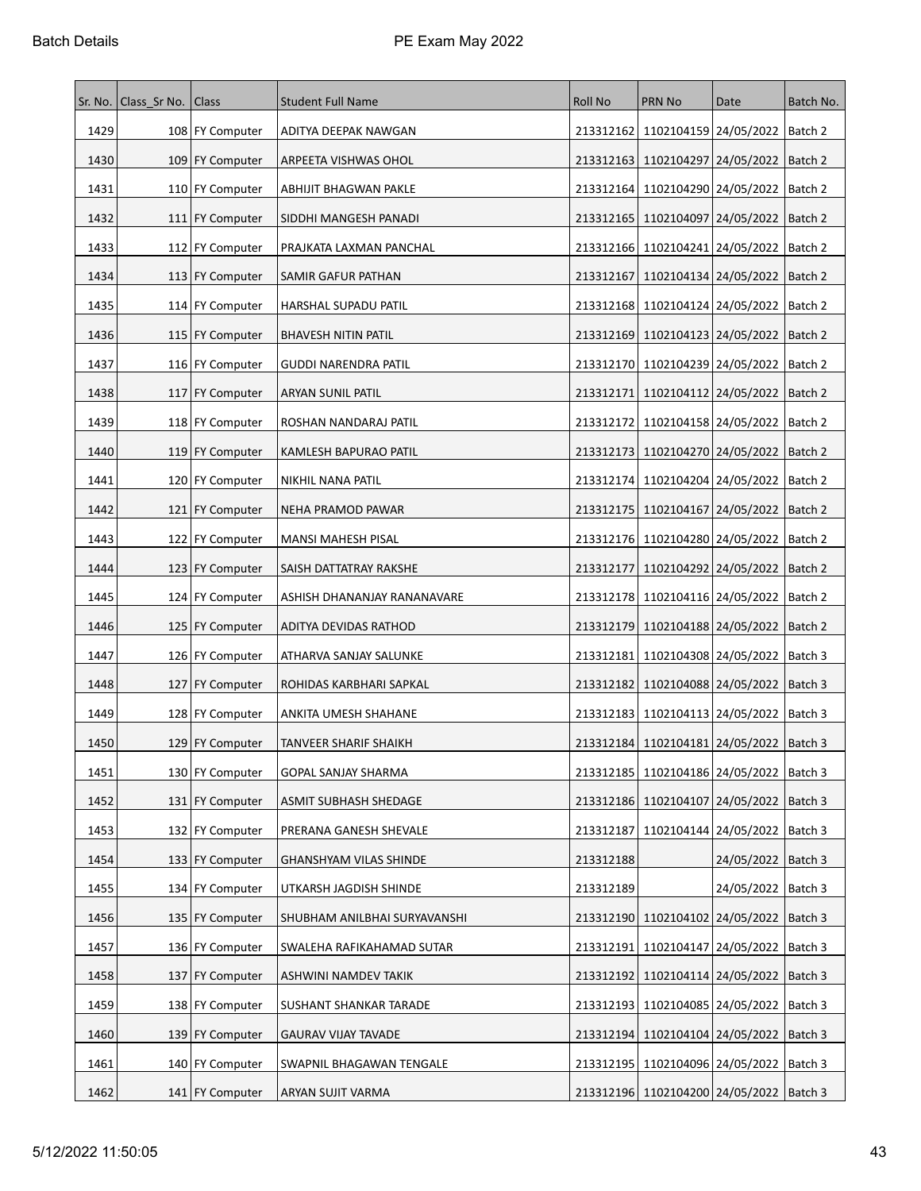| Sr. No. | Class_Sr No. | Class | Student Full Name | Roll No | PRN No | Date | Batch No. |
|---|---|---|---|---|---|---|---|
| 1429 | 108 | FY Computer | ADITYA DEEPAK NAWGAN | 213312162 | 1102104159 | 24/05/2022 | Batch 2 |
| 1430 | 109 | FY Computer | ARPEETA VISHWAS OHOL | 213312163 | 1102104297 | 24/05/2022 | Batch 2 |
| 1431 | 110 | FY Computer | ABHIJIT BHAGWAN PAKLE | 213312164 | 1102104290 | 24/05/2022 | Batch 2 |
| 1432 | 111 | FY Computer | SIDDHI MANGESH PANADI | 213312165 | 1102104097 | 24/05/2022 | Batch 2 |
| 1433 | 112 | FY Computer | PRAJKATA LAXMAN PANCHAL | 213312166 | 1102104241 | 24/05/2022 | Batch 2 |
| 1434 | 113 | FY Computer | SAMIR GAFUR PATHAN | 213312167 | 1102104134 | 24/05/2022 | Batch 2 |
| 1435 | 114 | FY Computer | HARSHAL SUPADU PATIL | 213312168 | 1102104124 | 24/05/2022 | Batch 2 |
| 1436 | 115 | FY Computer | BHAVESH NITIN PATIL | 213312169 | 1102104123 | 24/05/2022 | Batch 2 |
| 1437 | 116 | FY Computer | GUDDI NARENDRA PATIL | 213312170 | 1102104239 | 24/05/2022 | Batch 2 |
| 1438 | 117 | FY Computer | ARYAN SUNIL PATIL | 213312171 | 1102104112 | 24/05/2022 | Batch 2 |
| 1439 | 118 | FY Computer | ROSHAN NANDARAJ PATIL | 213312172 | 1102104158 | 24/05/2022 | Batch 2 |
| 1440 | 119 | FY Computer | KAMLESH BAPURAO PATIL | 213312173 | 1102104270 | 24/05/2022 | Batch 2 |
| 1441 | 120 | FY Computer | NIKHIL NANA PATIL | 213312174 | 1102104204 | 24/05/2022 | Batch 2 |
| 1442 | 121 | FY Computer | NEHA PRAMOD PAWAR | 213312175 | 1102104167 | 24/05/2022 | Batch 2 |
| 1443 | 122 | FY Computer | MANSI MAHESH PISAL | 213312176 | 1102104280 | 24/05/2022 | Batch 2 |
| 1444 | 123 | FY Computer | SAISH DATTATRAY RAKSHE | 213312177 | 1102104292 | 24/05/2022 | Batch 2 |
| 1445 | 124 | FY Computer | ASHISH DHANANJAY RANANAVARE | 213312178 | 1102104116 | 24/05/2022 | Batch 2 |
| 1446 | 125 | FY Computer | ADITYA DEVIDAS RATHOD | 213312179 | 1102104188 | 24/05/2022 | Batch 2 |
| 1447 | 126 | FY Computer | ATHARVA SANJAY SALUNKE | 213312181 | 1102104308 | 24/05/2022 | Batch 3 |
| 1448 | 127 | FY Computer | ROHIDAS KARBHARI SAPKAL | 213312182 | 1102104088 | 24/05/2022 | Batch 3 |
| 1449 | 128 | FY Computer | ANKITA UMESH SHAHANE | 213312183 | 1102104113 | 24/05/2022 | Batch 3 |
| 1450 | 129 | FY Computer | TANVEER SHARIF SHAIKH | 213312184 | 1102104181 | 24/05/2022 | Batch 3 |
| 1451 | 130 | FY Computer | GOPAL SANJAY SHARMA | 213312185 | 1102104186 | 24/05/2022 | Batch 3 |
| 1452 | 131 | FY Computer | ASMIT SUBHASH SHEDAGE | 213312186 | 1102104107 | 24/05/2022 | Batch 3 |
| 1453 | 132 | FY Computer | PRERANA GANESH SHEVALE | 213312187 | 1102104144 | 24/05/2022 | Batch 3 |
| 1454 | 133 | FY Computer | GHANSHYAM VILAS SHINDE | 213312188 | | 24/05/2022 | Batch 3 |
| 1455 | 134 | FY Computer | UTKARSH JAGDISH SHINDE | 213312189 | | 24/05/2022 | Batch 3 |
| 1456 | 135 | FY Computer | SHUBHAM ANILBHAI SURYAVANSHI | 213312190 | 1102104102 | 24/05/2022 | Batch 3 |
| 1457 | 136 | FY Computer | SWALEHA RAFIKAHAMAD SUTAR | 213312191 | 1102104147 | 24/05/2022 | Batch 3 |
| 1458 | 137 | FY Computer | ASHWINI NAMDEV TAKIK | 213312192 | 1102104114 | 24/05/2022 | Batch 3 |
| 1459 | 138 | FY Computer | SUSHANT SHANKAR TARADE | 213312193 | 1102104085 | 24/05/2022 | Batch 3 |
| 1460 | 139 | FY Computer | GAURAV VIJAY TAVADE | 213312194 | 1102104104 | 24/05/2022 | Batch 3 |
| 1461 | 140 | FY Computer | SWAPNIL BHAGAWAN TENGALE | 213312195 | 1102104096 | 24/05/2022 | Batch 3 |
| 1462 | 141 | FY Computer | ARYAN SUJIT VARMA | 213312196 | 1102104200 | 24/05/2022 | Batch 3 |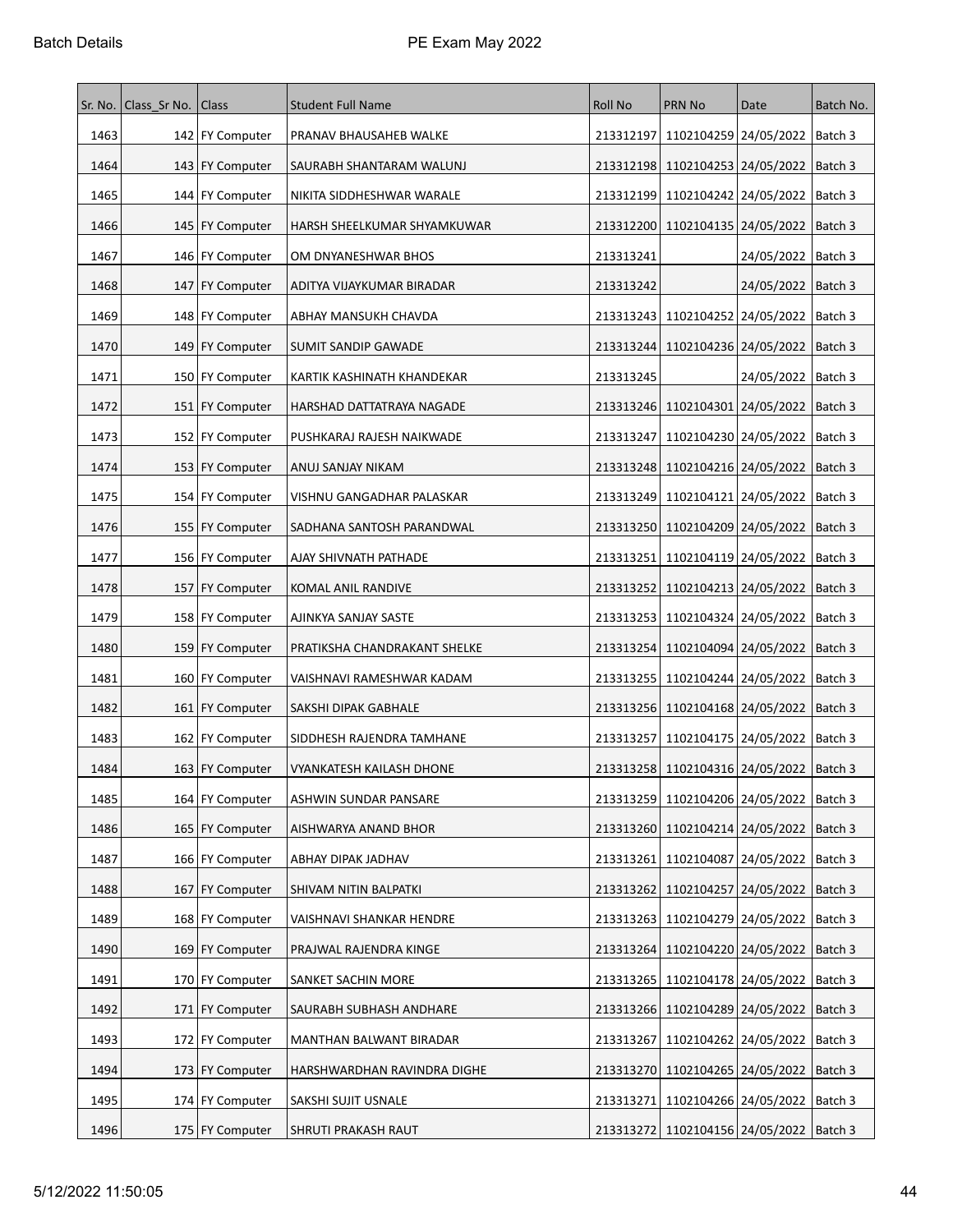| Sr. No. | Class_Sr No. | Class | Student Full Name | Roll No | PRN No | Date | Batch No. |
|---|---|---|---|---|---|---|---|
| 1463 | 142 | FY Computer | PRANAV BHAUSAHEB WALKE | 213312197 | 1102104259 | 24/05/2022 | Batch 3 |
| 1464 | 143 | FY Computer | SAURABH SHANTARAM WALUNJ | 213312198 | 1102104253 | 24/05/2022 | Batch 3 |
| 1465 | 144 | FY Computer | NIKITA SIDDHESHWAR WARALE | 213312199 | 1102104242 | 24/05/2022 | Batch 3 |
| 1466 | 145 | FY Computer | HARSH SHEELKUMAR SHYAMKUWAR | 213312200 | 1102104135 | 24/05/2022 | Batch 3 |
| 1467 | 146 | FY Computer | OM DNYANESHWAR BHOS | 213313241 | | 24/05/2022 | Batch 3 |
| 1468 | 147 | FY Computer | ADITYA VIJAYKUMAR BIRADAR | 213313242 | | 24/05/2022 | Batch 3 |
| 1469 | 148 | FY Computer | ABHAY MANSUKH CHAVDA | 213313243 | 1102104252 | 24/05/2022 | Batch 3 |
| 1470 | 149 | FY Computer | SUMIT SANDIP GAWADE | 213313244 | 1102104236 | 24/05/2022 | Batch 3 |
| 1471 | 150 | FY Computer | KARTIK KASHINATH KHANDEKAR | 213313245 | | 24/05/2022 | Batch 3 |
| 1472 | 151 | FY Computer | HARSHAD DATTATRAYA NAGADE | 213313246 | 1102104301 | 24/05/2022 | Batch 3 |
| 1473 | 152 | FY Computer | PUSHKARAJ RAJESH NAIKWADE | 213313247 | 1102104230 | 24/05/2022 | Batch 3 |
| 1474 | 153 | FY Computer | ANUJ SANJAY NIKAM | 213313248 | 1102104216 | 24/05/2022 | Batch 3 |
| 1475 | 154 | FY Computer | VISHNU GANGADHAR PALASKAR | 213313249 | 1102104121 | 24/05/2022 | Batch 3 |
| 1476 | 155 | FY Computer | SADHANA SANTOSH PARANDWAL | 213313250 | 1102104209 | 24/05/2022 | Batch 3 |
| 1477 | 156 | FY Computer | AJAY SHIVNATH PATHADE | 213313251 | 1102104119 | 24/05/2022 | Batch 3 |
| 1478 | 157 | FY Computer | KOMAL ANIL RANDIVE | 213313252 | 1102104213 | 24/05/2022 | Batch 3 |
| 1479 | 158 | FY Computer | AJINKYA SANJAY SASTE | 213313253 | 1102104324 | 24/05/2022 | Batch 3 |
| 1480 | 159 | FY Computer | PRATIKSHA CHANDRAKANT SHELKE | 213313254 | 1102104094 | 24/05/2022 | Batch 3 |
| 1481 | 160 | FY Computer | VAISHNAVI RAMESHWAR KADAM | 213313255 | 1102104244 | 24/05/2022 | Batch 3 |
| 1482 | 161 | FY Computer | SAKSHI DIPAK GABHALE | 213313256 | 1102104168 | 24/05/2022 | Batch 3 |
| 1483 | 162 | FY Computer | SIDDHESH RAJENDRA TAMHANE | 213313257 | 1102104175 | 24/05/2022 | Batch 3 |
| 1484 | 163 | FY Computer | VYANKATESH KAILASH DHONE | 213313258 | 1102104316 | 24/05/2022 | Batch 3 |
| 1485 | 164 | FY Computer | ASHWIN SUNDAR PANSARE | 213313259 | 1102104206 | 24/05/2022 | Batch 3 |
| 1486 | 165 | FY Computer | AISHWARYA ANAND BHOR | 213313260 | 1102104214 | 24/05/2022 | Batch 3 |
| 1487 | 166 | FY Computer | ABHAY DIPAK JADHAV | 213313261 | 1102104087 | 24/05/2022 | Batch 3 |
| 1488 | 167 | FY Computer | SHIVAM NITIN BALPATKI | 213313262 | 1102104257 | 24/05/2022 | Batch 3 |
| 1489 | 168 | FY Computer | VAISHNAVI SHANKAR HENDRE | 213313263 | 1102104279 | 24/05/2022 | Batch 3 |
| 1490 | 169 | FY Computer | PRAJWAL RAJENDRA KINGE | 213313264 | 1102104220 | 24/05/2022 | Batch 3 |
| 1491 | 170 | FY Computer | SANKET SACHIN MORE | 213313265 | 1102104178 | 24/05/2022 | Batch 3 |
| 1492 | 171 | FY Computer | SAURABH SUBHASH ANDHARE | 213313266 | 1102104289 | 24/05/2022 | Batch 3 |
| 1493 | 172 | FY Computer | MANTHAN BALWANT BIRADAR | 213313267 | 1102104262 | 24/05/2022 | Batch 3 |
| 1494 | 173 | FY Computer | HARSHWARDHAN RAVINDRA DIGHE | 213313270 | 1102104265 | 24/05/2022 | Batch 3 |
| 1495 | 174 | FY Computer | SAKSHI SUJIT USNALE | 213313271 | 1102104266 | 24/05/2022 | Batch 3 |
| 1496 | 175 | FY Computer | SHRUTI PRAKASH RAUT | 213313272 | 1102104156 | 24/05/2022 | Batch 3 |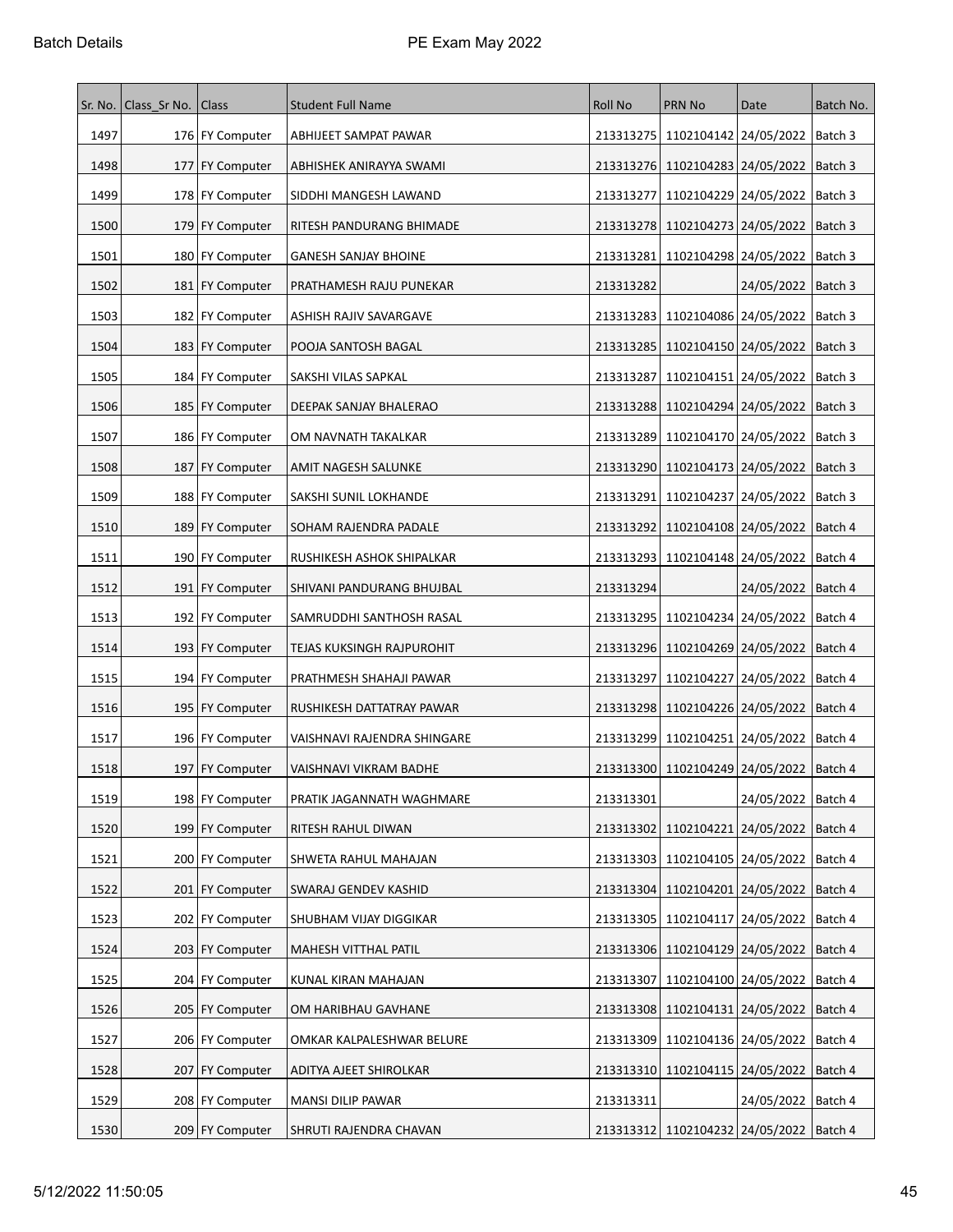| Sr. No. | Class_Sr No. | Class | Student Full Name | Roll No | PRN No | Date | Batch No. |
|---|---|---|---|---|---|---|---|
| 1497 | 176 | FY Computer | ABHIJEET SAMPAT PAWAR | 213313275 | 1102104142 | 24/05/2022 | Batch 3 |
| 1498 | 177 | FY Computer | ABHISHEK ANIRAYYA SWAMI | 213313276 | 1102104283 | 24/05/2022 | Batch 3 |
| 1499 | 178 | FY Computer | SIDDHI MANGESH LAWAND | 213313277 | 1102104229 | 24/05/2022 | Batch 3 |
| 1500 | 179 | FY Computer | RITESH PANDURANG BHIMADE | 213313278 | 1102104273 | 24/05/2022 | Batch 3 |
| 1501 | 180 | FY Computer | GANESH SANJAY BHOINE | 213313281 | 1102104298 | 24/05/2022 | Batch 3 |
| 1502 | 181 | FY Computer | PRATHAMESH RAJU PUNEKAR | 213313282 | | 24/05/2022 | Batch 3 |
| 1503 | 182 | FY Computer | ASHISH RAJIV SAVARGAVE | 213313283 | 1102104086 | 24/05/2022 | Batch 3 |
| 1504 | 183 | FY Computer | POOJA SANTOSH BAGAL | 213313285 | 1102104150 | 24/05/2022 | Batch 3 |
| 1505 | 184 | FY Computer | SAKSHI VILAS SAPKAL | 213313287 | 1102104151 | 24/05/2022 | Batch 3 |
| 1506 | 185 | FY Computer | DEEPAK SANJAY BHALERAO | 213313288 | 1102104294 | 24/05/2022 | Batch 3 |
| 1507 | 186 | FY Computer | OM NAVNATH TAKALKAR | 213313289 | 1102104170 | 24/05/2022 | Batch 3 |
| 1508 | 187 | FY Computer | AMIT NAGESH SALUNKE | 213313290 | 1102104173 | 24/05/2022 | Batch 3 |
| 1509 | 188 | FY Computer | SAKSHI SUNIL LOKHANDE | 213313291 | 1102104237 | 24/05/2022 | Batch 3 |
| 1510 | 189 | FY Computer | SOHAM RAJENDRA PADALE | 213313292 | 1102104108 | 24/05/2022 | Batch 4 |
| 1511 | 190 | FY Computer | RUSHIKESH ASHOK SHIPALKAR | 213313293 | 1102104148 | 24/05/2022 | Batch 4 |
| 1512 | 191 | FY Computer | SHIVANI PANDURANG BHUJBAL | 213313294 | | 24/05/2022 | Batch 4 |
| 1513 | 192 | FY Computer | SAMRUDDHI SANTHOSH RASAL | 213313295 | 1102104234 | 24/05/2022 | Batch 4 |
| 1514 | 193 | FY Computer | TEJAS KUKSINGH RAJPUROHIT | 213313296 | 1102104269 | 24/05/2022 | Batch 4 |
| 1515 | 194 | FY Computer | PRATHMESH SHAHAJI PAWAR | 213313297 | 1102104227 | 24/05/2022 | Batch 4 |
| 1516 | 195 | FY Computer | RUSHIKESH DATTATRAY PAWAR | 213313298 | 1102104226 | 24/05/2022 | Batch 4 |
| 1517 | 196 | FY Computer | VAISHNAVI RAJENDRA SHINGARE | 213313299 | 1102104251 | 24/05/2022 | Batch 4 |
| 1518 | 197 | FY Computer | VAISHNAVI VIKRAM BADHE | 213313300 | 1102104249 | 24/05/2022 | Batch 4 |
| 1519 | 198 | FY Computer | PRATIK JAGANNATH WAGHMARE | 213313301 | | 24/05/2022 | Batch 4 |
| 1520 | 199 | FY Computer | RITESH RAHUL DIWAN | 213313302 | 1102104221 | 24/05/2022 | Batch 4 |
| 1521 | 200 | FY Computer | SHWETA RAHUL MAHAJAN | 213313303 | 1102104105 | 24/05/2022 | Batch 4 |
| 1522 | 201 | FY Computer | SWARAJ GENDEV KASHID | 213313304 | 1102104201 | 24/05/2022 | Batch 4 |
| 1523 | 202 | FY Computer | SHUBHAM VIJAY DIGGIKAR | 213313305 | 1102104117 | 24/05/2022 | Batch 4 |
| 1524 | 203 | FY Computer | MAHESH VITTHAL PATIL | 213313306 | 1102104129 | 24/05/2022 | Batch 4 |
| 1525 | 204 | FY Computer | KUNAL KIRAN MAHAJAN | 213313307 | 1102104100 | 24/05/2022 | Batch 4 |
| 1526 | 205 | FY Computer | OM HARIBHAU GAVHANE | 213313308 | 1102104131 | 24/05/2022 | Batch 4 |
| 1527 | 206 | FY Computer | OMKAR KALPALESHWAR BELURE | 213313309 | 1102104136 | 24/05/2022 | Batch 4 |
| 1528 | 207 | FY Computer | ADITYA AJEET SHIROLKAR | 213313310 | 1102104115 | 24/05/2022 | Batch 4 |
| 1529 | 208 | FY Computer | MANSI DILIP PAWAR | 213313311 | | 24/05/2022 | Batch 4 |
| 1530 | 209 | FY Computer | SHRUTI RAJENDRA CHAVAN | 213313312 | 1102104232 | 24/05/2022 | Batch 4 |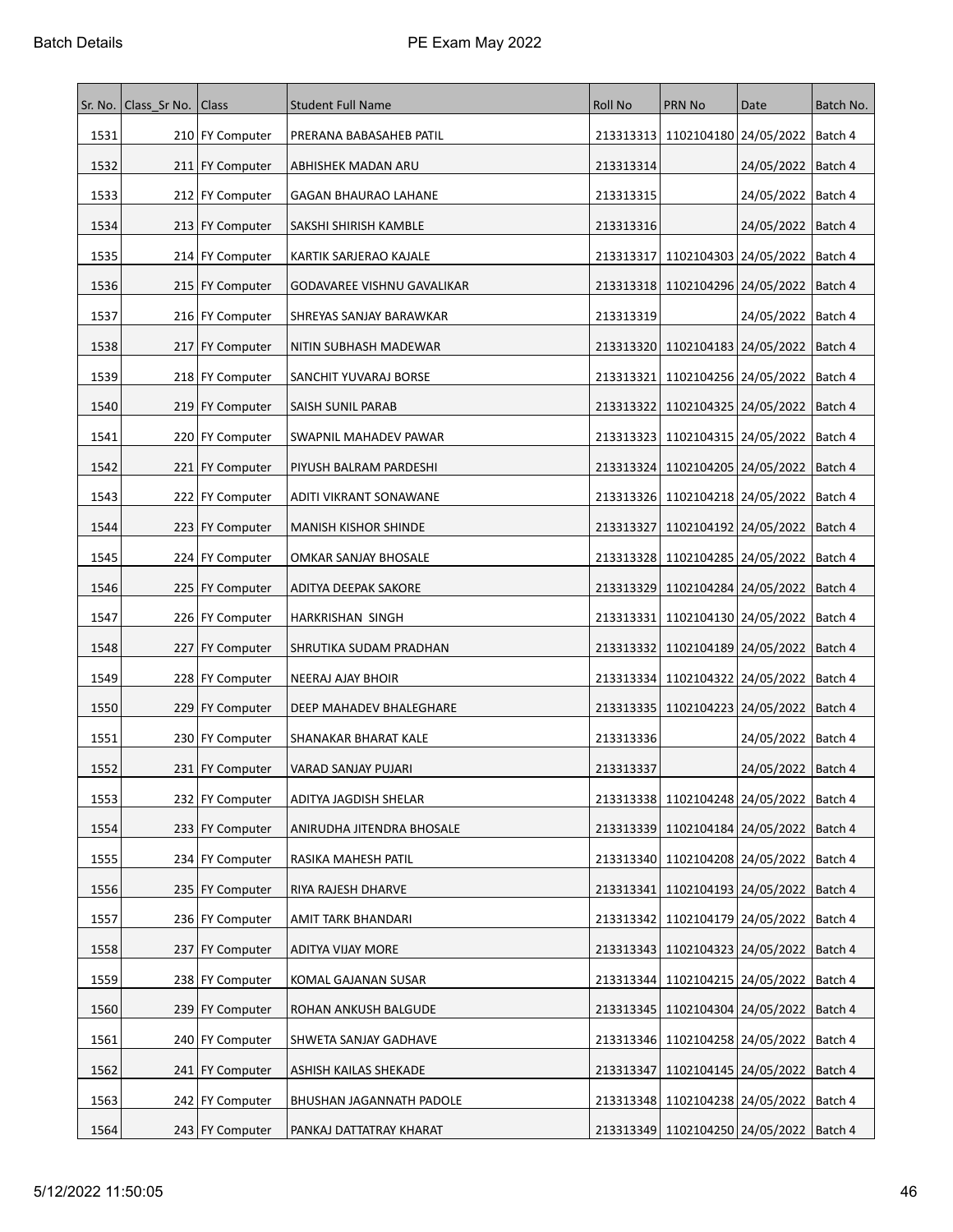| Sr. No. | Class_Sr No. | Class | Student Full Name | Roll No | PRN No | Date | Batch No. |
|---|---|---|---|---|---|---|---|
| 1531 | 210 | FY Computer | PRERANA BABASAHEB PATIL | 213313313 | 1102104180 | 24/05/2022 | Batch 4 |
| 1532 | 211 | FY Computer | ABHISHEK MADAN ARU | 213313314 | | 24/05/2022 | Batch 4 |
| 1533 | 212 | FY Computer | GAGAN BHAURAO LAHANE | 213313315 | | 24/05/2022 | Batch 4 |
| 1534 | 213 | FY Computer | SAKSHI SHIRISH KAMBLE | 213313316 | | 24/05/2022 | Batch 4 |
| 1535 | 214 | FY Computer | KARTIK SARJERAO KAJALE | 213313317 | 1102104303 | 24/05/2022 | Batch 4 |
| 1536 | 215 | FY Computer | GODAVAREE VISHNU GAVALIKAR | 213313318 | 1102104296 | 24/05/2022 | Batch 4 |
| 1537 | 216 | FY Computer | SHREYAS SANJAY BARAWKAR | 213313319 | | 24/05/2022 | Batch 4 |
| 1538 | 217 | FY Computer | NITIN SUBHASH MADEWAR | 213313320 | 1102104183 | 24/05/2022 | Batch 4 |
| 1539 | 218 | FY Computer | SANCHIT YUVARAJ BORSE | 213313321 | 1102104256 | 24/05/2022 | Batch 4 |
| 1540 | 219 | FY Computer | SAISH SUNIL PARAB | 213313322 | 1102104325 | 24/05/2022 | Batch 4 |
| 1541 | 220 | FY Computer | SWAPNIL MAHADEV PAWAR | 213313323 | 1102104315 | 24/05/2022 | Batch 4 |
| 1542 | 221 | FY Computer | PIYUSH BALRAM PARDESHI | 213313324 | 1102104205 | 24/05/2022 | Batch 4 |
| 1543 | 222 | FY Computer | ADITI VIKRANT SONAWANE | 213313326 | 1102104218 | 24/05/2022 | Batch 4 |
| 1544 | 223 | FY Computer | MANISH KISHOR SHINDE | 213313327 | 1102104192 | 24/05/2022 | Batch 4 |
| 1545 | 224 | FY Computer | OMKAR SANJAY BHOSALE | 213313328 | 1102104285 | 24/05/2022 | Batch 4 |
| 1546 | 225 | FY Computer | ADITYA DEEPAK SAKORE | 213313329 | 1102104284 | 24/05/2022 | Batch 4 |
| 1547 | 226 | FY Computer | HARKRISHAN SINGH | 213313331 | 1102104130 | 24/05/2022 | Batch 4 |
| 1548 | 227 | FY Computer | SHRUTIKA SUDAM PRADHAN | 213313332 | 1102104189 | 24/05/2022 | Batch 4 |
| 1549 | 228 | FY Computer | NEERAJ AJAY BHOIR | 213313334 | 1102104322 | 24/05/2022 | Batch 4 |
| 1550 | 229 | FY Computer | DEEP MAHADEV BHALEGHARE | 213313335 | 1102104223 | 24/05/2022 | Batch 4 |
| 1551 | 230 | FY Computer | SHANAKAR BHARAT KALE | 213313336 | | 24/05/2022 | Batch 4 |
| 1552 | 231 | FY Computer | VARAD SANJAY PUJARI | 213313337 | | 24/05/2022 | Batch 4 |
| 1553 | 232 | FY Computer | ADITYA JAGDISH SHELAR | 213313338 | 1102104248 | 24/05/2022 | Batch 4 |
| 1554 | 233 | FY Computer | ANIRUDHA JITENDRA BHOSALE | 213313339 | 1102104184 | 24/05/2022 | Batch 4 |
| 1555 | 234 | FY Computer | RASIKA MAHESH PATIL | 213313340 | 1102104208 | 24/05/2022 | Batch 4 |
| 1556 | 235 | FY Computer | RIYA RAJESH DHARVE | 213313341 | 1102104193 | 24/05/2022 | Batch 4 |
| 1557 | 236 | FY Computer | AMIT TARK BHANDARI | 213313342 | 1102104179 | 24/05/2022 | Batch 4 |
| 1558 | 237 | FY Computer | ADITYA VIJAY MORE | 213313343 | 1102104323 | 24/05/2022 | Batch 4 |
| 1559 | 238 | FY Computer | KOMAL GAJANAN SUSAR | 213313344 | 1102104215 | 24/05/2022 | Batch 4 |
| 1560 | 239 | FY Computer | ROHAN ANKUSH BALGUDE | 213313345 | 1102104304 | 24/05/2022 | Batch 4 |
| 1561 | 240 | FY Computer | SHWETA SANJAY GADHAVE | 213313346 | 1102104258 | 24/05/2022 | Batch 4 |
| 1562 | 241 | FY Computer | ASHISH KAILAS SHEKADE | 213313347 | 1102104145 | 24/05/2022 | Batch 4 |
| 1563 | 242 | FY Computer | BHUSHAN JAGANNATH PADOLE | 213313348 | 1102104238 | 24/05/2022 | Batch 4 |
| 1564 | 243 | FY Computer | PANKAJ DATTATRAY KHARAT | 213313349 | 1102104250 | 24/05/2022 | Batch 4 |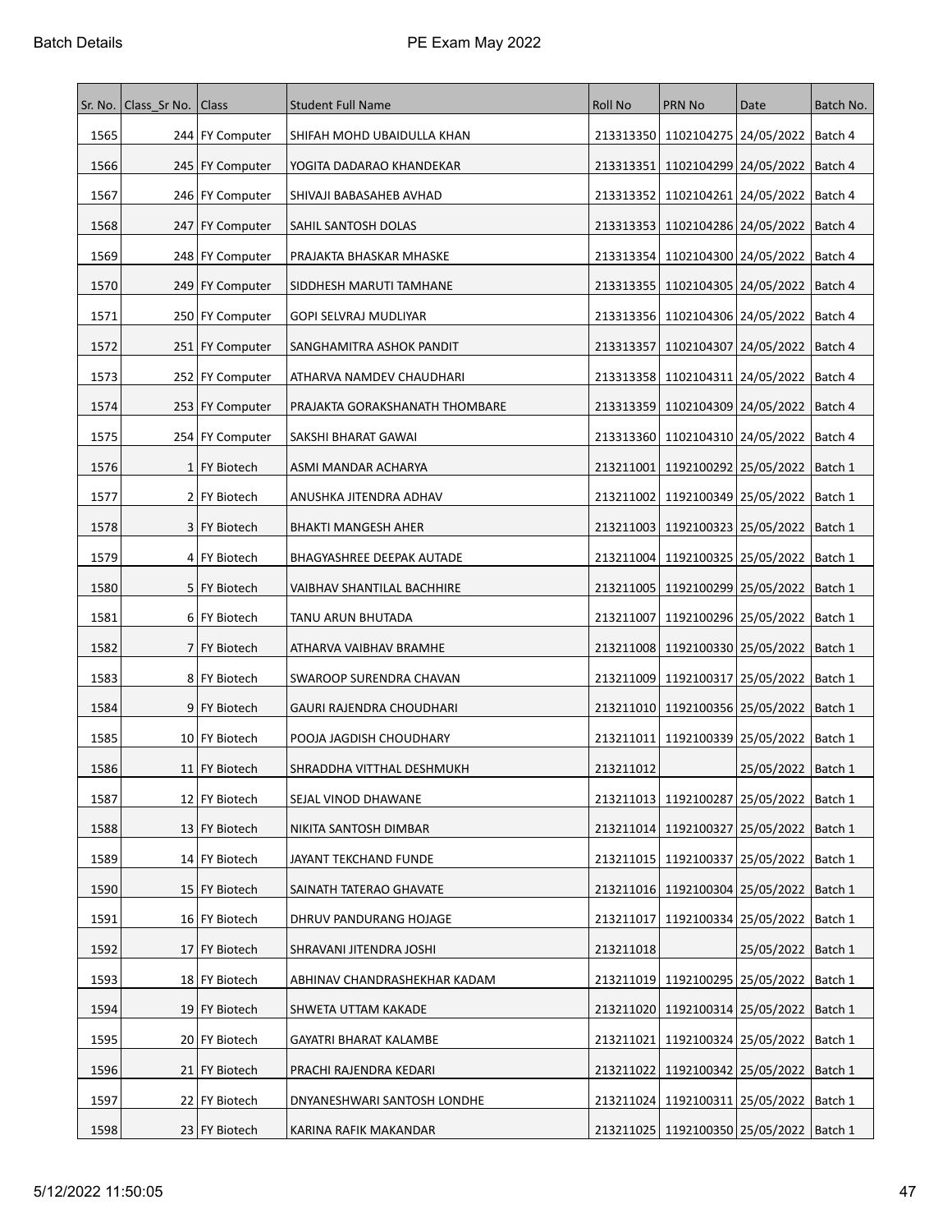| Sr. No. | Class_Sr No. | Class | Student Full Name | Roll No | PRN No | Date | Batch No. |
|---|---|---|---|---|---|---|---|
| 1565 | 244 | FY Computer | SHIFAH MOHD UBAIDULLA KHAN | 213313350 | 1102104275 | 24/05/2022 | Batch 4 |
| 1566 | 245 | FY Computer | YOGITA DADARAO KHANDEKAR | 213313351 | 1102104299 | 24/05/2022 | Batch 4 |
| 1567 | 246 | FY Computer | SHIVAJI BABASAHEB AVHAD | 213313352 | 1102104261 | 24/05/2022 | Batch 4 |
| 1568 | 247 | FY Computer | SAHIL SANTOSH DOLAS | 213313353 | 1102104286 | 24/05/2022 | Batch 4 |
| 1569 | 248 | FY Computer | PRAJAKTA BHASKAR MHASKE | 213313354 | 1102104300 | 24/05/2022 | Batch 4 |
| 1570 | 249 | FY Computer | SIDDHESH MARUTI TAMHANE | 213313355 | 1102104305 | 24/05/2022 | Batch 4 |
| 1571 | 250 | FY Computer | GOPI SELVRAJ MUDLIYAR | 213313356 | 1102104306 | 24/05/2022 | Batch 4 |
| 1572 | 251 | FY Computer | SANGHAMITRA ASHOK PANDIT | 213313357 | 1102104307 | 24/05/2022 | Batch 4 |
| 1573 | 252 | FY Computer | ATHARVA NAMDEV CHAUDHARI | 213313358 | 1102104311 | 24/05/2022 | Batch 4 |
| 1574 | 253 | FY Computer | PRAJAKTA GORAKSHANATH THOMBARE | 213313359 | 1102104309 | 24/05/2022 | Batch 4 |
| 1575 | 254 | FY Computer | SAKSHI BHARAT GAWAI | 213313360 | 1102104310 | 24/05/2022 | Batch 4 |
| 1576 | 1 | FY Biotech | ASMI MANDAR ACHARYA | 213211001 | 1192100292 | 25/05/2022 | Batch 1 |
| 1577 | 2 | FY Biotech | ANUSHKA JITENDRA ADHAV | 213211002 | 1192100349 | 25/05/2022 | Batch 1 |
| 1578 | 3 | FY Biotech | BHAKTI MANGESH AHER | 213211003 | 1192100323 | 25/05/2022 | Batch 1 |
| 1579 | 4 | FY Biotech | BHAGYASHREE DEEPAK AUTADE | 213211004 | 1192100325 | 25/05/2022 | Batch 1 |
| 1580 | 5 | FY Biotech | VAIBHAV SHANTILAL BACHHIRE | 213211005 | 1192100299 | 25/05/2022 | Batch 1 |
| 1581 | 6 | FY Biotech | TANU ARUN BHUTADA | 213211007 | 1192100296 | 25/05/2022 | Batch 1 |
| 1582 | 7 | FY Biotech | ATHARVA VAIBHAV BRAMHE | 213211008 | 1192100330 | 25/05/2022 | Batch 1 |
| 1583 | 8 | FY Biotech | SWAROOP SURENDRA CHAVAN | 213211009 | 1192100317 | 25/05/2022 | Batch 1 |
| 1584 | 9 | FY Biotech | GAURI RAJENDRA CHOUDHARI | 213211010 | 1192100356 | 25/05/2022 | Batch 1 |
| 1585 | 10 | FY Biotech | POOJA JAGDISH CHOUDHARY | 213211011 | 1192100339 | 25/05/2022 | Batch 1 |
| 1586 | 11 | FY Biotech | SHRADDHA VITTHAL DESHMUKH | 213211012 | | 25/05/2022 | Batch 1 |
| 1587 | 12 | FY Biotech | SEJAL VINOD DHAWANE | 213211013 | 1192100287 | 25/05/2022 | Batch 1 |
| 1588 | 13 | FY Biotech | NIKITA SANTOSH DIMBAR | 213211014 | 1192100327 | 25/05/2022 | Batch 1 |
| 1589 | 14 | FY Biotech | JAYANT TEKCHAND FUNDE | 213211015 | 1192100337 | 25/05/2022 | Batch 1 |
| 1590 | 15 | FY Biotech | SAINATH TATERAO GHAVATE | 213211016 | 1192100304 | 25/05/2022 | Batch 1 |
| 1591 | 16 | FY Biotech | DHRUV PANDURANG HOJAGE | 213211017 | 1192100334 | 25/05/2022 | Batch 1 |
| 1592 | 17 | FY Biotech | SHRAVANI JITENDRA JOSHI | 213211018 | | 25/05/2022 | Batch 1 |
| 1593 | 18 | FY Biotech | ABHINAV CHANDRASHEKHAR KADAM | 213211019 | 1192100295 | 25/05/2022 | Batch 1 |
| 1594 | 19 | FY Biotech | SHWETA UTTAM KAKADE | 213211020 | 1192100314 | 25/05/2022 | Batch 1 |
| 1595 | 20 | FY Biotech | GAYATRI BHARAT KALAMBE | 213211021 | 1192100324 | 25/05/2022 | Batch 1 |
| 1596 | 21 | FY Biotech | PRACHI RAJENDRA KEDARI | 213211022 | 1192100342 | 25/05/2022 | Batch 1 |
| 1597 | 22 | FY Biotech | DNYANESHWARI SANTOSH LONDHE | 213211024 | 1192100311 | 25/05/2022 | Batch 1 |
| 1598 | 23 | FY Biotech | KARINA RAFIK MAKANDAR | 213211025 | 1192100350 | 25/05/2022 | Batch 1 |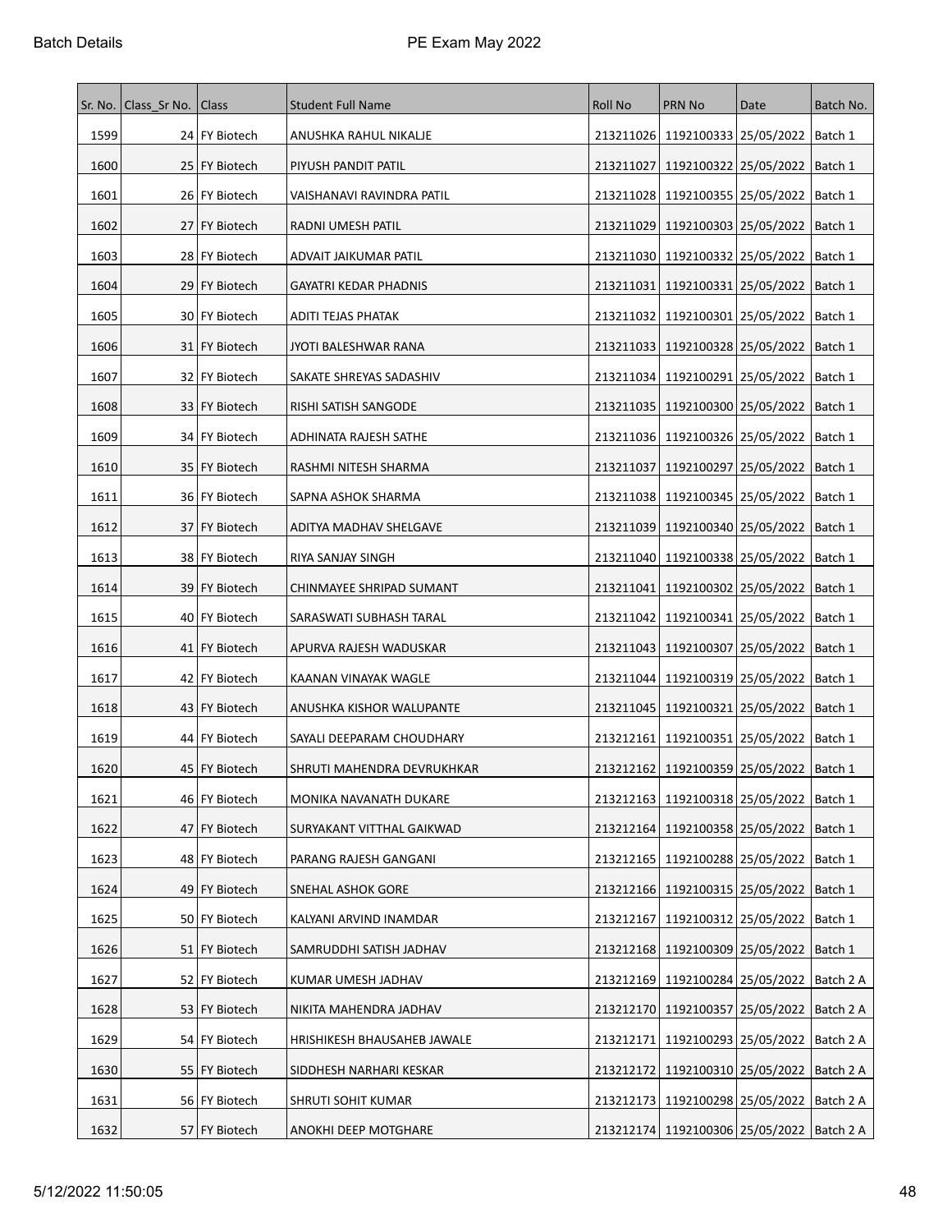| Sr. No. | Class_Sr No. | Class | Student Full Name | Roll No | PRN No | Date | Batch No. |
|---|---|---|---|---|---|---|---|
| 1599 | 24 | FY Biotech | ANUSHKA RAHUL NIKALJE | 213211026 | 1192100333 | 25/05/2022 | Batch 1 |
| 1600 | 25 | FY Biotech | PIYUSH PANDIT PATIL | 213211027 | 1192100322 | 25/05/2022 | Batch 1 |
| 1601 | 26 | FY Biotech | VAISHANAVI RAVINDRA PATIL | 213211028 | 1192100355 | 25/05/2022 | Batch 1 |
| 1602 | 27 | FY Biotech | RADNI UMESH PATIL | 213211029 | 1192100303 | 25/05/2022 | Batch 1 |
| 1603 | 28 | FY Biotech | ADVAIT JAIKUMAR PATIL | 213211030 | 1192100332 | 25/05/2022 | Batch 1 |
| 1604 | 29 | FY Biotech | GAYATRI KEDAR PHADNIS | 213211031 | 1192100331 | 25/05/2022 | Batch 1 |
| 1605 | 30 | FY Biotech | ADITI TEJAS PHATAK | 213211032 | 1192100301 | 25/05/2022 | Batch 1 |
| 1606 | 31 | FY Biotech | JYOTI BALESHWAR RANA | 213211033 | 1192100328 | 25/05/2022 | Batch 1 |
| 1607 | 32 | FY Biotech | SAKATE SHREYAS SADASHIV | 213211034 | 1192100291 | 25/05/2022 | Batch 1 |
| 1608 | 33 | FY Biotech | RISHI SATISH SANGODE | 213211035 | 1192100300 | 25/05/2022 | Batch 1 |
| 1609 | 34 | FY Biotech | ADHINATA RAJESH SATHE | 213211036 | 1192100326 | 25/05/2022 | Batch 1 |
| 1610 | 35 | FY Biotech | RASHMI NITESH SHARMA | 213211037 | 1192100297 | 25/05/2022 | Batch 1 |
| 1611 | 36 | FY Biotech | SAPNA ASHOK SHARMA | 213211038 | 1192100345 | 25/05/2022 | Batch 1 |
| 1612 | 37 | FY Biotech | ADITYA MADHAV SHELGAVE | 213211039 | 1192100340 | 25/05/2022 | Batch 1 |
| 1613 | 38 | FY Biotech | RIYA SANJAY SINGH | 213211040 | 1192100338 | 25/05/2022 | Batch 1 |
| 1614 | 39 | FY Biotech | CHINMAYEE SHRIPAD SUMANT | 213211041 | 1192100302 | 25/05/2022 | Batch 1 |
| 1615 | 40 | FY Biotech | SARASWATI SUBHASH TARAL | 213211042 | 1192100341 | 25/05/2022 | Batch 1 |
| 1616 | 41 | FY Biotech | APURVA RAJESH WADUSKAR | 213211043 | 1192100307 | 25/05/2022 | Batch 1 |
| 1617 | 42 | FY Biotech | KAANAN VINAYAK WAGLE | 213211044 | 1192100319 | 25/05/2022 | Batch 1 |
| 1618 | 43 | FY Biotech | ANUSHKA KISHOR WALUPANTE | 213211045 | 1192100321 | 25/05/2022 | Batch 1 |
| 1619 | 44 | FY Biotech | SAYALI DEEPARAM CHOUDHARY | 213212161 | 1192100351 | 25/05/2022 | Batch 1 |
| 1620 | 45 | FY Biotech | SHRUTI MAHENDRA DEVRUKHKAR | 213212162 | 1192100359 | 25/05/2022 | Batch 1 |
| 1621 | 46 | FY Biotech | MONIKA NAVANATH DUKARE | 213212163 | 1192100318 | 25/05/2022 | Batch 1 |
| 1622 | 47 | FY Biotech | SURYAKANT VITTHAL GAIKWAD | 213212164 | 1192100358 | 25/05/2022 | Batch 1 |
| 1623 | 48 | FY Biotech | PARANG RAJESH GANGANI | 213212165 | 1192100288 | 25/05/2022 | Batch 1 |
| 1624 | 49 | FY Biotech | SNEHAL ASHOK GORE | 213212166 | 1192100315 | 25/05/2022 | Batch 1 |
| 1625 | 50 | FY Biotech | KALYANI ARVIND INAMDAR | 213212167 | 1192100312 | 25/05/2022 | Batch 1 |
| 1626 | 51 | FY Biotech | SAMRUDDHI SATISH JADHAV | 213212168 | 1192100309 | 25/05/2022 | Batch 1 |
| 1627 | 52 | FY Biotech | KUMAR UMESH JADHAV | 213212169 | 1192100284 | 25/05/2022 | Batch 2 A |
| 1628 | 53 | FY Biotech | NIKITA MAHENDRA JADHAV | 213212170 | 1192100357 | 25/05/2022 | Batch 2 A |
| 1629 | 54 | FY Biotech | HRISHIKESH BHAUSAHEB JAWALE | 213212171 | 1192100293 | 25/05/2022 | Batch 2 A |
| 1630 | 55 | FY Biotech | SIDDHESH NARHARI KESKAR | 213212172 | 1192100310 | 25/05/2022 | Batch 2 A |
| 1631 | 56 | FY Biotech | SHRUTI SOHIT KUMAR | 213212173 | 1192100298 | 25/05/2022 | Batch 2 A |
| 1632 | 57 | FY Biotech | ANOKHI DEEP MOTGHARE | 213212174 | 1192100306 | 25/05/2022 | Batch 2 A |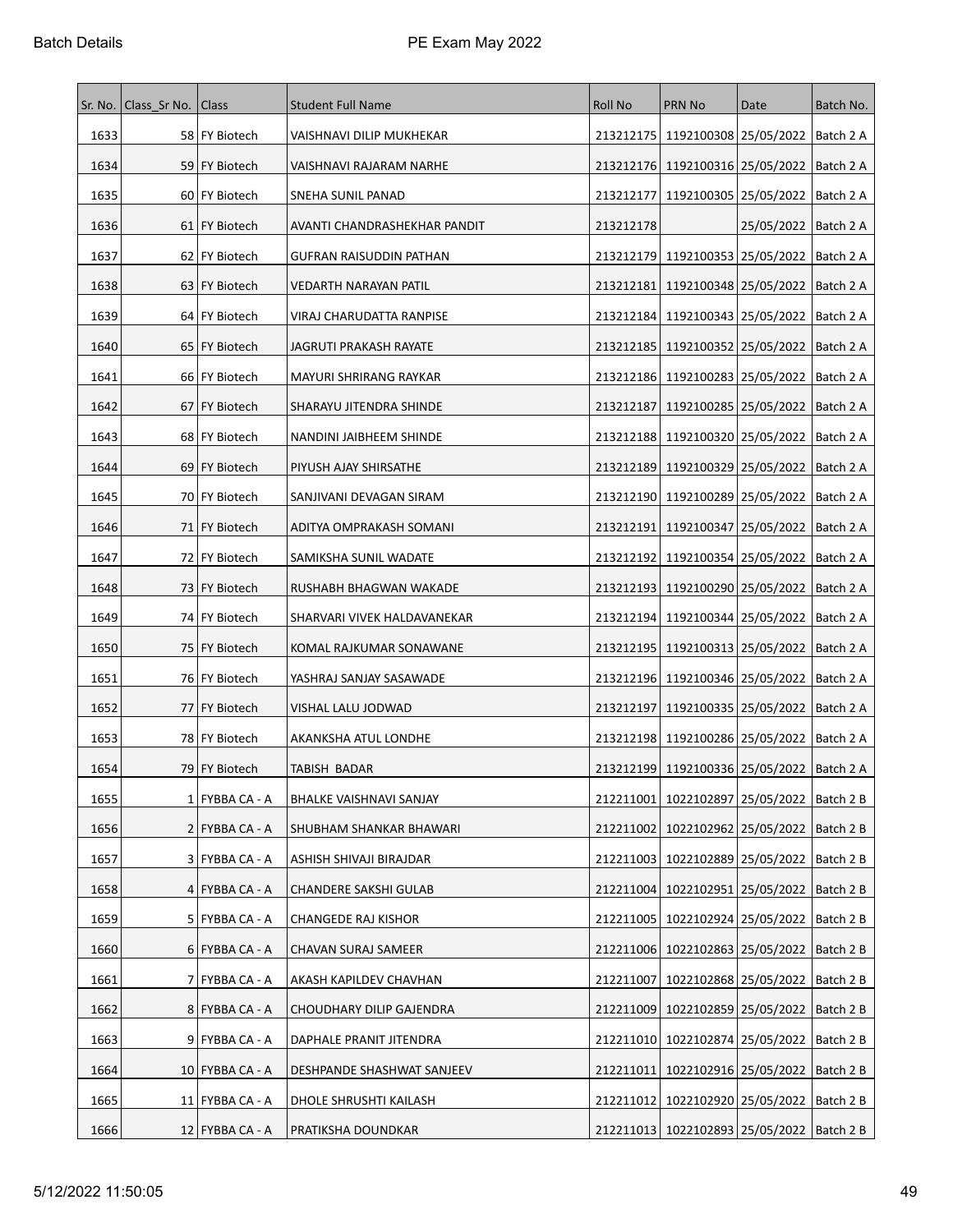| Sr. No. | Class_Sr No. | Class | Student Full Name | Roll No | PRN No | Date | Batch No. |
|---|---|---|---|---|---|---|---|
| 1633 | 58 | FY Biotech | VAISHNAVI DILIP MUKHEKAR | 213212175 | 1192100308 | 25/05/2022 | Batch 2 A |
| 1634 | 59 | FY Biotech | VAISHNAVI RAJARAM NARHE | 213212176 | 1192100316 | 25/05/2022 | Batch 2 A |
| 1635 | 60 | FY Biotech | SNEHA SUNIL PANAD | 213212177 | 1192100305 | 25/05/2022 | Batch 2 A |
| 1636 | 61 | FY Biotech | AVANTI CHANDRASHEKHAR PANDIT | 213212178 | | 25/05/2022 | Batch 2 A |
| 1637 | 62 | FY Biotech | GUFRAN RAISUDDIN PATHAN | 213212179 | 1192100353 | 25/05/2022 | Batch 2 A |
| 1638 | 63 | FY Biotech | VEDARTH NARAYAN PATIL | 213212181 | 1192100348 | 25/05/2022 | Batch 2 A |
| 1639 | 64 | FY Biotech | VIRAJ CHARUDATTA RANPISE | 213212184 | 1192100343 | 25/05/2022 | Batch 2 A |
| 1640 | 65 | FY Biotech | JAGRUTI PRAKASH RAYATE | 213212185 | 1192100352 | 25/05/2022 | Batch 2 A |
| 1641 | 66 | FY Biotech | MAYURI SHRIRANG RAYKAR | 213212186 | 1192100283 | 25/05/2022 | Batch 2 A |
| 1642 | 67 | FY Biotech | SHARAYU JITENDRA SHINDE | 213212187 | 1192100285 | 25/05/2022 | Batch 2 A |
| 1643 | 68 | FY Biotech | NANDINI JAIBHEEM SHINDE | 213212188 | 1192100320 | 25/05/2022 | Batch 2 A |
| 1644 | 69 | FY Biotech | PIYUSH AJAY SHIRSATHE | 213212189 | 1192100329 | 25/05/2022 | Batch 2 A |
| 1645 | 70 | FY Biotech | SANJIVANI DEVAGAN SIRAM | 213212190 | 1192100289 | 25/05/2022 | Batch 2 A |
| 1646 | 71 | FY Biotech | ADITYA OMPRAKASH SOMANI | 213212191 | 1192100347 | 25/05/2022 | Batch 2 A |
| 1647 | 72 | FY Biotech | SAMIKSHA SUNIL WADATE | 213212192 | 1192100354 | 25/05/2022 | Batch 2 A |
| 1648 | 73 | FY Biotech | RUSHABH BHAGWAN WAKADE | 213212193 | 1192100290 | 25/05/2022 | Batch 2 A |
| 1649 | 74 | FY Biotech | SHARVARI VIVEK HALDAVANEKAR | 213212194 | 1192100344 | 25/05/2022 | Batch 2 A |
| 1650 | 75 | FY Biotech | KOMAL RAJKUMAR SONAWANE | 213212195 | 1192100313 | 25/05/2022 | Batch 2 A |
| 1651 | 76 | FY Biotech | YASHRAJ SANJAY SASAWADE | 213212196 | 1192100346 | 25/05/2022 | Batch 2 A |
| 1652 | 77 | FY Biotech | VISHAL LALU JODWAD | 213212197 | 1192100335 | 25/05/2022 | Batch 2 A |
| 1653 | 78 | FY Biotech | AKANKSHA ATUL LONDHE | 213212198 | 1192100286 | 25/05/2022 | Batch 2 A |
| 1654 | 79 | FY Biotech | TABISH BADAR | 213212199 | 1192100336 | 25/05/2022 | Batch 2 A |
| 1655 | 1 | FYBBA CA - A | BHALKE VAISHNAVI SANJAY | 212211001 | 1022102897 | 25/05/2022 | Batch 2 B |
| 1656 | 2 | FYBBA CA - A | SHUBHAM SHANKAR BHAWARI | 212211002 | 1022102962 | 25/05/2022 | Batch 2 B |
| 1657 | 3 | FYBBA CA - A | ASHISH SHIVAJI BIRAJDAR | 212211003 | 1022102889 | 25/05/2022 | Batch 2 B |
| 1658 | 4 | FYBBA CA - A | CHANDERE SAKSHI GULAB | 212211004 | 1022102951 | 25/05/2022 | Batch 2 B |
| 1659 | 5 | FYBBA CA - A | CHANGEDE RAJ KISHOR | 212211005 | 1022102924 | 25/05/2022 | Batch 2 B |
| 1660 | 6 | FYBBA CA - A | CHAVAN SURAJ SAMEER | 212211006 | 1022102863 | 25/05/2022 | Batch 2 B |
| 1661 | 7 | FYBBA CA - A | AKASH KAPILDEV CHAVHAN | 212211007 | 1022102868 | 25/05/2022 | Batch 2 B |
| 1662 | 8 | FYBBA CA - A | CHOUDHARY DILIP GAJENDRA | 212211009 | 1022102859 | 25/05/2022 | Batch 2 B |
| 1663 | 9 | FYBBA CA - A | DAPHALE PRANIT JITENDRA | 212211010 | 1022102874 | 25/05/2022 | Batch 2 B |
| 1664 | 10 | FYBBA CA - A | DESHPANDE SHASHWAT SANJEEV | 212211011 | 1022102916 | 25/05/2022 | Batch 2 B |
| 1665 | 11 | FYBBA CA - A | DHOLE SHRUSHTI KAILASH | 212211012 | 1022102920 | 25/05/2022 | Batch 2 B |
| 1666 | 12 | FYBBA CA - A | PRATIKSHA DOUNDKAR | 212211013 | 1022102893 | 25/05/2022 | Batch 2 B |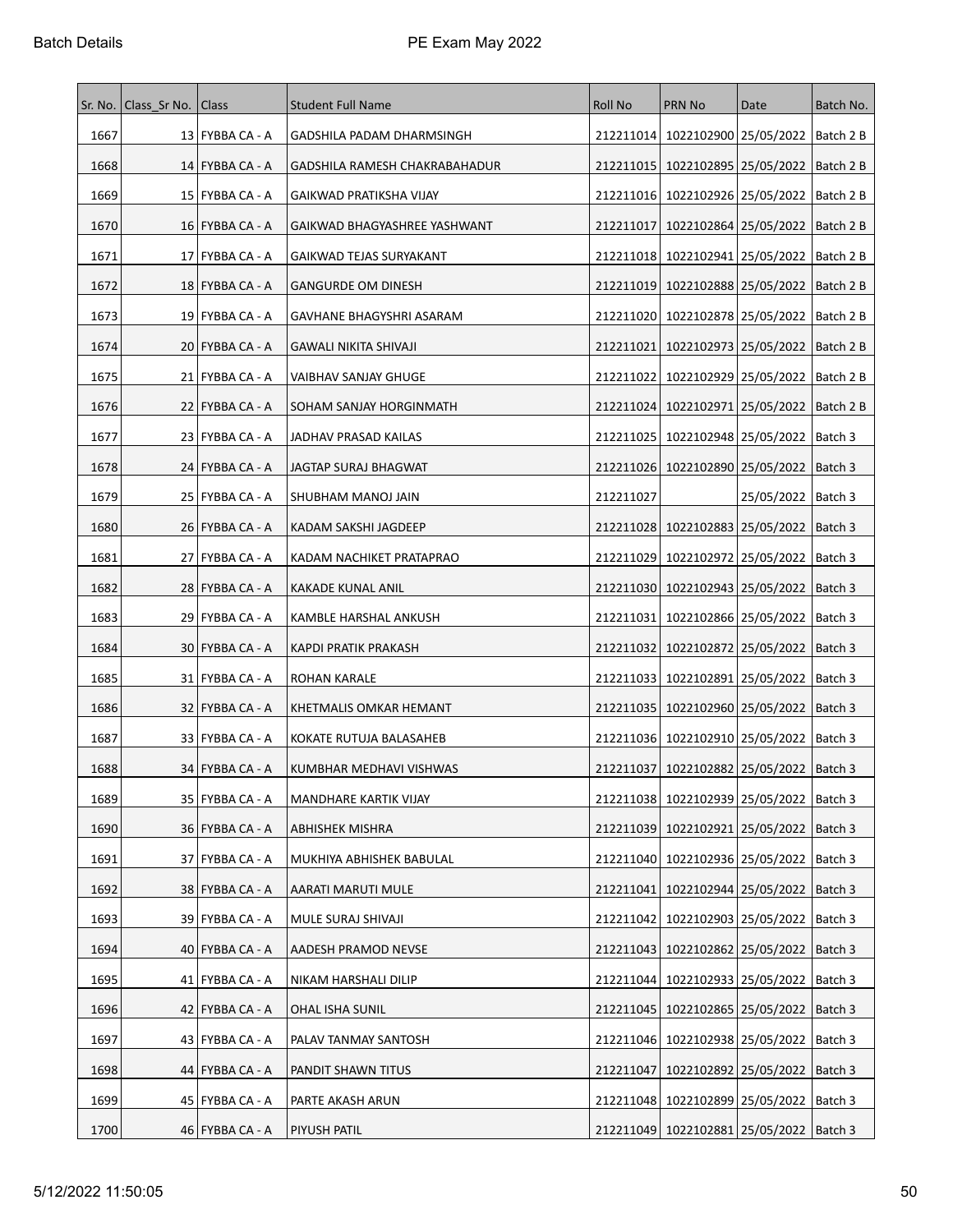| Sr. No. | Class_Sr No. | Class | Student Full Name | Roll No | PRN No | Date | Batch No. |
|---|---|---|---|---|---|---|---|
| 1667 | 13 | FYBBA CA - A | GADSHILA PADAM DHARMSINGH | 212211014 | 1022102900 | 25/05/2022 | Batch 2 B |
| 1668 | 14 | FYBBA CA - A | GADSHILA RAMESH CHAKRABAHADUR | 212211015 | 1022102895 | 25/05/2022 | Batch 2 B |
| 1669 | 15 | FYBBA CA - A | GAIKWAD PRATIKSHA VIJAY | 212211016 | 1022102926 | 25/05/2022 | Batch 2 B |
| 1670 | 16 | FYBBA CA - A | GAIKWAD BHAGYASHREE YASHWANT | 212211017 | 1022102864 | 25/05/2022 | Batch 2 B |
| 1671 | 17 | FYBBA CA - A | GAIKWAD TEJAS SURYAKANT | 212211018 | 1022102941 | 25/05/2022 | Batch 2 B |
| 1672 | 18 | FYBBA CA - A | GANGURDE OM DINESH | 212211019 | 1022102888 | 25/05/2022 | Batch 2 B |
| 1673 | 19 | FYBBA CA - A | GAVHANE BHAGYSHRI ASARAM | 212211020 | 1022102878 | 25/05/2022 | Batch 2 B |
| 1674 | 20 | FYBBA CA - A | GAWALI NIKITA SHIVAJI | 212211021 | 1022102973 | 25/05/2022 | Batch 2 B |
| 1675 | 21 | FYBBA CA - A | VAIBHAV SANJAY GHUGE | 212211022 | 1022102929 | 25/05/2022 | Batch 2 B |
| 1676 | 22 | FYBBA CA - A | SOHAM SANJAY HORGINMATH | 212211024 | 1022102971 | 25/05/2022 | Batch 2 B |
| 1677 | 23 | FYBBA CA - A | JADHAV PRASAD KAILAS | 212211025 | 1022102948 | 25/05/2022 | Batch 3 |
| 1678 | 24 | FYBBA CA - A | JAGTAP SURAJ BHAGWAT | 212211026 | 1022102890 | 25/05/2022 | Batch 3 |
| 1679 | 25 | FYBBA CA - A | SHUBHAM MANOJ JAIN | 212211027 | | 25/05/2022 | Batch 3 |
| 1680 | 26 | FYBBA CA - A | KADAM SAKSHI JAGDEEP | 212211028 | 1022102883 | 25/05/2022 | Batch 3 |
| 1681 | 27 | FYBBA CA - A | KADAM NACHIKET PRATAPRAO | 212211029 | 1022102972 | 25/05/2022 | Batch 3 |
| 1682 | 28 | FYBBA CA - A | KAKADE KUNAL ANIL | 212211030 | 1022102943 | 25/05/2022 | Batch 3 |
| 1683 | 29 | FYBBA CA - A | KAMBLE HARSHAL ANKUSH | 212211031 | 1022102866 | 25/05/2022 | Batch 3 |
| 1684 | 30 | FYBBA CA - A | KAPDI PRATIK PRAKASH | 212211032 | 1022102872 | 25/05/2022 | Batch 3 |
| 1685 | 31 | FYBBA CA - A | ROHAN KARALE | 212211033 | 1022102891 | 25/05/2022 | Batch 3 |
| 1686 | 32 | FYBBA CA - A | KHETMALIS OMKAR HEMANT | 212211035 | 1022102960 | 25/05/2022 | Batch 3 |
| 1687 | 33 | FYBBA CA - A | KOKATE RUTUJA BALASAHEB | 212211036 | 1022102910 | 25/05/2022 | Batch 3 |
| 1688 | 34 | FYBBA CA - A | KUMBHAR MEDHAVI VISHWAS | 212211037 | 1022102882 | 25/05/2022 | Batch 3 |
| 1689 | 35 | FYBBA CA - A | MANDHARE KARTIK VIJAY | 212211038 | 1022102939 | 25/05/2022 | Batch 3 |
| 1690 | 36 | FYBBA CA - A | ABHISHEK MISHRA | 212211039 | 1022102921 | 25/05/2022 | Batch 3 |
| 1691 | 37 | FYBBA CA - A | MUKHIYA ABHISHEK BABULAL | 212211040 | 1022102936 | 25/05/2022 | Batch 3 |
| 1692 | 38 | FYBBA CA - A | AARATI MARUTI MULE | 212211041 | 1022102944 | 25/05/2022 | Batch 3 |
| 1693 | 39 | FYBBA CA - A | MULE SURAJ SHIVAJI | 212211042 | 1022102903 | 25/05/2022 | Batch 3 |
| 1694 | 40 | FYBBA CA - A | AADESH PRAMOD NEVSE | 212211043 | 1022102862 | 25/05/2022 | Batch 3 |
| 1695 | 41 | FYBBA CA - A | NIKAM HARSHALI DILIP | 212211044 | 1022102933 | 25/05/2022 | Batch 3 |
| 1696 | 42 | FYBBA CA - A | OHAL ISHA SUNIL | 212211045 | 1022102865 | 25/05/2022 | Batch 3 |
| 1697 | 43 | FYBBA CA - A | PALAV TANMAY SANTOSH | 212211046 | 1022102938 | 25/05/2022 | Batch 3 |
| 1698 | 44 | FYBBA CA - A | PANDIT SHAWN TITUS | 212211047 | 1022102892 | 25/05/2022 | Batch 3 |
| 1699 | 45 | FYBBA CA - A | PARTE AKASH ARUN | 212211048 | 1022102899 | 25/05/2022 | Batch 3 |
| 1700 | 46 | FYBBA CA - A | PIYUSH PATIL | 212211049 | 1022102881 | 25/05/2022 | Batch 3 |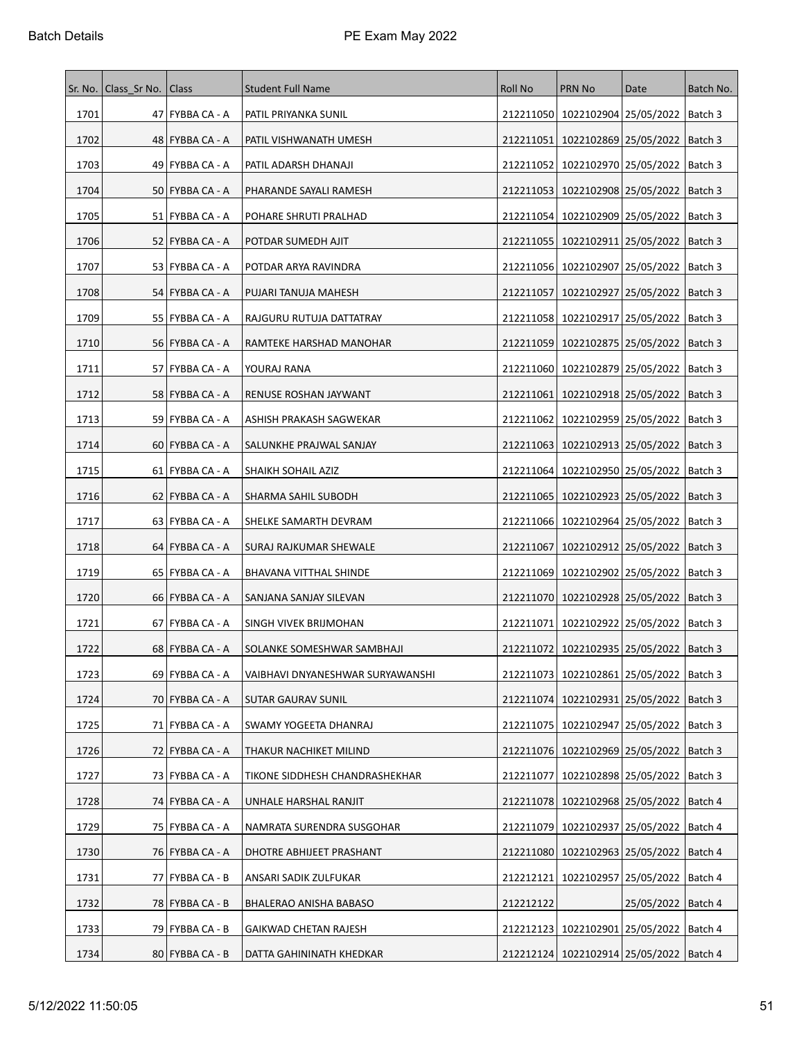| Sr. No. | Class_Sr No. | Class | Student Full Name | Roll No | PRN No | Date | Batch No. |
|---|---|---|---|---|---|---|---|
| 1701 | 47 | FYBBA CA - A | PATIL PRIYANKA SUNIL | 212211050 | 1022102904 | 25/05/2022 | Batch 3 |
| 1702 | 48 | FYBBA CA - A | PATIL VISHWANATH UMESH | 212211051 | 1022102869 | 25/05/2022 | Batch 3 |
| 1703 | 49 | FYBBA CA - A | PATIL ADARSH DHANAJI | 212211052 | 1022102970 | 25/05/2022 | Batch 3 |
| 1704 | 50 | FYBBA CA - A | PHARANDE SAYALI RAMESH | 212211053 | 1022102908 | 25/05/2022 | Batch 3 |
| 1705 | 51 | FYBBA CA - A | POHARE SHRUTI PRALHAD | 212211054 | 1022102909 | 25/05/2022 | Batch 3 |
| 1706 | 52 | FYBBA CA - A | POTDAR SUMEDH AJIT | 212211055 | 1022102911 | 25/05/2022 | Batch 3 |
| 1707 | 53 | FYBBA CA - A | POTDAR ARYA RAVINDRA | 212211056 | 1022102907 | 25/05/2022 | Batch 3 |
| 1708 | 54 | FYBBA CA - A | PUJARI TANUJA MAHESH | 212211057 | 1022102927 | 25/05/2022 | Batch 3 |
| 1709 | 55 | FYBBA CA - A | RAJGURU RUTUJA DATTATRAY | 212211058 | 1022102917 | 25/05/2022 | Batch 3 |
| 1710 | 56 | FYBBA CA - A | RAMTEKE HARSHAD MANOHAR | 212211059 | 1022102875 | 25/05/2022 | Batch 3 |
| 1711 | 57 | FYBBA CA - A | YOURAJ RANA | 212211060 | 1022102879 | 25/05/2022 | Batch 3 |
| 1712 | 58 | FYBBA CA - A | RENUSE ROSHAN JAYWANT | 212211061 | 1022102918 | 25/05/2022 | Batch 3 |
| 1713 | 59 | FYBBA CA - A | ASHISH PRAKASH SAGWEKAR | 212211062 | 1022102959 | 25/05/2022 | Batch 3 |
| 1714 | 60 | FYBBA CA - A | SALUNKHE PRAJWAL SANJAY | 212211063 | 1022102913 | 25/05/2022 | Batch 3 |
| 1715 | 61 | FYBBA CA - A | SHAIKH SOHAIL AZIZ | 212211064 | 1022102950 | 25/05/2022 | Batch 3 |
| 1716 | 62 | FYBBA CA - A | SHARMA SAHIL SUBODH | 212211065 | 1022102923 | 25/05/2022 | Batch 3 |
| 1717 | 63 | FYBBA CA - A | SHELKE SAMARTH DEVRAM | 212211066 | 1022102964 | 25/05/2022 | Batch 3 |
| 1718 | 64 | FYBBA CA - A | SURAJ RAJKUMAR SHEWALE | 212211067 | 1022102912 | 25/05/2022 | Batch 3 |
| 1719 | 65 | FYBBA CA - A | BHAVANA VITTHAL SHINDE | 212211069 | 1022102902 | 25/05/2022 | Batch 3 |
| 1720 | 66 | FYBBA CA - A | SANJANA SANJAY SILEVAN | 212211070 | 1022102928 | 25/05/2022 | Batch 3 |
| 1721 | 67 | FYBBA CA - A | SINGH VIVEK BRIJMOHAN | 212211071 | 1022102922 | 25/05/2022 | Batch 3 |
| 1722 | 68 | FYBBA CA - A | SOLANKE SOMESHWAR SAMBHAJI | 212211072 | 1022102935 | 25/05/2022 | Batch 3 |
| 1723 | 69 | FYBBA CA - A | VAIBHAVI DNYANESHWAR SURYAWANSHI | 212211073 | 1022102861 | 25/05/2022 | Batch 3 |
| 1724 | 70 | FYBBA CA - A | SUTAR GAURAV SUNIL | 212211074 | 1022102931 | 25/05/2022 | Batch 3 |
| 1725 | 71 | FYBBA CA - A | SWAMY YOGEETA DHANRAJ | 212211075 | 1022102947 | 25/05/2022 | Batch 3 |
| 1726 | 72 | FYBBA CA - A | THAKUR NACHIKET MILIND | 212211076 | 1022102969 | 25/05/2022 | Batch 3 |
| 1727 | 73 | FYBBA CA - A | TIKONE SIDDHESH CHANDRASHEKHAR | 212211077 | 1022102898 | 25/05/2022 | Batch 3 |
| 1728 | 74 | FYBBA CA - A | UNHALE HARSHAL RANJIT | 212211078 | 1022102968 | 25/05/2022 | Batch 4 |
| 1729 | 75 | FYBBA CA - A | NAMRATA SURENDRA SUSGOHAR | 212211079 | 1022102937 | 25/05/2022 | Batch 4 |
| 1730 | 76 | FYBBA CA - A | DHOTRE ABHIJEET PRASHANT | 212211080 | 1022102963 | 25/05/2022 | Batch 4 |
| 1731 | 77 | FYBBA CA - B | ANSARI SADIK ZULFUKAR | 212212121 | 1022102957 | 25/05/2022 | Batch 4 |
| 1732 | 78 | FYBBA CA - B | BHALERAO ANISHA BABASO | 212212122 | | 25/05/2022 | Batch 4 |
| 1733 | 79 | FYBBA CA - B | GAIKWAD CHETAN RAJESH | 212212123 | 1022102901 | 25/05/2022 | Batch 4 |
| 1734 | 80 | FYBBA CA - B | DATTA GAHININATH KHEDKAR | 212212124 | 1022102914 | 25/05/2022 | Batch 4 |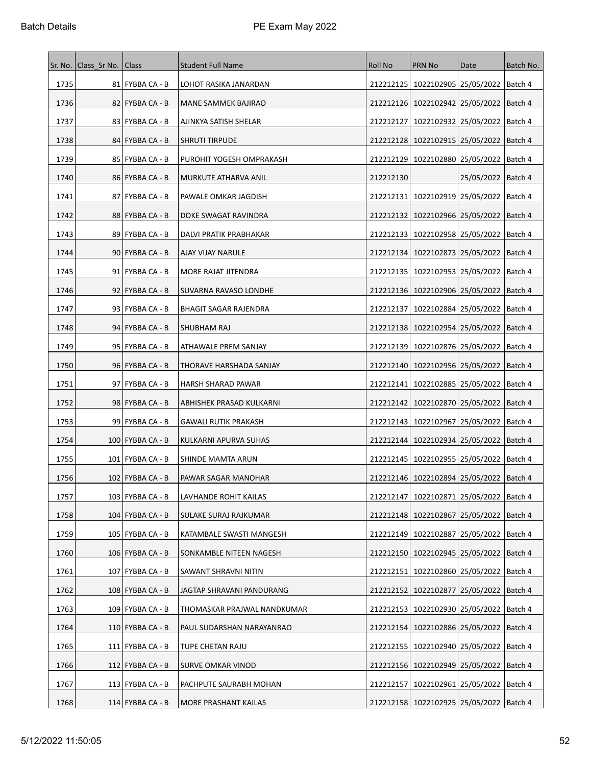| Sr. No. | Class_Sr No. | Class | Student Full Name | Roll No | PRN No | Date | Batch No. |
|---|---|---|---|---|---|---|---|
| 1735 | 81 | FYBBA CA - B | LOHOT RASIKA JANARDAN | 212212125 | 1022102905 | 25/05/2022 | Batch 4 |
| 1736 | 82 | FYBBA CA - B | MANE SAMMEK BAJIRAO | 212212126 | 1022102942 | 25/05/2022 | Batch 4 |
| 1737 | 83 | FYBBA CA - B | AJINKYA SATISH SHELAR | 212212127 | 1022102932 | 25/05/2022 | Batch 4 |
| 1738 | 84 | FYBBA CA - B | SHRUTI TIRPUDE | 212212128 | 1022102915 | 25/05/2022 | Batch 4 |
| 1739 | 85 | FYBBA CA - B | PUROHIT YOGESH OMPRAKASH | 212212129 | 1022102880 | 25/05/2022 | Batch 4 |
| 1740 | 86 | FYBBA CA - B | MURKUTE ATHARVA ANIL | 212212130 | | 25/05/2022 | Batch 4 |
| 1741 | 87 | FYBBA CA - B | PAWALE OMKAR JAGDISH | 212212131 | 1022102919 | 25/05/2022 | Batch 4 |
| 1742 | 88 | FYBBA CA - B | DOKE SWAGAT RAVINDRA | 212212132 | 1022102966 | 25/05/2022 | Batch 4 |
| 1743 | 89 | FYBBA CA - B | DALVI PRATIK PRABHAKAR | 212212133 | 1022102958 | 25/05/2022 | Batch 4 |
| 1744 | 90 | FYBBA CA - B | AJAY VIJAY NARULE | 212212134 | 1022102873 | 25/05/2022 | Batch 4 |
| 1745 | 91 | FYBBA CA - B | MORE RAJAT JITENDRA | 212212135 | 1022102953 | 25/05/2022 | Batch 4 |
| 1746 | 92 | FYBBA CA - B | SUVARNA RAVASO LONDHE | 212212136 | 1022102906 | 25/05/2022 | Batch 4 |
| 1747 | 93 | FYBBA CA - B | BHAGIT SAGAR RAJENDRA | 212212137 | 1022102884 | 25/05/2022 | Batch 4 |
| 1748 | 94 | FYBBA CA - B | SHUBHAM RAJ | 212212138 | 1022102954 | 25/05/2022 | Batch 4 |
| 1749 | 95 | FYBBA CA - B | ATHAWALE PREM SANJAY | 212212139 | 1022102876 | 25/05/2022 | Batch 4 |
| 1750 | 96 | FYBBA CA - B | THORAVE HARSHADA SANJAY | 212212140 | 1022102956 | 25/05/2022 | Batch 4 |
| 1751 | 97 | FYBBA CA - B | HARSH SHARAD PAWAR | 212212141 | 1022102885 | 25/05/2022 | Batch 4 |
| 1752 | 98 | FYBBA CA - B | ABHISHEK PRASAD KULKARNI | 212212142 | 1022102870 | 25/05/2022 | Batch 4 |
| 1753 | 99 | FYBBA CA - B | GAWALI RUTIK PRAKASH | 212212143 | 1022102967 | 25/05/2022 | Batch 4 |
| 1754 | 100 | FYBBA CA - B | KULKARNI APURVA SUHAS | 212212144 | 1022102934 | 25/05/2022 | Batch 4 |
| 1755 | 101 | FYBBA CA - B | SHINDE MAMTA ARUN | 212212145 | 1022102955 | 25/05/2022 | Batch 4 |
| 1756 | 102 | FYBBA CA - B | PAWAR SAGAR MANOHAR | 212212146 | 1022102894 | 25/05/2022 | Batch 4 |
| 1757 | 103 | FYBBA CA - B | LAVHANDE ROHIT KAILAS | 212212147 | 1022102871 | 25/05/2022 | Batch 4 |
| 1758 | 104 | FYBBA CA - B | SULAKE SURAJ RAJKUMAR | 212212148 | 1022102867 | 25/05/2022 | Batch 4 |
| 1759 | 105 | FYBBA CA - B | KATAMBALE SWASTI MANGESH | 212212149 | 1022102887 | 25/05/2022 | Batch 4 |
| 1760 | 106 | FYBBA CA - B | SONKAMBLE NITEEN NAGESH | 212212150 | 1022102945 | 25/05/2022 | Batch 4 |
| 1761 | 107 | FYBBA CA - B | SAWANT SHRAVNI NITIN | 212212151 | 1022102860 | 25/05/2022 | Batch 4 |
| 1762 | 108 | FYBBA CA - B | JAGTAP SHRAVANI PANDURANG | 212212152 | 1022102877 | 25/05/2022 | Batch 4 |
| 1763 | 109 | FYBBA CA - B | THOMASKAR PRAJWAL NANDKUMAR | 212212153 | 1022102930 | 25/05/2022 | Batch 4 |
| 1764 | 110 | FYBBA CA - B | PAUL SUDARSHAN NARAYANRAO | 212212154 | 1022102886 | 25/05/2022 | Batch 4 |
| 1765 | 111 | FYBBA CA - B | TUPE CHETAN RAJU | 212212155 | 1022102940 | 25/05/2022 | Batch 4 |
| 1766 | 112 | FYBBA CA - B | SURVE OMKAR VINOD | 212212156 | 1022102949 | 25/05/2022 | Batch 4 |
| 1767 | 113 | FYBBA CA - B | PACHPUTE SAURABH MOHAN | 212212157 | 1022102961 | 25/05/2022 | Batch 4 |
| 1768 | 114 | FYBBA CA - B | MORE PRASHANT KAILAS | 212212158 | 1022102925 | 25/05/2022 | Batch 4 |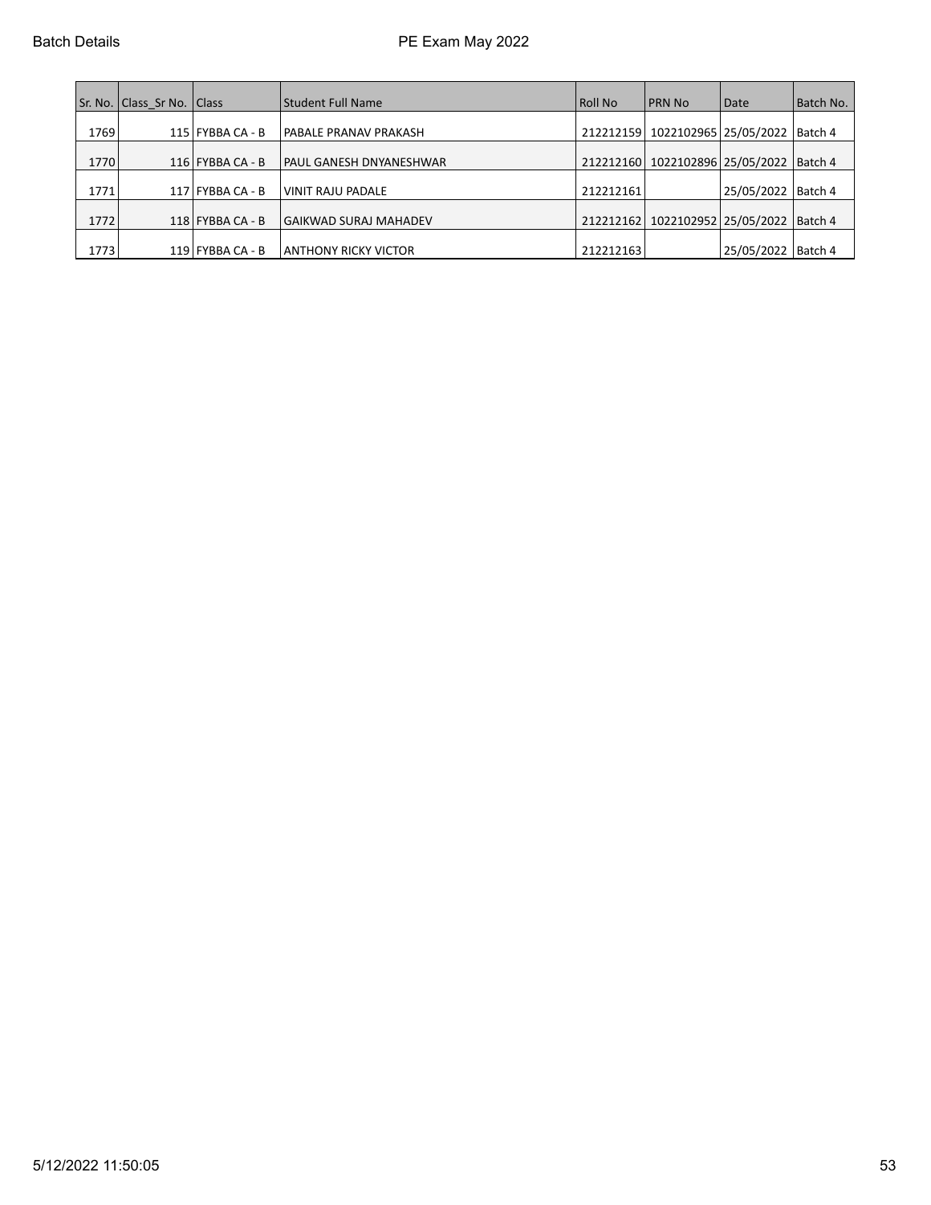| Sr. No. | Class_Sr No. | Class | Student Full Name | Roll No | PRN No | Date | Batch No. |
|---|---|---|---|---|---|---|---|
| 1769 | 115 | FYBBA CA - B | PABALE PRANAV PRAKASH | 212212159 | 1022102965 | 25/05/2022 | Batch 4 |
| 1770 | 116 | FYBBA CA - B | PAUL GANESH DNYANESHWAR | 212212160 | 1022102896 | 25/05/2022 | Batch 4 |
| 1771 | 117 | FYBBA CA - B | VINIT RAJU PADALE | 212212161 | | 25/05/2022 | Batch 4 |
| 1772 | 118 | FYBBA CA - B | GAIKWAD SURAJ MAHADEV | 212212162 | 1022102952 | 25/05/2022 | Batch 4 |
| 1773 | 119 | FYBBA CA - B | ANTHONY RICKY VICTOR | 212212163 | | 25/05/2022 | Batch 4 |